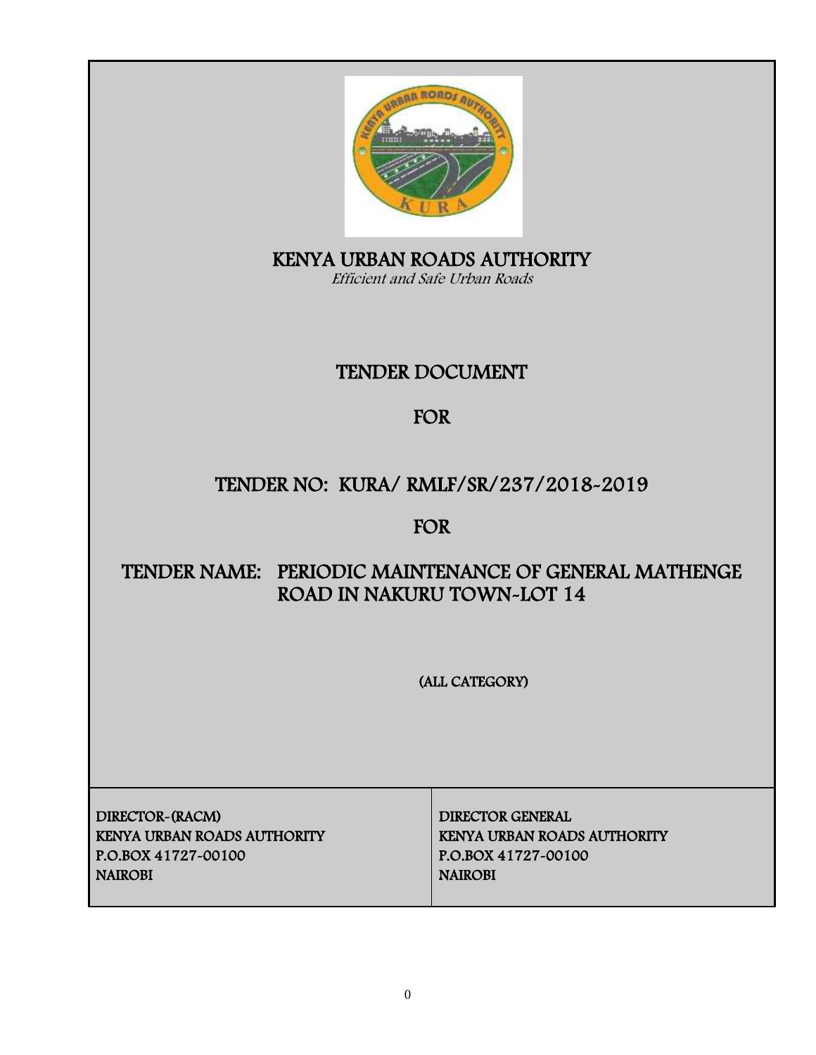# KENYA URBAN ROADS AUTHORITY

*Efficient and Safe Urban Roads*

## TENDER DOCUMENT

## FOR

## TENDER NO: KURA/ RMLF/SR/237/2018-2019

## FOR

## TENDER NAME: PERIODIC MAINTENANCE OF GENERAL MATHENGE ROAD IN NAKURU TOWN-LOT 14

(ALL CATEGORY)

| DIRECTOR-(RACM)<br>KENYA URBAN ROADS AUTHORITY<br>P.O.BOX 41727-00100<br>NAIROBI | DIRECTOR GENERAL<br>KENYA URBAN ROADS AUTHORITY<br>P.O.BOX 41727-00100<br>NAIROBI |
|---|---|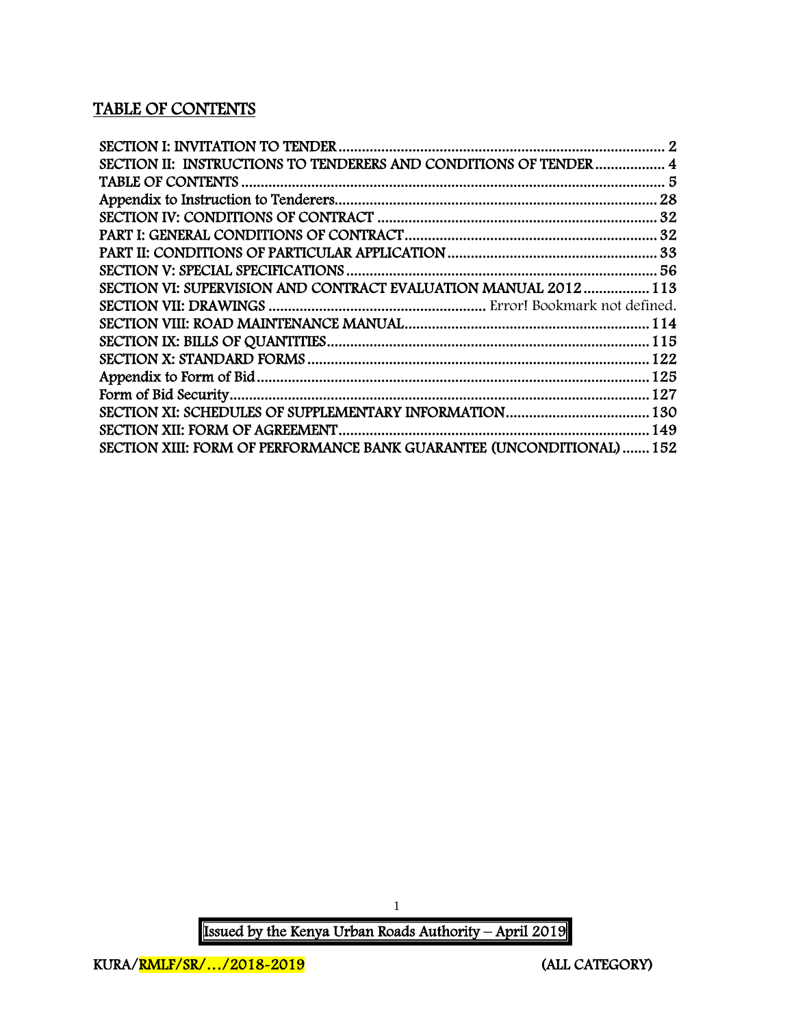# TABLE OF CONTENTS

SECTION I: INVITATION TO TENDER ..................................................................................... 2
SECTION II: INSTRUCTIONS TO TENDERERS AND CONDITIONS OF TENDER .................. 4
TABLE OF CONTENTS ........................................................................................................... 5
Appendix to Instruction to Tenderers.................................................................................... 28
SECTION IV: CONDITIONS OF CONTRACT ........................................................................ 32
PART I: GENERAL CONDITIONS OF CONTRACT ................................................................ 32
PART II: CONDITIONS OF PARTICULAR APPLICATION ...................................................... 33
SECTION V: SPECIAL SPECIFICATIONS ................................................................................ 56
SECTION VI: SUPERVISION AND CONTRACT EVALUATION MANUAL 2012 ................. 113
SECTION VII: DRAWINGS ........................................................ Error! Bookmark not defined.
SECTION VIII: ROAD MAINTENANCE MANUAL.............................................................. 114
SECTION IX: BILLS OF QUANTITIES.................................................................................. 115
SECTION X: STANDARD FORMS ........................................................................................ 122
Appendix to Form of Bid ...................................................................................................... 125
Form of Bid Security............................................................................................................. 127
SECTION XI: SCHEDULES OF SUPPLEMENTARY INFORMATION.................................... 130
SECTION XII: FORM OF AGREEMENT ............................................................................... 149
SECTION XIII: FORM OF PERFORMANCE BANK GUARANTEE (UNCONDITIONAL) ....... 152

Issued by the Kenya Urban Roads Authority – April 2019

KURA/RMLF/SR/…/2018-2019 (ALL CATEGORY)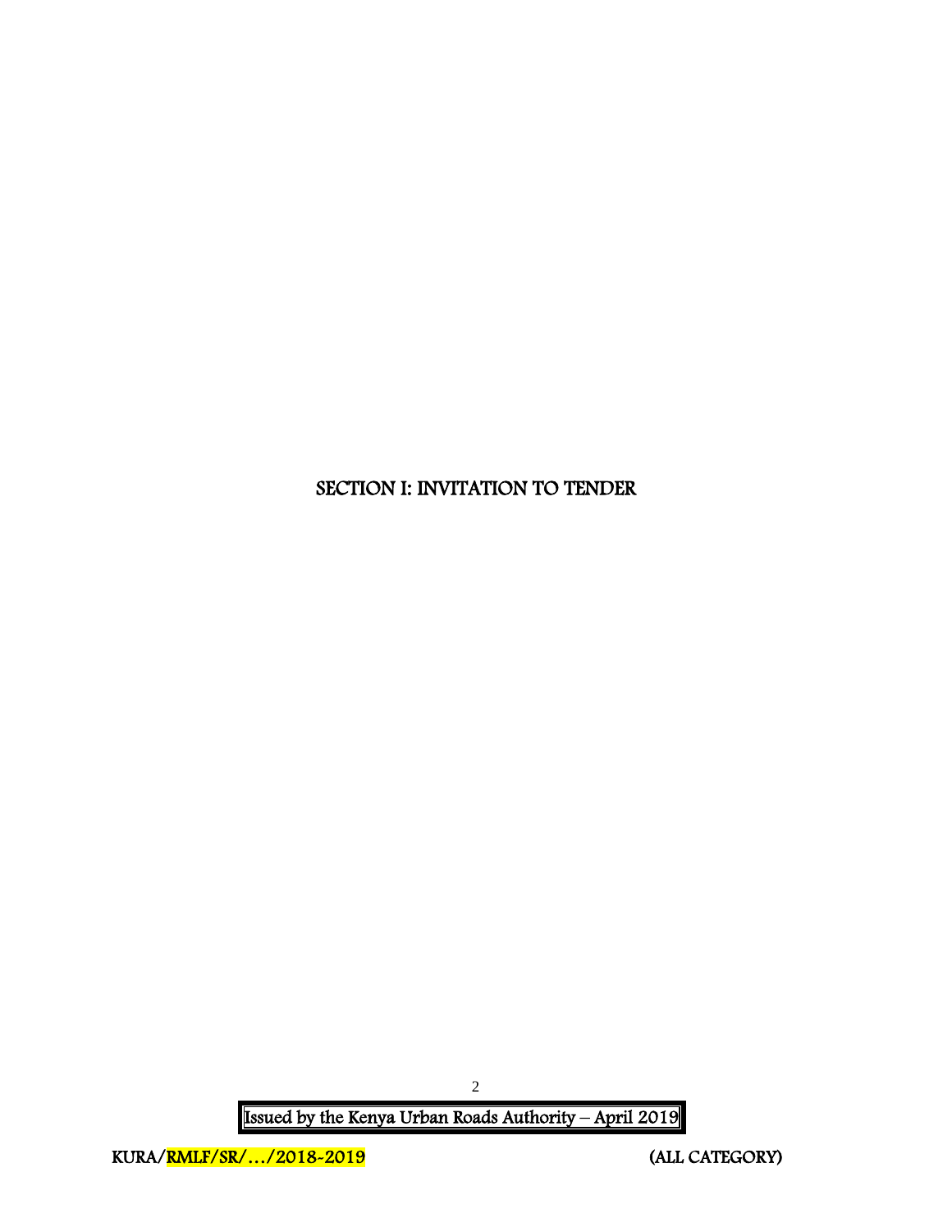# SECTION I: INVITATION TO TENDER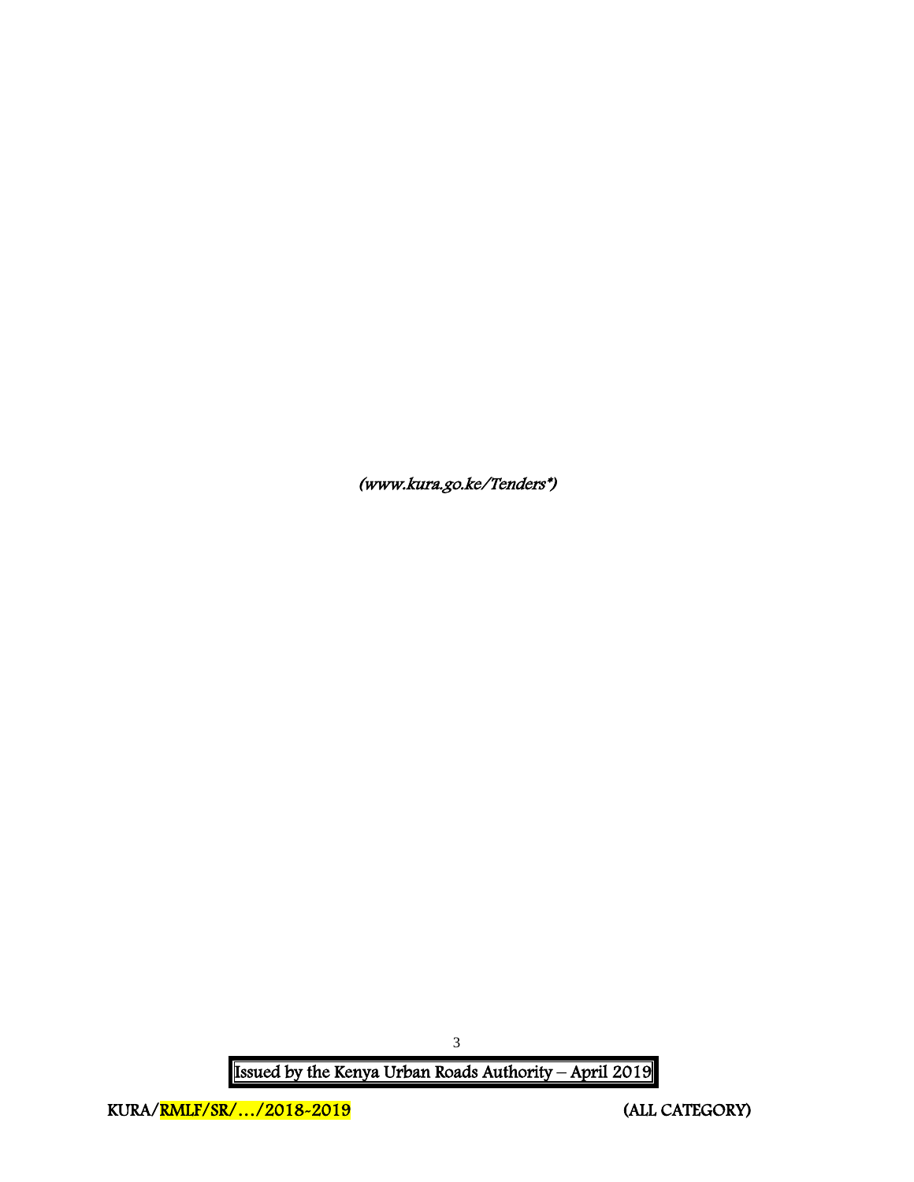*(www.kura.go.ke/Tenders*)*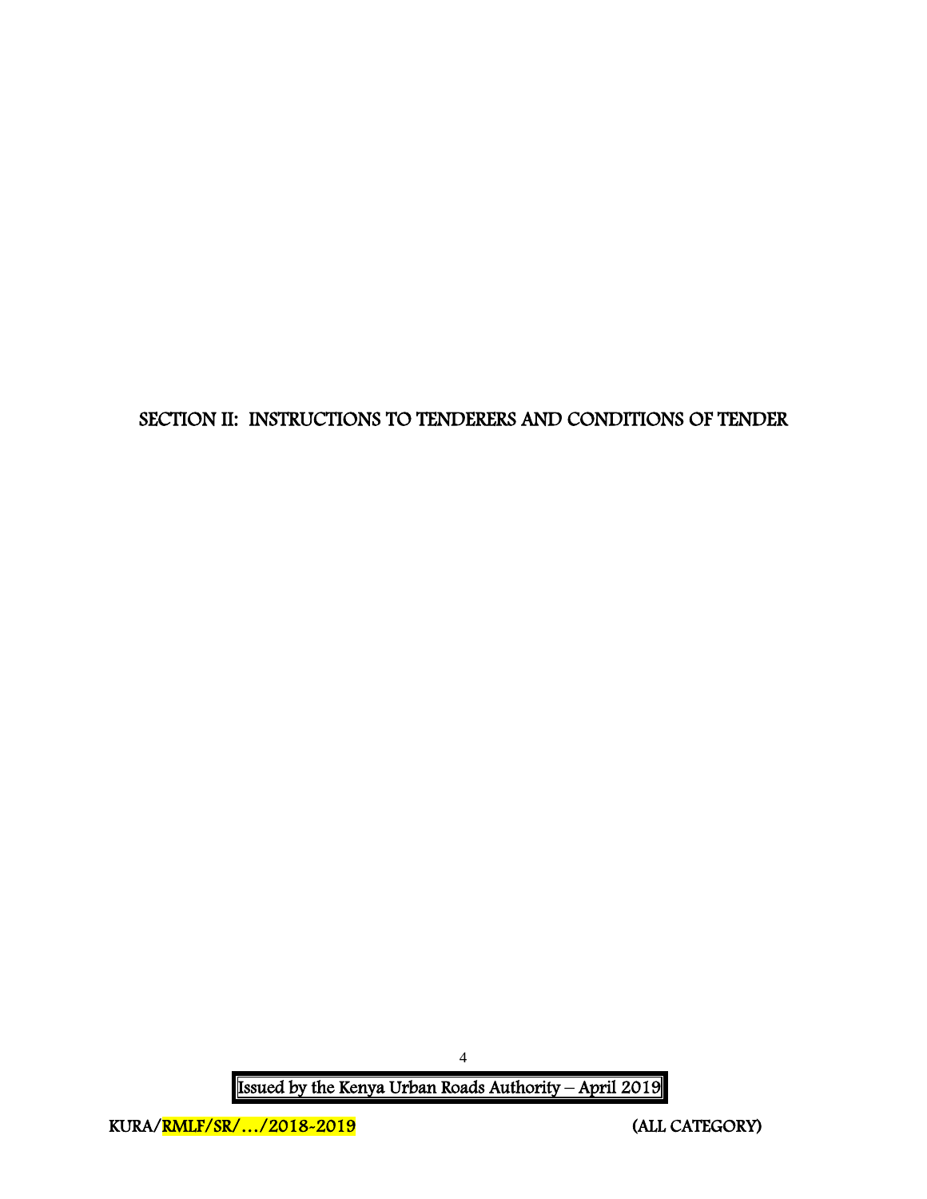# SECTION II: INSTRUCTIONS TO TENDERERS AND CONDITIONS OF TENDER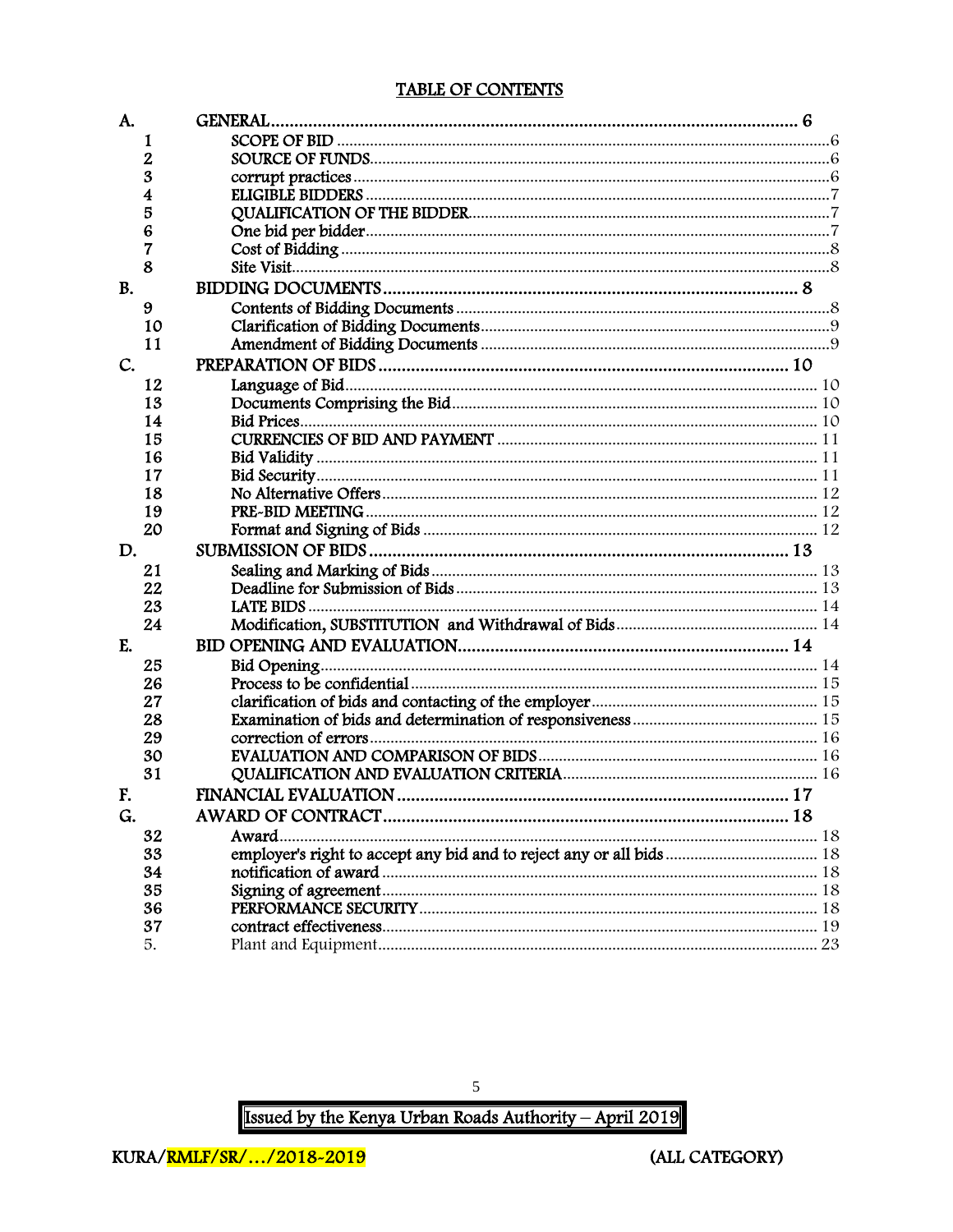## TABLE OF CONTENTS

| | | |
|---|---|---|
| **A.** | **GENERAL** | **6** |
| 1 | SCOPE OF BID | 6 |
| 2 | SOURCE OF FUNDS | 6 |
| 3 | corrupt practices | 6 |
| 4 | ELIGIBLE BIDDERS | 7 |
| 5 | QUALIFICATION OF THE BIDDER | 7 |
| 6 | One bid per bidder | 7 |
| 7 | Cost of Bidding | 8 |
| 8 | Site Visit | 8 |
| **B.** | **BIDDING DOCUMENTS** | **8** |
| 9 | Contents of Bidding Documents | 8 |
| 10 | Clarification of Bidding Documents | 9 |
| 11 | Amendment of Bidding Documents | 9 |
| **C.** | **PREPARATION OF BIDS** | **10** |
| 12 | Language of Bid | 10 |
| 13 | Documents Comprising the Bid | 10 |
| 14 | Bid Prices | 10 |
| 15 | CURRENCIES OF BID AND PAYMENT | 11 |
| 16 | Bid Validity | 11 |
| 17 | Bid Security | 11 |
| 18 | No Alternative Offers | 12 |
| 19 | PRE-BID MEETING | 12 |
| 20 | Format and Signing of Bids | 12 |
| **D.** | **SUBMISSION OF BIDS** | **13** |
| 21 | Sealing and Marking of Bids | 13 |
| 22 | Deadline for Submission of Bids | 13 |
| 23 | LATE BIDS | 14 |
| 24 | Modification, SUBSTITUTION and Withdrawal of Bids | 14 |
| **E.** | **BID OPENING AND EVALUATION** | **14** |
| 25 | Bid Opening | 14 |
| 26 | Process to be confidential | 15 |
| 27 | clarification of bids and contacting of the employer | 15 |
| 28 | Examination of bids and determination of responsiveness | 15 |
| 29 | correction of errors | 16 |
| 30 | EVALUATION AND COMPARISON OF BIDS | 16 |
| 31 | QUALIFICATION AND EVALUATION CRITERIA | 16 |
| **F.** | **FINANCIAL EVALUATION** | **17** |
| **G.** | **AWARD OF CONTRACT** | **18** |
| 32 | Award | 18 |
| 33 | employer's right to accept any bid and to reject any or all bids | 18 |
| 34 | notification of award | 18 |
| 35 | Signing of agreement | 18 |
| 36 | PERFORMANCE SECURITY | 18 |
| 37 | contract effectiveness | 19 |
| 5. | Plant and Equipment | 23 |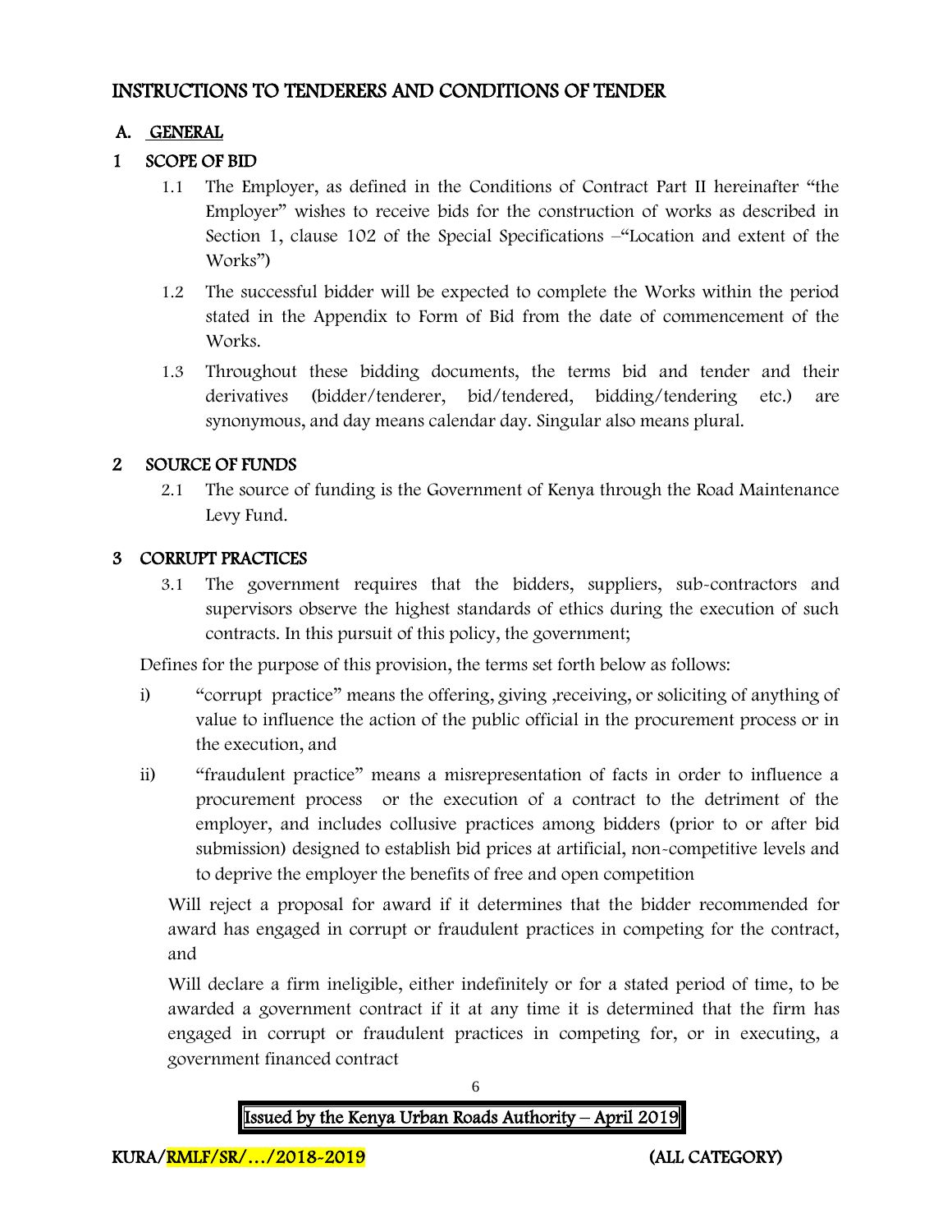# INSTRUCTIONS TO TENDERERS AND CONDITIONS OF TENDER

## A. GENERAL

### 1 SCOPE OF BID

1.1 The Employer, as defined in the Conditions of Contract Part II hereinafter "the Employer" wishes to receive bids for the construction of works as described in Section 1, clause 102 of the Special Specifications –"Location and extent of the Works")

1.2 The successful bidder will be expected to complete the Works within the period stated in the Appendix to Form of Bid from the date of commencement of the Works.

1.3 Throughout these bidding documents, the terms bid and tender and their derivatives (bidder/tenderer, bid/tendered, bidding/tendering etc.) are synonymous, and day means calendar day. Singular also means plural.

### 2 SOURCE OF FUNDS

2.1 The source of funding is the Government of Kenya through the Road Maintenance Levy Fund.

### 3 CORRUPT PRACTICES

3.1 The government requires that the bidders, suppliers, sub-contractors and supervisors observe the highest standards of ethics during the execution of such contracts. In this pursuit of this policy, the government;

Defines for the purpose of this provision, the terms set forth below as follows:

i) "corrupt practice" means the offering, giving ,receiving, or soliciting of anything of value to influence the action of the public official in the procurement process or in the execution, and

ii) "fraudulent practice" means a misrepresentation of facts in order to influence a procurement process or the execution of a contract to the detriment of the employer, and includes collusive practices among bidders (prior to or after bid submission) designed to establish bid prices at artificial, non-competitive levels and to deprive the employer the benefits of free and open competition

Will reject a proposal for award if it determines that the bidder recommended for award has engaged in corrupt or fraudulent practices in competing for the contract, and

Will declare a firm ineligible, either indefinitely or for a stated period of time, to be awarded a government contract if it at any time it is determined that the firm has engaged in corrupt or fraudulent practices in competing for, or in executing, a government financed contract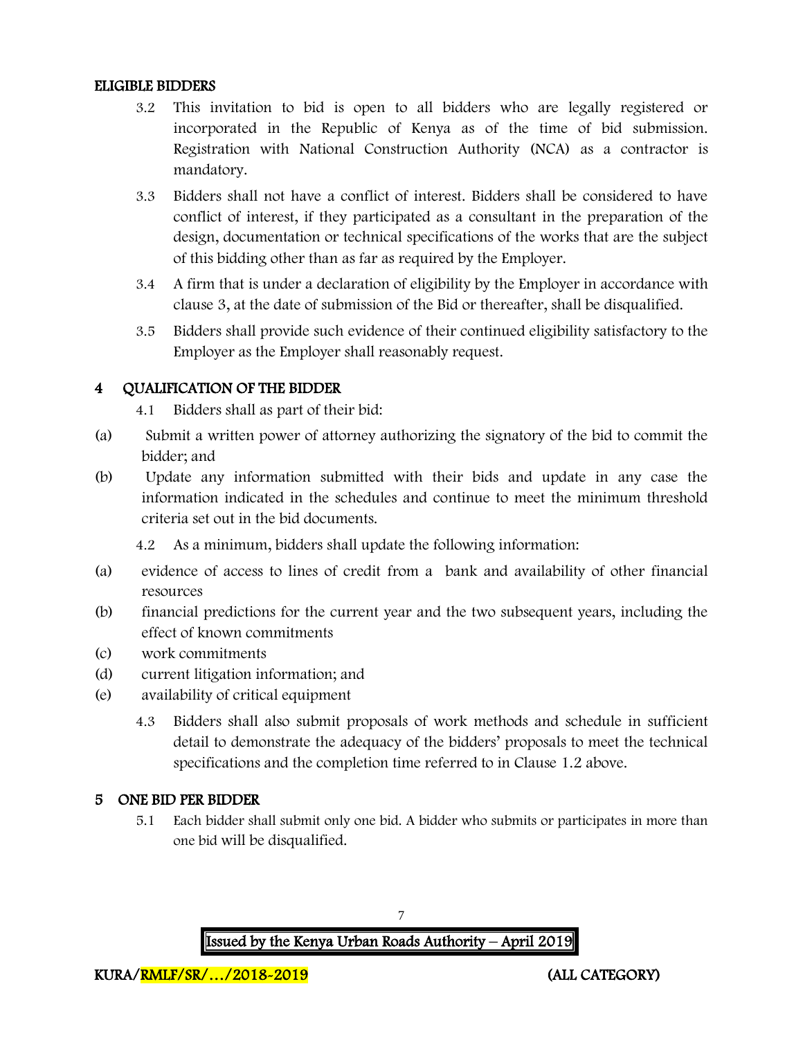**ELIGIBLE BIDDERS**

3.2 This invitation to bid is open to all bidders who are legally registered or incorporated in the Republic of Kenya as of the time of bid submission. Registration with National Construction Authority (NCA) as a contractor is mandatory.

3.3 Bidders shall not have a conflict of interest. Bidders shall be considered to have conflict of interest, if they participated as a consultant in the preparation of the design, documentation or technical specifications of the works that are the subject of this bidding other than as far as required by the Employer.

3.4 A firm that is under a declaration of eligibility by the Employer in accordance with clause 3, at the date of submission of the Bid or thereafter, shall be disqualified.

3.5 Bidders shall provide such evidence of their continued eligibility satisfactory to the Employer as the Employer shall reasonably request.

## 4 QUALIFICATION OF THE BIDDER

4.1 Bidders shall as part of their bid:

(a) Submit a written power of attorney authorizing the signatory of the bid to commit the bidder; and

(b) Update any information submitted with their bids and update in any case the information indicated in the schedules and continue to meet the minimum threshold criteria set out in the bid documents.

4.2 As a minimum, bidders shall update the following information:

(a) evidence of access to lines of credit from a bank and availability of other financial resources

(b) financial predictions for the current year and the two subsequent years, including the effect of known commitments

(c) work commitments

(d) current litigation information; and

(e) availability of critical equipment

4.3 Bidders shall also submit proposals of work methods and schedule in sufficient detail to demonstrate the adequacy of the bidders' proposals to meet the technical specifications and the completion time referred to in Clause 1.2 above.

## 5 ONE BID PER BIDDER

5.1 Each bidder shall submit only one bid. A bidder who submits or participates in more than one bid will be disqualified.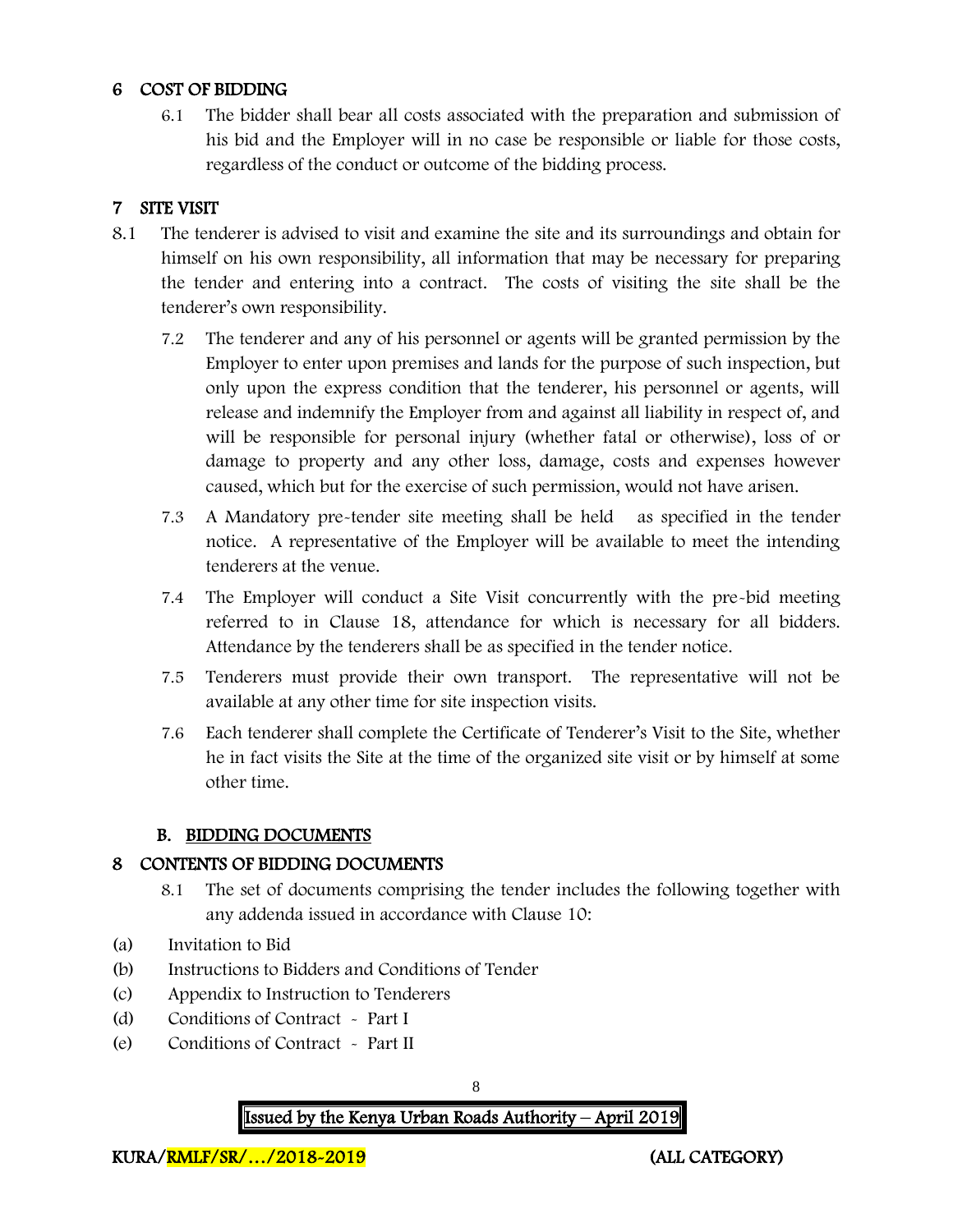## 6 COST OF BIDDING

6.1 The bidder shall bear all costs associated with the preparation and submission of his bid and the Employer will in no case be responsible or liable for those costs, regardless of the conduct or outcome of the bidding process.

## 7 SITE VISIT

8.1 The tenderer is advised to visit and examine the site and its surroundings and obtain for himself on his own responsibility, all information that may be necessary for preparing the tender and entering into a contract. The costs of visiting the site shall be the tenderer's own responsibility.

7.2 The tenderer and any of his personnel or agents will be granted permission by the Employer to enter upon premises and lands for the purpose of such inspection, but only upon the express condition that the tenderer, his personnel or agents, will release and indemnify the Employer from and against all liability in respect of, and will be responsible for personal injury (whether fatal or otherwise), loss of or damage to property and any other loss, damage, costs and expenses however caused, which but for the exercise of such permission, would not have arisen.

7.3 A Mandatory pre-tender site meeting shall be held as specified in the tender notice. A representative of the Employer will be available to meet the intending tenderers at the venue.

7.4 The Employer will conduct a Site Visit concurrently with the pre-bid meeting referred to in Clause 18, attendance for which is necessary for all bidders. Attendance by the tenderers shall be as specified in the tender notice.

7.5 Tenderers must provide their own transport. The representative will not be available at any other time for site inspection visits.

7.6 Each tenderer shall complete the Certificate of Tenderer's Visit to the Site, whether he in fact visits the Site at the time of the organized site visit or by himself at some other time.

### B. BIDDING DOCUMENTS

## 8 CONTENTS OF BIDDING DOCUMENTS

8.1 The set of documents comprising the tender includes the following together with any addenda issued in accordance with Clause 10:

(a) Invitation to Bid
(b) Instructions to Bidders and Conditions of Tender
(c) Appendix to Instruction to Tenderers
(d) Conditions of Contract - Part I
(e) Conditions of Contract - Part II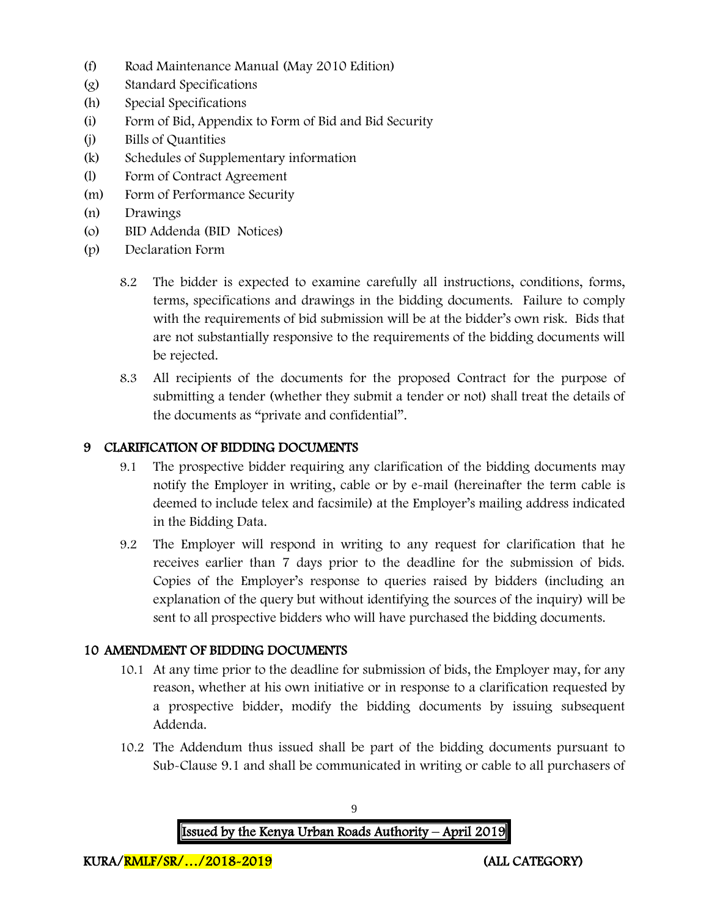(f) Road Maintenance Manual (May 2010 Edition)

(g) Standard Specifications

(h) Special Specifications

(i) Form of Bid, Appendix to Form of Bid and Bid Security

(j) Bills of Quantities

(k) Schedules of Supplementary information

(l) Form of Contract Agreement

(m) Form of Performance Security

(n) Drawings

(o) BID Addenda (BID Notices)

(p) Declaration Form

8.2 The bidder is expected to examine carefully all instructions, conditions, forms, terms, specifications and drawings in the bidding documents. Failure to comply with the requirements of bid submission will be at the bidder's own risk. Bids that are not substantially responsive to the requirements of the bidding documents will be rejected.

8.3 All recipients of the documents for the proposed Contract for the purpose of submitting a tender (whether they submit a tender or not) shall treat the details of the documents as "private and confidential".

## 9 CLARIFICATION OF BIDDING DOCUMENTS

9.1 The prospective bidder requiring any clarification of the bidding documents may notify the Employer in writing, cable or by e-mail (hereinafter the term cable is deemed to include telex and facsimile) at the Employer's mailing address indicated in the Bidding Data.

9.2 The Employer will respond in writing to any request for clarification that he receives earlier than 7 days prior to the deadline for the submission of bids. Copies of the Employer's response to queries raised by bidders (including an explanation of the query but without identifying the sources of the inquiry) will be sent to all prospective bidders who will have purchased the bidding documents.

## 10 AMENDMENT OF BIDDING DOCUMENTS

10.1 At any time prior to the deadline for submission of bids, the Employer may, for any reason, whether at his own initiative or in response to a clarification requested by a prospective bidder, modify the bidding documents by issuing subsequent Addenda.

10.2 The Addendum thus issued shall be part of the bidding documents pursuant to Sub-Clause 9.1 and shall be communicated in writing or cable to all purchasers of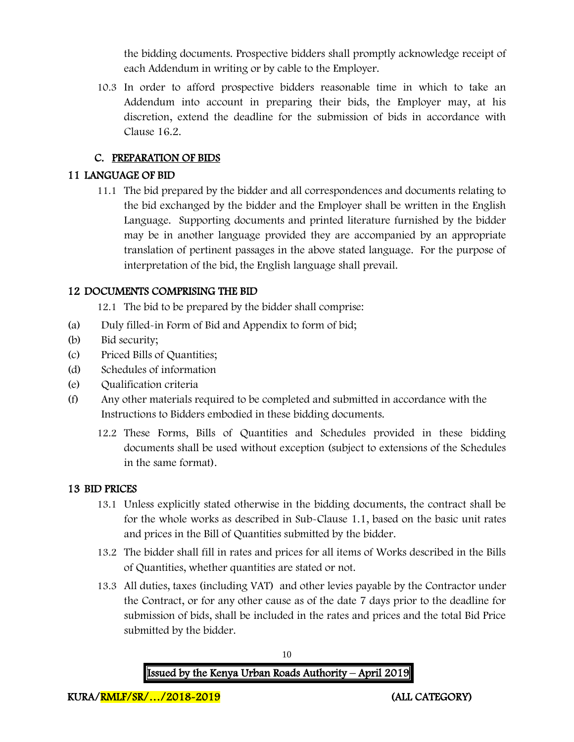the bidding documents. Prospective bidders shall promptly acknowledge receipt of each Addendum in writing or by cable to the Employer.

10.3 In order to afford prospective bidders reasonable time in which to take an Addendum into account in preparing their bids, the Employer may, at his discretion, extend the deadline for the submission of bids in accordance with Clause 16.2.

## C. PREPARATION OF BIDS

### 11 LANGUAGE OF BID

11.1 The bid prepared by the bidder and all correspondences and documents relating to the bid exchanged by the bidder and the Employer shall be written in the English Language. Supporting documents and printed literature furnished by the bidder may be in another language provided they are accompanied by an appropriate translation of pertinent passages in the above stated language. For the purpose of interpretation of the bid, the English language shall prevail.

### 12 DOCUMENTS COMPRISING THE BID

12.1 The bid to be prepared by the bidder shall comprise:

(a) Duly filled-in Form of Bid and Appendix to form of bid;
(b) Bid security;
(c) Priced Bills of Quantities;
(d) Schedules of information
(e) Qualification criteria
(f) Any other materials required to be completed and submitted in accordance with the Instructions to Bidders embodied in these bidding documents.

12.2 These Forms, Bills of Quantities and Schedules provided in these bidding documents shall be used without exception (subject to extensions of the Schedules in the same format).

### 13 BID PRICES

13.1 Unless explicitly stated otherwise in the bidding documents, the contract shall be for the whole works as described in Sub-Clause 1.1, based on the basic unit rates and prices in the Bill of Quantities submitted by the bidder.

13.2 The bidder shall fill in rates and prices for all items of Works described in the Bills of Quantities, whether quantities are stated or not.

13.3 All duties, taxes (including VAT) and other levies payable by the Contractor under the Contract, or for any other cause as of the date 7 days prior to the deadline for submission of bids, shall be included in the rates and prices and the total Bid Price submitted by the bidder.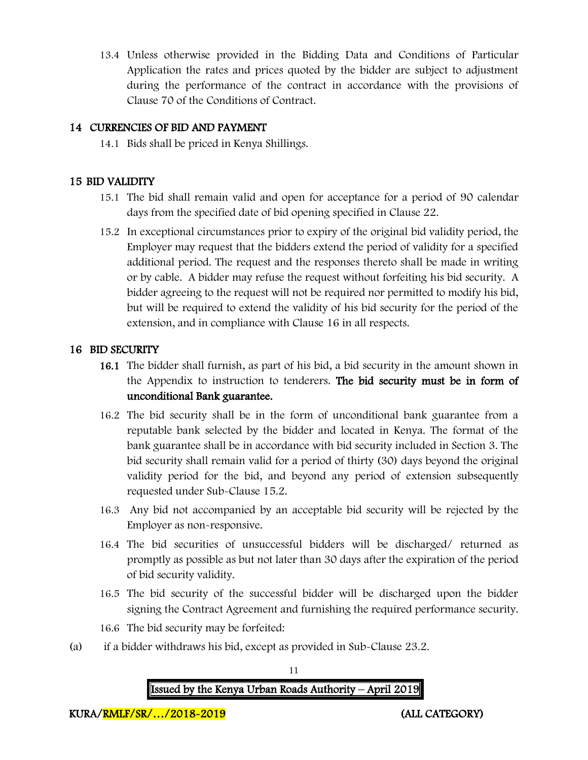13.4 Unless otherwise provided in the Bidding Data and Conditions of Particular Application the rates and prices quoted by the bidder are subject to adjustment during the performance of the contract in accordance with the provisions of Clause 70 of the Conditions of Contract.

## 14 CURRENCIES OF BID AND PAYMENT

14.1 Bids shall be priced in Kenya Shillings.

## 15 BID VALIDITY

15.1 The bid shall remain valid and open for acceptance for a period of 90 calendar days from the specified date of bid opening specified in Clause 22.

15.2 In exceptional circumstances prior to expiry of the original bid validity period, the Employer may request that the bidders extend the period of validity for a specified additional period. The request and the responses thereto shall be made in writing or by cable. A bidder may refuse the request without forfeiting his bid security. A bidder agreeing to the request will not be required nor permitted to modify his bid, but will be required to extend the validity of his bid security for the period of the extension, and in compliance with Clause 16 in all respects.

## 16 BID SECURITY

**16.1** The bidder shall furnish, as part of his bid, a bid security in the amount shown in the Appendix to instruction to tenderers. **The bid security must be in form of unconditional Bank guarantee.**

16.2 The bid security shall be in the form of unconditional bank guarantee from a reputable bank selected by the bidder and located in Kenya. The format of the bank guarantee shall be in accordance with bid security included in Section 3. The bid security shall remain valid for a period of thirty (30) days beyond the original validity period for the bid, and beyond any period of extension subsequently requested under Sub-Clause 15.2.

16.3 Any bid not accompanied by an acceptable bid security will be rejected by the Employer as non-responsive.

16.4 The bid securities of unsuccessful bidders will be discharged/ returned as promptly as possible as but not later than 30 days after the expiration of the period of bid security validity.

16.5 The bid security of the successful bidder will be discharged upon the bidder signing the Contract Agreement and furnishing the required performance security.

16.6 The bid security may be forfeited:

(a) if a bidder withdraws his bid, except as provided in Sub-Clause 23.2.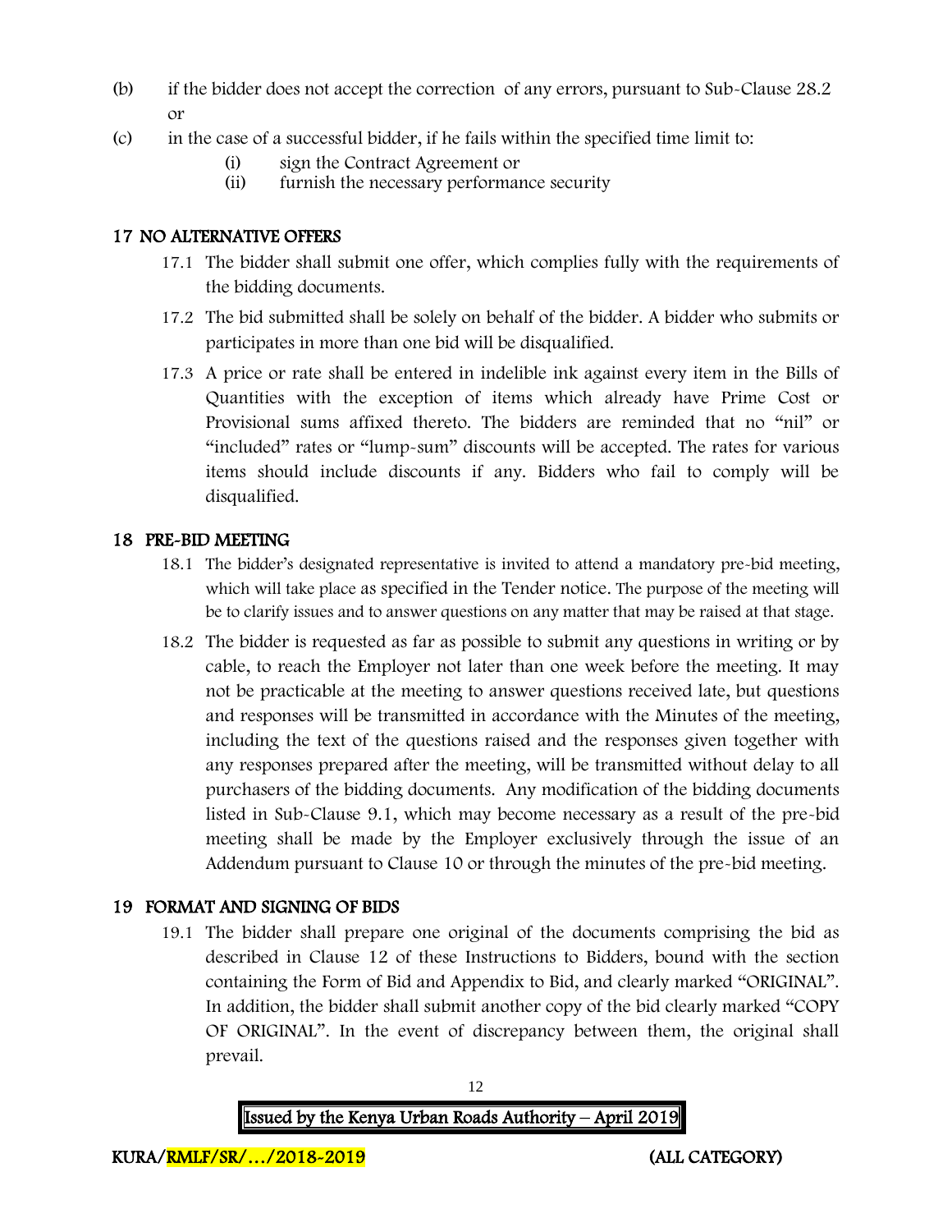(b) if the bidder does not accept the correction of any errors, pursuant to Sub-Clause 28.2 or

(c) in the case of a successful bidder, if he fails within the specified time limit to:

   (i) sign the Contract Agreement or
   (ii) furnish the necessary performance security

## 17 NO ALTERNATIVE OFFERS

17.1 The bidder shall submit one offer, which complies fully with the requirements of the bidding documents.

17.2 The bid submitted shall be solely on behalf of the bidder. A bidder who submits or participates in more than one bid will be disqualified.

17.3 A price or rate shall be entered in indelible ink against every item in the Bills of Quantities with the exception of items which already have Prime Cost or Provisional sums affixed thereto. The bidders are reminded that no "nil" or "included" rates or "lump-sum" discounts will be accepted. The rates for various items should include discounts if any. Bidders who fail to comply will be disqualified.

## 18 PRE-BID MEETING

18.1 The bidder's designated representative is invited to attend a mandatory pre-bid meeting, which will take place as specified in the Tender notice. The purpose of the meeting will be to clarify issues and to answer questions on any matter that may be raised at that stage.

18.2 The bidder is requested as far as possible to submit any questions in writing or by cable, to reach the Employer not later than one week before the meeting. It may not be practicable at the meeting to answer questions received late, but questions and responses will be transmitted in accordance with the Minutes of the meeting, including the text of the questions raised and the responses given together with any responses prepared after the meeting, will be transmitted without delay to all purchasers of the bidding documents. Any modification of the bidding documents listed in Sub-Clause 9.1, which may become necessary as a result of the pre-bid meeting shall be made by the Employer exclusively through the issue of an Addendum pursuant to Clause 10 or through the minutes of the pre-bid meeting.

## 19 FORMAT AND SIGNING OF BIDS

19.1 The bidder shall prepare one original of the documents comprising the bid as described in Clause 12 of these Instructions to Bidders, bound with the section containing the Form of Bid and Appendix to Bid, and clearly marked "ORIGINAL". In addition, the bidder shall submit another copy of the bid clearly marked "COPY OF ORIGINAL". In the event of discrepancy between them, the original shall prevail.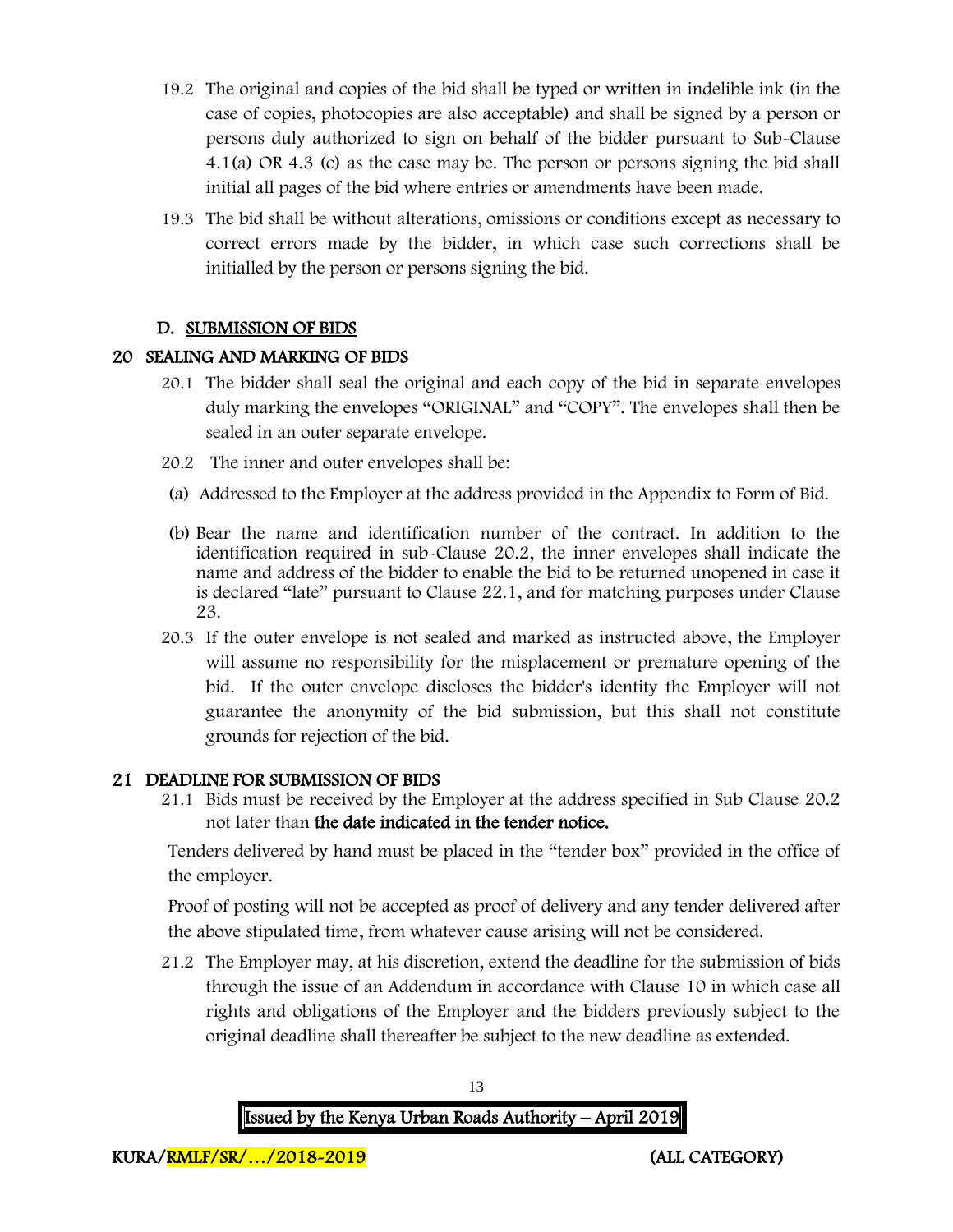19.2 The original and copies of the bid shall be typed or written in indelible ink (in the case of copies, photocopies are also acceptable) and shall be signed by a person or persons duly authorized to sign on behalf of the bidder pursuant to Sub-Clause 4.1(a) OR 4.3 (c) as the case may be. The person or persons signing the bid shall initial all pages of the bid where entries or amendments have been made.

19.3 The bid shall be without alterations, omissions or conditions except as necessary to correct errors made by the bidder, in which case such corrections shall be initialled by the person or persons signing the bid.

## D. SUBMISSION OF BIDS

### 20 SEALING AND MARKING OF BIDS

20.1 The bidder shall seal the original and each copy of the bid in separate envelopes duly marking the envelopes "ORIGINAL" and "COPY". The envelopes shall then be sealed in an outer separate envelope.

20.2 The inner and outer envelopes shall be:

(a) Addressed to the Employer at the address provided in the Appendix to Form of Bid.

(b) Bear the name and identification number of the contract. In addition to the identification required in sub-Clause 20.2, the inner envelopes shall indicate the name and address of the bidder to enable the bid to be returned unopened in case it is declared "late" pursuant to Clause 22.1, and for matching purposes under Clause 23.

20.3 If the outer envelope is not sealed and marked as instructed above, the Employer will assume no responsibility for the misplacement or premature opening of the bid. If the outer envelope discloses the bidder's identity the Employer will not guarantee the anonymity of the bid submission, but this shall not constitute grounds for rejection of the bid.

### 21 DEADLINE FOR SUBMISSION OF BIDS

21.1 Bids must be received by the Employer at the address specified in Sub Clause 20.2 not later than **the date indicated in the tender notice.**

Tenders delivered by hand must be placed in the "tender box" provided in the office of the employer.

Proof of posting will not be accepted as proof of delivery and any tender delivered after the above stipulated time, from whatever cause arising will not be considered.

21.2 The Employer may, at his discretion, extend the deadline for the submission of bids through the issue of an Addendum in accordance with Clause 10 in which case all rights and obligations of the Employer and the bidders previously subject to the original deadline shall thereafter be subject to the new deadline as extended.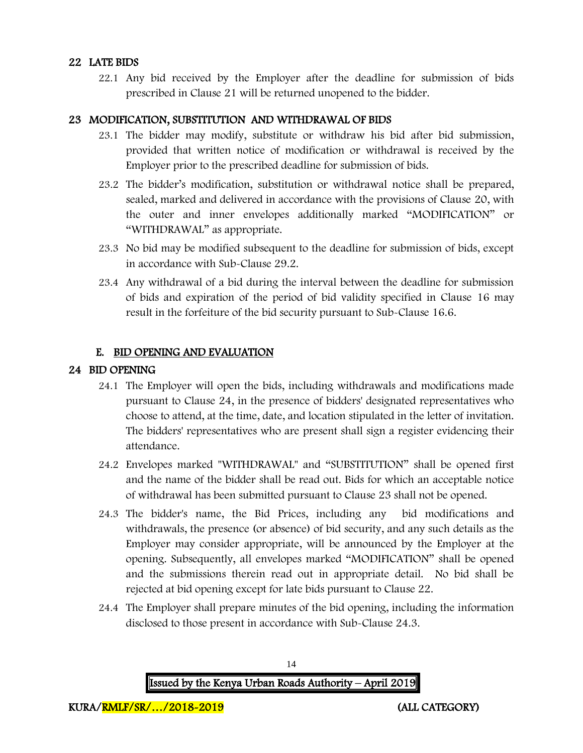## 22 LATE BIDS

22.1 Any bid received by the Employer after the deadline for submission of bids prescribed in Clause 21 will be returned unopened to the bidder.

## 23 MODIFICATION, SUBSTITUTION AND WITHDRAWAL OF BIDS

23.1 The bidder may modify, substitute or withdraw his bid after bid submission, provided that written notice of modification or withdrawal is received by the Employer prior to the prescribed deadline for submission of bids.

23.2 The bidder's modification, substitution or withdrawal notice shall be prepared, sealed, marked and delivered in accordance with the provisions of Clause 20, with the outer and inner envelopes additionally marked "MODIFICATION" or "WITHDRAWAL" as appropriate.

23.3 No bid may be modified subsequent to the deadline for submission of bids, except in accordance with Sub-Clause 29.2.

23.4 Any withdrawal of a bid during the interval between the deadline for submission of bids and expiration of the period of bid validity specified in Clause 16 may result in the forfeiture of the bid security pursuant to Sub-Clause 16.6.

# E. BID OPENING AND EVALUATION

## 24 BID OPENING

24.1 The Employer will open the bids, including withdrawals and modifications made pursuant to Clause 24, in the presence of bidders' designated representatives who choose to attend, at the time, date, and location stipulated in the letter of invitation. The bidders' representatives who are present shall sign a register evidencing their attendance.

24.2 Envelopes marked "WITHDRAWAL" and "SUBSTITUTION" shall be opened first and the name of the bidder shall be read out. Bids for which an acceptable notice of withdrawal has been submitted pursuant to Clause 23 shall not be opened.

24.3 The bidder's name, the Bid Prices, including any bid modifications and withdrawals, the presence (or absence) of bid security, and any such details as the Employer may consider appropriate, will be announced by the Employer at the opening. Subsequently, all envelopes marked "MODIFICATION" shall be opened and the submissions therein read out in appropriate detail. No bid shall be rejected at bid opening except for late bids pursuant to Clause 22.

24.4 The Employer shall prepare minutes of the bid opening, including the information disclosed to those present in accordance with Sub-Clause 24.3.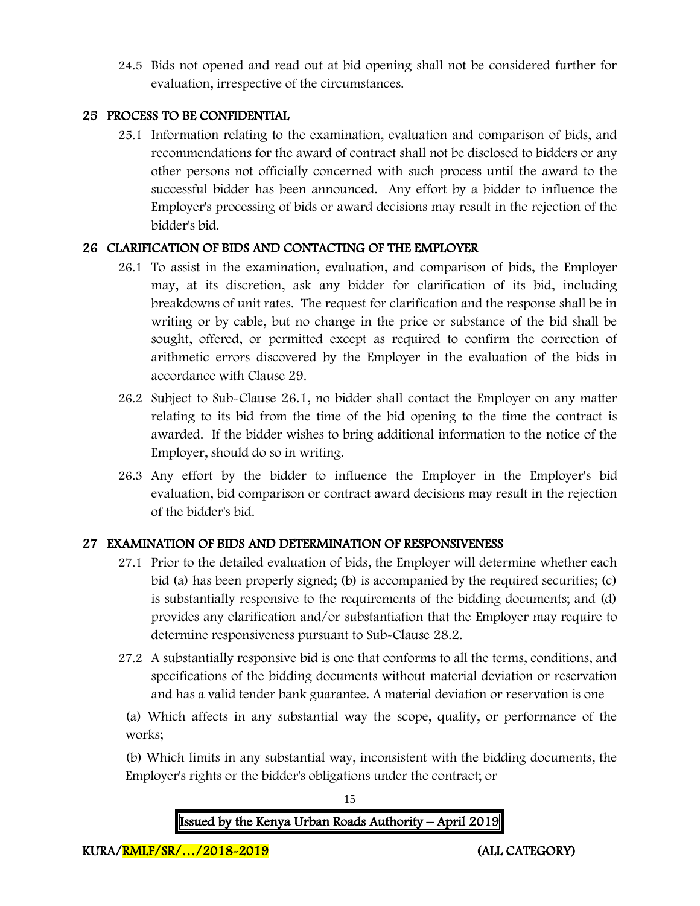24.5 Bids not opened and read out at bid opening shall not be considered further for evaluation, irrespective of the circumstances.

## 25 PROCESS TO BE CONFIDENTIAL

25.1 Information relating to the examination, evaluation and comparison of bids, and recommendations for the award of contract shall not be disclosed to bidders or any other persons not officially concerned with such process until the award to the successful bidder has been announced. Any effort by a bidder to influence the Employer's processing of bids or award decisions may result in the rejection of the bidder's bid.

## 26 CLARIFICATION OF BIDS AND CONTACTING OF THE EMPLOYER

26.1 To assist in the examination, evaluation, and comparison of bids, the Employer may, at its discretion, ask any bidder for clarification of its bid, including breakdowns of unit rates. The request for clarification and the response shall be in writing or by cable, but no change in the price or substance of the bid shall be sought, offered, or permitted except as required to confirm the correction of arithmetic errors discovered by the Employer in the evaluation of the bids in accordance with Clause 29.

26.2 Subject to Sub-Clause 26.1, no bidder shall contact the Employer on any matter relating to its bid from the time of the bid opening to the time the contract is awarded. If the bidder wishes to bring additional information to the notice of the Employer, should do so in writing.

26.3 Any effort by the bidder to influence the Employer in the Employer's bid evaluation, bid comparison or contract award decisions may result in the rejection of the bidder's bid.

## 27 EXAMINATION OF BIDS AND DETERMINATION OF RESPONSIVENESS

27.1 Prior to the detailed evaluation of bids, the Employer will determine whether each bid (a) has been properly signed; (b) is accompanied by the required securities; (c) is substantially responsive to the requirements of the bidding documents; and (d) provides any clarification and/or substantiation that the Employer may require to determine responsiveness pursuant to Sub-Clause 28.2.

27.2 A substantially responsive bid is one that conforms to all the terms, conditions, and specifications of the bidding documents without material deviation or reservation and has a valid tender bank guarantee. A material deviation or reservation is one

(a) Which affects in any substantial way the scope, quality, or performance of the works;

(b) Which limits in any substantial way, inconsistent with the bidding documents, the Employer's rights or the bidder's obligations under the contract; or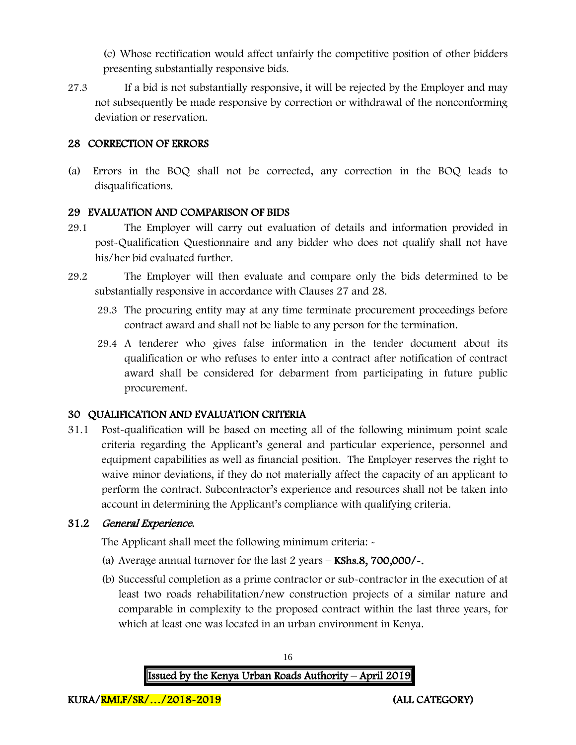(c) Whose rectification would affect unfairly the competitive position of other bidders presenting substantially responsive bids.

27.3 If a bid is not substantially responsive, it will be rejected by the Employer and may not subsequently be made responsive by correction or withdrawal of the nonconforming deviation or reservation.

## 28 CORRECTION OF ERRORS

(a) Errors in the BOQ shall not be corrected, any correction in the BOQ leads to disqualifications.

## 29 EVALUATION AND COMPARISON OF BIDS

29.1 The Employer will carry out evaluation of details and information provided in post-Qualification Questionnaire and any bidder who does not qualify shall not have his/her bid evaluated further.

29.2 The Employer will then evaluate and compare only the bids determined to be substantially responsive in accordance with Clauses 27 and 28.

29.3 The procuring entity may at any time terminate procurement proceedings before contract award and shall not be liable to any person for the termination.

29.4 A tenderer who gives false information in the tender document about its qualification or who refuses to enter into a contract after notification of contract award shall be considered for debarment from participating in future public procurement.

## 30 QUALIFICATION AND EVALUATION CRITERIA

31.1 Post-qualification will be based on meeting all of the following minimum point scale criteria regarding the Applicant's general and particular experience, personnel and equipment capabilities as well as financial position. The Employer reserves the right to waive minor deviations, if they do not materially affect the capacity of an applicant to perform the contract. Subcontractor's experience and resources shall not be taken into account in determining the Applicant's compliance with qualifying criteria.

### 31.2 *General Experience.*

The Applicant shall meet the following minimum criteria: -

(a) Average annual turnover for the last 2 years – **KShs.8, 700,000/-.**

(b) Successful completion as a prime contractor or sub-contractor in the execution of at least two roads rehabilitation/new construction projects of a similar nature and comparable in complexity to the proposed contract within the last three years, for which at least one was located in an urban environment in Kenya.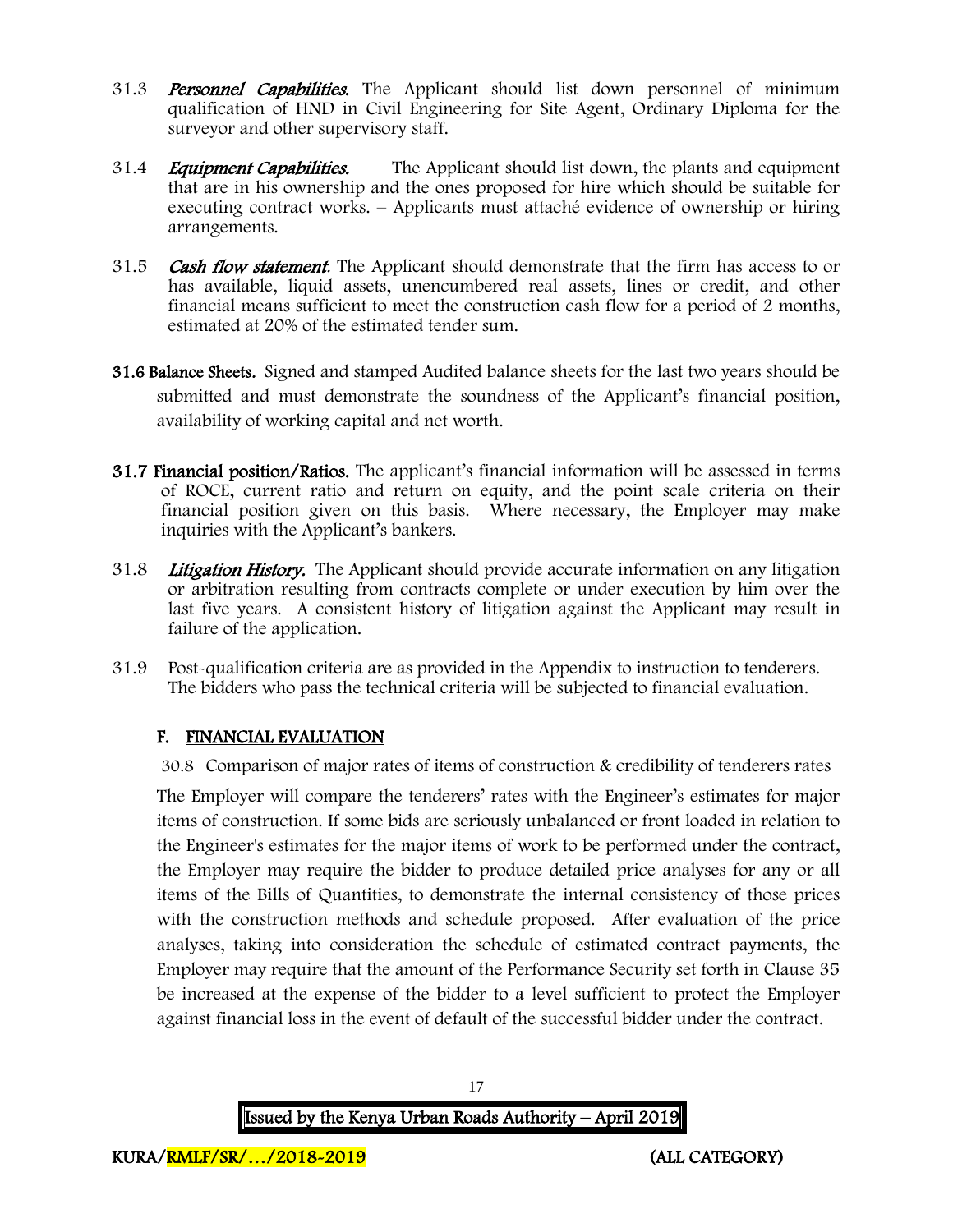31.3 ***Personnel Capabilities.*** The Applicant should list down personnel of minimum qualification of HND in Civil Engineering for Site Agent, Ordinary Diploma for the surveyor and other supervisory staff.

31.4 ***Equipment Capabilities.*** The Applicant should list down, the plants and equipment that are in his ownership and the ones proposed for hire which should be suitable for executing contract works. – Applicants must attaché evidence of ownership or hiring arrangements.

31.5 ***Cash flow statement***. The Applicant should demonstrate that the firm has access to or has available, liquid assets, unencumbered real assets, lines or credit, and other financial means sufficient to meet the construction cash flow for a period of 2 months, estimated at 20% of the estimated tender sum.

**31.6 Balance Sheets.** Signed and stamped Audited balance sheets for the last two years should be submitted and must demonstrate the soundness of the Applicant's financial position, availability of working capital and net worth.

**31.7 Financial position/Ratios.** The applicant's financial information will be assessed in terms of ROCE, current ratio and return on equity, and the point scale criteria on their financial position given on this basis. Where necessary, the Employer may make inquiries with the Applicant's bankers.

31.8 ***Litigation History.*** The Applicant should provide accurate information on any litigation or arbitration resulting from contracts complete or under execution by him over the last five years. A consistent history of litigation against the Applicant may result in failure of the application.

31.9 Post-qualification criteria are as provided in the Appendix to instruction to tenderers. The bidders who pass the technical criteria will be subjected to financial evaluation.

## F. FINANCIAL EVALUATION

30.8 Comparison of major rates of items of construction & credibility of tenderers rates

The Employer will compare the tenderers' rates with the Engineer's estimates for major items of construction. If some bids are seriously unbalanced or front loaded in relation to the Engineer's estimates for the major items of work to be performed under the contract, the Employer may require the bidder to produce detailed price analyses for any or all items of the Bills of Quantities, to demonstrate the internal consistency of those prices with the construction methods and schedule proposed. After evaluation of the price analyses, taking into consideration the schedule of estimated contract payments, the Employer may require that the amount of the Performance Security set forth in Clause 35 be increased at the expense of the bidder to a level sufficient to protect the Employer against financial loss in the event of default of the successful bidder under the contract.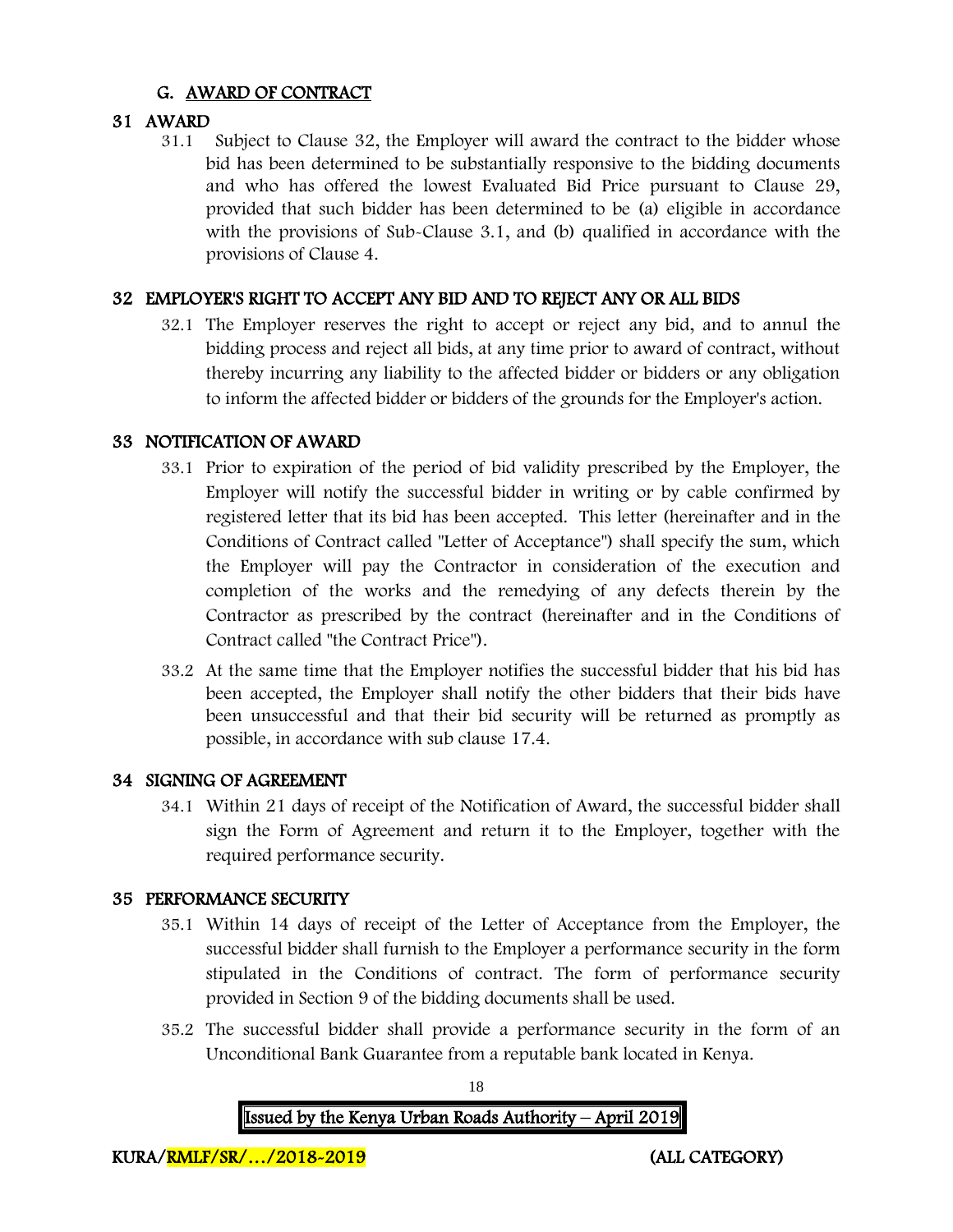## G. AWARD OF CONTRACT

### 31 AWARD

31.1 Subject to Clause 32, the Employer will award the contract to the bidder whose bid has been determined to be substantially responsive to the bidding documents and who has offered the lowest Evaluated Bid Price pursuant to Clause 29, provided that such bidder has been determined to be (a) eligible in accordance with the provisions of Sub-Clause 3.1, and (b) qualified in accordance with the provisions of Clause 4.

### 32 EMPLOYER'S RIGHT TO ACCEPT ANY BID AND TO REJECT ANY OR ALL BIDS

32.1 The Employer reserves the right to accept or reject any bid, and to annul the bidding process and reject all bids, at any time prior to award of contract, without thereby incurring any liability to the affected bidder or bidders or any obligation to inform the affected bidder or bidders of the grounds for the Employer's action.

### 33 NOTIFICATION OF AWARD

33.1 Prior to expiration of the period of bid validity prescribed by the Employer, the Employer will notify the successful bidder in writing or by cable confirmed by registered letter that its bid has been accepted. This letter (hereinafter and in the Conditions of Contract called "Letter of Acceptance") shall specify the sum, which the Employer will pay the Contractor in consideration of the execution and completion of the works and the remedying of any defects therein by the Contractor as prescribed by the contract (hereinafter and in the Conditions of Contract called "the Contract Price").

33.2 At the same time that the Employer notifies the successful bidder that his bid has been accepted, the Employer shall notify the other bidders that their bids have been unsuccessful and that their bid security will be returned as promptly as possible, in accordance with sub clause 17.4.

### 34 SIGNING OF AGREEMENT

34.1 Within 21 days of receipt of the Notification of Award, the successful bidder shall sign the Form of Agreement and return it to the Employer, together with the required performance security.

### 35 PERFORMANCE SECURITY

35.1 Within 14 days of receipt of the Letter of Acceptance from the Employer, the successful bidder shall furnish to the Employer a performance security in the form stipulated in the Conditions of contract. The form of performance security provided in Section 9 of the bidding documents shall be used.

35.2 The successful bidder shall provide a performance security in the form of an Unconditional Bank Guarantee from a reputable bank located in Kenya.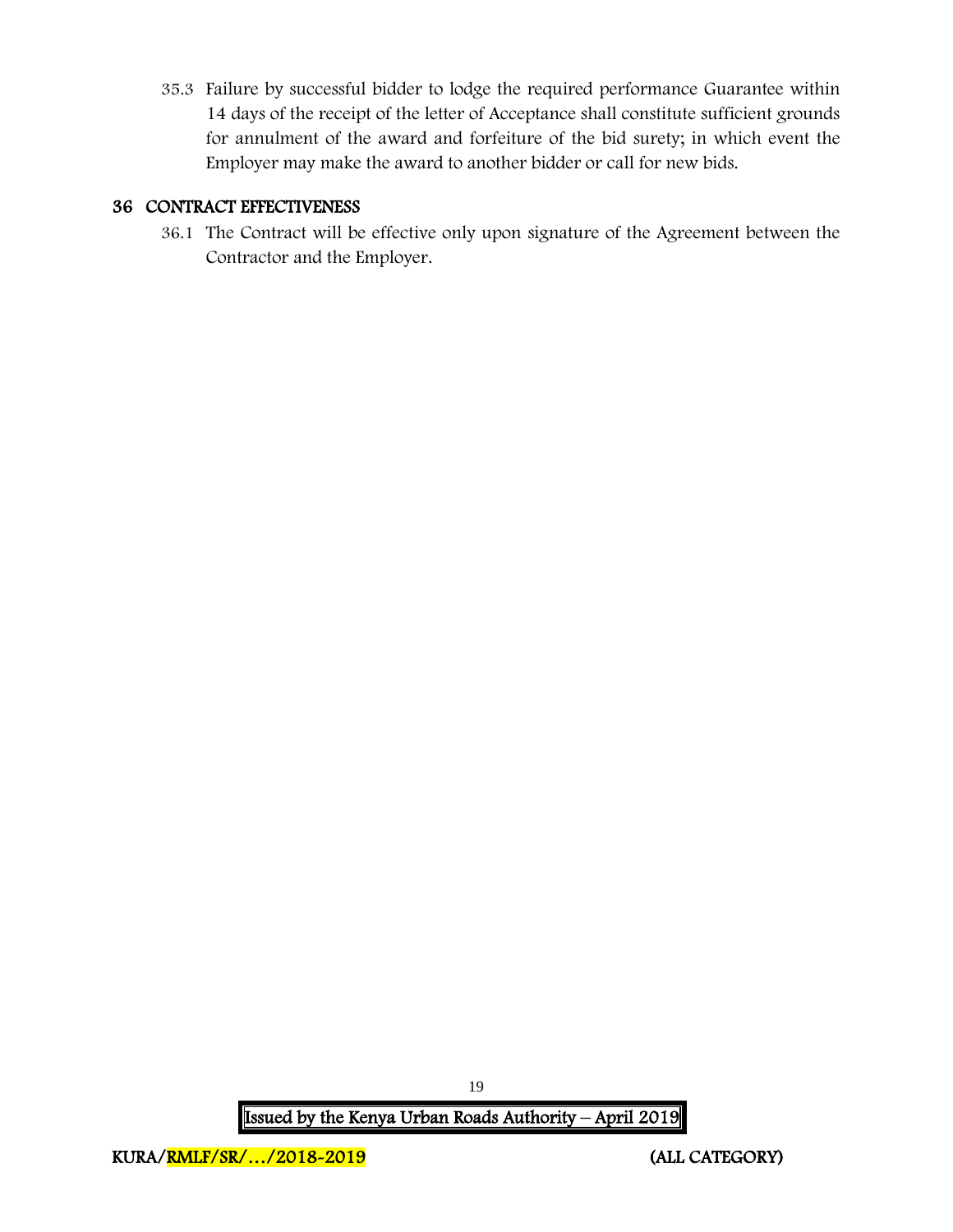35.3 Failure by successful bidder to lodge the required performance Guarantee within 14 days of the receipt of the letter of Acceptance shall constitute sufficient grounds for annulment of the award and forfeiture of the bid surety; in which event the Employer may make the award to another bidder or call for new bids.

## 36 CONTRACT EFFECTIVENESS

36.1 The Contract will be effective only upon signature of the Agreement between the Contractor and the Employer.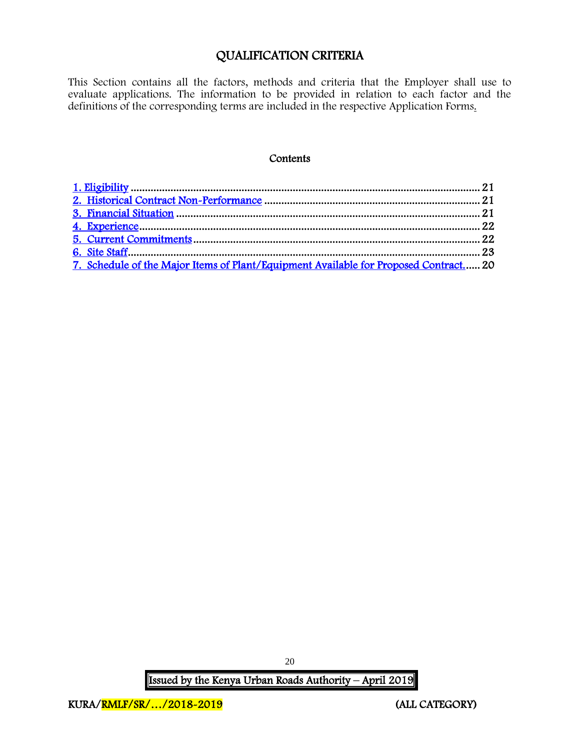# QUALIFICATION CRITERIA

This Section contains all the factors, methods and criteria that the Employer shall use to evaluate applications. The information to be provided in relation to each factor and the definitions of the corresponding terms are included in the respective Application Forms.

## Contents

1. Eligibility ........................................................................................................................ 21
2. Historical Contract Non-Performance ............................................................................ 21
3. Financial Situation .......................................................................................................... 21
4. Experience........................................................................................................................ 22
5. Current Commitments ..................................................................................................... 22
6. Site Staff........................................................................................................................... 23
7. Schedule of the Major Items of Plant/Equipment Available for Proposed Contract...... 20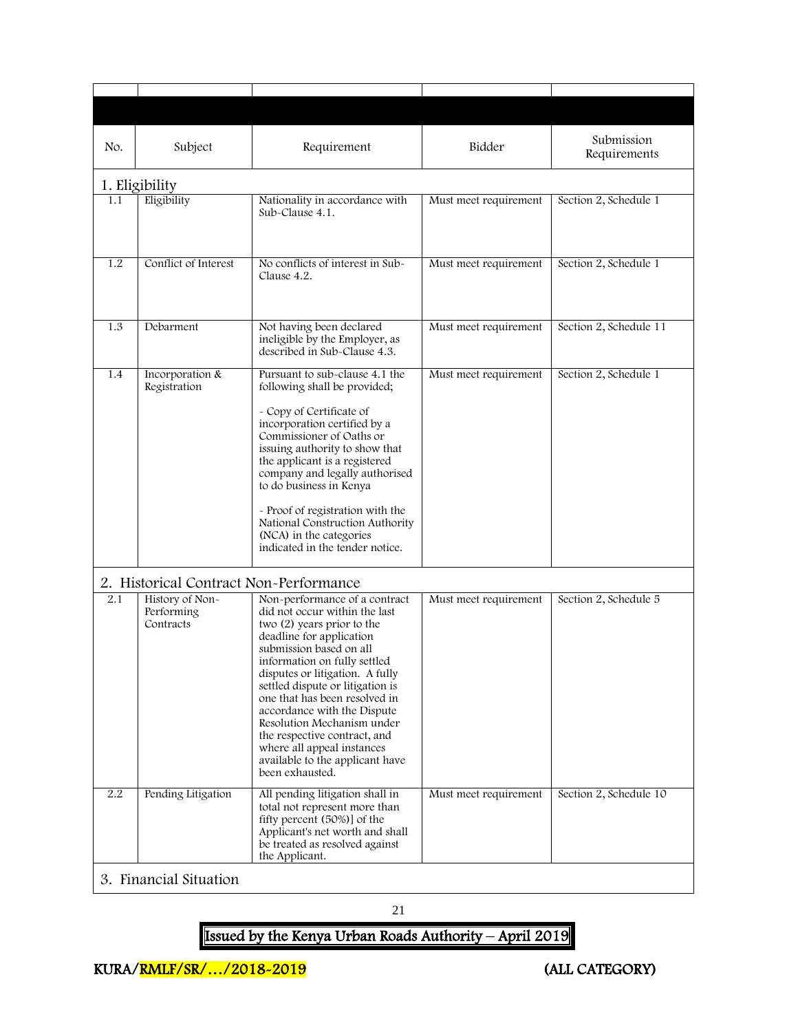| No. | Subject | Requirement | Bidder | Submission Requirements |
|---|---|---|---|---|
| **1. Eligibility** | | | | |
| 1.1 | Eligibility | Nationality in accordance with Sub-Clause 4.1. | Must meet requirement | Section 2, Schedule 1 |
| 1.2 | Conflict of Interest | No conflicts of interest in Sub-Clause 4.2. | Must meet requirement | Section 2, Schedule 1 |
| 1.3 | Debarment | Not having been declared ineligible by the Employer, as described in Sub-Clause 4.3. | Must meet requirement | Section 2, Schedule 11 |
| 1.4 | Incorporation & Registration | Pursuant to sub-clause 4.1 the following shall be provided;<br><br>- Copy of Certificate of incorporation certified by a Commissioner of Oaths or issuing authority to show that the applicant is a registered company and legally authorised to do business in Kenya<br><br>- Proof of registration with the National Construction Authority (NCA) in the categories indicated in the tender notice. | Must meet requirement | Section 2, Schedule 1 |
| **2. Historical Contract Non-Performance** | | | | |
| 2.1 | History of Non-Performing Contracts | Non-performance of a contract did not occur within the last two (2) years prior to the deadline for application submission based on all information on fully settled disputes or litigation. A fully settled dispute or litigation is one that has been resolved in accordance with the Dispute Resolution Mechanism under the respective contract, and where all appeal instances available to the applicant have been exhausted. | Must meet requirement | Section 2, Schedule 5 |
| 2.2 | Pending Litigation | All pending litigation shall in total not represent more than fifty percent (50%)] of the Applicant's net worth and shall be treated as resolved against the Applicant. | Must meet requirement | Section 2, Schedule 10 |
| **3. Financial Situation** | | | | |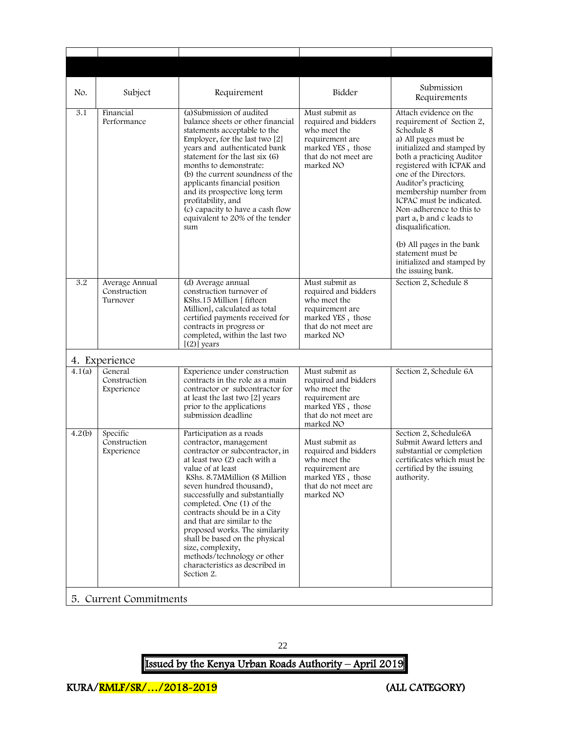| No. | Subject | Requirement | Bidder | Submission Requirements |
|---|---|---|---|---|
| 3.1 | Financial Performance | (a)Submission of audited balance sheets or other financial statements acceptable to the Employer, for the last two [2] years and authenticated bank statement for the last six (6) months to demonstrate:<br>(b) the current soundness of the applicants financial position and its prospective long term profitability, and<br>(c) capacity to have a cash flow equivalent to 20% of the tender sum | Must submit as required and bidders who meet the requirement are marked YES , those that do not meet are marked NO | Attach evidence on the requirement of Section 2, Schedule 8<br>a) All pages must be initialized and stamped by both a practicing Auditor registered with ICPAK and one of the Directors. Auditor's practicing membership number from ICPAC must be indicated. Non-adherence to this to part a, b and c leads to disqualification.<br><br>(b) All pages in the bank statement must be initialized and stamped by the issuing bank. |
| 3.2 | Average Annual Construction Turnover | (d) Average annual construction turnover of KShs.15 Million [ fifteen Million], calculated as total certified payments received for contracts in progress or completed, within the last two [(2)] years | Must submit as required and bidders who meet the requirement are marked YES , those that do not meet are marked NO | Section 2, Schedule 8 |
| **4. Experience** | | | | |
| 4.1(a) | General Construction Experience | Experience under construction contracts in the role as a main contractor or subcontractor for at least the last two [2] years prior to the applications submission deadline | Must submit as required and bidders who meet the requirement are marked YES , those that do not meet are marked NO | Section 2, Schedule 6A |
| 4.2(b) | Specific Construction Experience | Participation as a roads contractor, management contractor or subcontractor, in at least two (2) each with a value of at least KShs. 8.7MMillion (8 Million seven hundred thousand), successfully and substantially completed. One (1) of the contracts should be in a City and that are similar to the proposed works. The similarity shall be based on the physical size, complexity, methods/technology or other characteristics as described in Section 2. | Must submit as required and bidders who meet the requirement are marked YES , those that do not meet are marked NO | Section 2, Schedule6A Submit Award letters and substantial or completion certificates which must be certified by the issuing authority. |
| **5. Current Commitments** | | | | |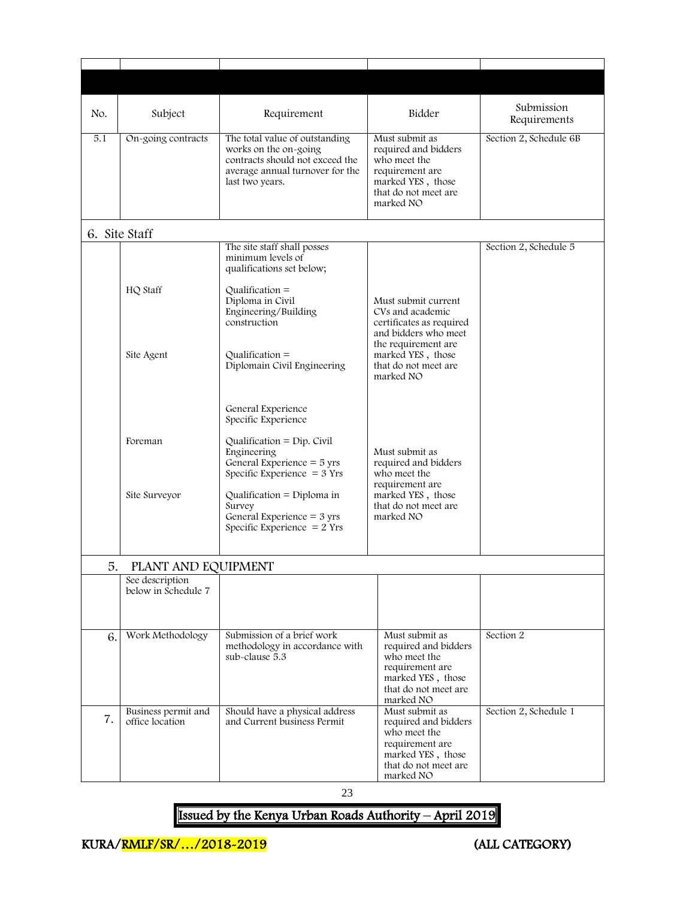| No. | Subject | Requirement | Bidder | Submission Requirements |
|---|---|---|---|---|
| 5.1 | On-going contracts | The total value of outstanding works on the on-going contracts should not exceed the average annual turnover for the last two years. | Must submit as required and bidders who meet the requirement are marked YES , those that do not meet are marked NO | Section 2, Schedule 6B |
| 6. Site Staff | | | | |
| | | The site staff shall posses minimum levels of qualifications set below; | | Section 2, Schedule 5 |
| | HQ Staff | Qualification = Diploma in Civil Engineering/Building construction | Must submit current CVs and academic certificates as required and bidders who meet the requirement are marked YES , those that do not meet are marked NO | |
| | Site Agent | Qualification = Diplomain Civil Engineering<br><br>General Experience<br>Specific Experience | | |
| | Foreman | Qualification = Dip. Civil Engineering<br>General Experience = 5 yrs<br>Specific Experience = 3 Yrs | Must submit as required and bidders who meet the requirement are marked YES , those that do not meet are marked NO | |
| | Site Surveyor | Qualification = Diploma in Survey<br>General Experience = 3 yrs<br>Specific Experience = 2 Yrs | | |
| 5. | PLANT AND EQUIPMENT | | | |
| | See description below in Schedule 7 | | | |
| 6. | Work Methodology | Submission of a brief work methodology in accordance with sub-clause 5.3 | Must submit as required and bidders who meet the requirement are marked YES , those that do not meet are marked NO | Section 2 |
| 7. | Business permit and office location | Should have a physical address and Current business Permit | Must submit as required and bidders who meet the requirement are marked YES , those that do not meet are marked NO | Section 2, Schedule 1 |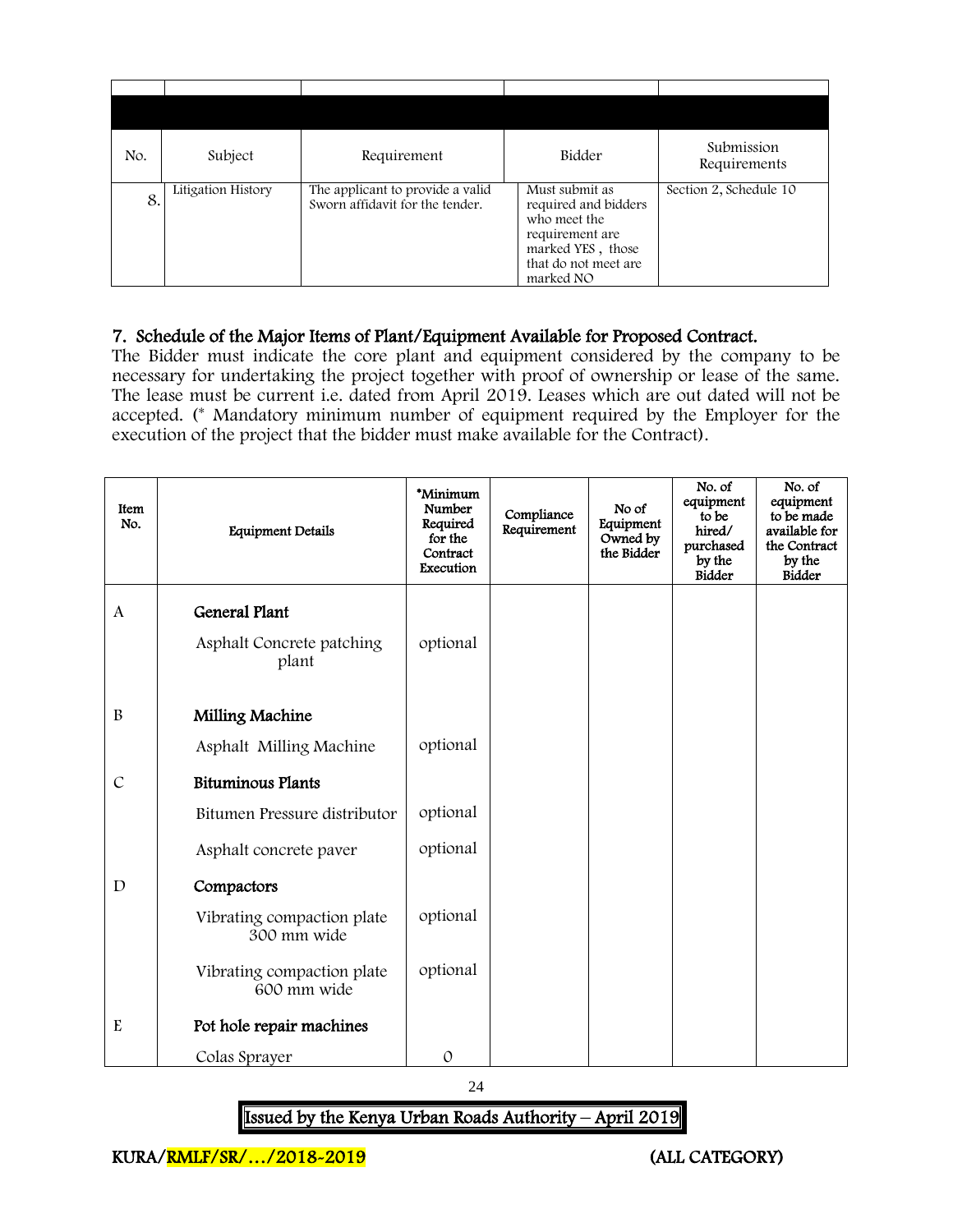| No. | Subject | Requirement | Bidder | Submission Requirements |
|---|---|---|---|---|
| 8. | Litigation History | The applicant to provide a valid Sworn affidavit for the tender. | Must submit as required and bidders who meet the requirement are marked YES , those that do not meet are marked NO | Section 2, Schedule 10 |

### 7. Schedule of the Major Items of Plant/Equipment Available for Proposed Contract.

The Bidder must indicate the core plant and equipment considered by the company to be necessary for undertaking the project together with proof of ownership or lease of the same. The lease must be current i.e. dated from April 2019. Leases which are out dated will not be accepted. (* Mandatory minimum number of equipment required by the Employer for the execution of the project that the bidder must make available for the Contract).

| Item No. | Equipment Details | *Minimum Number Required for the Contract Execution | Compliance Requirement | No of Equipment Owned by the Bidder | No. of equipment to be hired/ purchased by the Bidder | No. of equipment to be made available for the Contract by the Bidder |
|---|---|---|---|---|---|---|
| A | **General Plant** | | | | | |
| | Asphalt Concrete patching plant | optional | | | | |
| B | **Milling Machine** | | | | | |
| | Asphalt Milling Machine | optional | | | | |
| C | **Bituminous Plants** | | | | | |
| | Bitumen Pressure distributor | optional | | | | |
| | Asphalt concrete paver | optional | | | | |
| D | **Compactors** | | | | | |
| | Vibrating compaction plate 300 mm wide | optional | | | | |
| | Vibrating compaction plate 600 mm wide | optional | | | | |
| E | **Pot hole repair machines** | | | | | |
| | Colas Sprayer | 0 | | | | |

Issued by the Kenya Urban Roads Authority – April 2019

KURA/RMLF/SR/…/2018-2019 (ALL CATEGORY)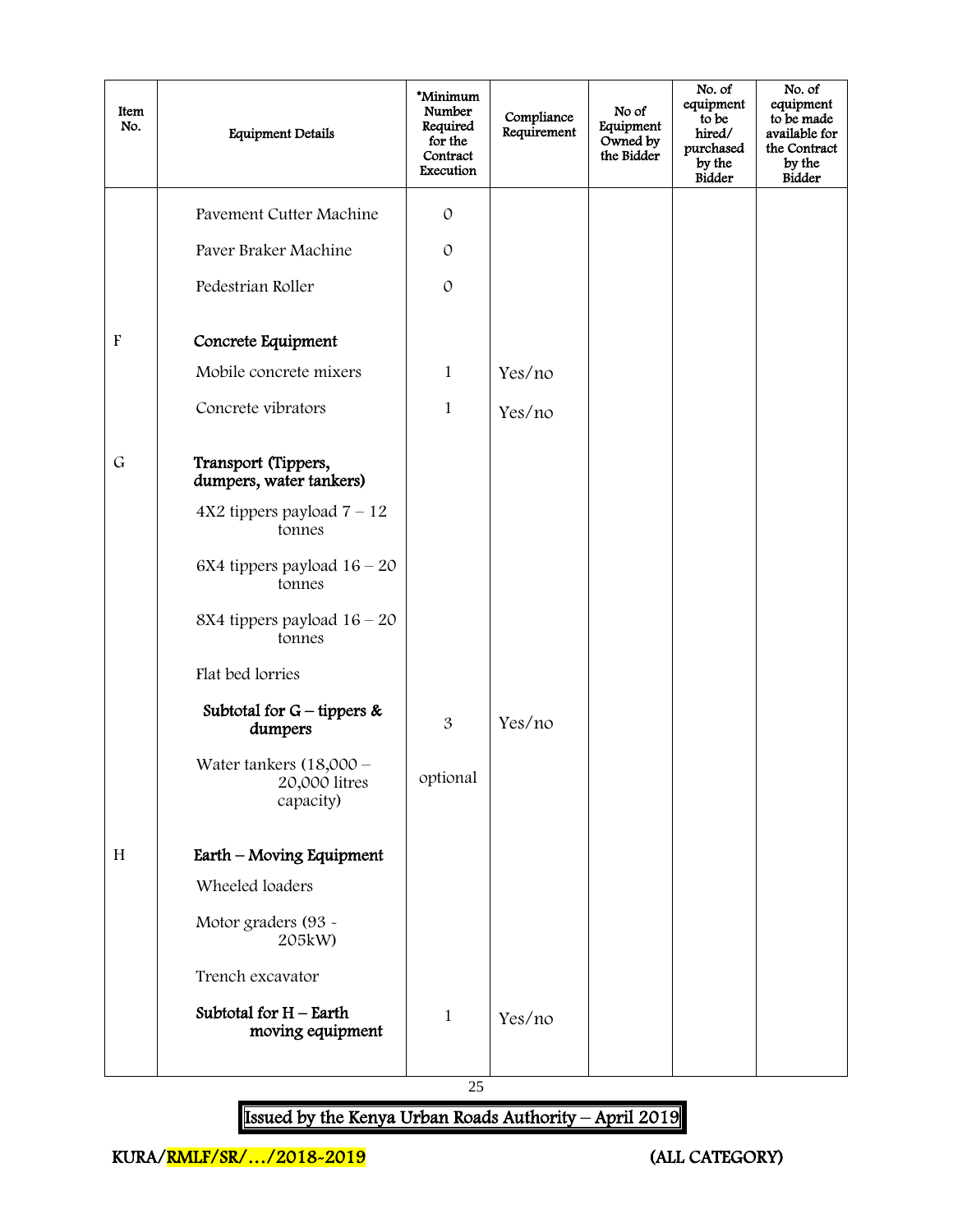| Item No. | Equipment Details | *Minimum Number Required for the Contract Execution | Compliance Requirement | No of Equipment Owned by the Bidder | No. of equipment to be hired/ purchased by the Bidder | No. of equipment to be made available for the Contract by the Bidder |
|---|---|---|---|---|---|---|
| | Pavement Cutter Machine | 0 | | | | |
| | Paver Braker Machine | 0 | | | | |
| | Pedestrian Roller | 0 | | | | |
| F | **Concrete Equipment** | | | | | |
| | Mobile concrete mixers | 1 | Yes/no | | | |
| | Concrete vibrators | 1 | Yes/no | | | |
| G | **Transport (Tippers, dumpers, water tankers)** | | | | | |
| | 4X2 tippers payload 7 – 12 tonnes | | | | | |
| | 6X4 tippers payload 16 – 20 tonnes | | | | | |
| | 8X4 tippers payload 16 – 20 tonnes | | | | | |
| | Flat bed lorries | | | | | |
| | **Subtotal for G – tippers & dumpers** | 3 | Yes/no | | | |
| | Water tankers (18,000 – 20,000 litres capacity) | optional | | | | |
| H | **Earth – Moving Equipment** | | | | | |
| | Wheeled loaders | | | | | |
| | Motor graders (93 - 205kW) | | | | | |
| | Trench excavator | | | | | |
| | **Subtotal for H – Earth moving equipment** | 1 | Yes/no | | | |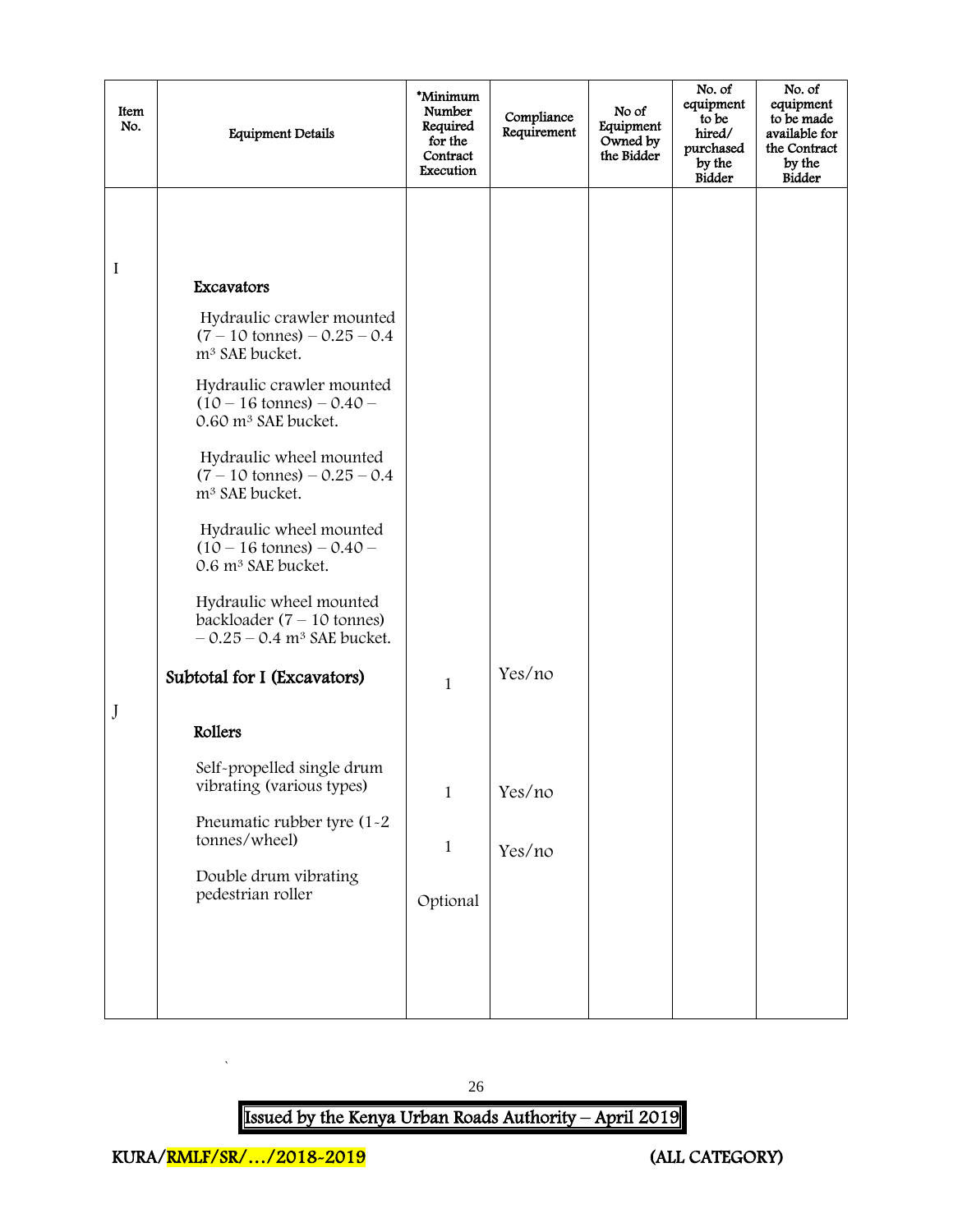| Item No. | Equipment Details | *Minimum Number Required for the Contract Execution | Compliance Requirement | No of Equipment Owned by the Bidder | No. of equipment to be hired/ purchased by the Bidder | No. of equipment to be made available for the Contract by the Bidder |
|---|---|---|---|---|---|---|
| I | **Excavators** | | | | | |
| | Hydraulic crawler mounted (7 – 10 tonnes) – 0.25 – 0.4 $m^3$ SAE bucket. | | | | | |
| | Hydraulic crawler mounted (10 – 16 tonnes) – 0.40 – 0.60 $m^3$ SAE bucket. | | | | | |
| | Hydraulic wheel mounted (7 – 10 tonnes) – 0.25 – 0.4 $m^3$ SAE bucket. | | | | | |
| | Hydraulic wheel mounted (10 – 16 tonnes) – 0.40 – 0.6 $m^3$ SAE bucket. | | | | | |
| | Hydraulic wheel mounted backloader (7 – 10 tonnes) – 0.25 – 0.4 $m^3$ SAE bucket. | | | | | |
| | **Subtotal for I (Excavators)** | 1 | Yes/no | | | |
| J | **Rollers** | | | | | |
| | Self-propelled single drum vibrating (various types) | 1 | Yes/no | | | |
| | Pneumatic rubber tyre (1-2 tonnes/wheel) | 1 | Yes/no | | | |
| | Double drum vibrating pedestrian roller | Optional | | | | |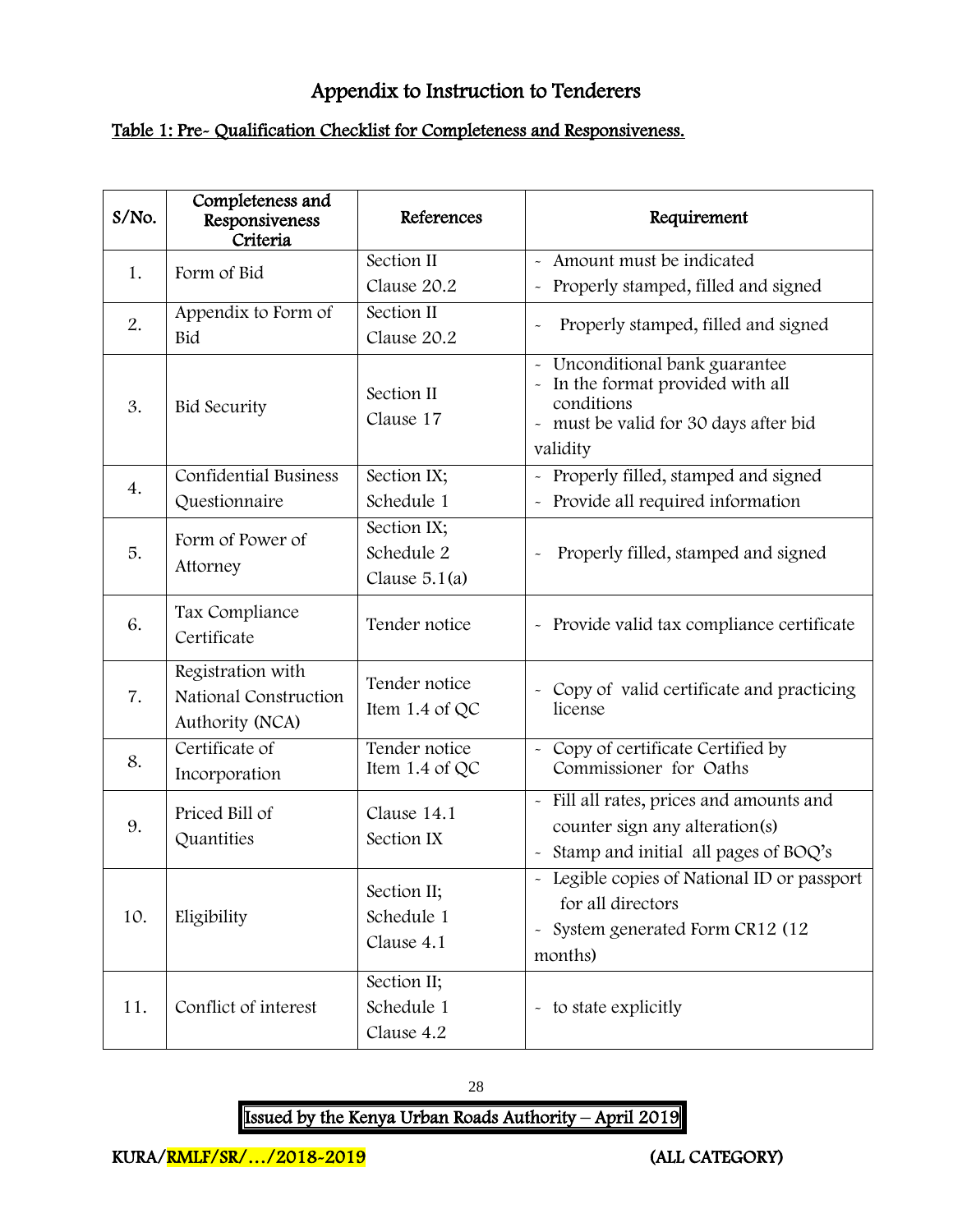# Appendix to Instruction to Tenderers

## Table 1: Pre- Qualification Checklist for Completeness and Responsiveness.

| S/No. | Completeness and Responsiveness Criteria | References | Requirement |
|---|---|---|---|
| 1. | Form of Bid | Section II Clause 20.2 | - Amount must be indicated<br>- Properly stamped, filled and signed |
| 2. | Appendix to Form of Bid | Section II Clause 20.2 | - Properly stamped, filled and signed |
| 3. | Bid Security | Section II Clause 17 | - Unconditional bank guarantee<br>- In the format provided with all conditions<br>- must be valid for 30 days after bid validity |
| 4. | Confidential Business Questionnaire | Section IX; Schedule 1 | - Properly filled, stamped and signed<br>- Provide all required information |
| 5. | Form of Power of Attorney | Section IX; Schedule 2 Clause 5.1(a) | - Properly filled, stamped and signed |
| 6. | Tax Compliance Certificate | Tender notice | - Provide valid tax compliance certificate |
| 7. | Registration with National Construction Authority (NCA) | Tender notice Item 1.4 of QC | - Copy of valid certificate and practicing license |
| 8. | Certificate of Incorporation | Tender notice Item 1.4 of QC | - Copy of certificate Certified by Commissioner for Oaths |
| 9. | Priced Bill of Quantities | Clause 14.1 Section IX | - Fill all rates, prices and amounts and counter sign any alteration(s)<br>- Stamp and initial all pages of BOQ's |
| 10. | Eligibility | Section II; Schedule 1 Clause 4.1 | - Legible copies of National ID or passport for all directors<br>- System generated Form CR12 (12 months) |
| 11. | Conflict of interest | Section II; Schedule 1 Clause 4.2 | - to state explicitly |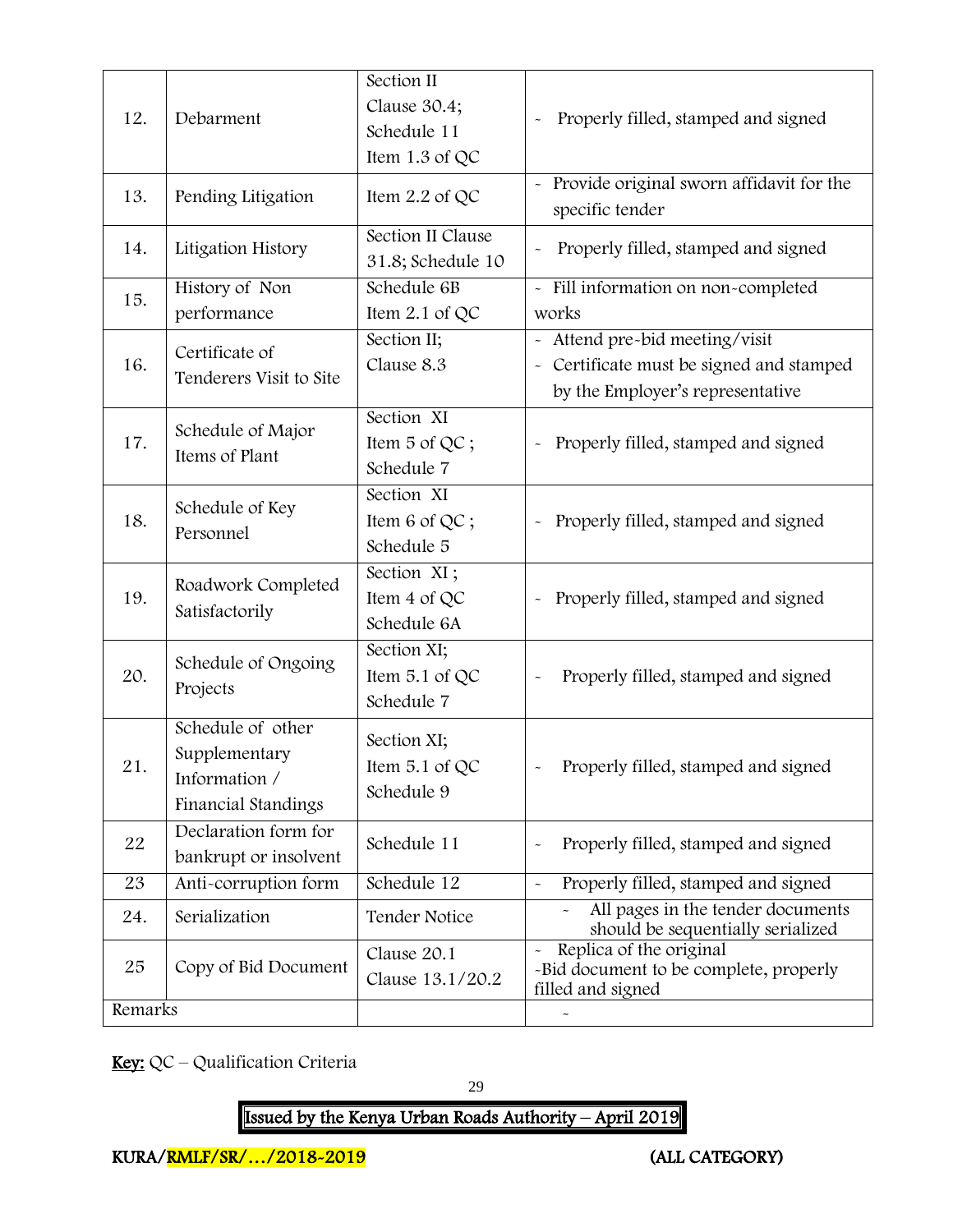| | | | |
|---|---|---|---|
| 12. | Debarment | Section II Clause 30.4; Schedule 11 Item 1.3 of QC | - Properly filled, stamped and signed |
| 13. | Pending Litigation | Item 2.2 of QC | - Provide original sworn affidavit for the specific tender |
| 14. | Litigation History | Section II Clause 31.8; Schedule 10 | - Properly filled, stamped and signed |
| 15. | History of Non performance | Schedule 6B Item 2.1 of QC | - Fill information on non-completed works |
| 16. | Certificate of Tenderers Visit to Site | Section II; Clause 8.3 | - Attend pre-bid meeting/visit<br>- Certificate must be signed and stamped by the Employer's representative |
| 17. | Schedule of Major Items of Plant | Section XI Item 5 of QC ; Schedule 7 | - Properly filled, stamped and signed |
| 18. | Schedule of Key Personnel | Section XI Item 6 of QC ; Schedule 5 | - Properly filled, stamped and signed |
| 19. | Roadwork Completed Satisfactorily | Section XI ; Item 4 of QC Schedule 6A | - Properly filled, stamped and signed |
| 20. | Schedule of Ongoing Projects | Section XI; Item 5.1 of QC Schedule 7 | - Properly filled, stamped and signed |
| 21. | Schedule of other Supplementary Information / Financial Standings | Section XI; Item 5.1 of QC Schedule 9 | - Properly filled, stamped and signed |
| 22 | Declaration form for bankrupt or insolvent | Schedule 11 | - Properly filled, stamped and signed |
| 23 | Anti-corruption form | Schedule 12 | - Properly filled, stamped and signed |
| 24. | Serialization | Tender Notice | - All pages in the tender documents should be sequentially serialized |
| 25 | Copy of Bid Document | Clause 20.1 Clause 13.1/20.2 | - Replica of the original<br>-Bid document to be complete, properly filled and signed |
| Remarks | | | - |

**Key:** QC – Qualification Criteria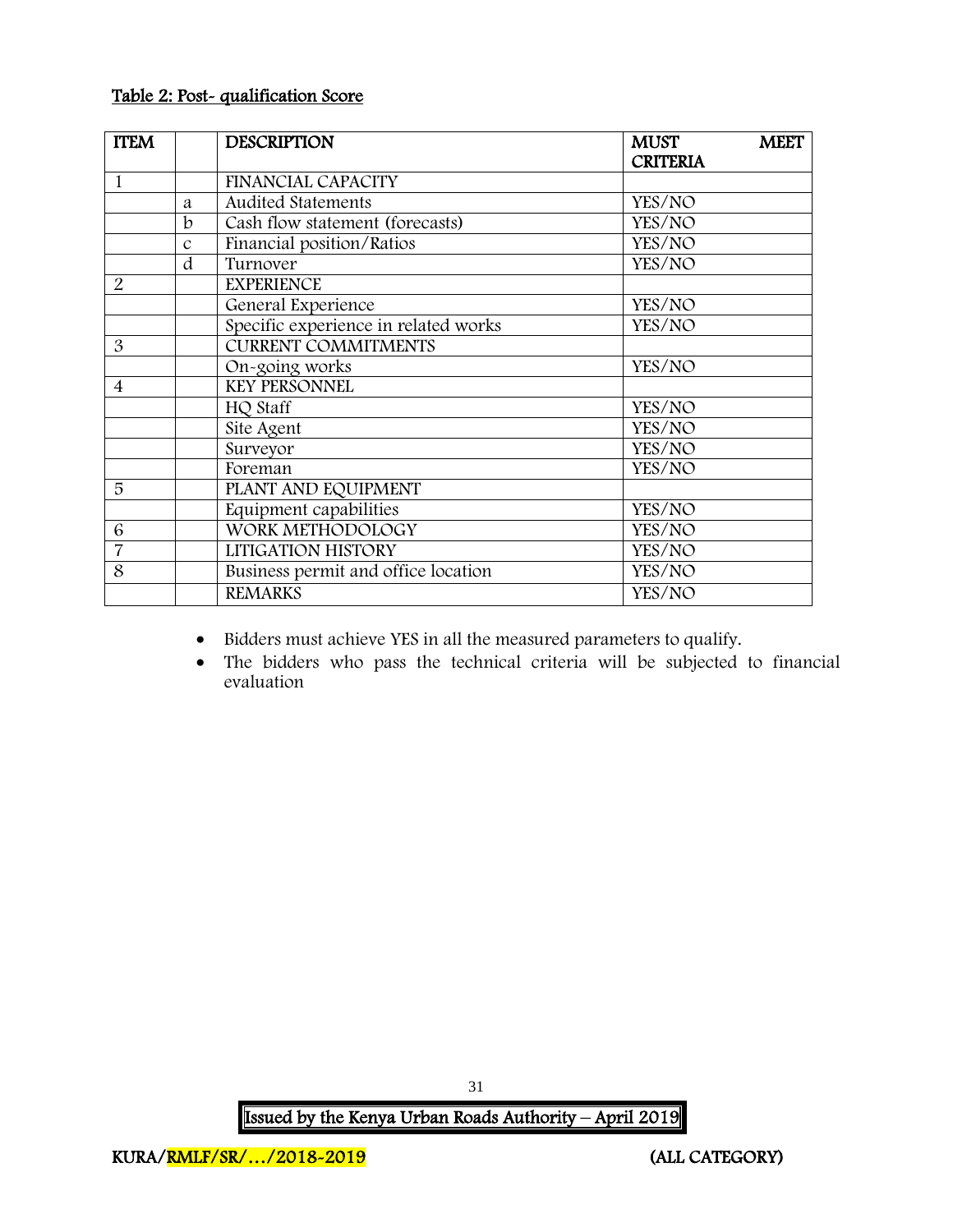Table 2: Post- qualification Score

| ITEM | | DESCRIPTION | MUST MEET CRITERIA |
|---|---|---|---|
| 1 | | FINANCIAL CAPACITY | |
| | a | Audited Statements | YES/NO |
| | b | Cash flow statement (forecasts) | YES/NO |
| | c | Financial position/Ratios | YES/NO |
| | d | Turnover | YES/NO |
| 2 | | EXPERIENCE | |
| | | General Experience | YES/NO |
| | | Specific experience in related works | YES/NO |
| 3 | | CURRENT COMMITMENTS | |
| | | On-going works | YES/NO |
| 4 | | KEY PERSONNEL | |
| | | HQ Staff | YES/NO |
| | | Site Agent | YES/NO |
| | | Surveyor | YES/NO |
| | | Foreman | YES/NO |
| 5 | | PLANT AND EQUIPMENT | |
| | | Equipment capabilities | YES/NO |
| 6 | | WORK METHODOLOGY | YES/NO |
| 7 | | LITIGATION HISTORY | YES/NO |
| 8 | | Business permit and office location | YES/NO |
| | | REMARKS | YES/NO |

- Bidders must achieve YES in all the measured parameters to qualify.
- The bidders who pass the technical criteria will be subjected to financial evaluation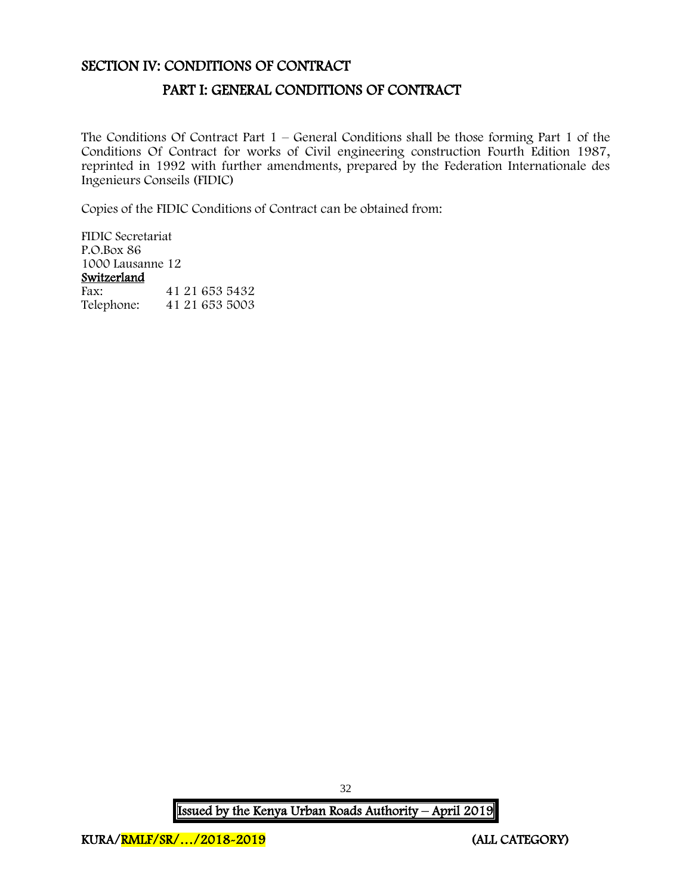# SECTION IV: CONDITIONS OF CONTRACT

## PART I: GENERAL CONDITIONS OF CONTRACT

The Conditions Of Contract Part 1 – General Conditions shall be those forming Part 1 of the Conditions Of Contract for works of Civil engineering construction Fourth Edition 1987, reprinted in 1992 with further amendments, prepared by the Federation Internationale des Ingenieurs Conseils (FIDIC)

Copies of the FIDIC Conditions of Contract can be obtained from:

FIDIC Secretariat
P.O.Box 86
1000 Lausanne 12
**Switzerland**

Fax: 41 21 653 5432
Telephone: 41 21 653 5003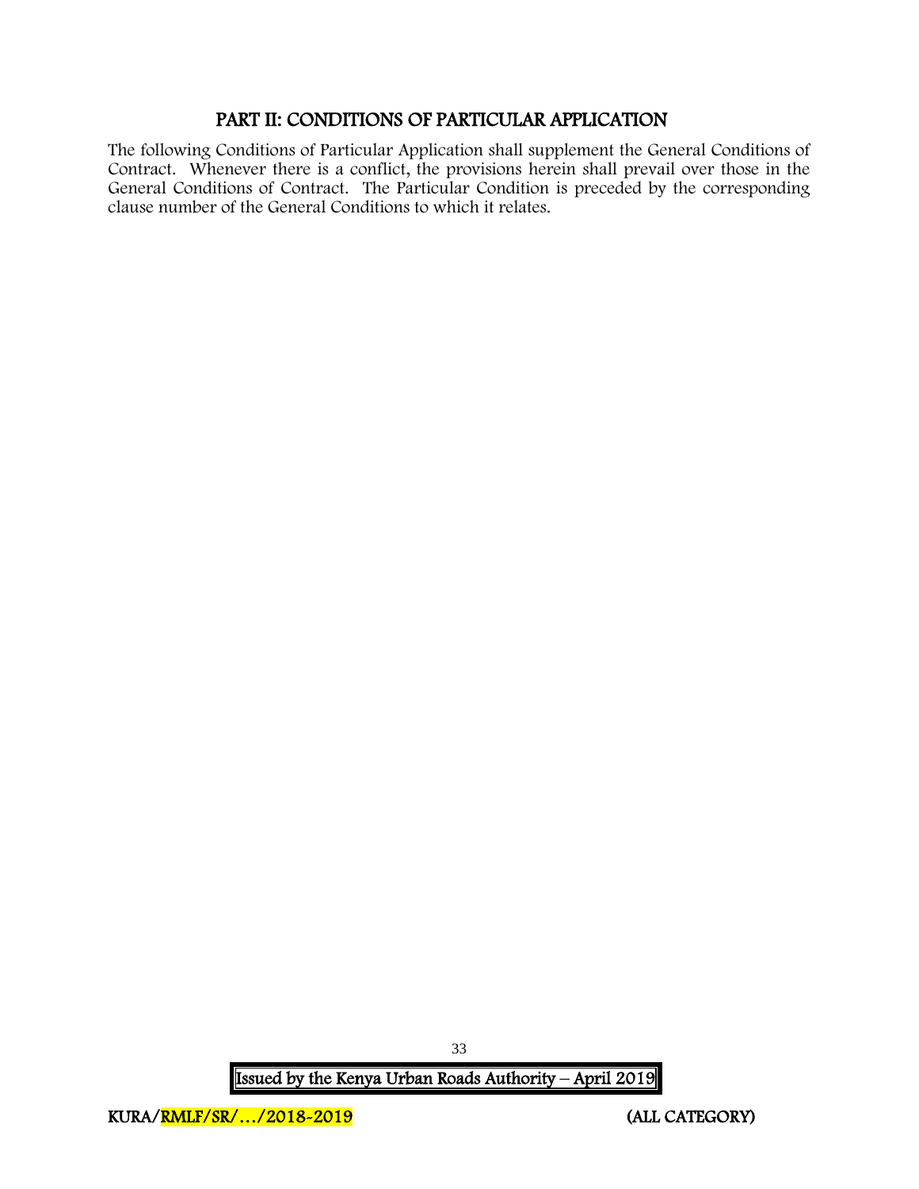# PART II: CONDITIONS OF PARTICULAR APPLICATION

The following Conditions of Particular Application shall supplement the General Conditions of Contract. Whenever there is a conflict, the provisions herein shall prevail over those in the General Conditions of Contract. The Particular Condition is preceded by the corresponding clause number of the General Conditions to which it relates.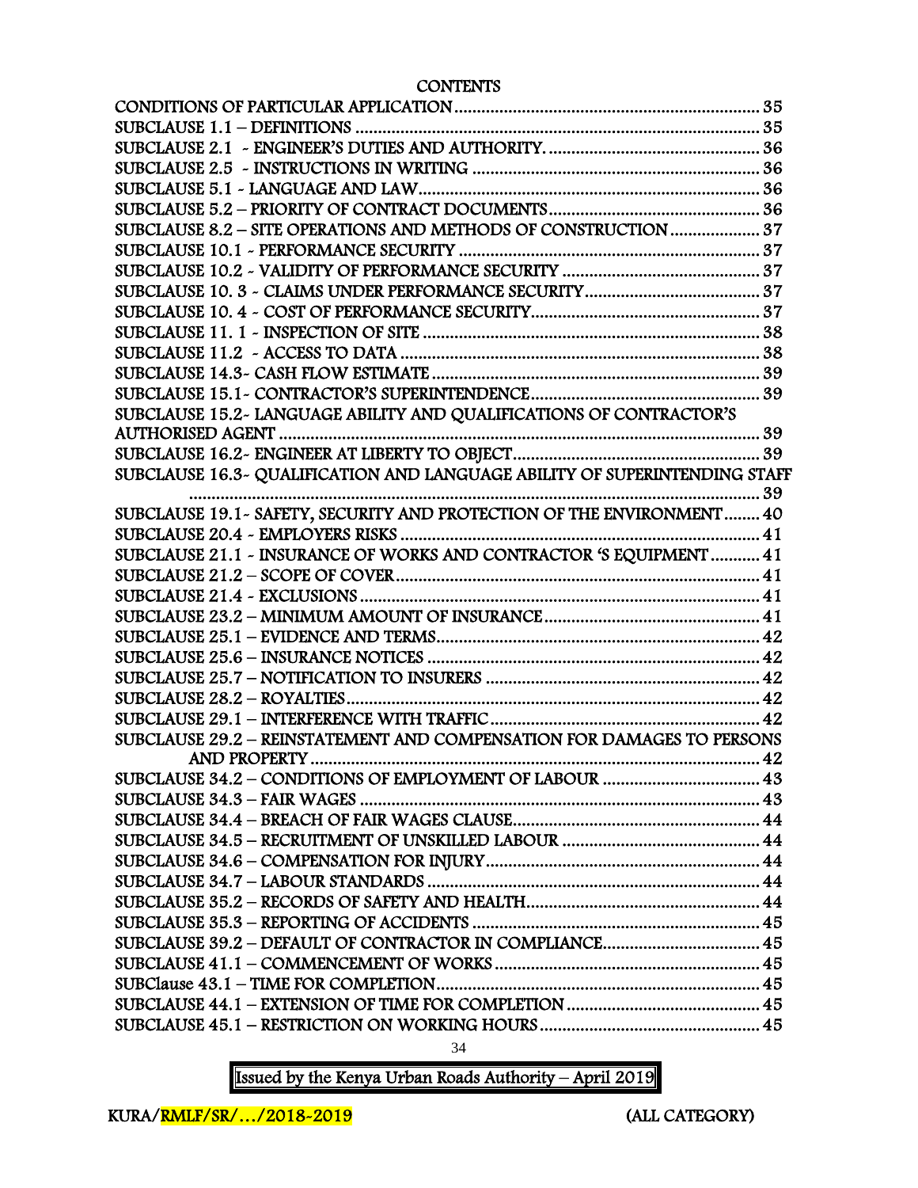CONTENTS

| | |
|---|---|
| CONDITIONS OF PARTICULAR APPLICATION | 35 |
| SUBCLAUSE 1.1 – DEFINITIONS | 35 |
| SUBCLAUSE 2.1 - ENGINEER'S DUTIES AND AUTHORITY. | 36 |
| SUBCLAUSE 2.5 - INSTRUCTIONS IN WRITING | 36 |
| SUBCLAUSE 5.1 - LANGUAGE AND LAW | 36 |
| SUBCLAUSE 5.2 – PRIORITY OF CONTRACT DOCUMENTS | 36 |
| SUBCLAUSE 8.2 – SITE OPERATIONS AND METHODS OF CONSTRUCTION | 37 |
| SUBCLAUSE 10.1 - PERFORMANCE SECURITY | 37 |
| SUBCLAUSE 10.2 - VALIDITY OF PERFORMANCE SECURITY | 37 |
| SUBCLAUSE 10. 3 - CLAIMS UNDER PERFORMANCE SECURITY | 37 |
| SUBCLAUSE 10. 4 - COST OF PERFORMANCE SECURITY | 37 |
| SUBCLAUSE 11. 1 - INSPECTION OF SITE | 38 |
| SUBCLAUSE 11.2 - ACCESS TO DATA | 38 |
| SUBCLAUSE 14.3- CASH FLOW ESTIMATE | 39 |
| SUBCLAUSE 15.1- CONTRACTOR'S SUPERINTENDENCE | 39 |
| SUBCLAUSE 15.2- LANGUAGE ABILITY AND QUALIFICATIONS OF CONTRACTOR'S AUTHORISED AGENT | 39 |
| SUBCLAUSE 16.2- ENGINEER AT LIBERTY TO OBJECT | 39 |
| SUBCLAUSE 16.3- QUALIFICATION AND LANGUAGE ABILITY OF SUPERINTENDING STAFF | 39 |
| SUBCLAUSE 19.1- SAFETY, SECURITY AND PROTECTION OF THE ENVIRONMENT | 40 |
| SUBCLAUSE 20.4 - EMPLOYERS RISKS | 41 |
| SUBCLAUSE 21.1 - INSURANCE OF WORKS AND CONTRACTOR 'S EQUIPMENT | 41 |
| SUBCLAUSE 21.2 – SCOPE OF COVER | 41 |
| SUBCLAUSE 21.4 - EXCLUSIONS | 41 |
| SUBCLAUSE 23.2 – MINIMUM AMOUNT OF INSURANCE | 41 |
| SUBCLAUSE 25.1 – EVIDENCE AND TERMS | 42 |
| SUBCLAUSE 25.6 – INSURANCE NOTICES | 42 |
| SUBCLAUSE 25.7 – NOTIFICATION TO INSURERS | 42 |
| SUBCLAUSE 28.2 – ROYALTIES | 42 |
| SUBCLAUSE 29.1 – INTERFERENCE WITH TRAFFIC | 42 |
| SUBCLAUSE 29.2 – REINSTATEMENT AND COMPENSATION FOR DAMAGES TO PERSONS AND PROPERTY | 42 |
| SUBCLAUSE 34.2 – CONDITIONS OF EMPLOYMENT OF LABOUR | 43 |
| SUBCLAUSE 34.3 – FAIR WAGES | 43 |
| SUBCLAUSE 34.4 – BREACH OF FAIR WAGES CLAUSE | 44 |
| SUBCLAUSE 34.5 – RECRUITMENT OF UNSKILLED LABOUR | 44 |
| SUBCLAUSE 34.6 – COMPENSATION FOR INJURY | 44 |
| SUBCLAUSE 34.7 – LABOUR STANDARDS | 44 |
| SUBCLAUSE 35.2 – RECORDS OF SAFETY AND HEALTH | 44 |
| SUBCLAUSE 35.3 – REPORTING OF ACCIDENTS | 45 |
| SUBCLAUSE 39.2 – DEFAULT OF CONTRACTOR IN COMPLIANCE | 45 |
| SUBCLAUSE 41.1 – COMMENCEMENT OF WORKS | 45 |
| SUBClause 43.1 – TIME FOR COMPLETION | 45 |
| SUBCLAUSE 44.1 – EXTENSION OF TIME FOR COMPLETION | 45 |
| SUBCLAUSE 45.1 – RESTRICTION ON WORKING HOURS | 45 |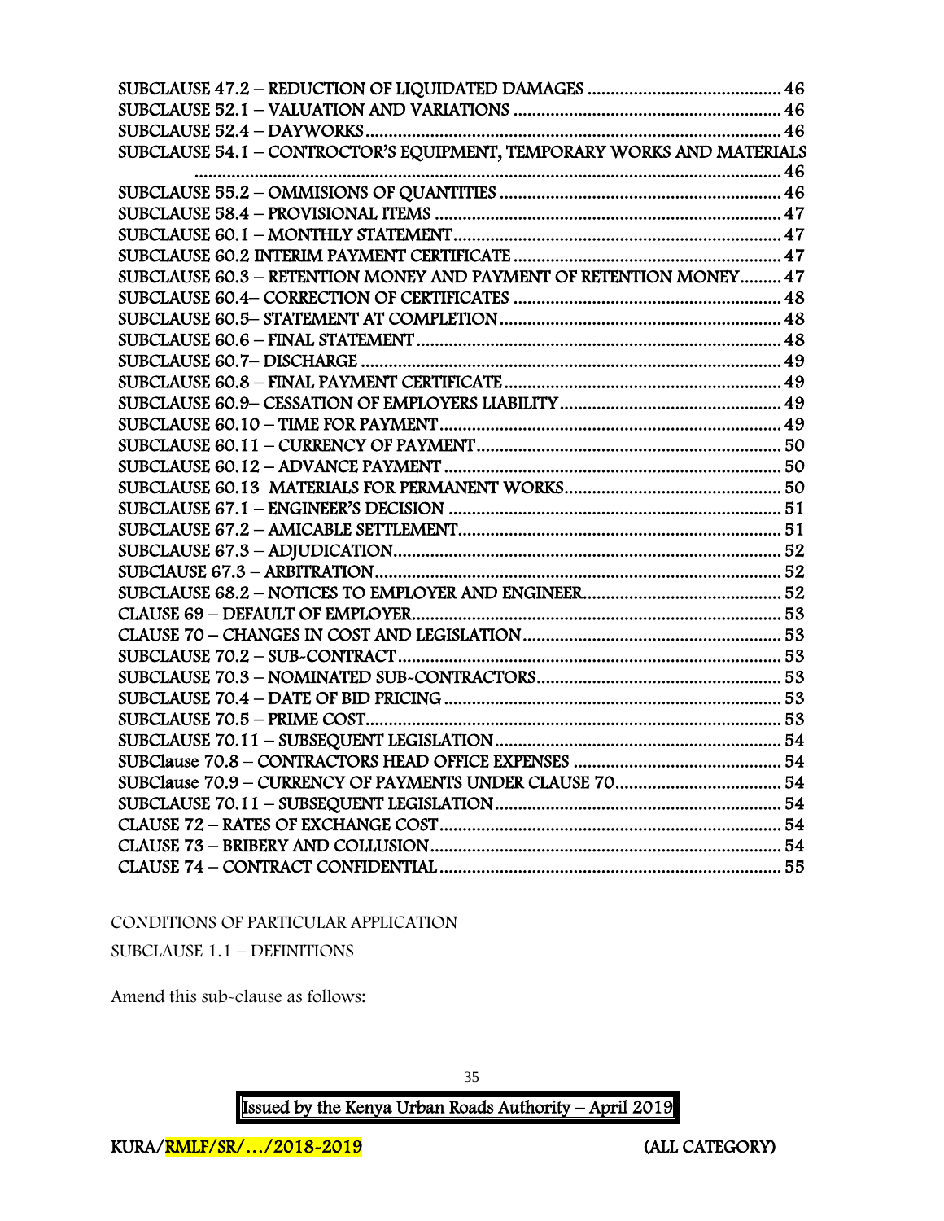SUBCLAUSE 47.2 – REDUCTION OF LIQUIDATED DAMAGES ........................................ 46
SUBCLAUSE 52.1 – VALUATION AND VARIATIONS ........................................ 46
SUBCLAUSE 52.4 – DAYWORKS ........................................ 46
SUBCLAUSE 54.1 – CONTROCTOR'S EQUIPMENT, TEMPORARY WORKS AND MATERIALS ........................................ 46
SUBCLAUSE 55.2 – OMMISIONS OF QUANTITIES ........................................ 46
SUBCLAUSE 58.4 – PROVISIONAL ITEMS ........................................ 47
SUBCLAUSE 60.1 – MONTHLY STATEMENT ........................................ 47
SUBCLAUSE 60.2 INTERIM PAYMENT CERTIFICATE ........................................ 47
SUBCLAUSE 60.3 – RETENTION MONEY AND PAYMENT OF RETENTION MONEY ........................................ 47
SUBCLAUSE 60.4– CORRECTION OF CERTIFICATES ........................................ 48
SUBCLAUSE 60.5– STATEMENT AT COMPLETION ........................................ 48
SUBCLAUSE 60.6 – FINAL STATEMENT ........................................ 48
SUBCLAUSE 60.7– DISCHARGE ........................................ 49
SUBCLAUSE 60.8 – FINAL PAYMENT CERTIFICATE ........................................ 49
SUBCLAUSE 60.9– CESSATION OF EMPLOYERS LIABILITY ........................................ 49
SUBCLAUSE 60.10 – TIME FOR PAYMENT ........................................ 49
SUBCLAUSE 60.11 – CURRENCY OF PAYMENT ........................................ 50
SUBCLAUSE 60.12 – ADVANCE PAYMENT ........................................ 50
SUBCLAUSE 60.13 MATERIALS FOR PERMANENT WORKS ........................................ 50
SUBCLAUSE 67.1 – ENGINEER'S DECISION ........................................ 51
SUBCLAUSE 67.2 – AMICABLE SETTLEMENT ........................................ 51
SUBCLAUSE 67.3 – ADJUDICATION ........................................ 52
SUBClAUSE 67.3 – ARBITRATION ........................................ 52
SUBCLAUSE 68.2 – NOTICES TO EMPLOYER AND ENGINEER ........................................ 52
CLAUSE 69 – DEFAULT OF EMPLOYER ........................................ 53
CLAUSE 70 – CHANGES IN COST AND LEGISLATION ........................................ 53
SUBCLAUSE 70.2 – SUB-CONTRACT ........................................ 53
SUBCLAUSE 70.3 – NOMINATED SUB-CONTRACTORS ........................................ 53
SUBCLAUSE 70.4 – DATE OF BID PRICING ........................................ 53
SUBCLAUSE 70.5 – PRIME COST ........................................ 53
SUBCLAUSE 70.11 – SUBSEQUENT LEGISLATION ........................................ 54
SUBClause 70.8 – CONTRACTORS HEAD OFFICE EXPENSES ........................................ 54
SUBClause 70.9 – CURRENCY OF PAYMENTS UNDER CLAUSE 70 ........................................ 54
SUBCLAUSE 70.11 – SUBSEQUENT LEGISLATION ........................................ 54
CLAUSE 72 – RATES OF EXCHANGE COST ........................................ 54
CLAUSE 73 – BRIBERY AND COLLUSION ........................................ 54
CLAUSE 74 – CONTRACT CONFIDENTIAL ........................................ 55

## CONDITIONS OF PARTICULAR APPLICATION

### SUBCLAUSE 1.1 – DEFINITIONS

Amend this sub-clause as follows: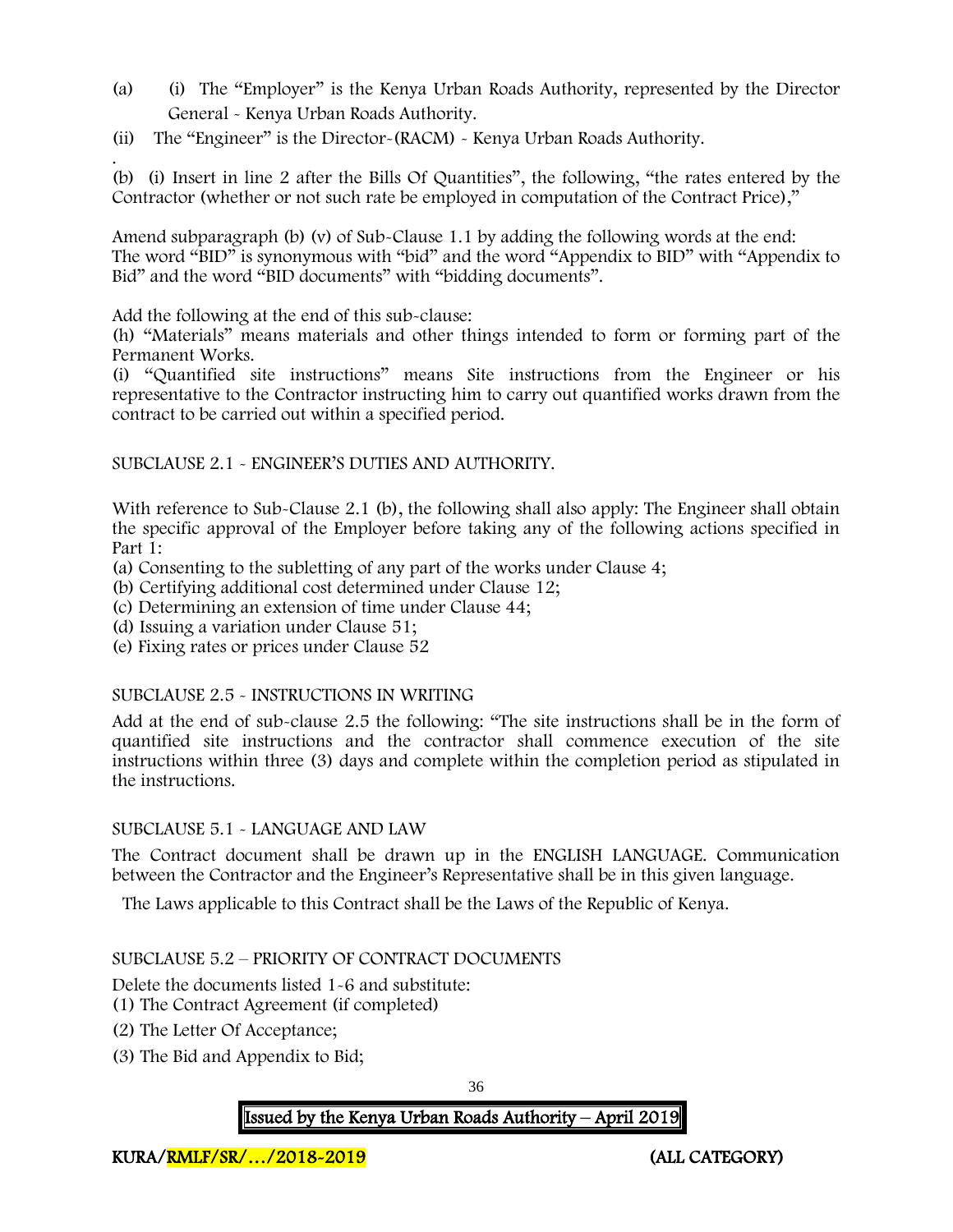(a) (i) The "Employer" is the Kenya Urban Roads Authority, represented by the Director General - Kenya Urban Roads Authority.

(ii) The "Engineer" is the Director-(RACM) - Kenya Urban Roads Authority.

.

(b) (i) Insert in line 2 after the Bills Of Quantities", the following, "the rates entered by the Contractor (whether or not such rate be employed in computation of the Contract Price),"

Amend subparagraph (b) (v) of Sub-Clause 1.1 by adding the following words at the end: The word "BID" is synonymous with "bid" and the word "Appendix to BID" with "Appendix to Bid" and the word "BID documents" with "bidding documents".

Add the following at the end of this sub-clause:

(h) "Materials" means materials and other things intended to form or forming part of the Permanent Works.

(i) "Quantified site instructions" means Site instructions from the Engineer or his representative to the Contractor instructing him to carry out quantified works drawn from the contract to be carried out within a specified period.

SUBCLAUSE 2.1 - ENGINEER'S DUTIES AND AUTHORITY.

With reference to Sub-Clause 2.1 (b), the following shall also apply: The Engineer shall obtain the specific approval of the Employer before taking any of the following actions specified in Part 1:

(a) Consenting to the subletting of any part of the works under Clause 4;

(b) Certifying additional cost determined under Clause 12;

(c) Determining an extension of time under Clause 44;

(d) Issuing a variation under Clause 51;

(e) Fixing rates or prices under Clause 52

SUBCLAUSE 2.5 - INSTRUCTIONS IN WRITING

Add at the end of sub-clause 2.5 the following: "The site instructions shall be in the form of quantified site instructions and the contractor shall commence execution of the site instructions within three (3) days and complete within the completion period as stipulated in the instructions.

SUBCLAUSE 5.1 - LANGUAGE AND LAW

The Contract document shall be drawn up in the ENGLISH LANGUAGE. Communication between the Contractor and the Engineer's Representative shall be in this given language.

The Laws applicable to this Contract shall be the Laws of the Republic of Kenya.

SUBCLAUSE 5.2 – PRIORITY OF CONTRACT DOCUMENTS

Delete the documents listed 1-6 and substitute:

(1) The Contract Agreement (if completed)

(2) The Letter Of Acceptance;

(3) The Bid and Appendix to Bid;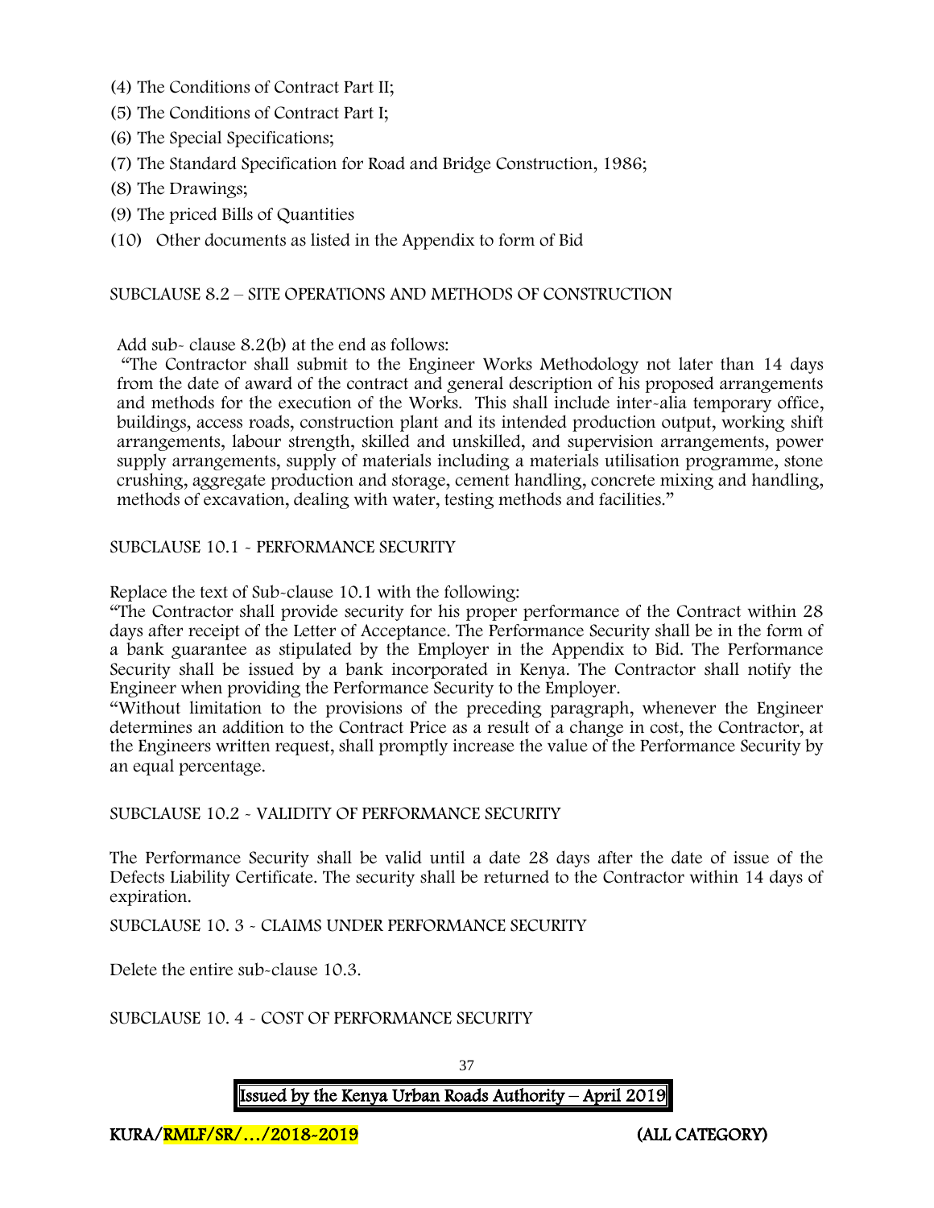(4) The Conditions of Contract Part II;

(5) The Conditions of Contract Part I;

(6) The Special Specifications;

(7) The Standard Specification for Road and Bridge Construction, 1986;

(8) The Drawings;

(9) The priced Bills of Quantities

(10) Other documents as listed in the Appendix to form of Bid

SUBCLAUSE 8.2 – SITE OPERATIONS AND METHODS OF CONSTRUCTION

Add sub- clause 8.2(b) at the end as follows:

"The Contractor shall submit to the Engineer Works Methodology not later than 14 days from the date of award of the contract and general description of his proposed arrangements and methods for the execution of the Works. This shall include inter-alia temporary office, buildings, access roads, construction plant and its intended production output, working shift arrangements, labour strength, skilled and unskilled, and supervision arrangements, power supply arrangements, supply of materials including a materials utilisation programme, stone crushing, aggregate production and storage, cement handling, concrete mixing and handling, methods of excavation, dealing with water, testing methods and facilities."

SUBCLAUSE 10.1 - PERFORMANCE SECURITY

Replace the text of Sub-clause 10.1 with the following:

"The Contractor shall provide security for his proper performance of the Contract within 28 days after receipt of the Letter of Acceptance. The Performance Security shall be in the form of a bank guarantee as stipulated by the Employer in the Appendix to Bid. The Performance Security shall be issued by a bank incorporated in Kenya. The Contractor shall notify the Engineer when providing the Performance Security to the Employer.

"Without limitation to the provisions of the preceding paragraph, whenever the Engineer determines an addition to the Contract Price as a result of a change in cost, the Contractor, at the Engineers written request, shall promptly increase the value of the Performance Security by an equal percentage.

SUBCLAUSE 10.2 - VALIDITY OF PERFORMANCE SECURITY

The Performance Security shall be valid until a date 28 days after the date of issue of the Defects Liability Certificate. The security shall be returned to the Contractor within 14 days of expiration.

SUBCLAUSE 10. 3 - CLAIMS UNDER PERFORMANCE SECURITY

Delete the entire sub-clause 10.3.

SUBCLAUSE 10. 4 - COST OF PERFORMANCE SECURITY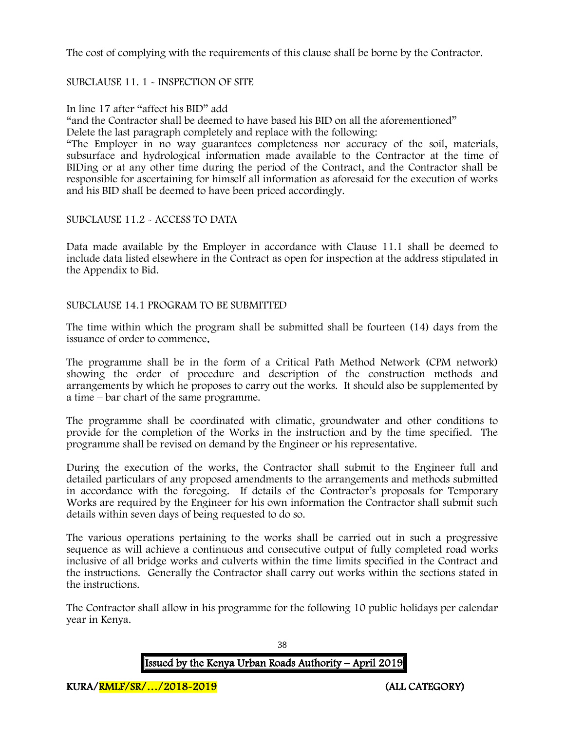The cost of complying with the requirements of this clause shall be borne by the Contractor.

SUBCLAUSE 11. 1 - INSPECTION OF SITE

In line 17 after "affect his BID" add

"and the Contractor shall be deemed to have based his BID on all the aforementioned"

Delete the last paragraph completely and replace with the following:

"The Employer in no way guarantees completeness nor accuracy of the soil, materials, subsurface and hydrological information made available to the Contractor at the time of BIDing or at any other time during the period of the Contract, and the Contractor shall be responsible for ascertaining for himself all information as aforesaid for the execution of works and his BID shall be deemed to have been priced accordingly.

SUBCLAUSE 11.2 - ACCESS TO DATA

Data made available by the Employer in accordance with Clause 11.1 shall be deemed to include data listed elsewhere in the Contract as open for inspection at the address stipulated in the Appendix to Bid.

SUBCLAUSE 14.1 PROGRAM TO BE SUBMITTED

The time within which the program shall be submitted shall be fourteen (14) days from the issuance of order to commence.

The programme shall be in the form of a Critical Path Method Network (CPM network) showing the order of procedure and description of the construction methods and arrangements by which he proposes to carry out the works. It should also be supplemented by a time – bar chart of the same programme.

The programme shall be coordinated with climatic, groundwater and other conditions to provide for the completion of the Works in the instruction and by the time specified. The programme shall be revised on demand by the Engineer or his representative.

During the execution of the works, the Contractor shall submit to the Engineer full and detailed particulars of any proposed amendments to the arrangements and methods submitted in accordance with the foregoing. If details of the Contractor's proposals for Temporary Works are required by the Engineer for his own information the Contractor shall submit such details within seven days of being requested to do so.

The various operations pertaining to the works shall be carried out in such a progressive sequence as will achieve a continuous and consecutive output of fully completed road works inclusive of all bridge works and culverts within the time limits specified in the Contract and the instructions. Generally the Contractor shall carry out works within the sections stated in the instructions.

The Contractor shall allow in his programme for the following 10 public holidays per calendar year in Kenya.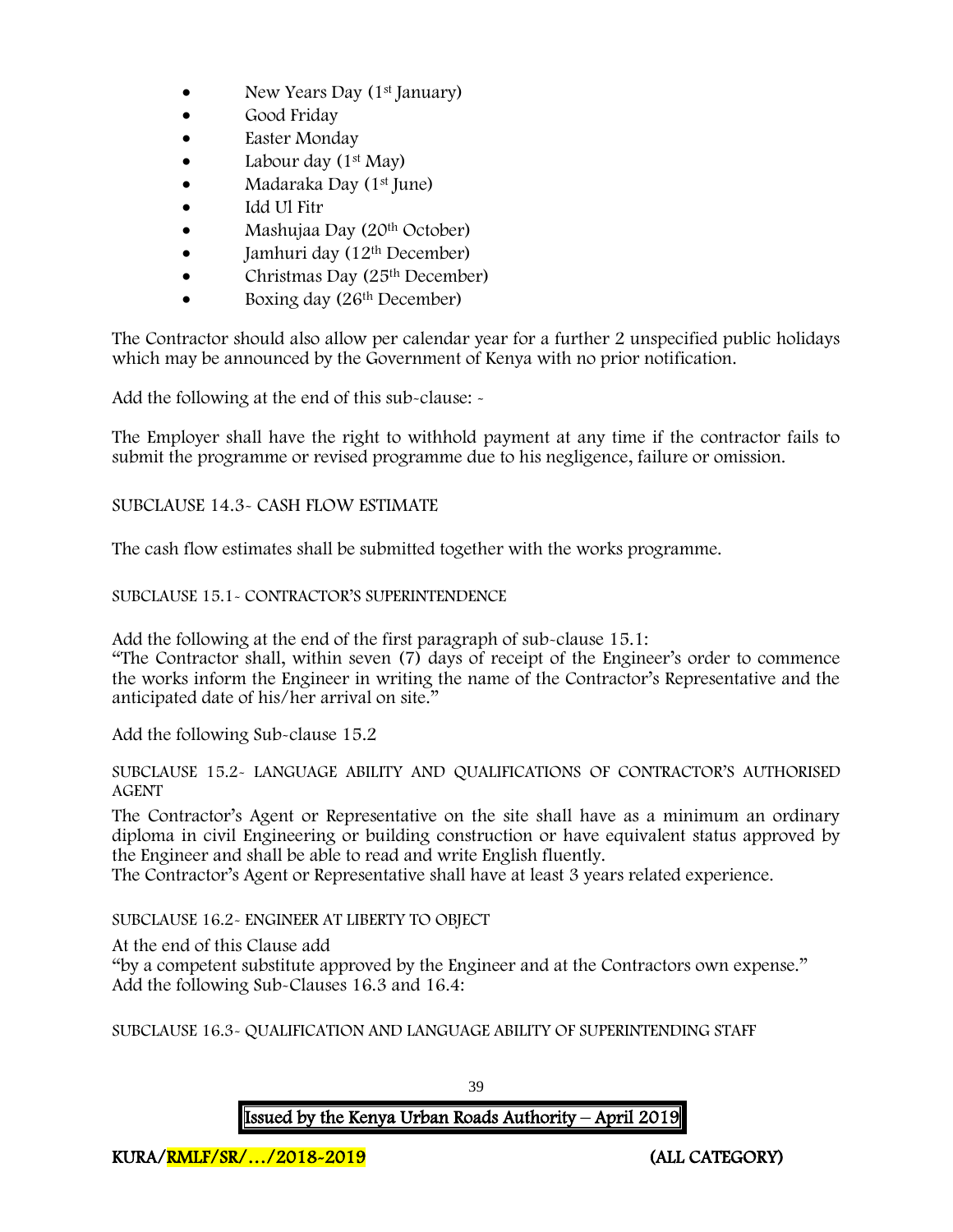- New Years Day (1st January)
- Good Friday
- Easter Monday
- Labour day (1st May)
- Madaraka Day (1st June)
- Idd Ul Fitr
- Mashujaa Day (20th October)
- Jamhuri day (12th December)
- Christmas Day (25th December)
- Boxing day (26th December)

The Contractor should also allow per calendar year for a further 2 unspecified public holidays which may be announced by the Government of Kenya with no prior notification.

Add the following at the end of this sub-clause: -

The Employer shall have the right to withhold payment at any time if the contractor fails to submit the programme or revised programme due to his negligence, failure or omission.

SUBCLAUSE 14.3- CASH FLOW ESTIMATE

The cash flow estimates shall be submitted together with the works programme.

SUBCLAUSE 15.1- CONTRACTOR'S SUPERINTENDENCE

Add the following at the end of the first paragraph of sub-clause 15.1:
"The Contractor shall, within seven (7) days of receipt of the Engineer's order to commence the works inform the Engineer in writing the name of the Contractor's Representative and the anticipated date of his/her arrival on site."

Add the following Sub-clause 15.2

SUBCLAUSE 15.2- LANGUAGE ABILITY AND QUALIFICATIONS OF CONTRACTOR'S AUTHORISED AGENT

The Contractor's Agent or Representative on the site shall have as a minimum an ordinary diploma in civil Engineering or building construction or have equivalent status approved by the Engineer and shall be able to read and write English fluently.
The Contractor's Agent or Representative shall have at least 3 years related experience.

SUBCLAUSE 16.2- ENGINEER AT LIBERTY TO OBJECT

At the end of this Clause add
"by a competent substitute approved by the Engineer and at the Contractors own expense."
Add the following Sub-Clauses 16.3 and 16.4:

SUBCLAUSE 16.3- QUALIFICATION AND LANGUAGE ABILITY OF SUPERINTENDING STAFF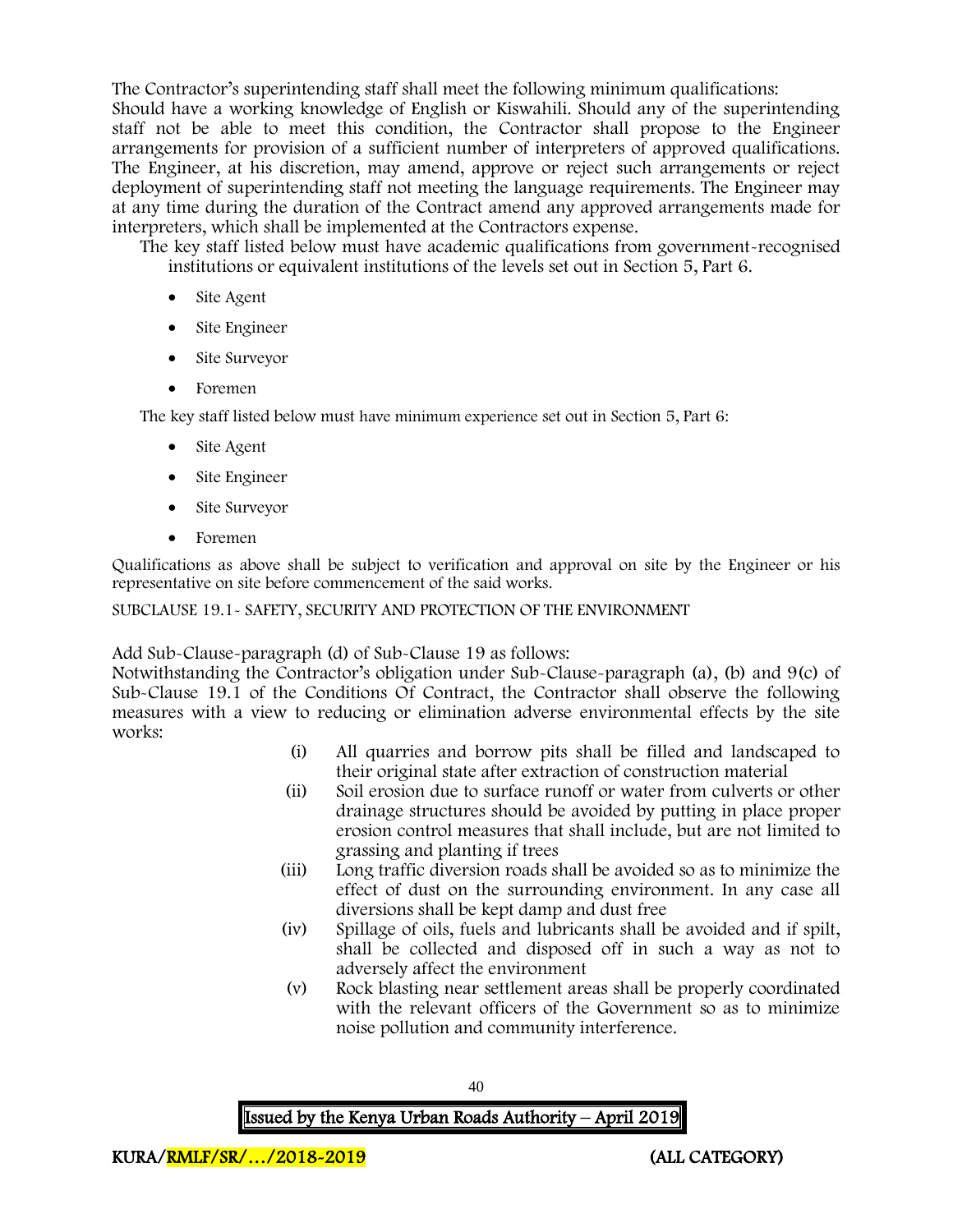The Contractor's superintending staff shall meet the following minimum qualifications:
Should have a working knowledge of English or Kiswahili. Should any of the superintending staff not be able to meet this condition, the Contractor shall propose to the Engineer arrangements for provision of a sufficient number of interpreters of approved qualifications. The Engineer, at his discretion, may amend, approve or reject such arrangements or reject deployment of superintending staff not meeting the language requirements. The Engineer may at any time during the duration of the Contract amend any approved arrangements made for interpreters, which shall be implemented at the Contractors expense.

The key staff listed below must have academic qualifications from government-recognised institutions or equivalent institutions of the levels set out in Section 5, Part 6.

- Site Agent
- Site Engineer
- Site Surveyor
- Foremen

The key staff listed below must have minimum experience set out in Section 5, Part 6:

- Site Agent
- Site Engineer
- Site Surveyor
- Foremen

Qualifications as above shall be subject to verification and approval on site by the Engineer or his representative on site before commencement of the said works.

SUBCLAUSE 19.1- SAFETY, SECURITY AND PROTECTION OF THE ENVIRONMENT

Add Sub-Clause-paragraph (d) of Sub-Clause 19 as follows:
Notwithstanding the Contractor's obligation under Sub-Clause-paragraph (a), (b) and 9(c) of Sub-Clause 19.1 of the Conditions Of Contract, the Contractor shall observe the following measures with a view to reducing or elimination adverse environmental effects by the site works:

(i) All quarries and borrow pits shall be filled and landscaped to their original state after extraction of construction material

(ii) Soil erosion due to surface runoff or water from culverts or other drainage structures should be avoided by putting in place proper erosion control measures that shall include, but are not limited to grassing and planting if trees

(iii) Long traffic diversion roads shall be avoided so as to minimize the effect of dust on the surrounding environment. In any case all diversions shall be kept damp and dust free

(iv) Spillage of oils, fuels and lubricants shall be avoided and if spilt, shall be collected and disposed off in such a way as not to adversely affect the environment

(v) Rock blasting near settlement areas shall be properly coordinated with the relevant officers of the Government so as to minimize noise pollution and community interference.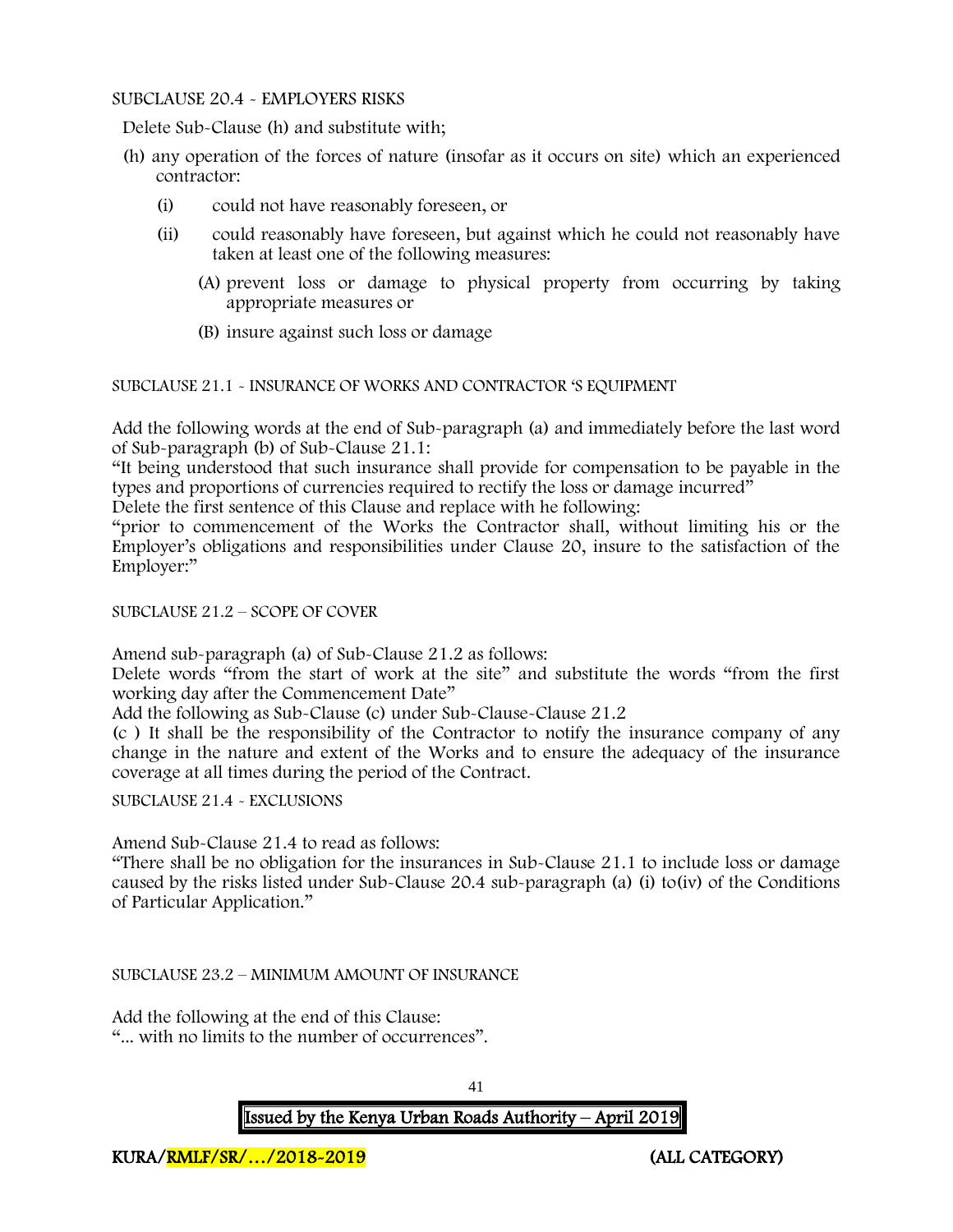SUBCLAUSE 20.4 - EMPLOYERS RISKS

Delete Sub-Clause (h) and substitute with;

(h) any operation of the forces of nature (insofar as it occurs on site) which an experienced contractor:

   (i) could not have reasonably foreseen, or

   (ii) could reasonably have foreseen, but against which he could not reasonably have taken at least one of the following measures:

      (A) prevent loss or damage to physical property from occurring by taking appropriate measures or

      (B) insure against such loss or damage

SUBCLAUSE 21.1 - INSURANCE OF WORKS AND CONTRACTOR 'S EQUIPMENT

Add the following words at the end of Sub-paragraph (a) and immediately before the last word of Sub-paragraph (b) of Sub-Clause 21.1:

"It being understood that such insurance shall provide for compensation to be payable in the types and proportions of currencies required to rectify the loss or damage incurred"

Delete the first sentence of this Clause and replace with he following:

"prior to commencement of the Works the Contractor shall, without limiting his or the Employer's obligations and responsibilities under Clause 20, insure to the satisfaction of the Employer:"

SUBCLAUSE 21.2 – SCOPE OF COVER

Amend sub-paragraph (a) of Sub-Clause 21.2 as follows:

Delete words "from the start of work at the site" and substitute the words "from the first working day after the Commencement Date"

Add the following as Sub-Clause (c) under Sub-Clause-Clause 21.2

(c ) It shall be the responsibility of the Contractor to notify the insurance company of any change in the nature and extent of the Works and to ensure the adequacy of the insurance coverage at all times during the period of the Contract.

SUBCLAUSE 21.4 - EXCLUSIONS

Amend Sub-Clause 21.4 to read as follows:

"There shall be no obligation for the insurances in Sub-Clause 21.1 to include loss or damage caused by the risks listed under Sub-Clause 20.4 sub-paragraph (a) (i) to(iv) of the Conditions of Particular Application."

SUBCLAUSE 23.2 – MINIMUM AMOUNT OF INSURANCE

Add the following at the end of this Clause:

"... with no limits to the number of occurrences".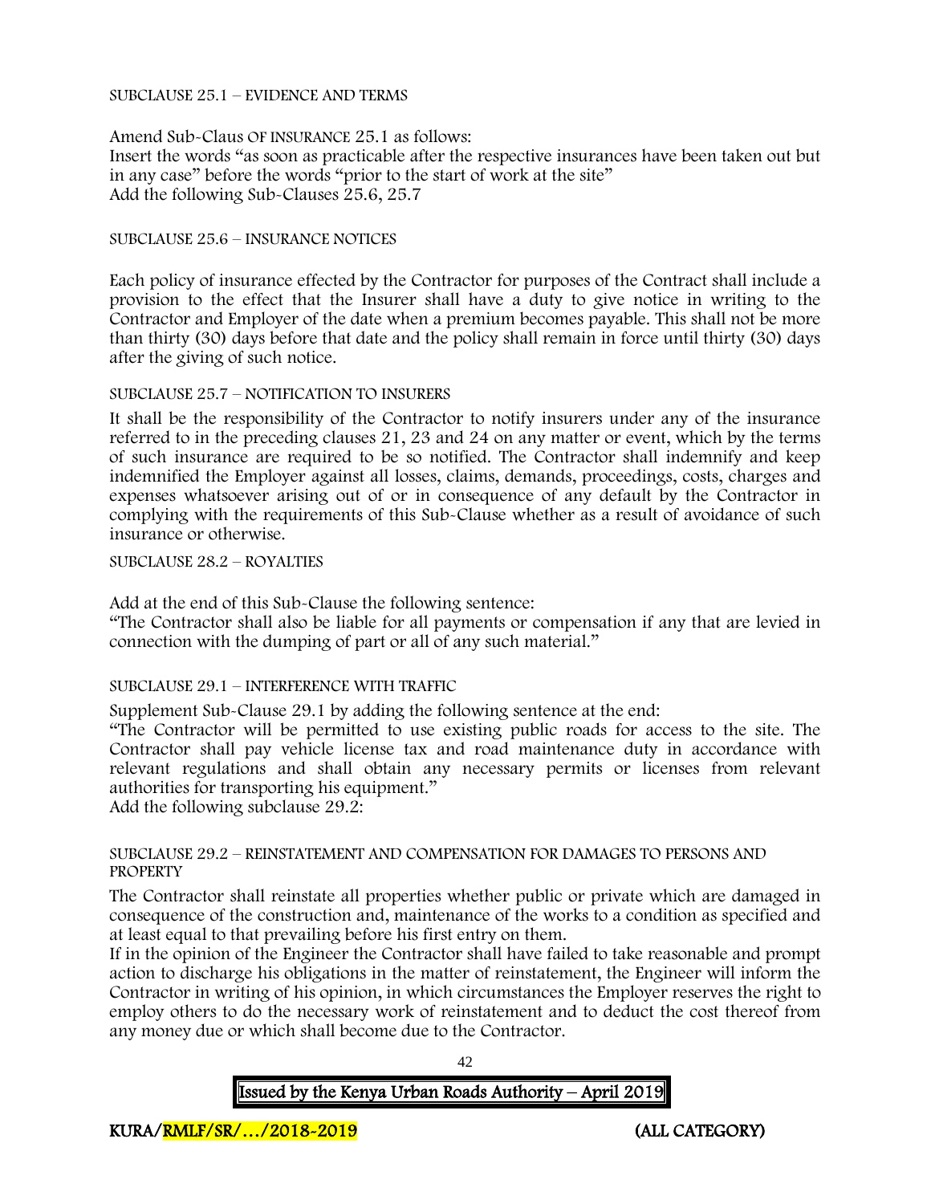SUBCLAUSE 25.1 – EVIDENCE AND TERMS

Amend Sub-Claus OF INSURANCE 25.1 as follows:
Insert the words "as soon as practicable after the respective insurances have been taken out but in any case" before the words "prior to the start of work at the site"
Add the following Sub-Clauses 25.6, 25.7

SUBCLAUSE 25.6 – INSURANCE NOTICES

Each policy of insurance effected by the Contractor for purposes of the Contract shall include a provision to the effect that the Insurer shall have a duty to give notice in writing to the Contractor and Employer of the date when a premium becomes payable. This shall not be more than thirty (30) days before that date and the policy shall remain in force until thirty (30) days after the giving of such notice.

SUBCLAUSE 25.7 – NOTIFICATION TO INSURERS

It shall be the responsibility of the Contractor to notify insurers under any of the insurance referred to in the preceding clauses 21, 23 and 24 on any matter or event, which by the terms of such insurance are required to be so notified. The Contractor shall indemnify and keep indemnified the Employer against all losses, claims, demands, proceedings, costs, charges and expenses whatsoever arising out of or in consequence of any default by the Contractor in complying with the requirements of this Sub-Clause whether as a result of avoidance of such insurance or otherwise.

SUBCLAUSE 28.2 – ROYALTIES

Add at the end of this Sub-Clause the following sentence:
"The Contractor shall also be liable for all payments or compensation if any that are levied in connection with the dumping of part or all of any such material."

SUBCLAUSE 29.1 – INTERFERENCE WITH TRAFFIC

Supplement Sub-Clause 29.1 by adding the following sentence at the end:
"The Contractor will be permitted to use existing public roads for access to the site. The Contractor shall pay vehicle license tax and road maintenance duty in accordance with relevant regulations and shall obtain any necessary permits or licenses from relevant authorities for transporting his equipment."
Add the following subclause 29.2:

SUBCLAUSE 29.2 – REINSTATEMENT AND COMPENSATION FOR DAMAGES TO PERSONS AND PROPERTY

The Contractor shall reinstate all properties whether public or private which are damaged in consequence of the construction and, maintenance of the works to a condition as specified and at least equal to that prevailing before his first entry on them.
If in the opinion of the Engineer the Contractor shall have failed to take reasonable and prompt action to discharge his obligations in the matter of reinstatement, the Engineer will inform the Contractor in writing of his opinion, in which circumstances the Employer reserves the right to employ others to do the necessary work of reinstatement and to deduct the cost thereof from any money due or which shall become due to the Contractor.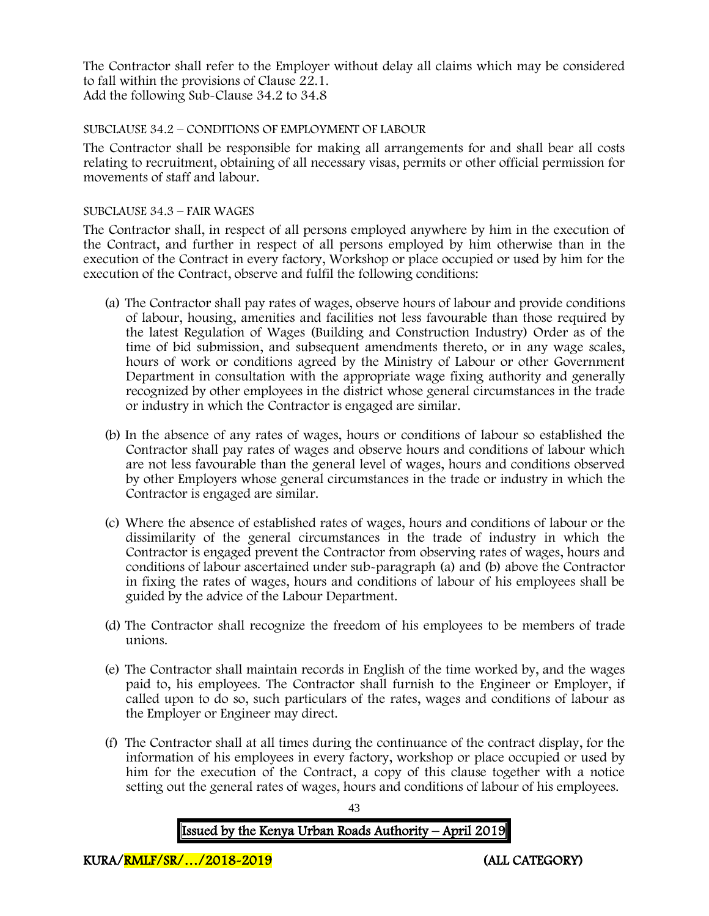The Contractor shall refer to the Employer without delay all claims which may be considered to fall within the provisions of Clause 22.1.
Add the following Sub-Clause 34.2 to 34.8

SUBCLAUSE 34.2 – CONDITIONS OF EMPLOYMENT OF LABOUR

The Contractor shall be responsible for making all arrangements for and shall bear all costs relating to recruitment, obtaining of all necessary visas, permits or other official permission for movements of staff and labour.

SUBCLAUSE 34.3 – FAIR WAGES

The Contractor shall, in respect of all persons employed anywhere by him in the execution of the Contract, and further in respect of all persons employed by him otherwise than in the execution of the Contract in every factory, Workshop or place occupied or used by him for the execution of the Contract, observe and fulfil the following conditions:

(a) The Contractor shall pay rates of wages, observe hours of labour and provide conditions of labour, housing, amenities and facilities not less favourable than those required by the latest Regulation of Wages (Building and Construction Industry) Order as of the time of bid submission, and subsequent amendments thereto, or in any wage scales, hours of work or conditions agreed by the Ministry of Labour or other Government Department in consultation with the appropriate wage fixing authority and generally recognized by other employees in the district whose general circumstances in the trade or industry in which the Contractor is engaged are similar.

(b) In the absence of any rates of wages, hours or conditions of labour so established the Contractor shall pay rates of wages and observe hours and conditions of labour which are not less favourable than the general level of wages, hours and conditions observed by other Employers whose general circumstances in the trade or industry in which the Contractor is engaged are similar.

(c) Where the absence of established rates of wages, hours and conditions of labour or the dissimilarity of the general circumstances in the trade of industry in which the Contractor is engaged prevent the Contractor from observing rates of wages, hours and conditions of labour ascertained under sub-paragraph (a) and (b) above the Contractor in fixing the rates of wages, hours and conditions of labour of his employees shall be guided by the advice of the Labour Department.

(d) The Contractor shall recognize the freedom of his employees to be members of trade unions.

(e) The Contractor shall maintain records in English of the time worked by, and the wages paid to, his employees. The Contractor shall furnish to the Engineer or Employer, if called upon to do so, such particulars of the rates, wages and conditions of labour as the Employer or Engineer may direct.

(f) The Contractor shall at all times during the continuance of the contract display, for the information of his employees in every factory, workshop or place occupied or used by him for the execution of the Contract, a copy of this clause together with a notice setting out the general rates of wages, hours and conditions of labour of his employees.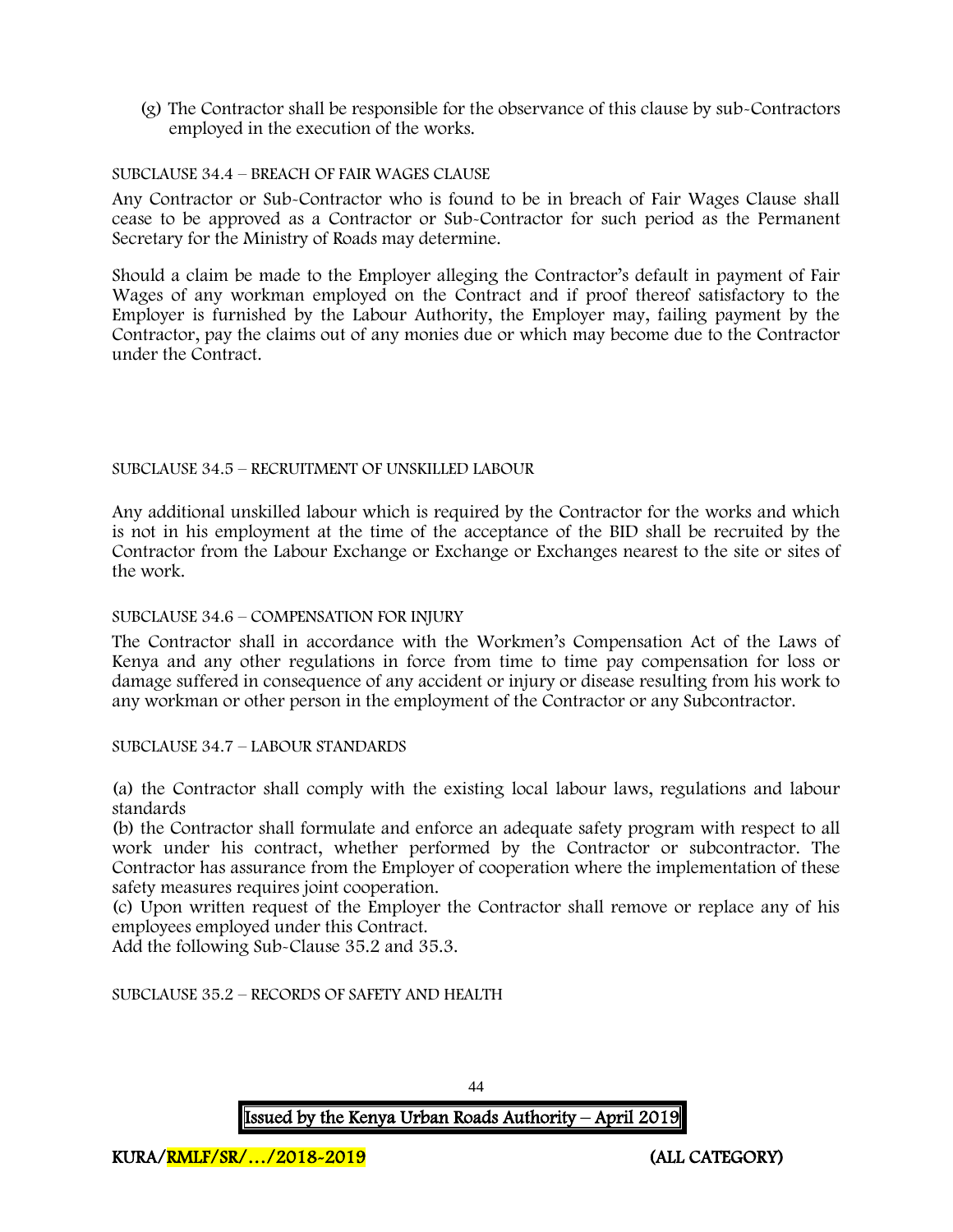(g) The Contractor shall be responsible for the observance of this clause by sub-Contractors employed in the execution of the works.

SUBCLAUSE 34.4 – BREACH OF FAIR WAGES CLAUSE

Any Contractor or Sub-Contractor who is found to be in breach of Fair Wages Clause shall cease to be approved as a Contractor or Sub-Contractor for such period as the Permanent Secretary for the Ministry of Roads may determine.

Should a claim be made to the Employer alleging the Contractor's default in payment of Fair Wages of any workman employed on the Contract and if proof thereof satisfactory to the Employer is furnished by the Labour Authority, the Employer may, failing payment by the Contractor, pay the claims out of any monies due or which may become due to the Contractor under the Contract.

SUBCLAUSE 34.5 – RECRUITMENT OF UNSKILLED LABOUR

Any additional unskilled labour which is required by the Contractor for the works and which is not in his employment at the time of the acceptance of the BID shall be recruited by the Contractor from the Labour Exchange or Exchange or Exchanges nearest to the site or sites of the work.

SUBCLAUSE 34.6 – COMPENSATION FOR INJURY

The Contractor shall in accordance with the Workmen's Compensation Act of the Laws of Kenya and any other regulations in force from time to time pay compensation for loss or damage suffered in consequence of any accident or injury or disease resulting from his work to any workman or other person in the employment of the Contractor or any Subcontractor.

SUBCLAUSE 34.7 – LABOUR STANDARDS

(a) the Contractor shall comply with the existing local labour laws, regulations and labour standards

(b) the Contractor shall formulate and enforce an adequate safety program with respect to all work under his contract, whether performed by the Contractor or subcontractor. The Contractor has assurance from the Employer of cooperation where the implementation of these safety measures requires joint cooperation.

(c) Upon written request of the Employer the Contractor shall remove or replace any of his employees employed under this Contract.

Add the following Sub-Clause 35.2 and 35.3.

SUBCLAUSE 35.2 – RECORDS OF SAFETY AND HEALTH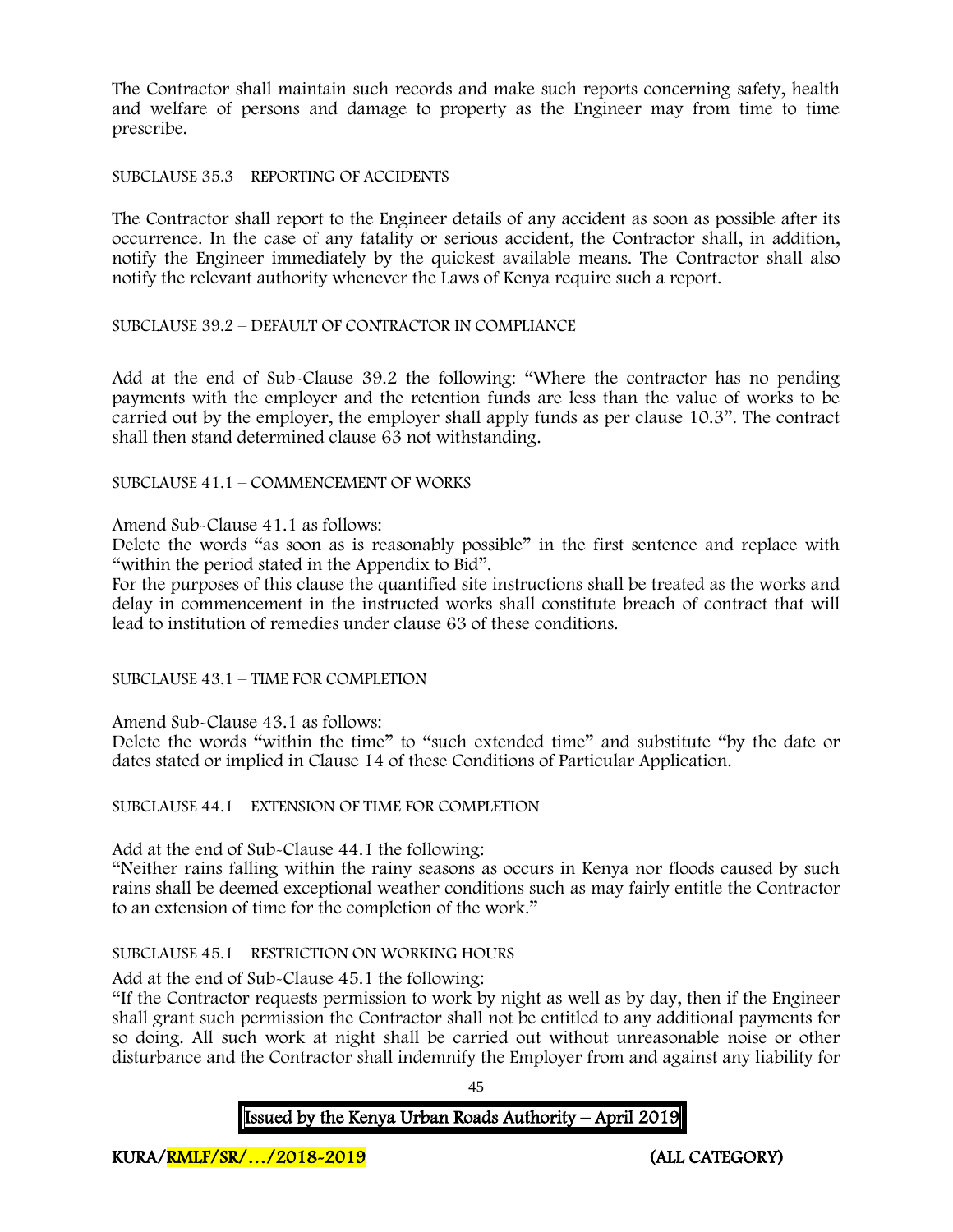The Contractor shall maintain such records and make such reports concerning safety, health and welfare of persons and damage to property as the Engineer may from time to time prescribe.

SUBCLAUSE 35.3 – REPORTING OF ACCIDENTS

The Contractor shall report to the Engineer details of any accident as soon as possible after its occurrence. In the case of any fatality or serious accident, the Contractor shall, in addition, notify the Engineer immediately by the quickest available means. The Contractor shall also notify the relevant authority whenever the Laws of Kenya require such a report.

SUBCLAUSE 39.2 – DEFAULT OF CONTRACTOR IN COMPLIANCE

Add at the end of Sub-Clause 39.2 the following: "Where the contractor has no pending payments with the employer and the retention funds are less than the value of works to be carried out by the employer, the employer shall apply funds as per clause 10.3". The contract shall then stand determined clause 63 not withstanding.

SUBCLAUSE 41.1 – COMMENCEMENT OF WORKS

Amend Sub-Clause 41.1 as follows:
Delete the words "as soon as is reasonably possible" in the first sentence and replace with "within the period stated in the Appendix to Bid".
For the purposes of this clause the quantified site instructions shall be treated as the works and delay in commencement in the instructed works shall constitute breach of contract that will lead to institution of remedies under clause 63 of these conditions.

SUBCLAUSE 43.1 – TIME FOR COMPLETION

Amend Sub-Clause 43.1 as follows:
Delete the words "within the time" to "such extended time" and substitute "by the date or dates stated or implied in Clause 14 of these Conditions of Particular Application.

SUBCLAUSE 44.1 – EXTENSION OF TIME FOR COMPLETION

Add at the end of Sub-Clause 44.1 the following:
"Neither rains falling within the rainy seasons as occurs in Kenya nor floods caused by such rains shall be deemed exceptional weather conditions such as may fairly entitle the Contractor to an extension of time for the completion of the work."

SUBCLAUSE 45.1 – RESTRICTION ON WORKING HOURS

Add at the end of Sub-Clause 45.1 the following:
"If the Contractor requests permission to work by night as well as by day, then if the Engineer shall grant such permission the Contractor shall not be entitled to any additional payments for so doing. All such work at night shall be carried out without unreasonable noise or other disturbance and the Contractor shall indemnify the Employer from and against any liability for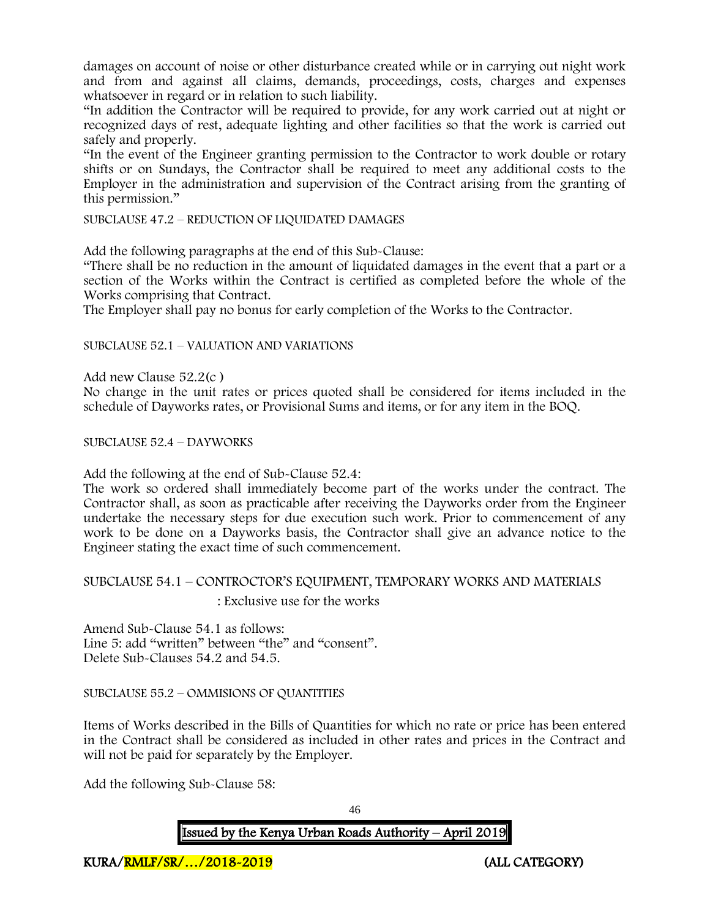damages on account of noise or other disturbance created while or in carrying out night work and from and against all claims, demands, proceedings, costs, charges and expenses whatsoever in regard or in relation to such liability.

"In addition the Contractor will be required to provide, for any work carried out at night or recognized days of rest, adequate lighting and other facilities so that the work is carried out safely and properly.

"In the event of the Engineer granting permission to the Contractor to work double or rotary shifts or on Sundays, the Contractor shall be required to meet any additional costs to the Employer in the administration and supervision of the Contract arising from the granting of this permission."

SUBCLAUSE 47.2 – REDUCTION OF LIQUIDATED DAMAGES

Add the following paragraphs at the end of this Sub-Clause:

"There shall be no reduction in the amount of liquidated damages in the event that a part or a section of the Works within the Contract is certified as completed before the whole of the Works comprising that Contract.

The Employer shall pay no bonus for early completion of the Works to the Contractor.

SUBCLAUSE 52.1 – VALUATION AND VARIATIONS

Add new Clause 52.2(c )

No change in the unit rates or prices quoted shall be considered for items included in the schedule of Dayworks rates, or Provisional Sums and items, or for any item in the BOQ.

SUBCLAUSE 52.4 – DAYWORKS

Add the following at the end of Sub-Clause 52.4:

The work so ordered shall immediately become part of the works under the contract. The Contractor shall, as soon as practicable after receiving the Dayworks order from the Engineer undertake the necessary steps for due execution such work. Prior to commencement of any work to be done on a Dayworks basis, the Contractor shall give an advance notice to the Engineer stating the exact time of such commencement.

SUBCLAUSE 54.1 – CONTROCTOR'S EQUIPMENT, TEMPORARY WORKS AND MATERIALS

: Exclusive use for the works

Amend Sub-Clause 54.1 as follows:
Line 5: add "written" between "the" and "consent".
Delete Sub-Clauses 54.2 and 54.5.

SUBCLAUSE 55.2 – OMMISIONS OF QUANTITIES

Items of Works described in the Bills of Quantities for which no rate or price has been entered in the Contract shall be considered as included in other rates and prices in the Contract and will not be paid for separately by the Employer.

Add the following Sub-Clause 58: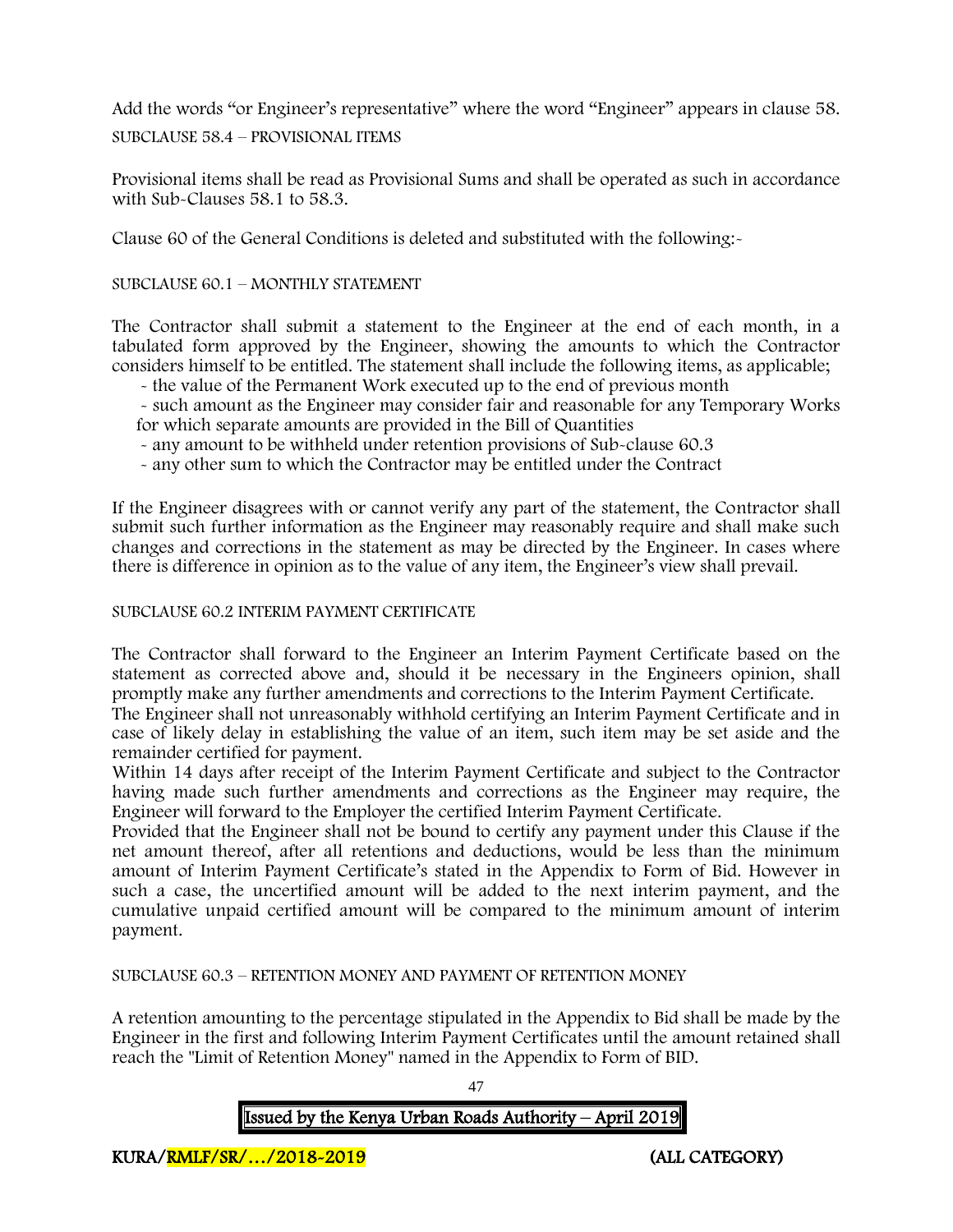Add the words “or Engineer’s representative” where the word “Engineer” appears in clause 58.

SUBCLAUSE 58.4 – PROVISIONAL ITEMS

Provisional items shall be read as Provisional Sums and shall be operated as such in accordance with Sub-Clauses 58.1 to 58.3.

Clause 60 of the General Conditions is deleted and substituted with the following:-

SUBCLAUSE 60.1 – MONTHLY STATEMENT

The Contractor shall submit a statement to the Engineer at the end of each month, in a tabulated form approved by the Engineer, showing the amounts to which the Contractor considers himself to be entitled. The statement shall include the following items, as applicable;

- the value of the Permanent Work executed up to the end of previous month
- such amount as the Engineer may consider fair and reasonable for any Temporary Works for which separate amounts are provided in the Bill of Quantities
- any amount to be withheld under retention provisions of Sub-clause 60.3
- any other sum to which the Contractor may be entitled under the Contract

If the Engineer disagrees with or cannot verify any part of the statement, the Contractor shall submit such further information as the Engineer may reasonably require and shall make such changes and corrections in the statement as may be directed by the Engineer. In cases where there is difference in opinion as to the value of any item, the Engineer’s view shall prevail.

SUBCLAUSE 60.2 INTERIM PAYMENT CERTIFICATE

The Contractor shall forward to the Engineer an Interim Payment Certificate based on the statement as corrected above and, should it be necessary in the Engineers opinion, shall promptly make any further amendments and corrections to the Interim Payment Certificate.
The Engineer shall not unreasonably withhold certifying an Interim Payment Certificate and in case of likely delay in establishing the value of an item, such item may be set aside and the remainder certified for payment.
Within 14 days after receipt of the Interim Payment Certificate and subject to the Contractor having made such further amendments and corrections as the Engineer may require, the Engineer will forward to the Employer the certified Interim Payment Certificate.
Provided that the Engineer shall not be bound to certify any payment under this Clause if the net amount thereof, after all retentions and deductions, would be less than the minimum amount of Interim Payment Certificate’s stated in the Appendix to Form of Bid. However in such a case, the uncertified amount will be added to the next interim payment, and the cumulative unpaid certified amount will be compared to the minimum amount of interim payment.

SUBCLAUSE 60.3 – RETENTION MONEY AND PAYMENT OF RETENTION MONEY

A retention amounting to the percentage stipulated in the Appendix to Bid shall be made by the Engineer in the first and following Interim Payment Certificates until the amount retained shall reach the "Limit of Retention Money" named in the Appendix to Form of BID.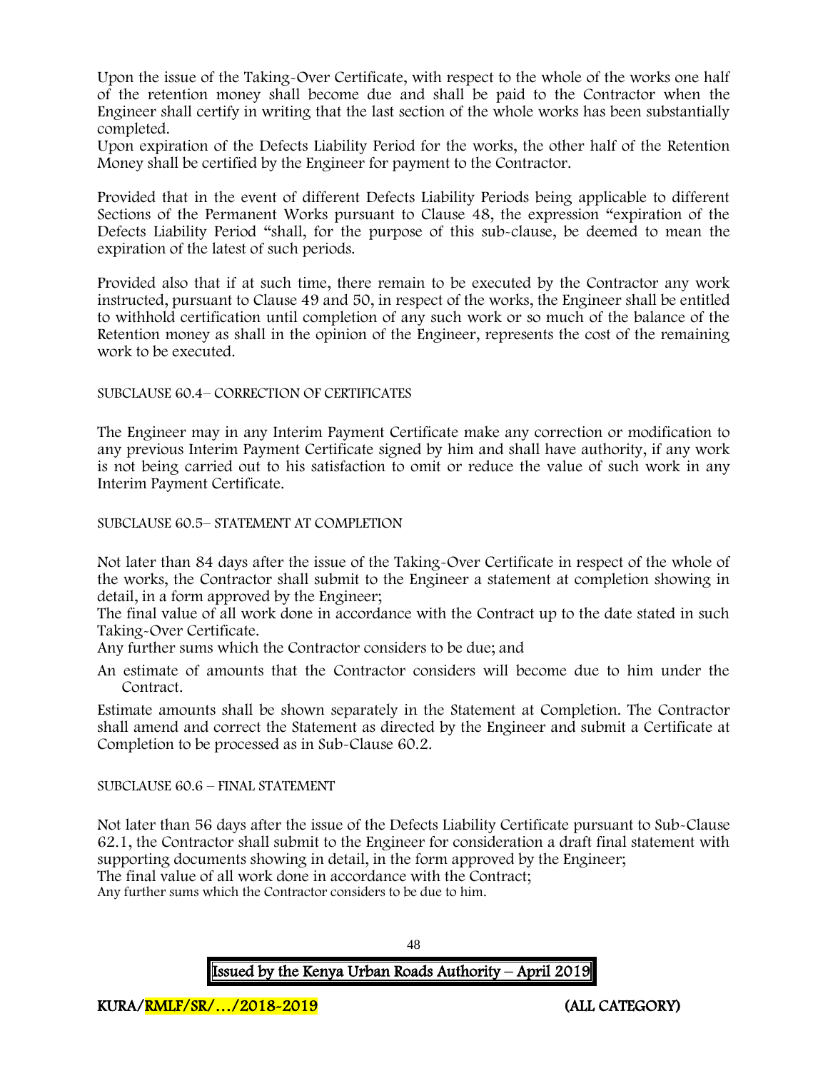Upon the issue of the Taking-Over Certificate, with respect to the whole of the works one half of the retention money shall become due and shall be paid to the Contractor when the Engineer shall certify in writing that the last section of the whole works has been substantially completed.

Upon expiration of the Defects Liability Period for the works, the other half of the Retention Money shall be certified by the Engineer for payment to the Contractor.

Provided that in the event of different Defects Liability Periods being applicable to different Sections of the Permanent Works pursuant to Clause 48, the expression "expiration of the Defects Liability Period "shall, for the purpose of this sub-clause, be deemed to mean the expiration of the latest of such periods.

Provided also that if at such time, there remain to be executed by the Contractor any work instructed, pursuant to Clause 49 and 50, in respect of the works, the Engineer shall be entitled to withhold certification until completion of any such work or so much of the balance of the Retention money as shall in the opinion of the Engineer, represents the cost of the remaining work to be executed.

SUBCLAUSE 60.4– CORRECTION OF CERTIFICATES

The Engineer may in any Interim Payment Certificate make any correction or modification to any previous Interim Payment Certificate signed by him and shall have authority, if any work is not being carried out to his satisfaction to omit or reduce the value of such work in any Interim Payment Certificate.

SUBCLAUSE 60.5– STATEMENT AT COMPLETION

Not later than 84 days after the issue of the Taking-Over Certificate in respect of the whole of the works, the Contractor shall submit to the Engineer a statement at completion showing in detail, in a form approved by the Engineer;

The final value of all work done in accordance with the Contract up to the date stated in such Taking-Over Certificate.

Any further sums which the Contractor considers to be due; and

An estimate of amounts that the Contractor considers will become due to him under the Contract.

Estimate amounts shall be shown separately in the Statement at Completion. The Contractor shall amend and correct the Statement as directed by the Engineer and submit a Certificate at Completion to be processed as in Sub-Clause 60.2.

SUBCLAUSE 60.6 – FINAL STATEMENT

Not later than 56 days after the issue of the Defects Liability Certificate pursuant to Sub-Clause 62.1, the Contractor shall submit to the Engineer for consideration a draft final statement with supporting documents showing in detail, in the form approved by the Engineer;

The final value of all work done in accordance with the Contract;

Any further sums which the Contractor considers to be due to him.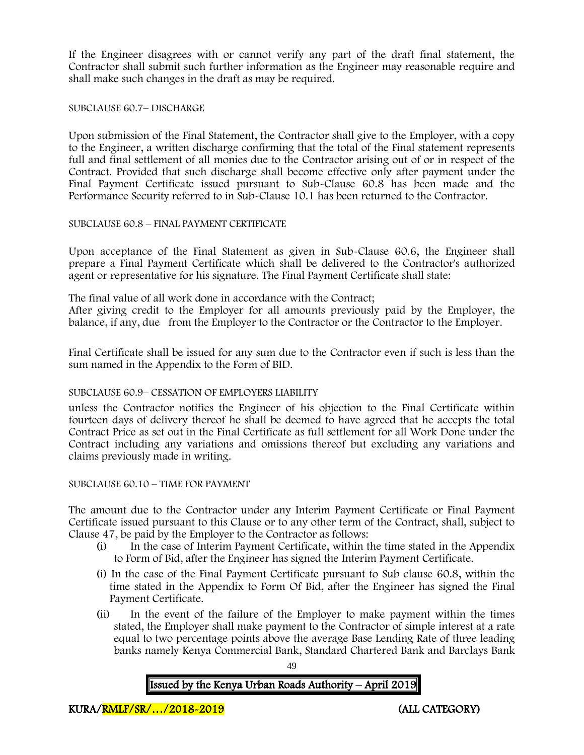If the Engineer disagrees with or cannot verify any part of the draft final statement, the Contractor shall submit such further information as the Engineer may reasonable require and shall make such changes in the draft as may be required.

SUBCLAUSE 60.7– DISCHARGE

Upon submission of the Final Statement, the Contractor shall give to the Employer, with a copy to the Engineer, a written discharge confirming that the total of the Final statement represents full and final settlement of all monies due to the Contractor arising out of or in respect of the Contract. Provided that such discharge shall become effective only after payment under the Final Payment Certificate issued pursuant to Sub-Clause 60.8 has been made and the Performance Security referred to in Sub-Clause 10.1 has been returned to the Contractor.

SUBCLAUSE 60.8 – FINAL PAYMENT CERTIFICATE

Upon acceptance of the Final Statement as given in Sub-Clause 60.6, the Engineer shall prepare a Final Payment Certificate which shall be delivered to the Contractor's authorized agent or representative for his signature. The Final Payment Certificate shall state:

The final value of all work done in accordance with the Contract;
After giving credit to the Employer for all amounts previously paid by the Employer, the balance, if any, due from the Employer to the Contractor or the Contractor to the Employer.

Final Certificate shall be issued for any sum due to the Contractor even if such is less than the sum named in the Appendix to the Form of BID.

SUBCLAUSE 60.9– CESSATION OF EMPLOYERS LIABILITY

unless the Contractor notifies the Engineer of his objection to the Final Certificate within fourteen days of delivery thereof he shall be deemed to have agreed that he accepts the total Contract Price as set out in the Final Certificate as full settlement for all Work Done under the Contract including any variations and omissions thereof but excluding any variations and claims previously made in writing.

SUBCLAUSE 60.10 – TIME FOR PAYMENT

The amount due to the Contractor under any Interim Payment Certificate or Final Payment Certificate issued pursuant to this Clause or to any other term of the Contract, shall, subject to Clause 47, be paid by the Employer to the Contractor as follows:

(i) In the case of Interim Payment Certificate, within the time stated in the Appendix to Form of Bid, after the Engineer has signed the Interim Payment Certificate.

(i) In the case of the Final Payment Certificate pursuant to Sub clause 60.8, within the time stated in the Appendix to Form Of Bid, after the Engineer has signed the Final Payment Certificate.

(ii) In the event of the failure of the Employer to make payment within the times stated, the Employer shall make payment to the Contractor of simple interest at a rate equal to two percentage points above the average Base Lending Rate of three leading banks namely Kenya Commercial Bank, Standard Chartered Bank and Barclays Bank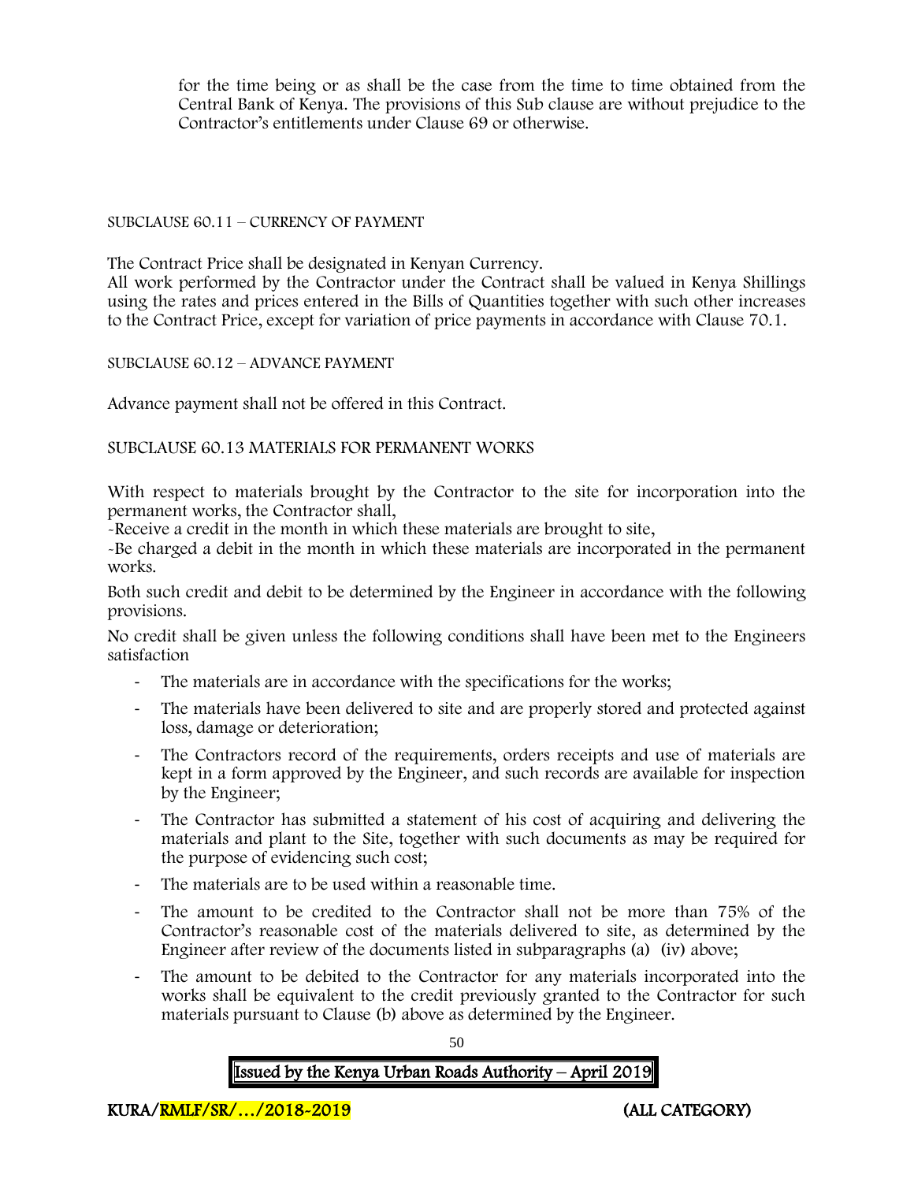for the time being or as shall be the case from the time to time obtained from the Central Bank of Kenya. The provisions of this Sub clause are without prejudice to the Contractor's entitlements under Clause 69 or otherwise.

SUBCLAUSE 60.11 – CURRENCY OF PAYMENT

The Contract Price shall be designated in Kenyan Currency.
All work performed by the Contractor under the Contract shall be valued in Kenya Shillings using the rates and prices entered in the Bills of Quantities together with such other increases to the Contract Price, except for variation of price payments in accordance with Clause 70.1.

SUBCLAUSE 60.12 – ADVANCE PAYMENT

Advance payment shall not be offered in this Contract.

SUBCLAUSE 60.13 MATERIALS FOR PERMANENT WORKS

With respect to materials brought by the Contractor to the site for incorporation into the permanent works, the Contractor shall,

-Receive a credit in the month in which these materials are brought to site,

-Be charged a debit in the month in which these materials are incorporated in the permanent works.

Both such credit and debit to be determined by the Engineer in accordance with the following provisions.

No credit shall be given unless the following conditions shall have been met to the Engineers satisfaction

- The materials are in accordance with the specifications for the works;
- The materials have been delivered to site and are properly stored and protected against loss, damage or deterioration;
- The Contractors record of the requirements, orders receipts and use of materials are kept in a form approved by the Engineer, and such records are available for inspection by the Engineer;
- The Contractor has submitted a statement of his cost of acquiring and delivering the materials and plant to the Site, together with such documents as may be required for the purpose of evidencing such cost;
- The materials are to be used within a reasonable time.
- The amount to be credited to the Contractor shall not be more than 75% of the Contractor's reasonable cost of the materials delivered to site, as determined by the Engineer after review of the documents listed in subparagraphs (a) (iv) above;
- The amount to be debited to the Contractor for any materials incorporated into the works shall be equivalent to the credit previously granted to the Contractor for such materials pursuant to Clause (b) above as determined by the Engineer.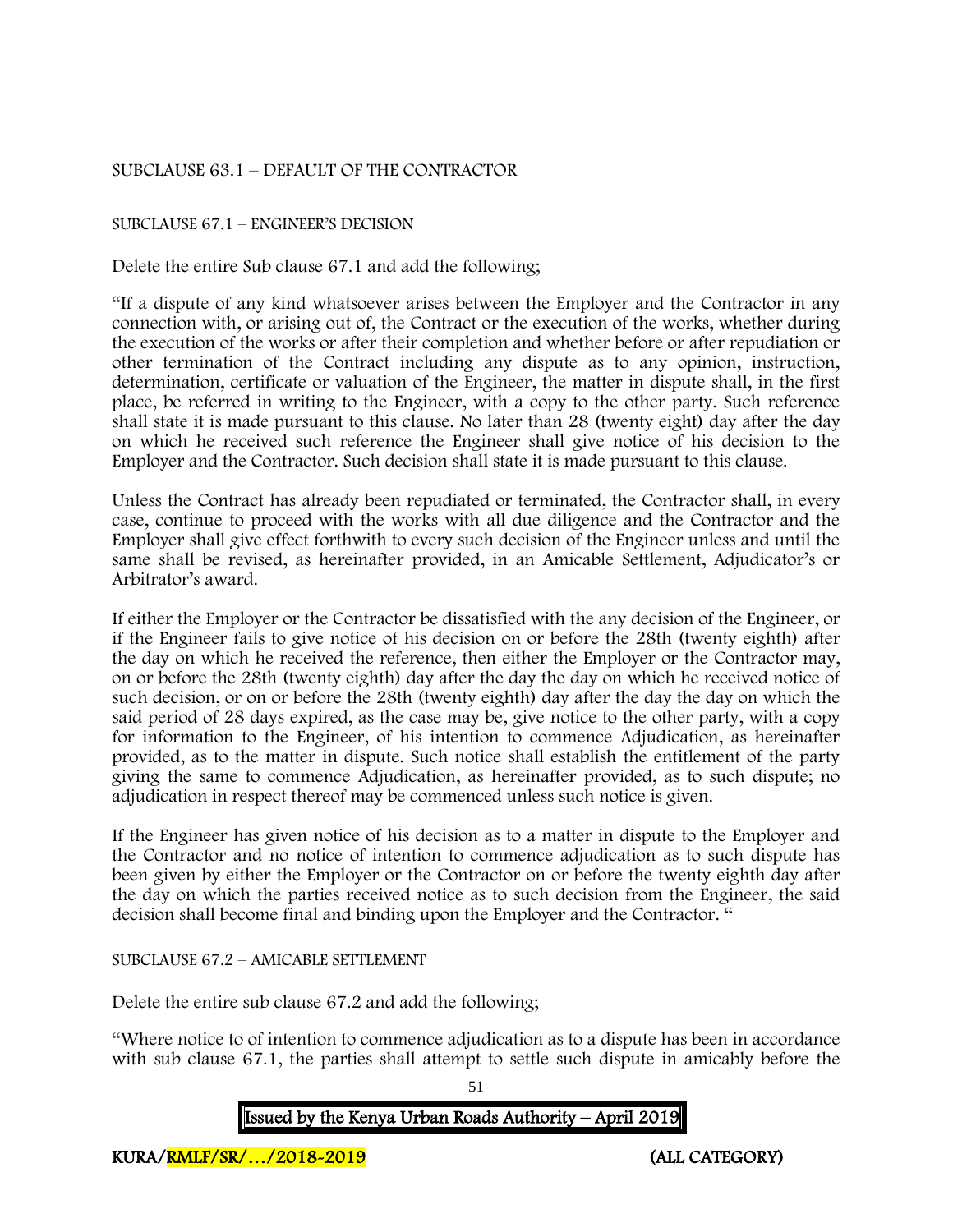SUBCLAUSE 63.1 – DEFAULT OF THE CONTRACTOR

SUBCLAUSE 67.1 – ENGINEER'S DECISION

Delete the entire Sub clause 67.1 and add the following;

"If a dispute of any kind whatsoever arises between the Employer and the Contractor in any connection with, or arising out of, the Contract or the execution of the works, whether during the execution of the works or after their completion and whether before or after repudiation or other termination of the Contract including any dispute as to any opinion, instruction, determination, certificate or valuation of the Engineer, the matter in dispute shall, in the first place, be referred in writing to the Engineer, with a copy to the other party. Such reference shall state it is made pursuant to this clause. No later than 28 (twenty eight) day after the day on which he received such reference the Engineer shall give notice of his decision to the Employer and the Contractor. Such decision shall state it is made pursuant to this clause.

Unless the Contract has already been repudiated or terminated, the Contractor shall, in every case, continue to proceed with the works with all due diligence and the Contractor and the Employer shall give effect forthwith to every such decision of the Engineer unless and until the same shall be revised, as hereinafter provided, in an Amicable Settlement, Adjudicator's or Arbitrator's award.

If either the Employer or the Contractor be dissatisfied with the any decision of the Engineer, or if the Engineer fails to give notice of his decision on or before the 28th (twenty eighth) after the day on which he received the reference, then either the Employer or the Contractor may, on or before the 28th (twenty eighth) day after the day the day on which he received notice of such decision, or on or before the 28th (twenty eighth) day after the day the day on which the said period of 28 days expired, as the case may be, give notice to the other party, with a copy for information to the Engineer, of his intention to commence Adjudication, as hereinafter provided, as to the matter in dispute. Such notice shall establish the entitlement of the party giving the same to commence Adjudication, as hereinafter provided, as to such dispute; no adjudication in respect thereof may be commenced unless such notice is given.

If the Engineer has given notice of his decision as to a matter in dispute to the Employer and the Contractor and no notice of intention to commence adjudication as to such dispute has been given by either the Employer or the Contractor on or before the twenty eighth day after the day on which the parties received notice as to such decision from the Engineer, the said decision shall become final and binding upon the Employer and the Contractor. "

SUBCLAUSE 67.2 – AMICABLE SETTLEMENT

Delete the entire sub clause 67.2 and add the following;

"Where notice to of intention to commence adjudication as to a dispute has been in accordance with sub clause 67.1, the parties shall attempt to settle such dispute in amicably before the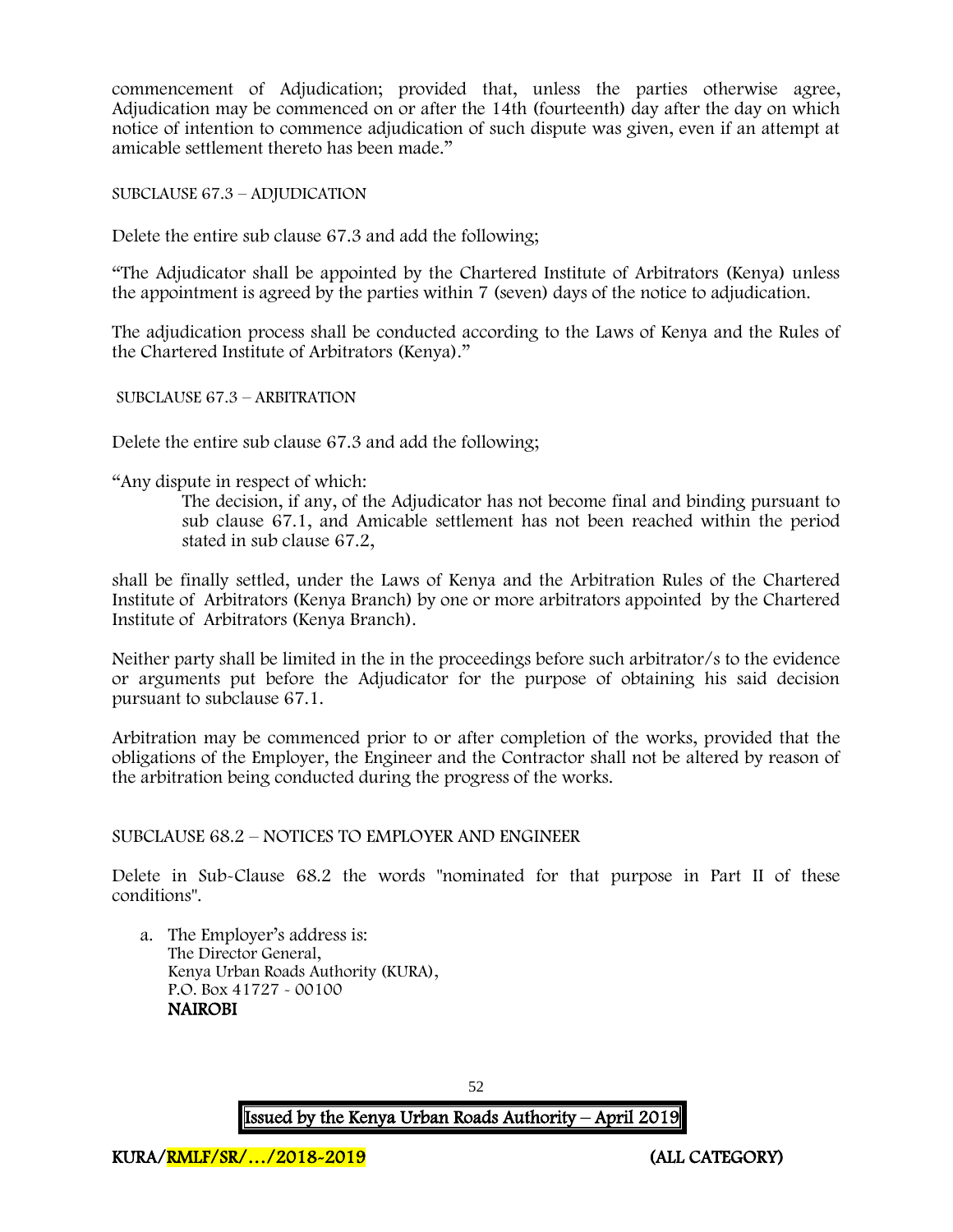commencement of Adjudication; provided that, unless the parties otherwise agree, Adjudication may be commenced on or after the 14th (fourteenth) day after the day on which notice of intention to commence adjudication of such dispute was given, even if an attempt at amicable settlement thereto has been made."

SUBCLAUSE 67.3 – ADJUDICATION

Delete the entire sub clause 67.3 and add the following;

"The Adjudicator shall be appointed by the Chartered Institute of Arbitrators (Kenya) unless the appointment is agreed by the parties within 7 (seven) days of the notice to adjudication.

The adjudication process shall be conducted according to the Laws of Kenya and the Rules of the Chartered Institute of Arbitrators (Kenya)."

SUBCLAUSE 67.3 – ARBITRATION

Delete the entire sub clause 67.3 and add the following;

"Any dispute in respect of which:

> The decision, if any, of the Adjudicator has not become final and binding pursuant to sub clause 67.1, and Amicable settlement has not been reached within the period stated in sub clause 67.2,

shall be finally settled, under the Laws of Kenya and the Arbitration Rules of the Chartered Institute of Arbitrators (Kenya Branch) by one or more arbitrators appointed by the Chartered Institute of Arbitrators (Kenya Branch).

Neither party shall be limited in the in the proceedings before such arbitrator/s to the evidence or arguments put before the Adjudicator for the purpose of obtaining his said decision pursuant to subclause 67.1.

Arbitration may be commenced prior to or after completion of the works, provided that the obligations of the Employer, the Engineer and the Contractor shall not be altered by reason of the arbitration being conducted during the progress of the works.

SUBCLAUSE 68.2 – NOTICES TO EMPLOYER AND ENGINEER

Delete in Sub-Clause 68.2 the words "nominated for that purpose in Part II of these conditions".

a. The Employer's address is:
   The Director General,
   Kenya Urban Roads Authority (KURA),
   P.O. Box 41727 - 00100
   **NAIROBI**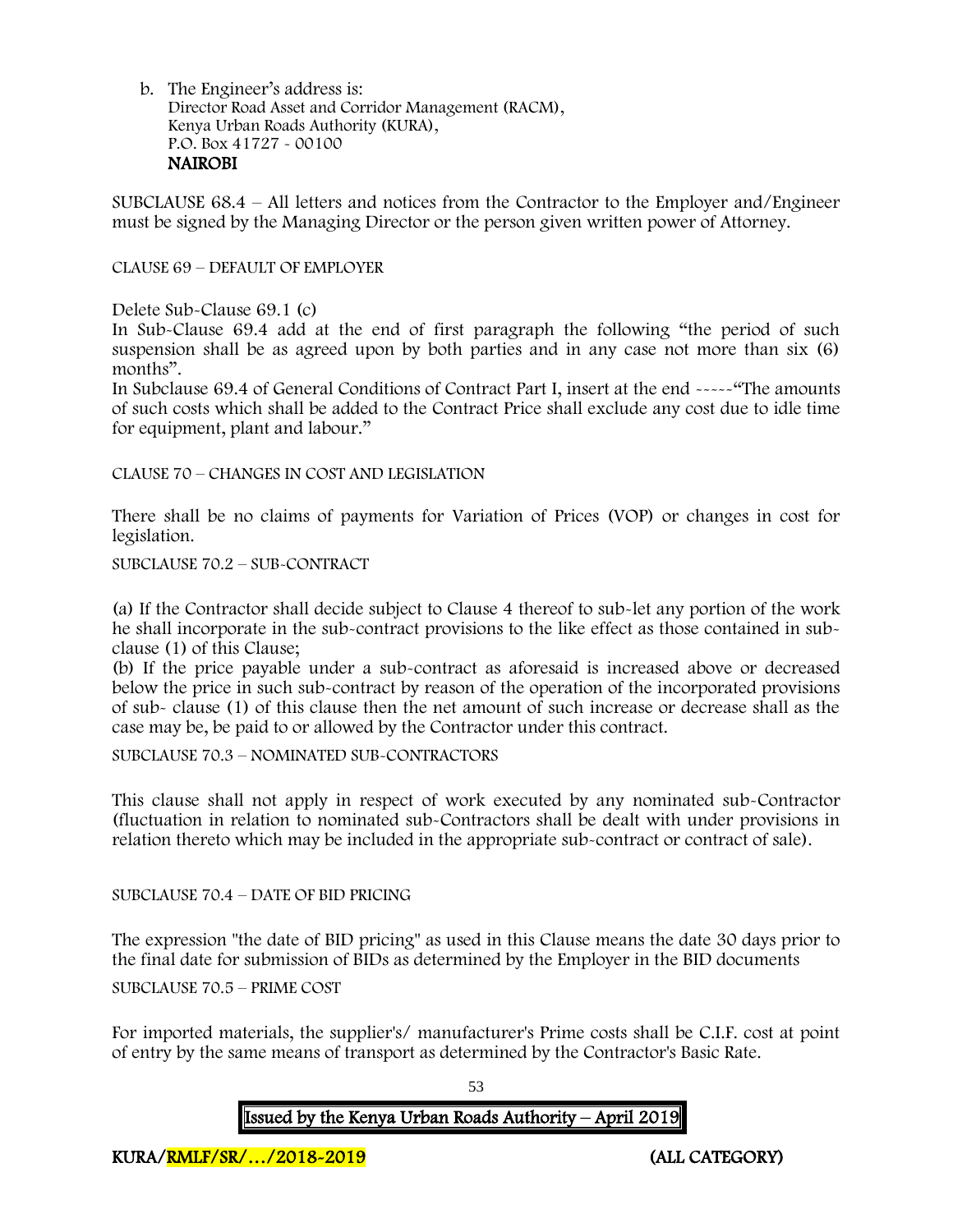b. The Engineer's address is:
   Director Road Asset and Corridor Management (RACM),
   Kenya Urban Roads Authority (KURA),
   P.O. Box 41727 - 00100
   **NAIROBI**

SUBCLAUSE 68.4 – All letters and notices from the Contractor to the Employer and/Engineer must be signed by the Managing Director or the person given written power of Attorney.

CLAUSE 69 – DEFAULT OF EMPLOYER

Delete Sub-Clause 69.1 (c)

In Sub-Clause 69.4 add at the end of first paragraph the following "the period of such suspension shall be as agreed upon by both parties and in any case not more than six (6) months".

In Subclause 69.4 of General Conditions of Contract Part I, insert at the end -----"The amounts of such costs which shall be added to the Contract Price shall exclude any cost due to idle time for equipment, plant and labour."

CLAUSE 70 – CHANGES IN COST AND LEGISLATION

There shall be no claims of payments for Variation of Prices (VOP) or changes in cost for legislation.

SUBCLAUSE 70.2 – SUB-CONTRACT

(a) If the Contractor shall decide subject to Clause 4 thereof to sub-let any portion of the work he shall incorporate in the sub-contract provisions to the like effect as those contained in sub-clause (1) of this Clause;

(b) If the price payable under a sub-contract as aforesaid is increased above or decreased below the price in such sub-contract by reason of the operation of the incorporated provisions of sub- clause (1) of this clause then the net amount of such increase or decrease shall as the case may be, be paid to or allowed by the Contractor under this contract.

SUBCLAUSE 70.3 – NOMINATED SUB-CONTRACTORS

This clause shall not apply in respect of work executed by any nominated sub-Contractor (fluctuation in relation to nominated sub-Contractors shall be dealt with under provisions in relation thereto which may be included in the appropriate sub-contract or contract of sale).

SUBCLAUSE 70.4 – DATE OF BID PRICING

The expression "the date of BID pricing" as used in this Clause means the date 30 days prior to the final date for submission of BIDs as determined by the Employer in the BID documents

SUBCLAUSE 70.5 – PRIME COST

For imported materials, the supplier's/ manufacturer's Prime costs shall be C.I.F. cost at point of entry by the same means of transport as determined by the Contractor's Basic Rate.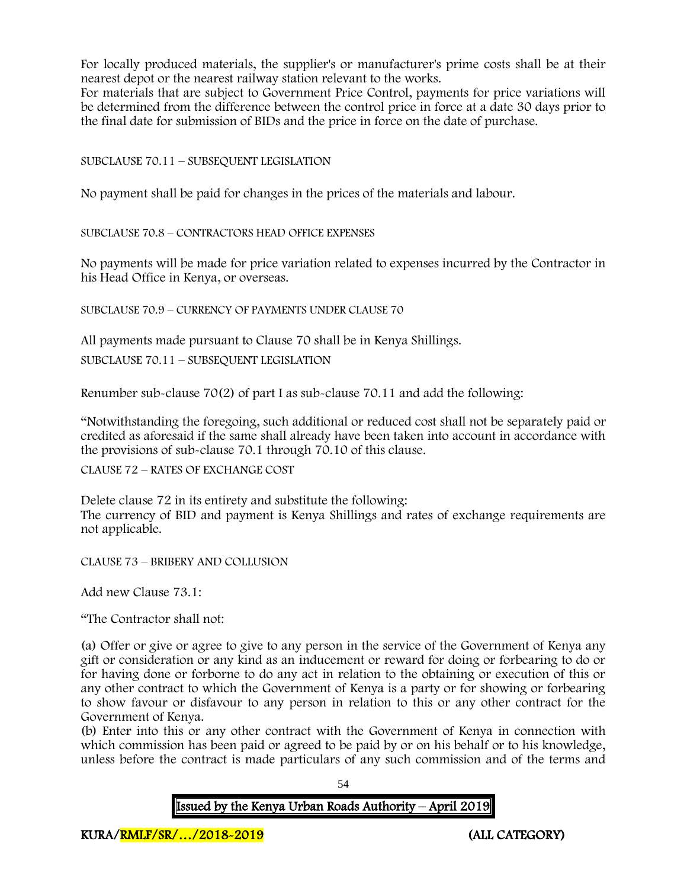For locally produced materials, the supplier's or manufacturer's prime costs shall be at their nearest depot or the nearest railway station relevant to the works.
For materials that are subject to Government Price Control, payments for price variations will be determined from the difference between the control price in force at a date 30 days prior to the final date for submission of BIDs and the price in force on the date of purchase.

SUBCLAUSE 70.11 – SUBSEQUENT LEGISLATION

No payment shall be paid for changes in the prices of the materials and labour.

SUBCLAUSE 70.8 – CONTRACTORS HEAD OFFICE EXPENSES

No payments will be made for price variation related to expenses incurred by the Contractor in his Head Office in Kenya, or overseas.

SUBCLAUSE 70.9 – CURRENCY OF PAYMENTS UNDER CLAUSE 70

All payments made pursuant to Clause 70 shall be in Kenya Shillings.

SUBCLAUSE 70.11 – SUBSEQUENT LEGISLATION

Renumber sub-clause 70(2) of part I as sub-clause 70.11 and add the following:

"Notwithstanding the foregoing, such additional or reduced cost shall not be separately paid or credited as aforesaid if the same shall already have been taken into account in accordance with the provisions of sub-clause 70.1 through 70.10 of this clause.

CLAUSE 72 – RATES OF EXCHANGE COST

Delete clause 72 in its entirety and substitute the following:
The currency of BID and payment is Kenya Shillings and rates of exchange requirements are not applicable.

CLAUSE 73 – BRIBERY AND COLLUSION

Add new Clause 73.1:

"The Contractor shall not:

(a) Offer or give or agree to give to any person in the service of the Government of Kenya any gift or consideration or any kind as an inducement or reward for doing or forbearing to do or for having done or forborne to do any act in relation to the obtaining or execution of this or any other contract to which the Government of Kenya is a party or for showing or forbearing to show favour or disfavour to any person in relation to this or any other contract for the Government of Kenya.
(b) Enter into this or any other contract with the Government of Kenya in connection with which commission has been paid or agreed to be paid by or on his behalf or to his knowledge, unless before the contract is made particulars of any such commission and of the terms and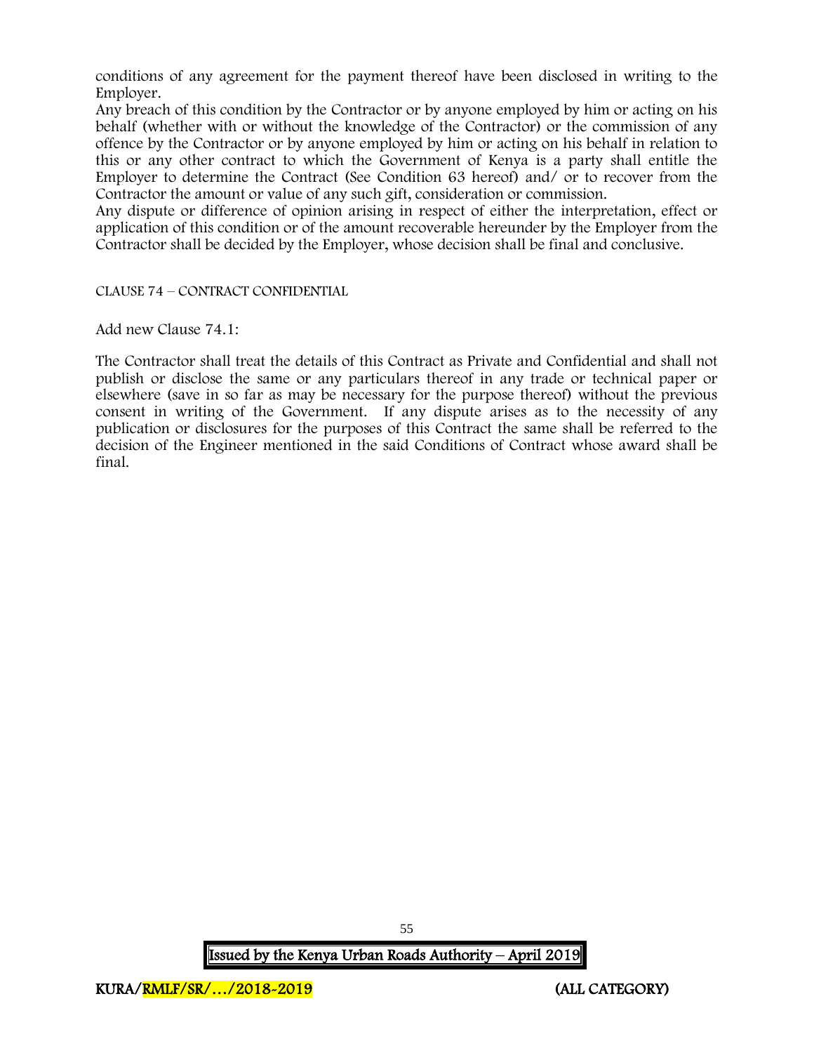conditions of any agreement for the payment thereof have been disclosed in writing to the Employer.

Any breach of this condition by the Contractor or by anyone employed by him or acting on his behalf (whether with or without the knowledge of the Contractor) or the commission of any offence by the Contractor or by anyone employed by him or acting on his behalf in relation to this or any other contract to which the Government of Kenya is a party shall entitle the Employer to determine the Contract (See Condition 63 hereof) and/ or to recover from the Contractor the amount or value of any such gift, consideration or commission.

Any dispute or difference of opinion arising in respect of either the interpretation, effect or application of this condition or of the amount recoverable hereunder by the Employer from the Contractor shall be decided by the Employer, whose decision shall be final and conclusive.

CLAUSE 74 – CONTRACT CONFIDENTIAL

Add new Clause 74.1:

The Contractor shall treat the details of this Contract as Private and Confidential and shall not publish or disclose the same or any particulars thereof in any trade or technical paper or elsewhere (save in so far as may be necessary for the purpose thereof) without the previous consent in writing of the Government. If any dispute arises as to the necessity of any publication or disclosures for the purposes of this Contract the same shall be referred to the decision of the Engineer mentioned in the said Conditions of Contract whose award shall be final.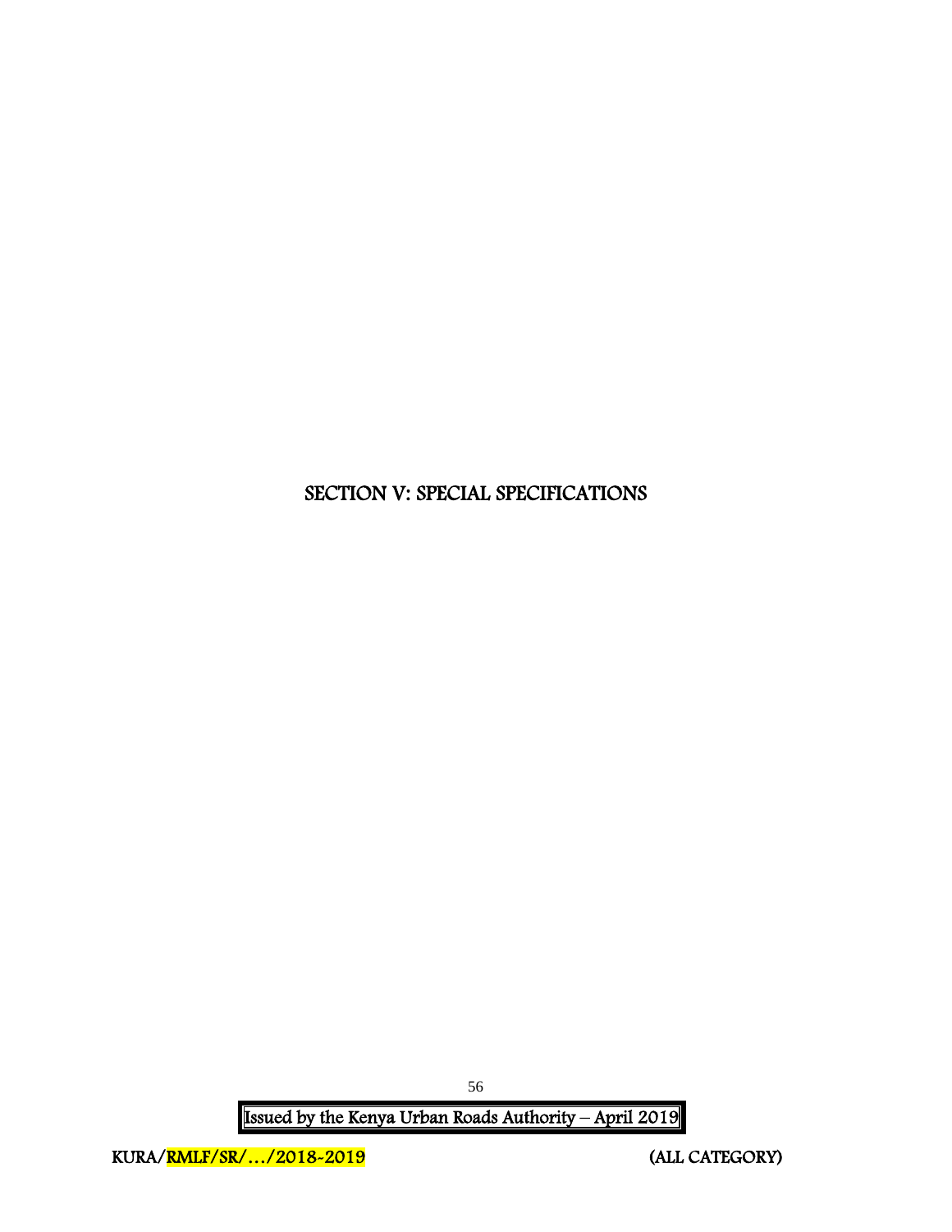# SECTION V: SPECIAL SPECIFICATIONS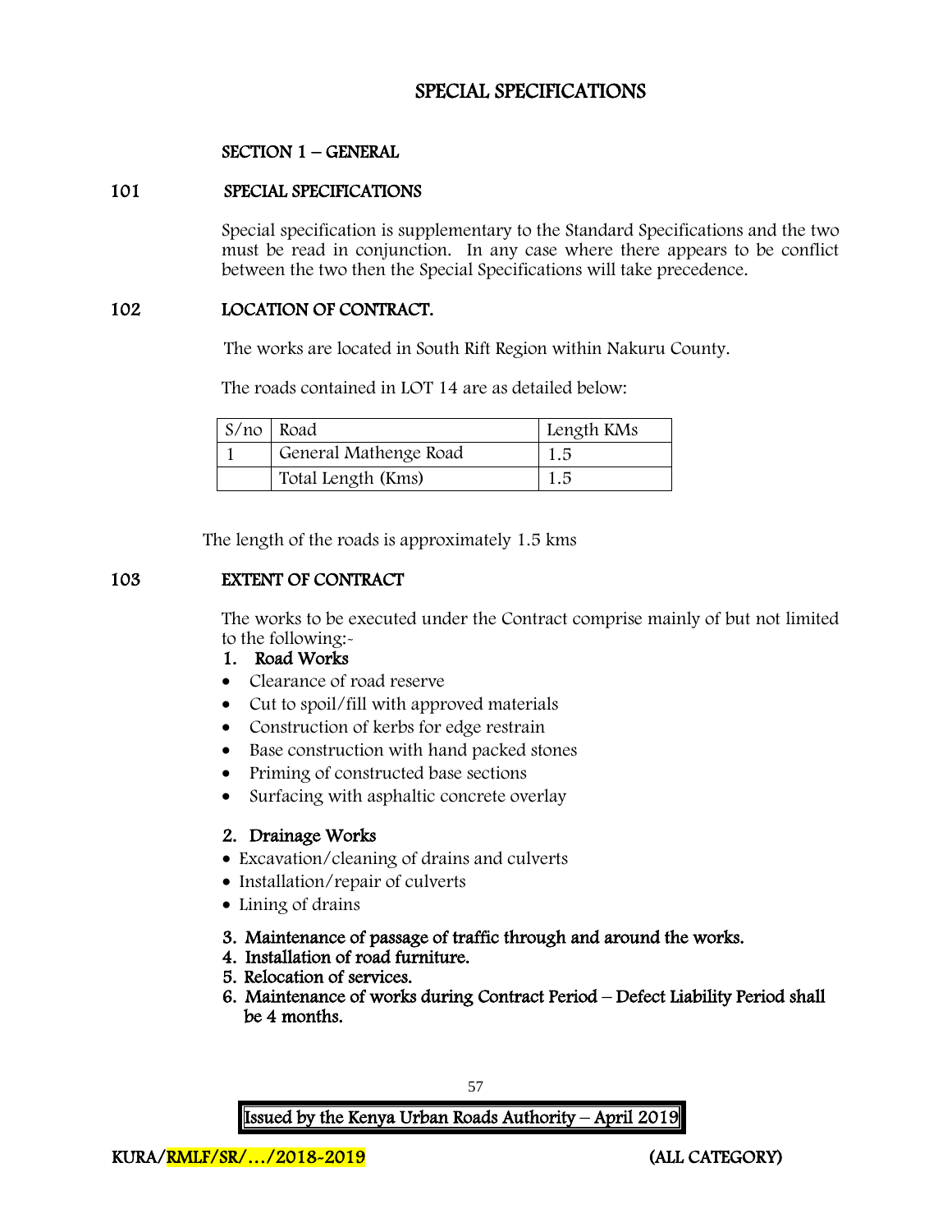# SPECIAL SPECIFICATIONS

## SECTION 1 – GENERAL

### 101 SPECIAL SPECIFICATIONS

Special specification is supplementary to the Standard Specifications and the two must be read in conjunction. In any case where there appears to be conflict between the two then the Special Specifications will take precedence.

### 102 LOCATION OF CONTRACT.

The works are located in South Rift Region within Nakuru County.

The roads contained in LOT 14 are as detailed below:

| S/no | Road | Length KMs |
|---|---|---|
| 1 | General Mathenge Road | 1.5 |
| | Total Length (Kms) | 1.5 |

The length of the roads is approximately 1.5 kms

### 103 EXTENT OF CONTRACT

The works to be executed under the Contract comprise mainly of but not limited to the following:-

1. **Road Works**
   - Clearance of road reserve
   - Cut to spoil/fill with approved materials
   - Construction of kerbs for edge restrain
   - Base construction with hand packed stones
   - Priming of constructed base sections
   - Surfacing with asphaltic concrete overlay

2. **Drainage Works**
   - Excavation/cleaning of drains and culverts
   - Installation/repair of culverts
   - Lining of drains

3. **Maintenance of passage of traffic through and around the works.**
4. **Installation of road furniture.**
5. **Relocation of services.**
6. **Maintenance of works during Contract Period – Defect Liability Period shall be 4 months.**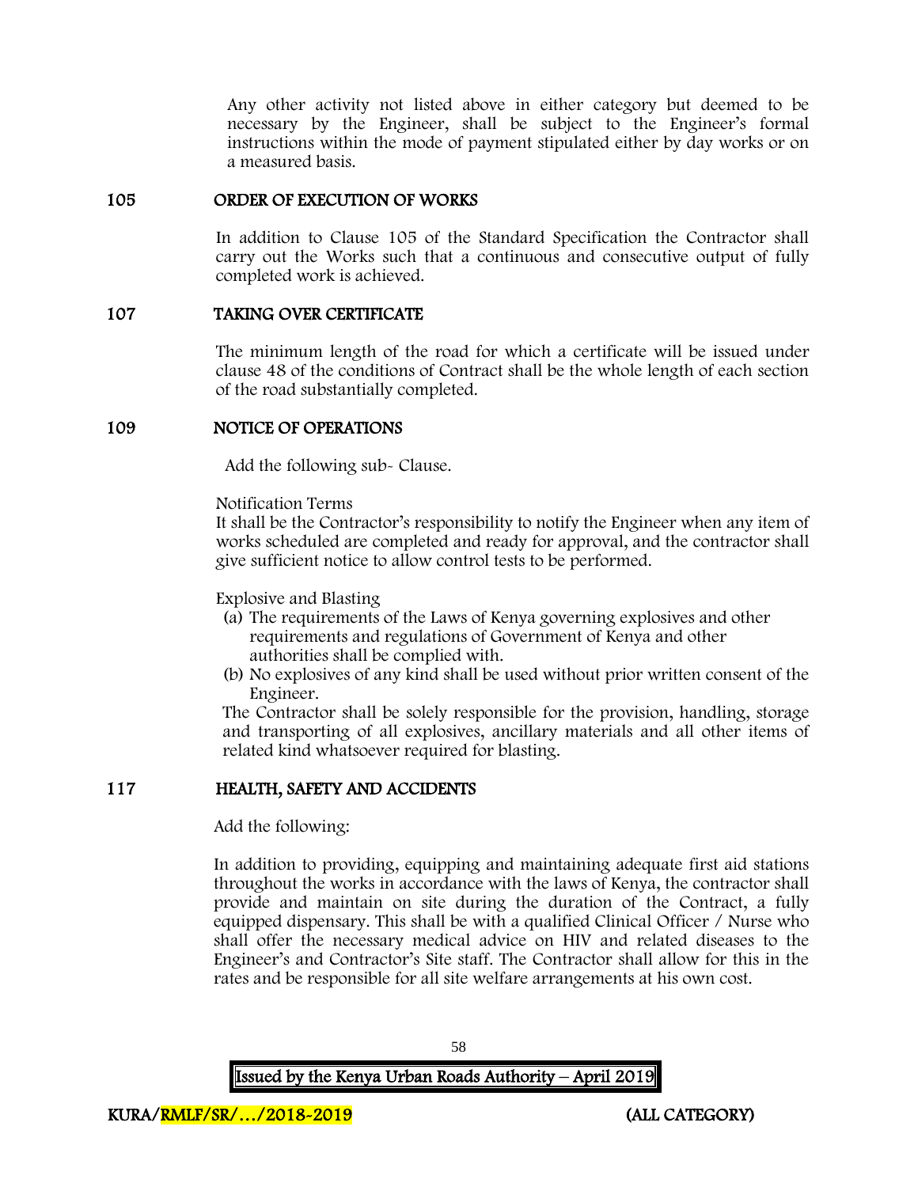Any other activity not listed above in either category but deemed to be necessary by the Engineer, shall be subject to the Engineer's formal instructions within the mode of payment stipulated either by day works or on a measured basis.

## 105 ORDER OF EXECUTION OF WORKS

In addition to Clause 105 of the Standard Specification the Contractor shall carry out the Works such that a continuous and consecutive output of fully completed work is achieved.

## 107 TAKING OVER CERTIFICATE

The minimum length of the road for which a certificate will be issued under clause 48 of the conditions of Contract shall be the whole length of each section of the road substantially completed.

## 109 NOTICE OF OPERATIONS

Add the following sub- Clause.

Notification Terms
It shall be the Contractor's responsibility to notify the Engineer when any item of works scheduled are completed and ready for approval, and the contractor shall give sufficient notice to allow control tests to be performed.

Explosive and Blasting

(a) The requirements of the Laws of Kenya governing explosives and other requirements and regulations of Government of Kenya and other authorities shall be complied with.
(b) No explosives of any kind shall be used without prior written consent of the Engineer.

The Contractor shall be solely responsible for the provision, handling, storage and transporting of all explosives, ancillary materials and all other items of related kind whatsoever required for blasting.

## 117 HEALTH, SAFETY AND ACCIDENTS

Add the following:

In addition to providing, equipping and maintaining adequate first aid stations throughout the works in accordance with the laws of Kenya, the contractor shall provide and maintain on site during the duration of the Contract, a fully equipped dispensary. This shall be with a qualified Clinical Officer / Nurse who shall offer the necessary medical advice on HIV and related diseases to the Engineer's and Contractor's Site staff. The Contractor shall allow for this in the rates and be responsible for all site welfare arrangements at his own cost.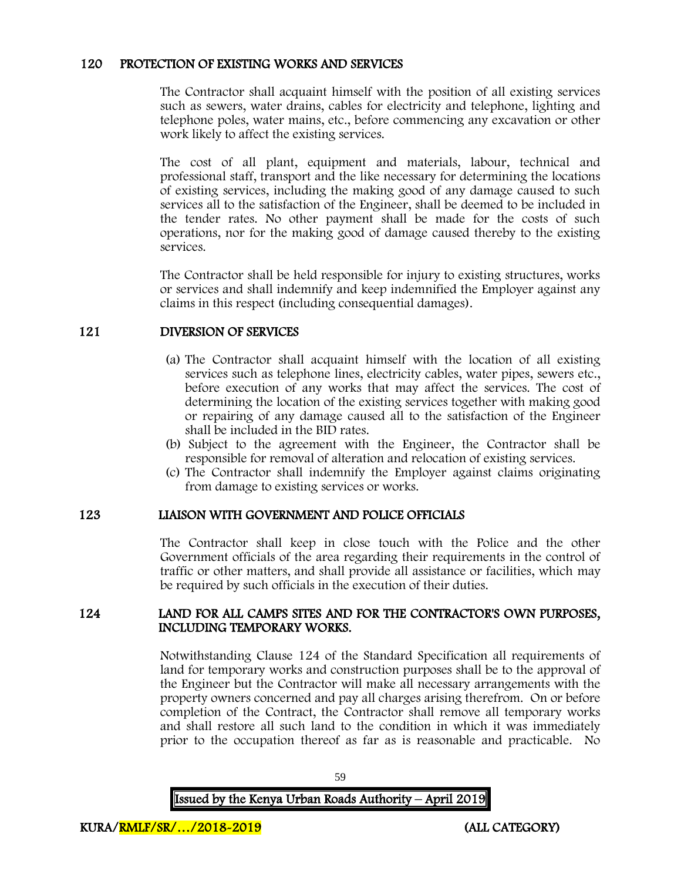## 120 PROTECTION OF EXISTING WORKS AND SERVICES

The Contractor shall acquaint himself with the position of all existing services such as sewers, water drains, cables for electricity and telephone, lighting and telephone poles, water mains, etc., before commencing any excavation or other work likely to affect the existing services.

The cost of all plant, equipment and materials, labour, technical and professional staff, transport and the like necessary for determining the locations of existing services, including the making good of any damage caused to such services all to the satisfaction of the Engineer, shall be deemed to be included in the tender rates. No other payment shall be made for the costs of such operations, nor for the making good of damage caused thereby to the existing services.

The Contractor shall be held responsible for injury to existing structures, works or services and shall indemnify and keep indemnified the Employer against any claims in this respect (including consequential damages).

## 121 DIVERSION OF SERVICES

(a) The Contractor shall acquaint himself with the location of all existing services such as telephone lines, electricity cables, water pipes, sewers etc., before execution of any works that may affect the services. The cost of determining the location of the existing services together with making good or repairing of any damage caused all to the satisfaction of the Engineer shall be included in the BID rates.

(b) Subject to the agreement with the Engineer, the Contractor shall be responsible for removal of alteration and relocation of existing services.

(c) The Contractor shall indemnify the Employer against claims originating from damage to existing services or works.

## 123 LIAISON WITH GOVERNMENT AND POLICE OFFICIALS

The Contractor shall keep in close touch with the Police and the other Government officials of the area regarding their requirements in the control of traffic or other matters, and shall provide all assistance or facilities, which may be required by such officials in the execution of their duties.

## 124 LAND FOR ALL CAMPS SITES AND FOR THE CONTRACTOR'S OWN PURPOSES, INCLUDING TEMPORARY WORKS.

Notwithstanding Clause 124 of the Standard Specification all requirements of land for temporary works and construction purposes shall be to the approval of the Engineer but the Contractor will make all necessary arrangements with the property owners concerned and pay all charges arising therefrom. On or before completion of the Contract, the Contractor shall remove all temporary works and shall restore all such land to the condition in which it was immediately prior to the occupation thereof as far as is reasonable and practicable. No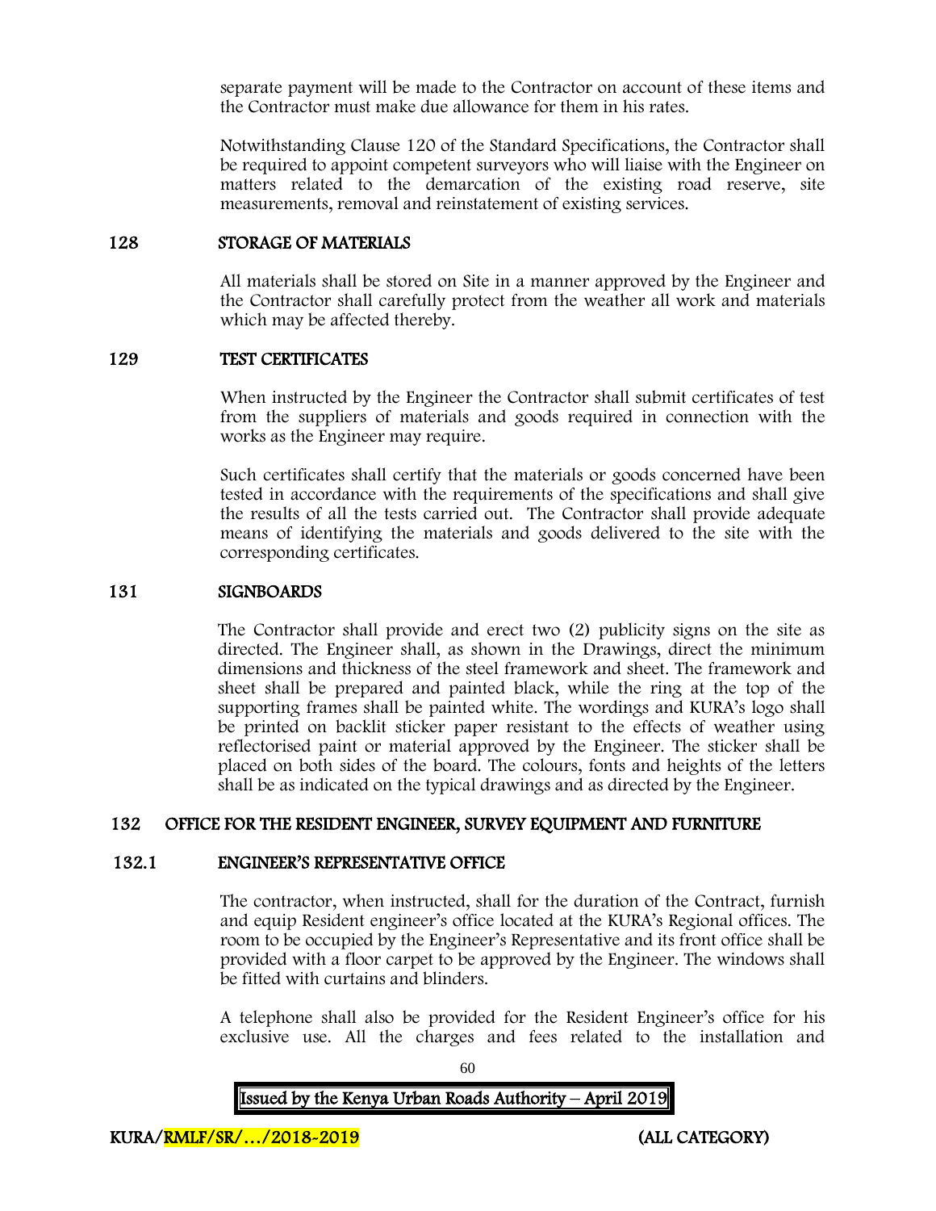separate payment will be made to the Contractor on account of these items and the Contractor must make due allowance for them in his rates.

Notwithstanding Clause 120 of the Standard Specifications, the Contractor shall be required to appoint competent surveyors who will liaise with the Engineer on matters related to the demarcation of the existing road reserve, site measurements, removal and reinstatement of existing services.

## 128 STORAGE OF MATERIALS

All materials shall be stored on Site in a manner approved by the Engineer and the Contractor shall carefully protect from the weather all work and materials which may be affected thereby.

## 129 TEST CERTIFICATES

When instructed by the Engineer the Contractor shall submit certificates of test from the suppliers of materials and goods required in connection with the works as the Engineer may require.

Such certificates shall certify that the materials or goods concerned have been tested in accordance with the requirements of the specifications and shall give the results of all the tests carried out. The Contractor shall provide adequate means of identifying the materials and goods delivered to the site with the corresponding certificates.

## 131 SIGNBOARDS

The Contractor shall provide and erect two (2) publicity signs on the site as directed. The Engineer shall, as shown in the Drawings, direct the minimum dimensions and thickness of the steel framework and sheet. The framework and sheet shall be prepared and painted black, while the ring at the top of the supporting frames shall be painted white. The wordings and KURA's logo shall be printed on backlit sticker paper resistant to the effects of weather using reflectorised paint or material approved by the Engineer. The sticker shall be placed on both sides of the board. The colours, fonts and heights of the letters shall be as indicated on the typical drawings and as directed by the Engineer.

## 132 OFFICE FOR THE RESIDENT ENGINEER, SURVEY EQUIPMENT AND FURNITURE

### 132.1 ENGINEER'S REPRESENTATIVE OFFICE

The contractor, when instructed, shall for the duration of the Contract, furnish and equip Resident engineer's office located at the KURA's Regional offices. The room to be occupied by the Engineer's Representative and its front office shall be provided with a floor carpet to be approved by the Engineer. The windows shall be fitted with curtains and blinders.

A telephone shall also be provided for the Resident Engineer's office for his exclusive use. All the charges and fees related to the installation and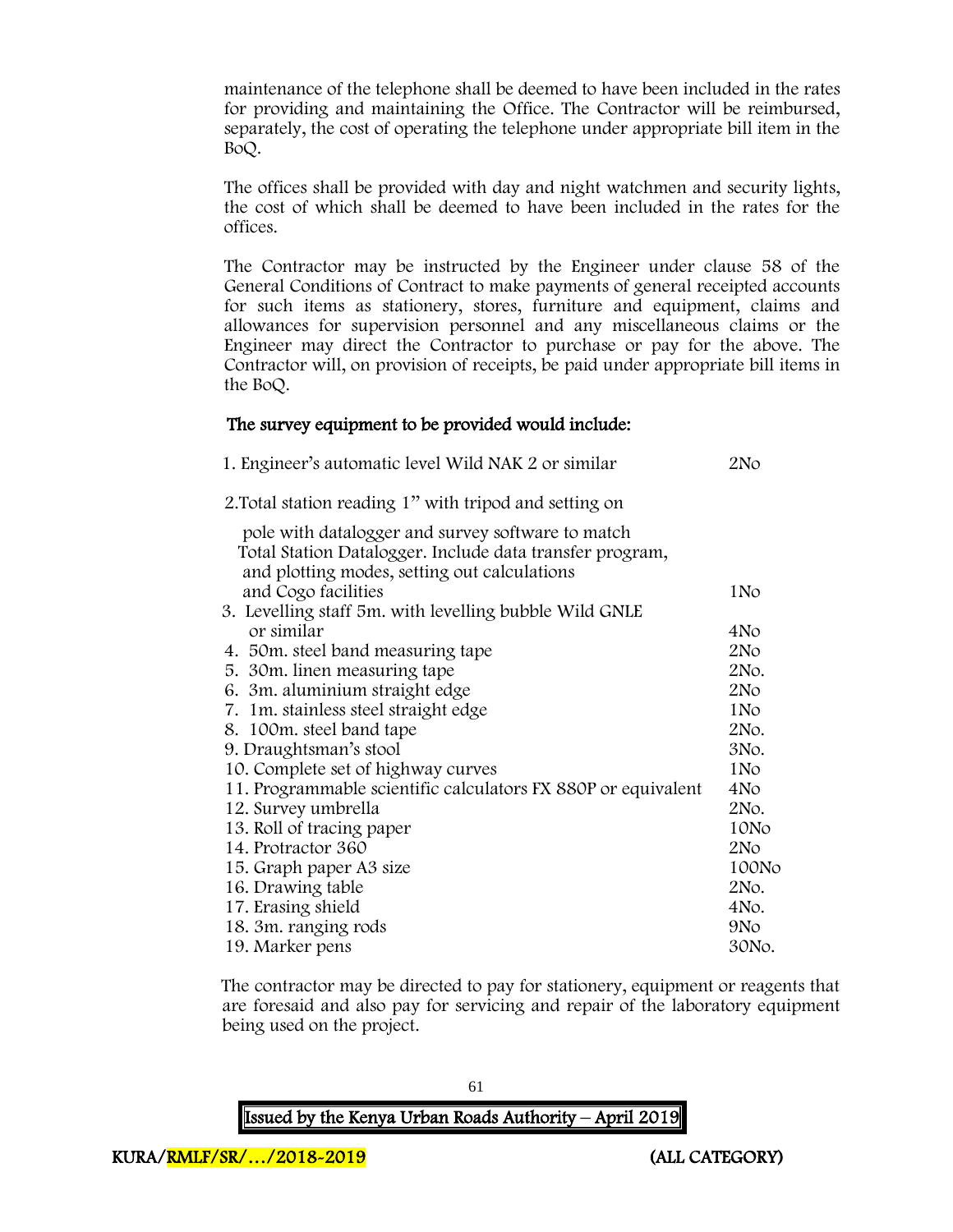maintenance of the telephone shall be deemed to have been included in the rates for providing and maintaining the Office. The Contractor will be reimbursed, separately, the cost of operating the telephone under appropriate bill item in the BoQ.

The offices shall be provided with day and night watchmen and security lights, the cost of which shall be deemed to have been included in the rates for the offices.

The Contractor may be instructed by the Engineer under clause 58 of the General Conditions of Contract to make payments of general receipted accounts for such items as stationery, stores, furniture and equipment, claims and allowances for supervision personnel and any miscellaneous claims or the Engineer may direct the Contractor to purchase or pay for the above. The Contractor will, on provision of receipts, be paid under appropriate bill items in the BoQ.

**The survey equipment to be provided would include:**

| Item | Quantity |
|---|---|
| 1. Engineer's automatic level Wild NAK 2 or similar | 2No |
| 2. Total station reading 1" with tripod and setting on pole with datalogger and survey software to match Total Station Datalogger. Include data transfer program, and plotting modes, setting out calculations and Cogo facilities | 1No |
| 3. Levelling staff 5m. with levelling bubble Wild GNLE or similar | 4No |
| 4. 50m. steel band measuring tape | 2No |
| 5. 30m. linen measuring tape | 2No. |
| 6. 3m. aluminium straight edge | 2No |
| 7. 1m. stainless steel straight edge | 1No |
| 8. 100m. steel band tape | 2No. |
| 9. Draughtsman's stool | 3No. |
| 10. Complete set of highway curves | 1No |
| 11. Programmable scientific calculators FX 880P or equivalent | 4No |
| 12. Survey umbrella | 2No. |
| 13. Roll of tracing paper | 10No |
| 14. Protractor 360 | 2No |
| 15. Graph paper A3 size | 100No |
| 16. Drawing table | 2No. |
| 17. Erasing shield | 4No. |
| 18. 3m. ranging rods | 9No |
| 19. Marker pens | 30No. |

The contractor may be directed to pay for stationery, equipment or reagents that are foresaid and also pay for servicing and repair of the laboratory equipment being used on the project.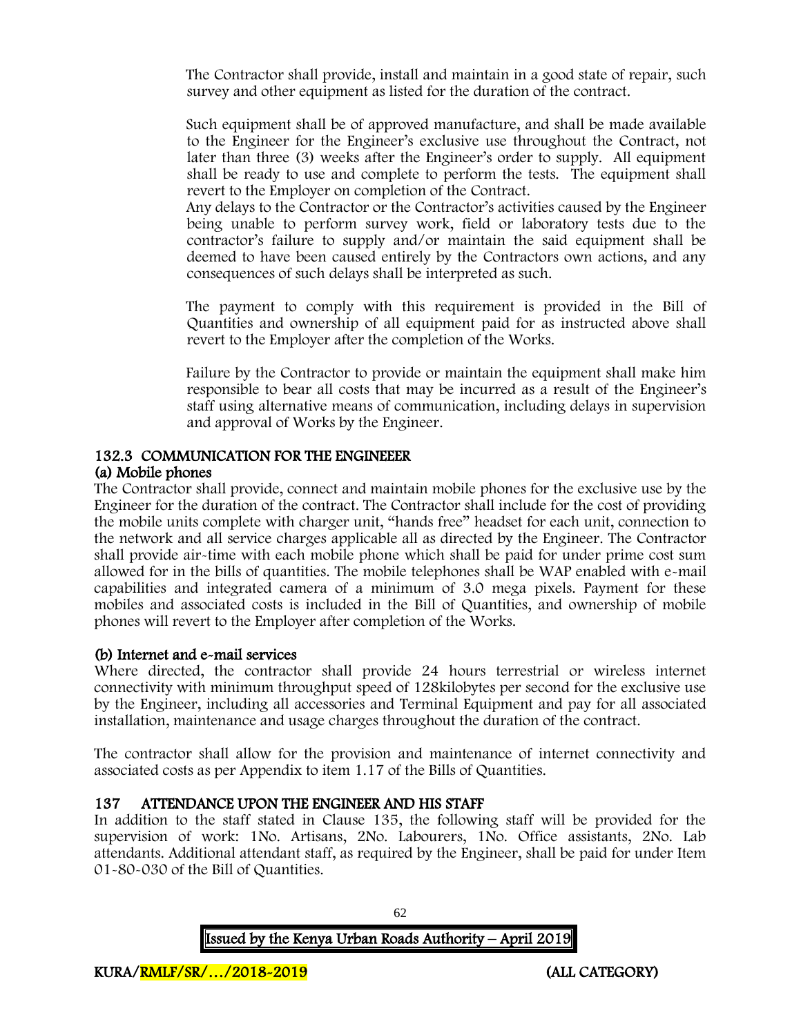The Contractor shall provide, install and maintain in a good state of repair, such survey and other equipment as listed for the duration of the contract.

Such equipment shall be of approved manufacture, and shall be made available to the Engineer for the Engineer's exclusive use throughout the Contract, not later than three (3) weeks after the Engineer's order to supply. All equipment shall be ready to use and complete to perform the tests. The equipment shall revert to the Employer on completion of the Contract.
Any delays to the Contractor or the Contractor's activities caused by the Engineer being unable to perform survey work, field or laboratory tests due to the contractor's failure to supply and/or maintain the said equipment shall be deemed to have been caused entirely by the Contractors own actions, and any consequences of such delays shall be interpreted as such.

The payment to comply with this requirement is provided in the Bill of Quantities and ownership of all equipment paid for as instructed above shall revert to the Employer after the completion of the Works.

Failure by the Contractor to provide or maintain the equipment shall make him responsible to bear all costs that may be incurred as a result of the Engineer's staff using alternative means of communication, including delays in supervision and approval of Works by the Engineer.

### 132.3 COMMUNICATION FOR THE ENGINEEER

**(a) Mobile phones**

The Contractor shall provide, connect and maintain mobile phones for the exclusive use by the Engineer for the duration of the contract. The Contractor shall include for the cost of providing the mobile units complete with charger unit, "hands free" headset for each unit, connection to the network and all service charges applicable all as directed by the Engineer. The Contractor shall provide air-time with each mobile phone which shall be paid for under prime cost sum allowed for in the bills of quantities. The mobile telephones shall be WAP enabled with e-mail capabilities and integrated camera of a minimum of 3.0 mega pixels. Payment for these mobiles and associated costs is included in the Bill of Quantities, and ownership of mobile phones will revert to the Employer after completion of the Works.

**(b) Internet and e-mail services**

Where directed, the contractor shall provide 24 hours terrestrial or wireless internet connectivity with minimum throughput speed of 128kilobytes per second for the exclusive use by the Engineer, including all accessories and Terminal Equipment and pay for all associated installation, maintenance and usage charges throughout the duration of the contract.

The contractor shall allow for the provision and maintenance of internet connectivity and associated costs as per Appendix to item 1.17 of the Bills of Quantities.

### 137 ATTENDANCE UPON THE ENGINEER AND HIS STAFF

In addition to the staff stated in Clause 135, the following staff will be provided for the supervision of work: 1No. Artisans, 2No. Labourers, 1No. Office assistants, 2No. Lab attendants. Additional attendant staff, as required by the Engineer, shall be paid for under Item 01-80-030 of the Bill of Quantities.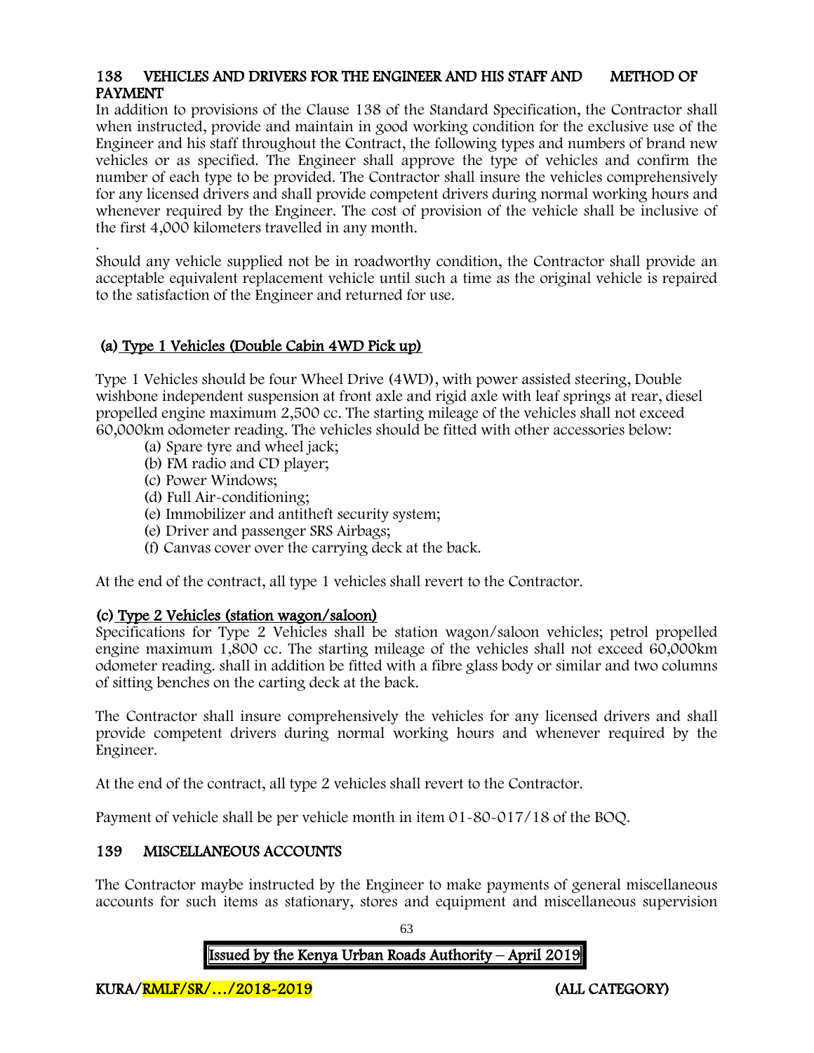## 138 VEHICLES AND DRIVERS FOR THE ENGINEER AND HIS STAFF AND METHOD OF PAYMENT

In addition to provisions of the Clause 138 of the Standard Specification, the Contractor shall when instructed, provide and maintain in good working condition for the exclusive use of the Engineer and his staff throughout the Contract, the following types and numbers of brand new vehicles or as specified. The Engineer shall approve the type of vehicles and confirm the number of each type to be provided. The Contractor shall insure the vehicles comprehensively for any licensed drivers and shall provide competent drivers during normal working hours and whenever required by the Engineer. The cost of provision of the vehicle shall be inclusive of the first 4,000 kilometers travelled in any month.

.

Should any vehicle supplied not be in roadworthy condition, the Contractor shall provide an acceptable equivalent replacement vehicle until such a time as the original vehicle is repaired to the satisfaction of the Engineer and returned for use.

### (a) Type 1 Vehicles (Double Cabin 4WD Pick up)

Type 1 Vehicles should be four Wheel Drive (4WD), with power assisted steering, Double wishbone independent suspension at front axle and rigid axle with leaf springs at rear, diesel propelled engine maximum 2,500 cc. The starting mileage of the vehicles shall not exceed 60,000km odometer reading. The vehicles should be fitted with other accessories below:

(a) Spare tyre and wheel jack;
(b) FM radio and CD player;
(c) Power Windows;
(d) Full Air-conditioning;
(e) Immobilizer and antitheft security system;
(e) Driver and passenger SRS Airbags;
(f) Canvas cover over the carrying deck at the back.

At the end of the contract, all type 1 vehicles shall revert to the Contractor.

### (c) Type 2 Vehicles (station wagon/saloon)

Specifications for Type 2 Vehicles shall be station wagon/saloon vehicles; petrol propelled engine maximum 1,800 cc. The starting mileage of the vehicles shall not exceed 60,000km odometer reading. shall in addition be fitted with a fibre glass body or similar and two columns of sitting benches on the carting deck at the back.

The Contractor shall insure comprehensively the vehicles for any licensed drivers and shall provide competent drivers during normal working hours and whenever required by the Engineer.

At the end of the contract, all type 2 vehicles shall revert to the Contractor.

Payment of vehicle shall be per vehicle month in item 01-80-017/18 of the BOQ.

## 139 MISCELLANEOUS ACCOUNTS

The Contractor maybe instructed by the Engineer to make payments of general miscellaneous accounts for such items as stationary, stores and equipment and miscellaneous supervision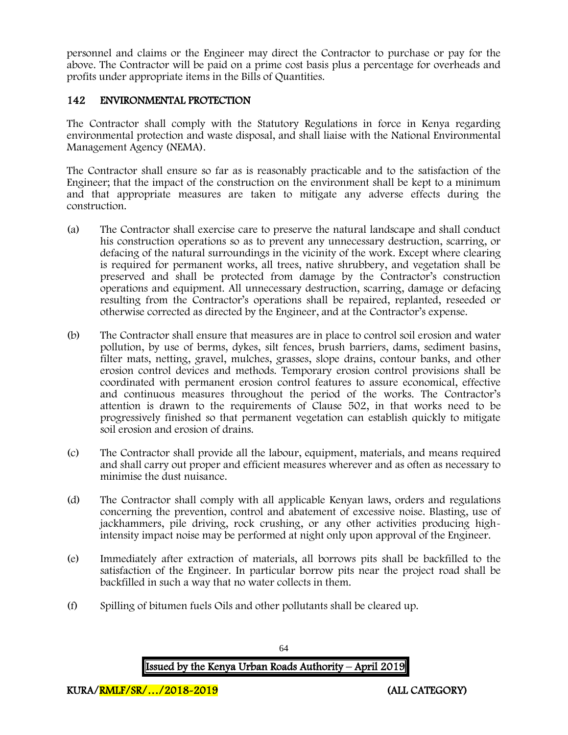personnel and claims or the Engineer may direct the Contractor to purchase or pay for the above. The Contractor will be paid on a prime cost basis plus a percentage for overheads and profits under appropriate items in the Bills of Quantities.

## 142 ENVIRONMENTAL PROTECTION

The Contractor shall comply with the Statutory Regulations in force in Kenya regarding environmental protection and waste disposal, and shall liaise with the National Environmental Management Agency (NEMA).

The Contractor shall ensure so far as is reasonably practicable and to the satisfaction of the Engineer; that the impact of the construction on the environment shall be kept to a minimum and that appropriate measures are taken to mitigate any adverse effects during the construction.

(a) The Contractor shall exercise care to preserve the natural landscape and shall conduct his construction operations so as to prevent any unnecessary destruction, scarring, or defacing of the natural surroundings in the vicinity of the work. Except where clearing is required for permanent works, all trees, native shrubbery, and vegetation shall be preserved and shall be protected from damage by the Contractor's construction operations and equipment. All unnecessary destruction, scarring, damage or defacing resulting from the Contractor's operations shall be repaired, replanted, reseeded or otherwise corrected as directed by the Engineer, and at the Contractor's expense.

(b) The Contractor shall ensure that measures are in place to control soil erosion and water pollution, by use of berms, dykes, silt fences, brush barriers, dams, sediment basins, filter mats, netting, gravel, mulches, grasses, slope drains, contour banks, and other erosion control devices and methods. Temporary erosion control provisions shall be coordinated with permanent erosion control features to assure economical, effective and continuous measures throughout the period of the works. The Contractor's attention is drawn to the requirements of Clause 502, in that works need to be progressively finished so that permanent vegetation can establish quickly to mitigate soil erosion and erosion of drains.

(c) The Contractor shall provide all the labour, equipment, materials, and means required and shall carry out proper and efficient measures wherever and as often as necessary to minimise the dust nuisance.

(d) The Contractor shall comply with all applicable Kenyan laws, orders and regulations concerning the prevention, control and abatement of excessive noise. Blasting, use of jackhammers, pile driving, rock crushing, or any other activities producing high-intensity impact noise may be performed at night only upon approval of the Engineer.

(e) Immediately after extraction of materials, all borrows pits shall be backfilled to the satisfaction of the Engineer. In particular borrow pits near the project road shall be backfilled in such a way that no water collects in them.

(f) Spilling of bitumen fuels Oils and other pollutants shall be cleared up.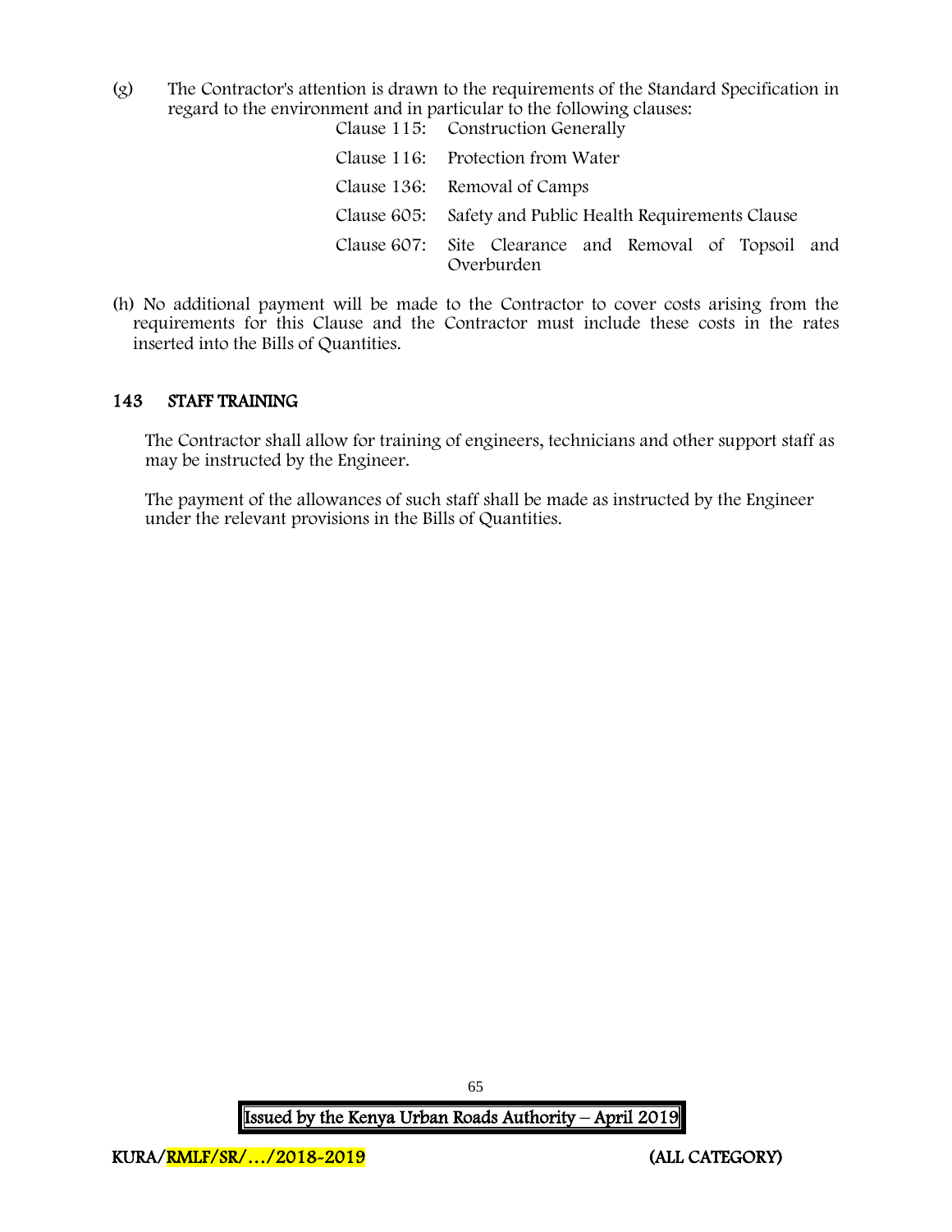(g) The Contractor's attention is drawn to the requirements of the Standard Specification in regard to the environment and in particular to the following clauses:

| | |
|---|---|
| Clause 115: | Construction Generally |
| Clause 116: | Protection from Water |
| Clause 136: | Removal of Camps |
| Clause 605: | Safety and Public Health Requirements Clause |
| Clause 607: | Site Clearance and Removal of Topsoil and Overburden |

(h) No additional payment will be made to the Contractor to cover costs arising from the requirements for this Clause and the Contractor must include these costs in the rates inserted into the Bills of Quantities.

## 143 STAFF TRAINING

The Contractor shall allow for training of engineers, technicians and other support staff as may be instructed by the Engineer.

The payment of the allowances of such staff shall be made as instructed by the Engineer under the relevant provisions in the Bills of Quantities.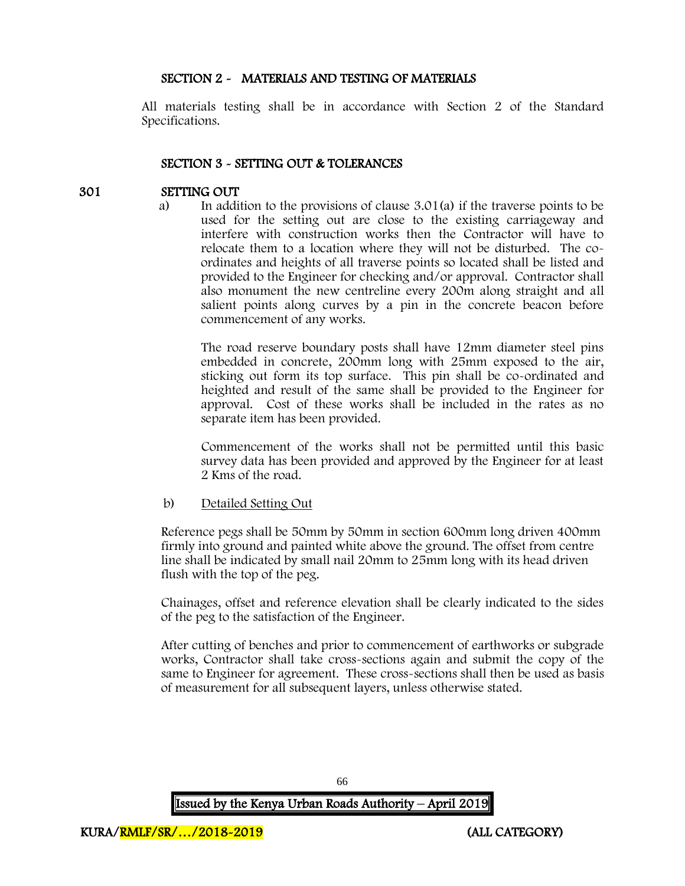## SECTION 2 - MATERIALS AND TESTING OF MATERIALS

All materials testing shall be in accordance with Section 2 of the Standard Specifications.

## SECTION 3 - SETTING OUT & TOLERANCES

### 301 SETTING OUT

a) In addition to the provisions of clause 3.01(a) if the traverse points to be used for the setting out are close to the existing carriageway and interfere with construction works then the Contractor will have to relocate them to a location where they will not be disturbed. The co-ordinates and heights of all traverse points so located shall be listed and provided to the Engineer for checking and/or approval. Contractor shall also monument the new centreline every 200m along straight and all salient points along curves by a pin in the concrete beacon before commencement of any works.

The road reserve boundary posts shall have 12mm diameter steel pins embedded in concrete, 200mm long with 25mm exposed to the air, sticking out form its top surface. This pin shall be co-ordinated and heighted and result of the same shall be provided to the Engineer for approval. Cost of these works shall be included in the rates as no separate item has been provided.

Commencement of the works shall not be permitted until this basic survey data has been provided and approved by the Engineer for at least 2 Kms of the road.

b) <u>Detailed Setting Out</u>

Reference pegs shall be 50mm by 50mm in section 600mm long driven 400mm firmly into ground and painted white above the ground. The offset from centre line shall be indicated by small nail 20mm to 25mm long with its head driven flush with the top of the peg.

Chainages, offset and reference elevation shall be clearly indicated to the sides of the peg to the satisfaction of the Engineer.

After cutting of benches and prior to commencement of earthworks or subgrade works, Contractor shall take cross-sections again and submit the copy of the same to Engineer for agreement. These cross-sections shall then be used as basis of measurement for all subsequent layers, unless otherwise stated.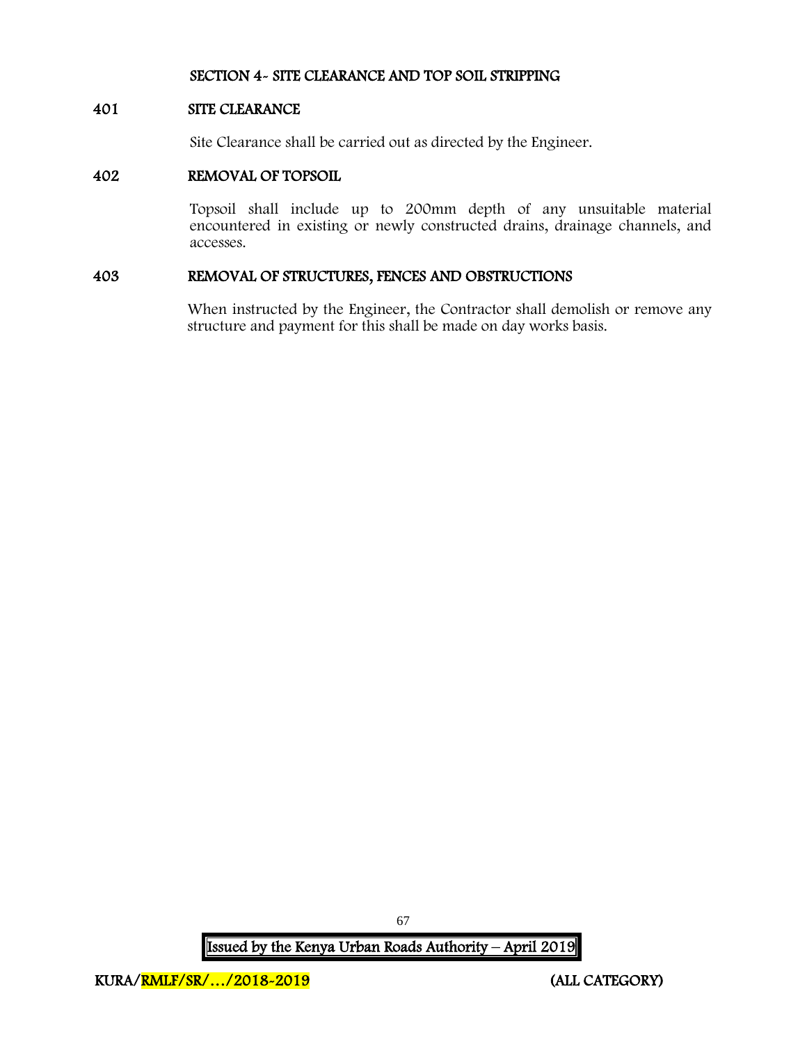## SECTION 4- SITE CLEARANCE AND TOP SOIL STRIPPING

### 401 SITE CLEARANCE

Site Clearance shall be carried out as directed by the Engineer.

### 402 REMOVAL OF TOPSOIL

Topsoil shall include up to 200mm depth of any unsuitable material encountered in existing or newly constructed drains, drainage channels, and accesses.

### 403 REMOVAL OF STRUCTURES, FENCES AND OBSTRUCTIONS

When instructed by the Engineer, the Contractor shall demolish or remove any structure and payment for this shall be made on day works basis.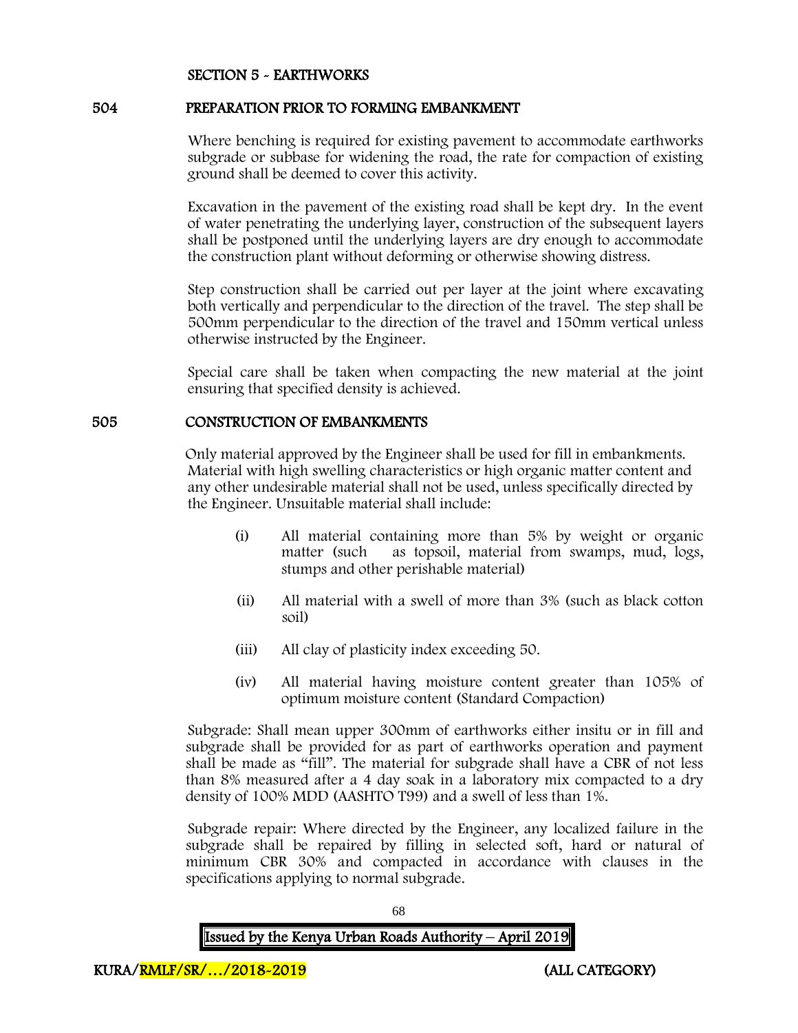## SECTION 5 - EARTHWORKS

### 504 PREPARATION PRIOR TO FORMING EMBANKMENT

Where benching is required for existing pavement to accommodate earthworks subgrade or subbase for widening the road, the rate for compaction of existing ground shall be deemed to cover this activity.

Excavation in the pavement of the existing road shall be kept dry. In the event of water penetrating the underlying layer, construction of the subsequent layers shall be postponed until the underlying layers are dry enough to accommodate the construction plant without deforming or otherwise showing distress.

Step construction shall be carried out per layer at the joint where excavating both vertically and perpendicular to the direction of the travel. The step shall be 500mm perpendicular to the direction of the travel and 150mm vertical unless otherwise instructed by the Engineer.

Special care shall be taken when compacting the new material at the joint ensuring that specified density is achieved.

### 505 CONSTRUCTION OF EMBANKMENTS

Only material approved by the Engineer shall be used for fill in embankments. Material with high swelling characteristics or high organic matter content and any other undesirable material shall not be used, unless specifically directed by the Engineer. Unsuitable material shall include:

- (i) All material containing more than 5% by weight or organic matter (such as topsoil, material from swamps, mud, logs, stumps and other perishable material)
- (ii) All material with a swell of more than 3% (such as black cotton soil)
- (iii) All clay of plasticity index exceeding 50.
- (iv) All material having moisture content greater than 105% of optimum moisture content (Standard Compaction)

Subgrade: Shall mean upper 300mm of earthworks either insitu or in fill and subgrade shall be provided for as part of earthworks operation and payment shall be made as "fill". The material for subgrade shall have a CBR of not less than 8% measured after a 4 day soak in a laboratory mix compacted to a dry density of 100% MDD (AASHTO T99) and a swell of less than 1%.

Subgrade repair: Where directed by the Engineer, any localized failure in the subgrade shall be repaired by filling in selected soft, hard or natural of minimum CBR 30% and compacted in accordance with clauses in the specifications applying to normal subgrade.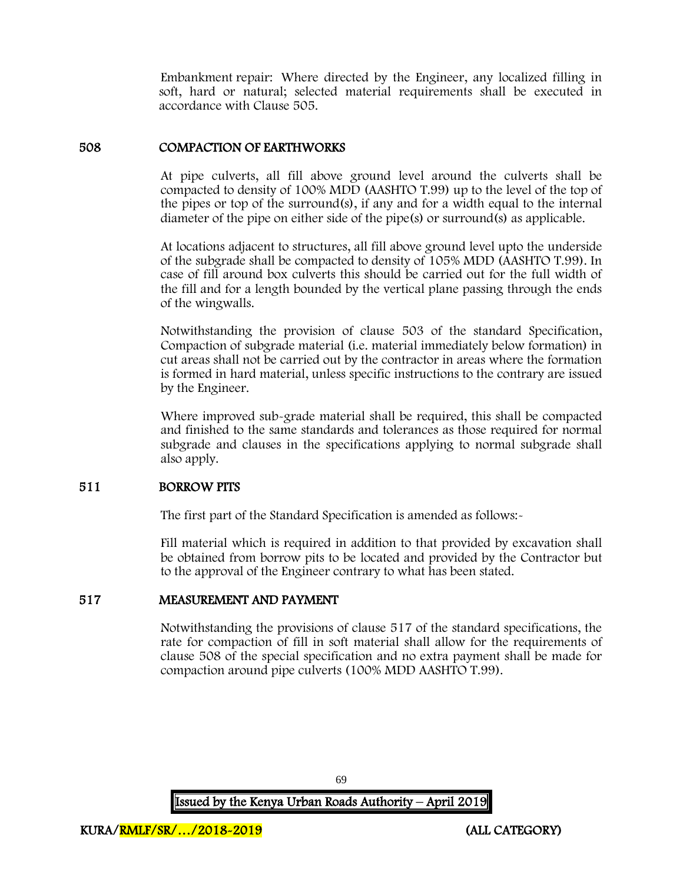Embankment repair: Where directed by the Engineer, any localized filling in soft, hard or natural; selected material requirements shall be executed in accordance with Clause 505.

## 508 COMPACTION OF EARTHWORKS

At pipe culverts, all fill above ground level around the culverts shall be compacted to density of 100% MDD (AASHTO T.99) up to the level of the top of the pipes or top of the surround(s), if any and for a width equal to the internal diameter of the pipe on either side of the pipe(s) or surround(s) as applicable.

At locations adjacent to structures, all fill above ground level upto the underside of the subgrade shall be compacted to density of 105% MDD (AASHTO T.99). In case of fill around box culverts this should be carried out for the full width of the fill and for a length bounded by the vertical plane passing through the ends of the wingwalls.

Notwithstanding the provision of clause 503 of the standard Specification, Compaction of subgrade material (i.e. material immediately below formation) in cut areas shall not be carried out by the contractor in areas where the formation is formed in hard material, unless specific instructions to the contrary are issued by the Engineer.

Where improved sub-grade material shall be required, this shall be compacted and finished to the same standards and tolerances as those required for normal subgrade and clauses in the specifications applying to normal subgrade shall also apply.

## 511 BORROW PITS

The first part of the Standard Specification is amended as follows:-

Fill material which is required in addition to that provided by excavation shall be obtained from borrow pits to be located and provided by the Contractor but to the approval of the Engineer contrary to what has been stated.

## 517 MEASUREMENT AND PAYMENT

Notwithstanding the provisions of clause 517 of the standard specifications, the rate for compaction of fill in soft material shall allow for the requirements of clause 508 of the special specification and no extra payment shall be made for compaction around pipe culverts (100% MDD AASHTO T.99).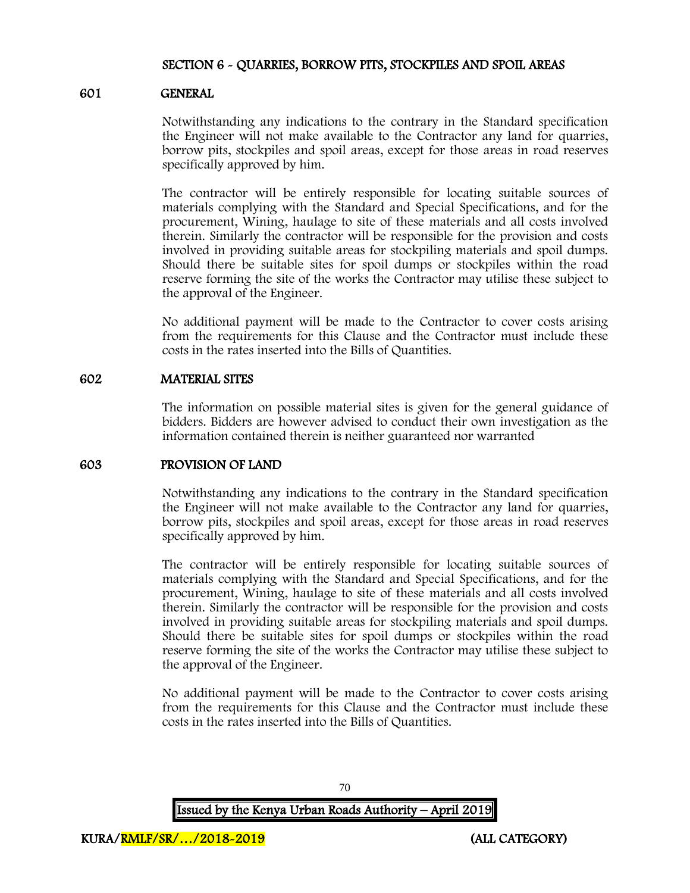## SECTION 6 - QUARRIES, BORROW PITS, STOCKPILES AND SPOIL AREAS

### 601 GENERAL

Notwithstanding any indications to the contrary in the Standard specification the Engineer will not make available to the Contractor any land for quarries, borrow pits, stockpiles and spoil areas, except for those areas in road reserves specifically approved by him.

The contractor will be entirely responsible for locating suitable sources of materials complying with the Standard and Special Specifications, and for the procurement, Wining, haulage to site of these materials and all costs involved therein. Similarly the contractor will be responsible for the provision and costs involved in providing suitable areas for stockpiling materials and spoil dumps. Should there be suitable sites for spoil dumps or stockpiles within the road reserve forming the site of the works the Contractor may utilise these subject to the approval of the Engineer.

No additional payment will be made to the Contractor to cover costs arising from the requirements for this Clause and the Contractor must include these costs in the rates inserted into the Bills of Quantities.

### 602 MATERIAL SITES

The information on possible material sites is given for the general guidance of bidders. Bidders are however advised to conduct their own investigation as the information contained therein is neither guaranteed nor warranted

### 603 PROVISION OF LAND

Notwithstanding any indications to the contrary in the Standard specification the Engineer will not make available to the Contractor any land for quarries, borrow pits, stockpiles and spoil areas, except for those areas in road reserves specifically approved by him.

The contractor will be entirely responsible for locating suitable sources of materials complying with the Standard and Special Specifications, and for the procurement, Wining, haulage to site of these materials and all costs involved therein. Similarly the contractor will be responsible for the provision and costs involved in providing suitable areas for stockpiling materials and spoil dumps. Should there be suitable sites for spoil dumps or stockpiles within the road reserve forming the site of the works the Contractor may utilise these subject to the approval of the Engineer.

No additional payment will be made to the Contractor to cover costs arising from the requirements for this Clause and the Contractor must include these costs in the rates inserted into the Bills of Quantities.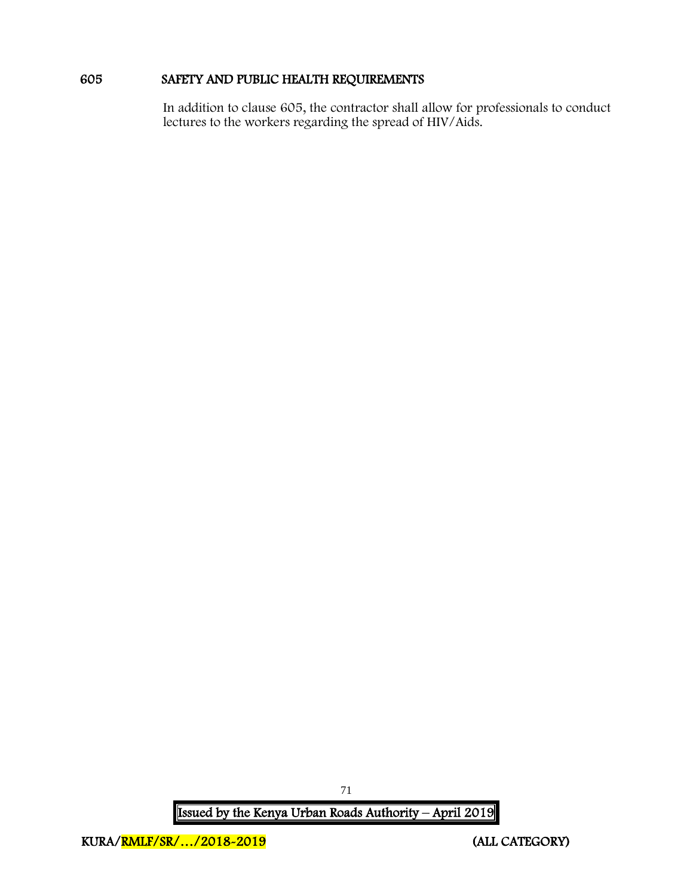## 605 SAFETY AND PUBLIC HEALTH REQUIREMENTS

In addition to clause 605, the contractor shall allow for professionals to conduct lectures to the workers regarding the spread of HIV/Aids.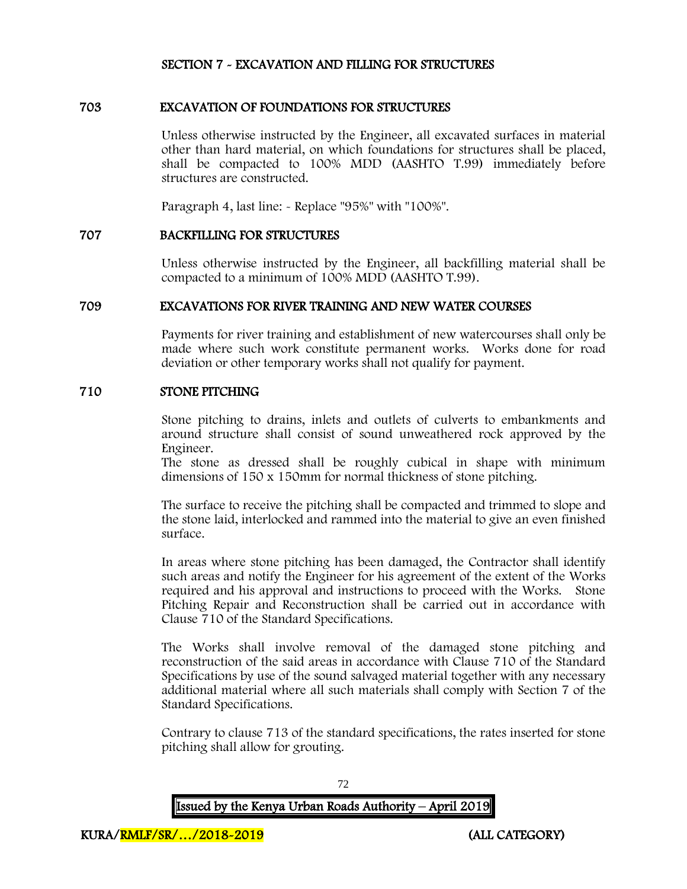## SECTION 7 - EXCAVATION AND FILLING FOR STRUCTURES

### 703 EXCAVATION OF FOUNDATIONS FOR STRUCTURES

Unless otherwise instructed by the Engineer, all excavated surfaces in material other than hard material, on which foundations for structures shall be placed, shall be compacted to 100% MDD (AASHTO T.99) immediately before structures are constructed.

Paragraph 4, last line: - Replace "95%" with "100%".

### 707 BACKFILLING FOR STRUCTURES

Unless otherwise instructed by the Engineer, all backfilling material shall be compacted to a minimum of 100% MDD (AASHTO T.99).

### 709 EXCAVATIONS FOR RIVER TRAINING AND NEW WATER COURSES

Payments for river training and establishment of new watercourses shall only be made where such work constitute permanent works. Works done for road deviation or other temporary works shall not qualify for payment.

### 710 STONE PITCHING

Stone pitching to drains, inlets and outlets of culverts to embankments and around structure shall consist of sound unweathered rock approved by the Engineer.
The stone as dressed shall be roughly cubical in shape with minimum dimensions of 150 x 150mm for normal thickness of stone pitching.

The surface to receive the pitching shall be compacted and trimmed to slope and the stone laid, interlocked and rammed into the material to give an even finished surface.

In areas where stone pitching has been damaged, the Contractor shall identify such areas and notify the Engineer for his agreement of the extent of the Works required and his approval and instructions to proceed with the Works. Stone Pitching Repair and Reconstruction shall be carried out in accordance with Clause 710 of the Standard Specifications.

The Works shall involve removal of the damaged stone pitching and reconstruction of the said areas in accordance with Clause 710 of the Standard Specifications by use of the sound salvaged material together with any necessary additional material where all such materials shall comply with Section 7 of the Standard Specifications.

Contrary to clause 713 of the standard specifications, the rates inserted for stone pitching shall allow for grouting.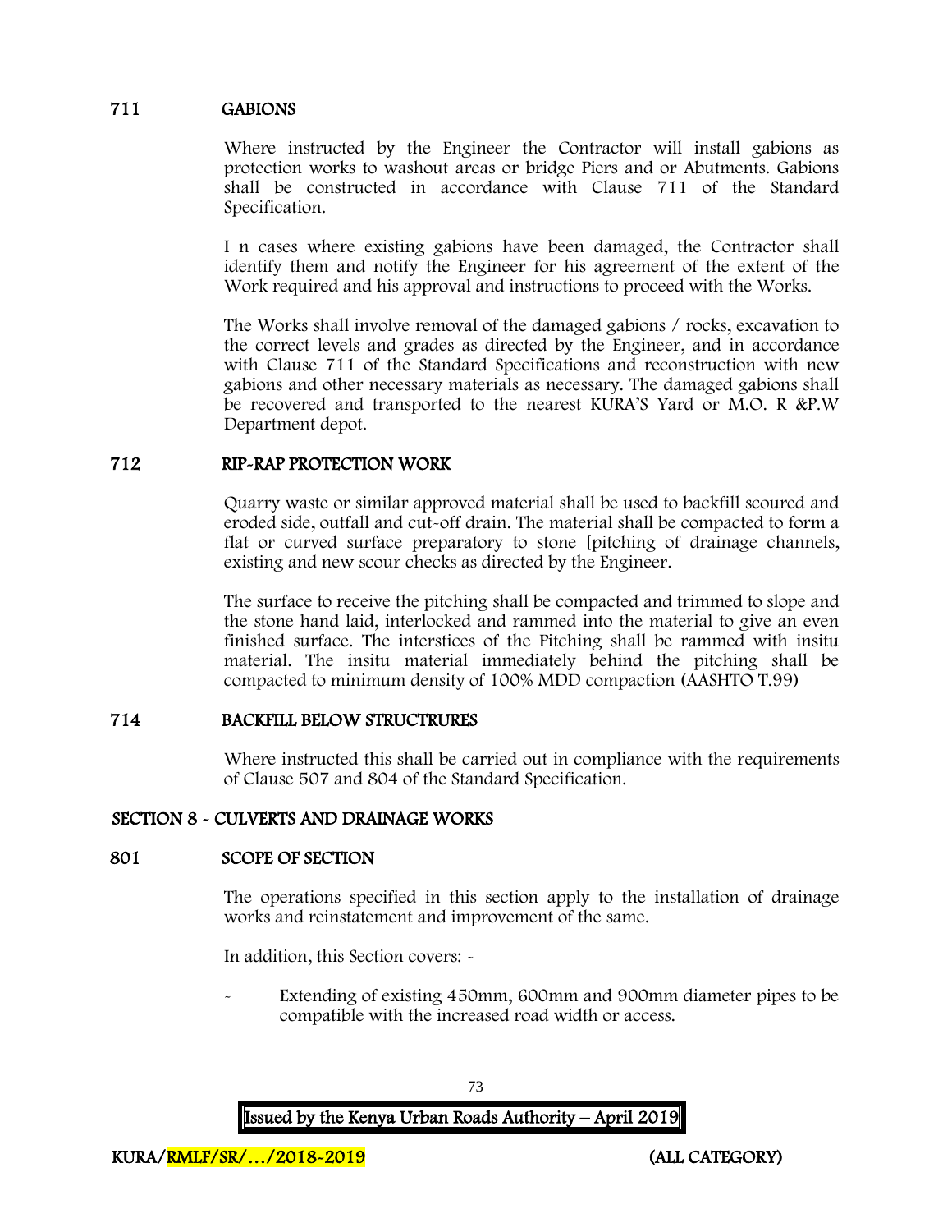## 711 GABIONS

Where instructed by the Engineer the Contractor will install gabions as protection works to washout areas or bridge Piers and or Abutments. Gabions shall be constructed in accordance with Clause 711 of the Standard Specification.

I n cases where existing gabions have been damaged, the Contractor shall identify them and notify the Engineer for his agreement of the extent of the Work required and his approval and instructions to proceed with the Works.

The Works shall involve removal of the damaged gabions / rocks, excavation to the correct levels and grades as directed by the Engineer, and in accordance with Clause 711 of the Standard Specifications and reconstruction with new gabions and other necessary materials as necessary. The damaged gabions shall be recovered and transported to the nearest KURA'S Yard or M.O. R &P.W Department depot.

## 712 RIP-RAP PROTECTION WORK

Quarry waste or similar approved material shall be used to backfill scoured and eroded side, outfall and cut-off drain. The material shall be compacted to form a flat or curved surface preparatory to stone [pitching of drainage channels, existing and new scour checks as directed by the Engineer.

The surface to receive the pitching shall be compacted and trimmed to slope and the stone hand laid, interlocked and rammed into the material to give an even finished surface. The interstices of the Pitching shall be rammed with insitu material. The insitu material immediately behind the pitching shall be compacted to minimum density of 100% MDD compaction (AASHTO T.99)

## 714 BACKFILL BELOW STRUCTRURES

Where instructed this shall be carried out in compliance with the requirements of Clause 507 and 804 of the Standard Specification.

# SECTION 8 - CULVERTS AND DRAINAGE WORKS

## 801 SCOPE OF SECTION

The operations specified in this section apply to the installation of drainage works and reinstatement and improvement of the same.

In addition, this Section covers: -

- Extending of existing 450mm, 600mm and 900mm diameter pipes to be compatible with the increased road width or access.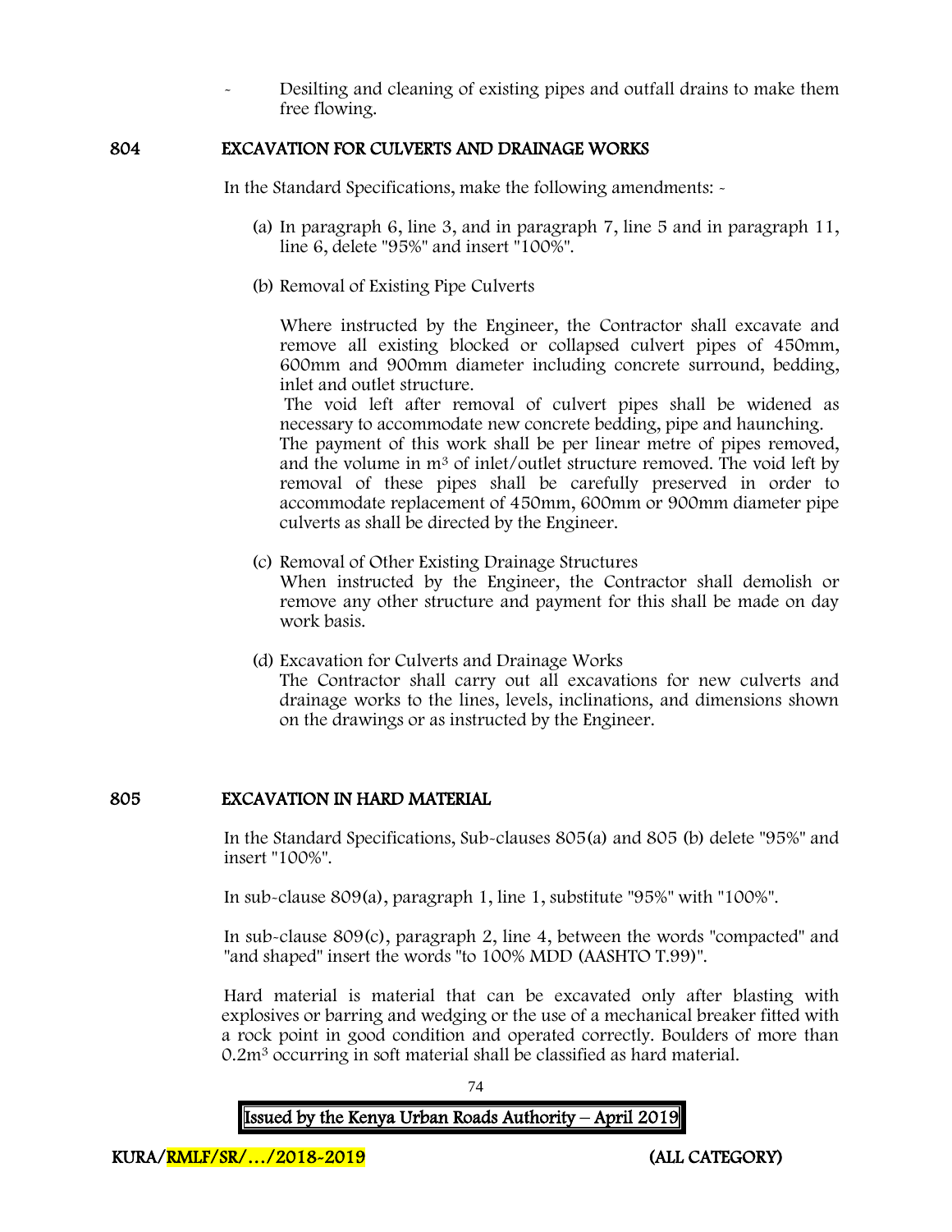- Desilting and cleaning of existing pipes and outfall drains to make them free flowing.

## 804 EXCAVATION FOR CULVERTS AND DRAINAGE WORKS

In the Standard Specifications, make the following amendments: -

(a) In paragraph 6, line 3, and in paragraph 7, line 5 and in paragraph 11, line 6, delete "95%" and insert "100%".

(b) Removal of Existing Pipe Culverts

Where instructed by the Engineer, the Contractor shall excavate and remove all existing blocked or collapsed culvert pipes of 450mm, 600mm and 900mm diameter including concrete surround, bedding, inlet and outlet structure.

The void left after removal of culvert pipes shall be widened as necessary to accommodate new concrete bedding, pipe and haunching.

The payment of this work shall be per linear metre of pipes removed, and the volume in $m^3$ of inlet/outlet structure removed. The void left by removal of these pipes shall be carefully preserved in order to accommodate replacement of 450mm, 600mm or 900mm diameter pipe culverts as shall be directed by the Engineer.

(c) Removal of Other Existing Drainage Structures

When instructed by the Engineer, the Contractor shall demolish or remove any other structure and payment for this shall be made on day work basis.

(d) Excavation for Culverts and Drainage Works

The Contractor shall carry out all excavations for new culverts and drainage works to the lines, levels, inclinations, and dimensions shown on the drawings or as instructed by the Engineer.

## 805 EXCAVATION IN HARD MATERIAL

In the Standard Specifications, Sub-clauses 805(a) and 805 (b) delete "95%" and insert "100%".

In sub-clause 809(a), paragraph 1, line 1, substitute "95%" with "100%".

In sub-clause 809(c), paragraph 2, line 4, between the words "compacted" and "and shaped" insert the words "to 100% MDD (AASHTO T.99)".

Hard material is material that can be excavated only after blasting with explosives or barring and wedging or the use of a mechanical breaker fitted with a rock point in good condition and operated correctly. Boulders of more than $0.2m^3$ occurring in soft material shall be classified as hard material.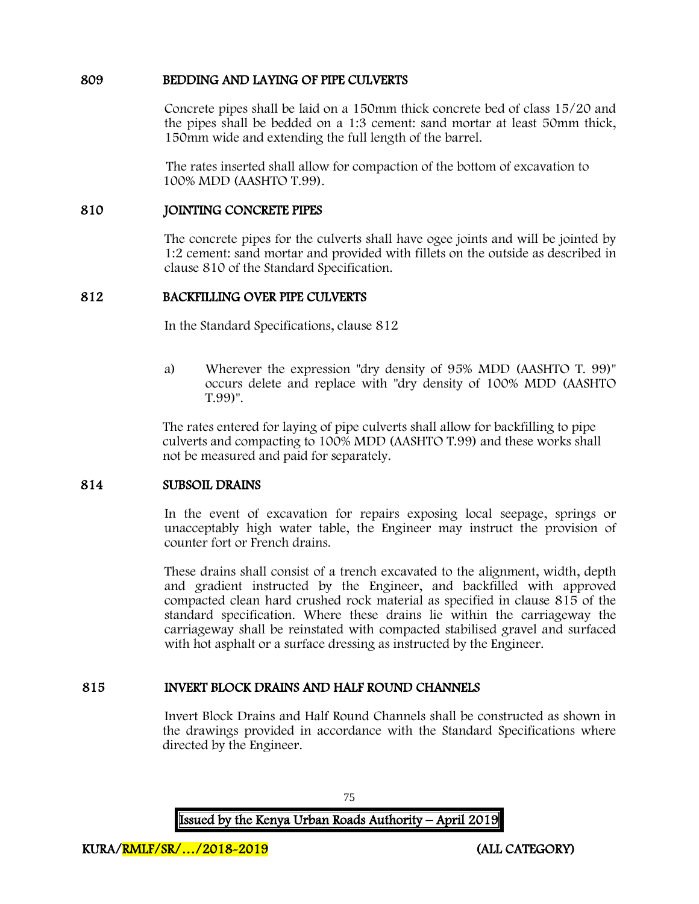## 809 BEDDING AND LAYING OF PIPE CULVERTS

Concrete pipes shall be laid on a 150mm thick concrete bed of class 15/20 and the pipes shall be bedded on a 1:3 cement: sand mortar at least 50mm thick, 150mm wide and extending the full length of the barrel.

The rates inserted shall allow for compaction of the bottom of excavation to 100% MDD (AASHTO T.99).

## 810 JOINTING CONCRETE PIPES

The concrete pipes for the culverts shall have ogee joints and will be jointed by 1:2 cement: sand mortar and provided with fillets on the outside as described in clause 810 of the Standard Specification.

## 812 BACKFILLING OVER PIPE CULVERTS

In the Standard Specifications, clause 812

a) Wherever the expression "dry density of 95% MDD (AASHTO T. 99)" occurs delete and replace with "dry density of 100% MDD (AASHTO T.99)".

The rates entered for laying of pipe culverts shall allow for backfilling to pipe culverts and compacting to 100% MDD (AASHTO T.99) and these works shall not be measured and paid for separately.

## 814 SUBSOIL DRAINS

In the event of excavation for repairs exposing local seepage, springs or unacceptably high water table, the Engineer may instruct the provision of counter fort or French drains.

These drains shall consist of a trench excavated to the alignment, width, depth and gradient instructed by the Engineer, and backfilled with approved compacted clean hard crushed rock material as specified in clause 815 of the standard specification. Where these drains lie within the carriageway the carriageway shall be reinstated with compacted stabilised gravel and surfaced with hot asphalt or a surface dressing as instructed by the Engineer.

## 815 INVERT BLOCK DRAINS AND HALF ROUND CHANNELS

Invert Block Drains and Half Round Channels shall be constructed as shown in the drawings provided in accordance with the Standard Specifications where directed by the Engineer.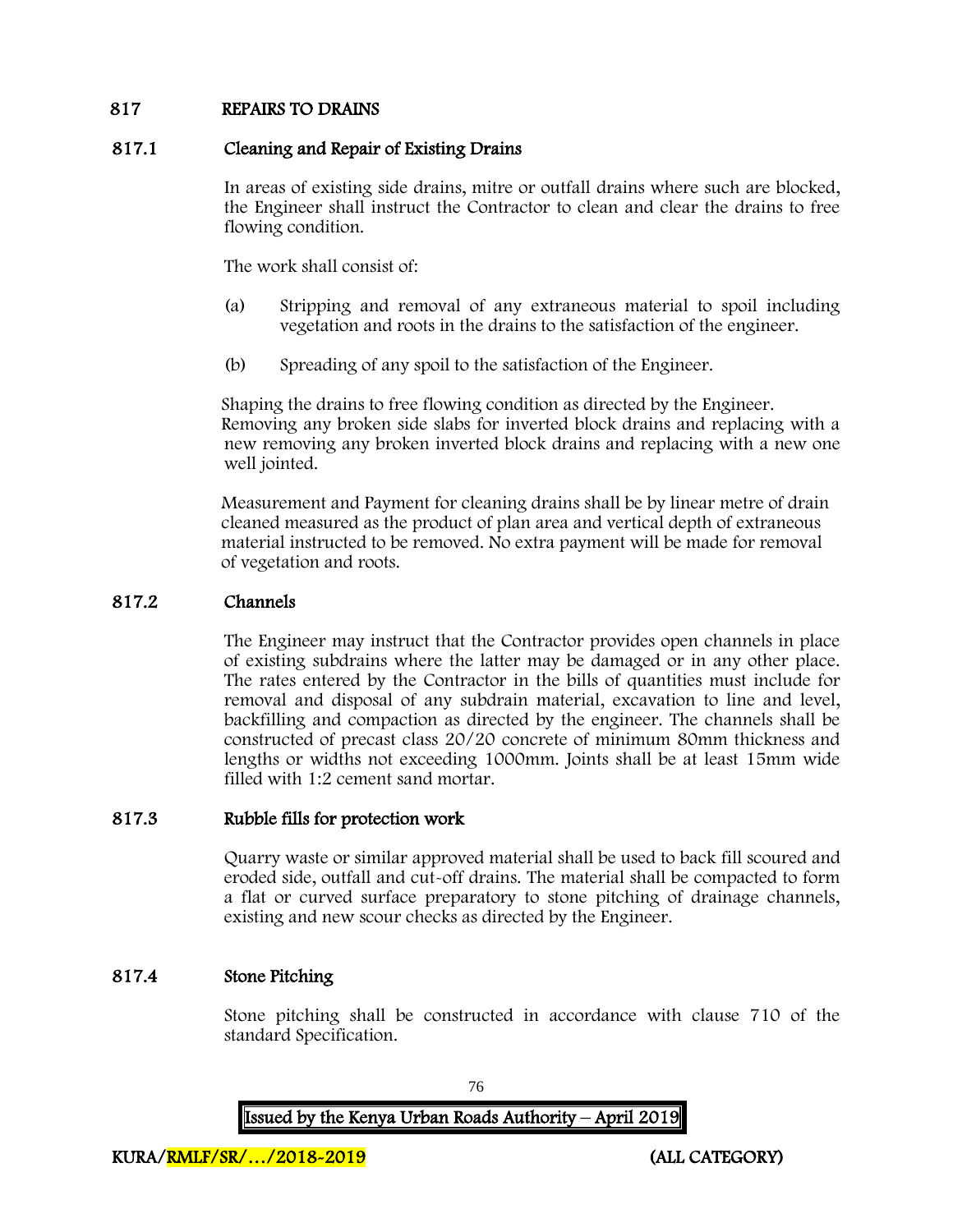## 817 REPAIRS TO DRAINS

### 817.1 Cleaning and Repair of Existing Drains

In areas of existing side drains, mitre or outfall drains where such are blocked, the Engineer shall instruct the Contractor to clean and clear the drains to free flowing condition.

The work shall consist of:

(a) Stripping and removal of any extraneous material to spoil including vegetation and roots in the drains to the satisfaction of the engineer.

(b) Spreading of any spoil to the satisfaction of the Engineer.

Shaping the drains to free flowing condition as directed by the Engineer. Removing any broken side slabs for inverted block drains and replacing with a new removing any broken inverted block drains and replacing with a new one well jointed.

Measurement and Payment for cleaning drains shall be by linear metre of drain cleaned measured as the product of plan area and vertical depth of extraneous material instructed to be removed. No extra payment will be made for removal of vegetation and roots.

### 817.2 Channels

The Engineer may instruct that the Contractor provides open channels in place of existing subdrains where the latter may be damaged or in any other place. The rates entered by the Contractor in the bills of quantities must include for removal and disposal of any subdrain material, excavation to line and level, backfilling and compaction as directed by the engineer. The channels shall be constructed of precast class 20/20 concrete of minimum 80mm thickness and lengths or widths not exceeding 1000mm. Joints shall be at least 15mm wide filled with 1:2 cement sand mortar.

### 817.3 Rubble fills for protection work

Quarry waste or similar approved material shall be used to back fill scoured and eroded side, outfall and cut-off drains. The material shall be compacted to form a flat or curved surface preparatory to stone pitching of drainage channels, existing and new scour checks as directed by the Engineer.

### 817.4 Stone Pitching

Stone pitching shall be constructed in accordance with clause 710 of the standard Specification.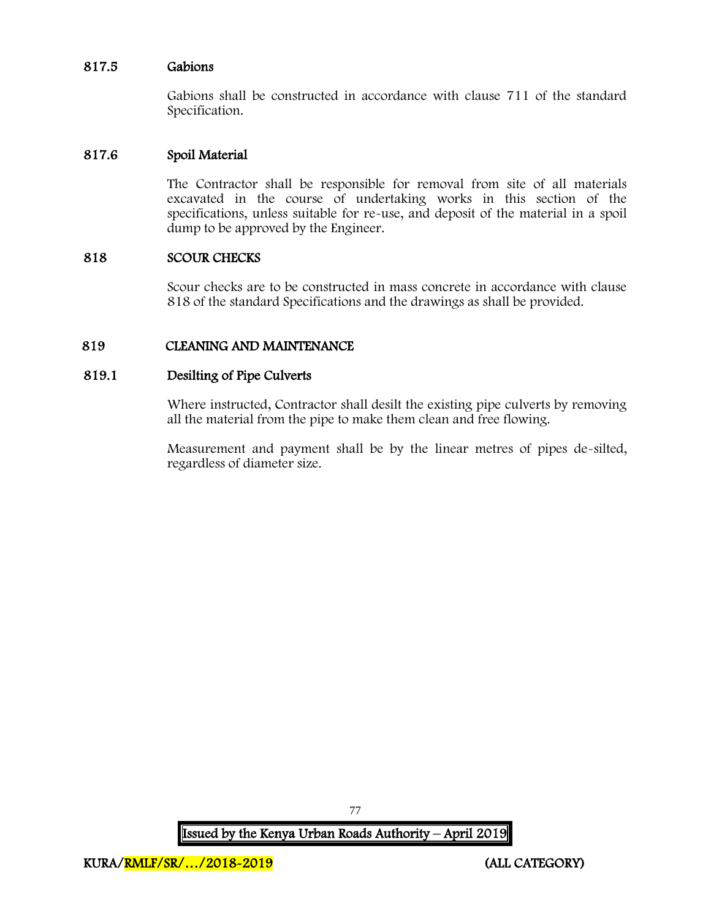### 817.5 Gabions

Gabions shall be constructed in accordance with clause 711 of the standard Specification.

### 817.6 Spoil Material

The Contractor shall be responsible for removal from site of all materials excavated in the course of undertaking works in this section of the specifications, unless suitable for re-use, and deposit of the material in a spoil dump to be approved by the Engineer.

## 818 SCOUR CHECKS

Scour checks are to be constructed in mass concrete in accordance with clause 818 of the standard Specifications and the drawings as shall be provided.

## 819 CLEANING AND MAINTENANCE

### 819.1 Desilting of Pipe Culverts

Where instructed, Contractor shall desilt the existing pipe culverts by removing all the material from the pipe to make them clean and free flowing.

Measurement and payment shall be by the linear metres of pipes de-silted, regardless of diameter size.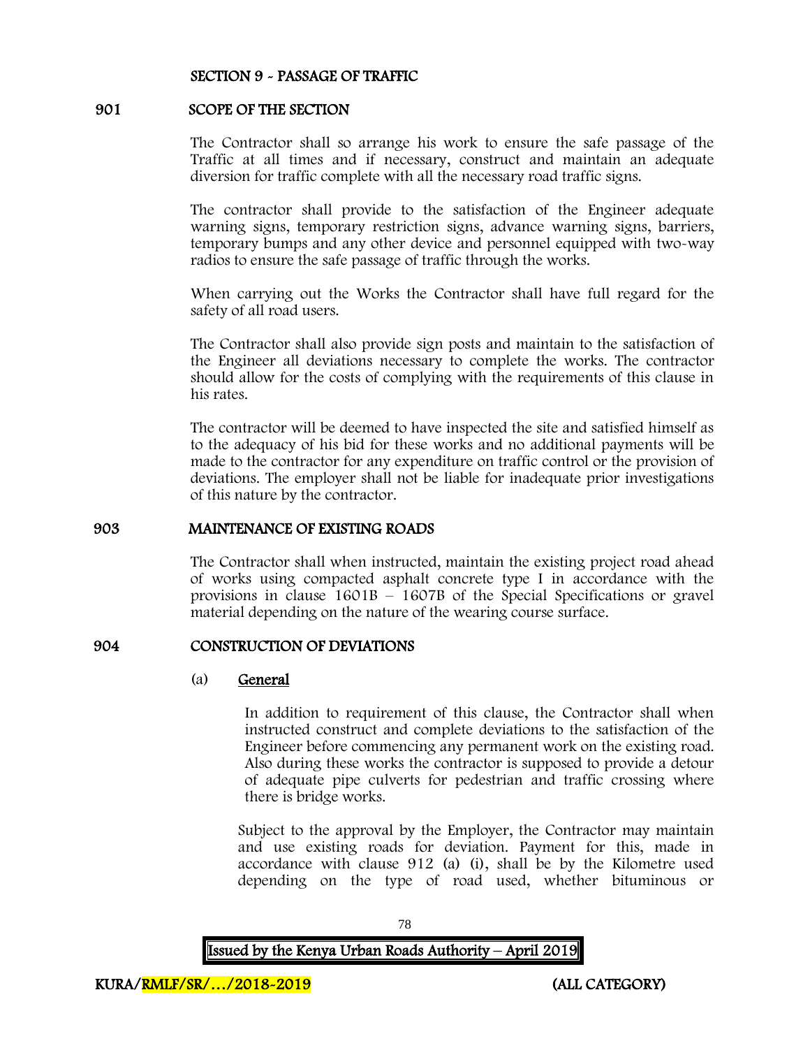## SECTION 9 - PASSAGE OF TRAFFIC

### 901 SCOPE OF THE SECTION

The Contractor shall so arrange his work to ensure the safe passage of the Traffic at all times and if necessary, construct and maintain an adequate diversion for traffic complete with all the necessary road traffic signs.

The contractor shall provide to the satisfaction of the Engineer adequate warning signs, temporary restriction signs, advance warning signs, barriers, temporary bumps and any other device and personnel equipped with two-way radios to ensure the safe passage of traffic through the works.

When carrying out the Works the Contractor shall have full regard for the safety of all road users.

The Contractor shall also provide sign posts and maintain to the satisfaction of the Engineer all deviations necessary to complete the works. The contractor should allow for the costs of complying with the requirements of this clause in his rates.

The contractor will be deemed to have inspected the site and satisfied himself as to the adequacy of his bid for these works and no additional payments will be made to the contractor for any expenditure on traffic control or the provision of deviations. The employer shall not be liable for inadequate prior investigations of this nature by the contractor.

### 903 MAINTENANCE OF EXISTING ROADS

The Contractor shall when instructed, maintain the existing project road ahead of works using compacted asphalt concrete type I in accordance with the provisions in clause 1601B – 1607B of the Special Specifications or gravel material depending on the nature of the wearing course surface.

### 904 CONSTRUCTION OF DEVIATIONS

(a) <u>General</u>

In addition to requirement of this clause, the Contractor shall when instructed construct and complete deviations to the satisfaction of the Engineer before commencing any permanent work on the existing road. Also during these works the contractor is supposed to provide a detour of adequate pipe culverts for pedestrian and traffic crossing where there is bridge works.

Subject to the approval by the Employer, the Contractor may maintain and use existing roads for deviation. Payment for this, made in accordance with clause 912 (a) (i), shall be by the Kilometre used depending on the type of road used, whether bituminous or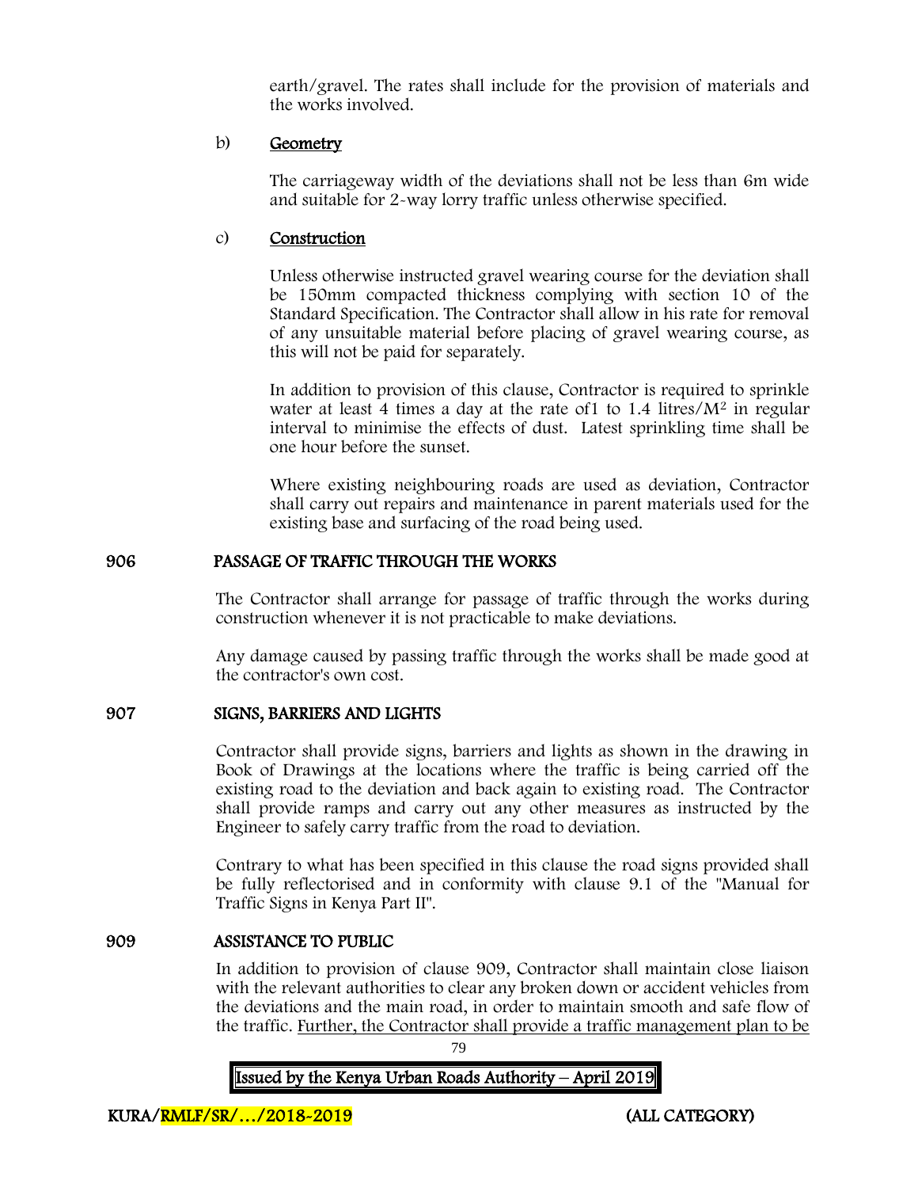earth/gravel. The rates shall include for the provision of materials and the works involved.

b) **Geometry**

The carriageway width of the deviations shall not be less than 6m wide and suitable for 2-way lorry traffic unless otherwise specified.

c) **Construction**

Unless otherwise instructed gravel wearing course for the deviation shall be 150mm compacted thickness complying with section 10 of the Standard Specification. The Contractor shall allow in his rate for removal of any unsuitable material before placing of gravel wearing course, as this will not be paid for separately.

In addition to provision of this clause, Contractor is required to sprinkle water at least 4 times a day at the rate of1 to 1.4 litres/$M^2$ in regular interval to minimise the effects of dust. Latest sprinkling time shall be one hour before the sunset.

Where existing neighbouring roads are used as deviation, Contractor shall carry out repairs and maintenance in parent materials used for the existing base and surfacing of the road being used.

## 906 PASSAGE OF TRAFFIC THROUGH THE WORKS

The Contractor shall arrange for passage of traffic through the works during construction whenever it is not practicable to make deviations.

Any damage caused by passing traffic through the works shall be made good at the contractor's own cost.

## 907 SIGNS, BARRIERS AND LIGHTS

Contractor shall provide signs, barriers and lights as shown in the drawing in Book of Drawings at the locations where the traffic is being carried off the existing road to the deviation and back again to existing road. The Contractor shall provide ramps and carry out any other measures as instructed by the Engineer to safely carry traffic from the road to deviation.

Contrary to what has been specified in this clause the road signs provided shall be fully reflectorised and in conformity with clause 9.1 of the "Manual for Traffic Signs in Kenya Part II".

## 909 ASSISTANCE TO PUBLIC

In addition to provision of clause 909, Contractor shall maintain close liaison with the relevant authorities to clear any broken down or accident vehicles from the deviations and the main road, in order to maintain smooth and safe flow of the traffic. Further, the Contractor shall provide a traffic management plan to be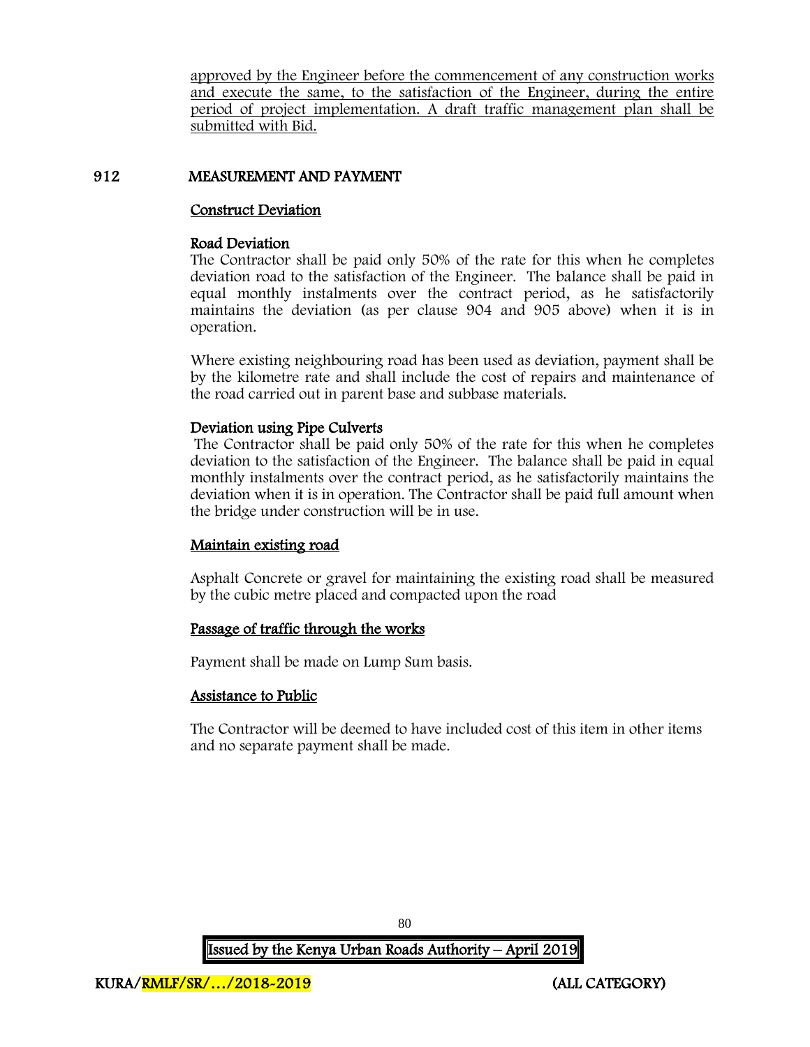approved by the Engineer before the commencement of any construction works and execute the same, to the satisfaction of the Engineer, during the entire period of project implementation. A draft traffic management plan shall be submitted with Bid.

## 912 MEASUREMENT AND PAYMENT

### Construct Deviation

**Road Deviation**

The Contractor shall be paid only 50% of the rate for this when he completes deviation road to the satisfaction of the Engineer. The balance shall be paid in equal monthly instalments over the contract period, as he satisfactorily maintains the deviation (as per clause 904 and 905 above) when it is in operation.

Where existing neighbouring road has been used as deviation, payment shall be by the kilometre rate and shall include the cost of repairs and maintenance of the road carried out in parent base and subbase materials.

**Deviation using Pipe Culverts**

The Contractor shall be paid only 50% of the rate for this when he completes deviation to the satisfaction of the Engineer. The balance shall be paid in equal monthly instalments over the contract period, as he satisfactorily maintains the deviation when it is in operation. The Contractor shall be paid full amount when the bridge under construction will be in use.

### Maintain existing road

Asphalt Concrete or gravel for maintaining the existing road shall be measured by the cubic metre placed and compacted upon the road

### Passage of traffic through the works

Payment shall be made on Lump Sum basis.

### Assistance to Public

The Contractor will be deemed to have included cost of this item in other items and no separate payment shall be made.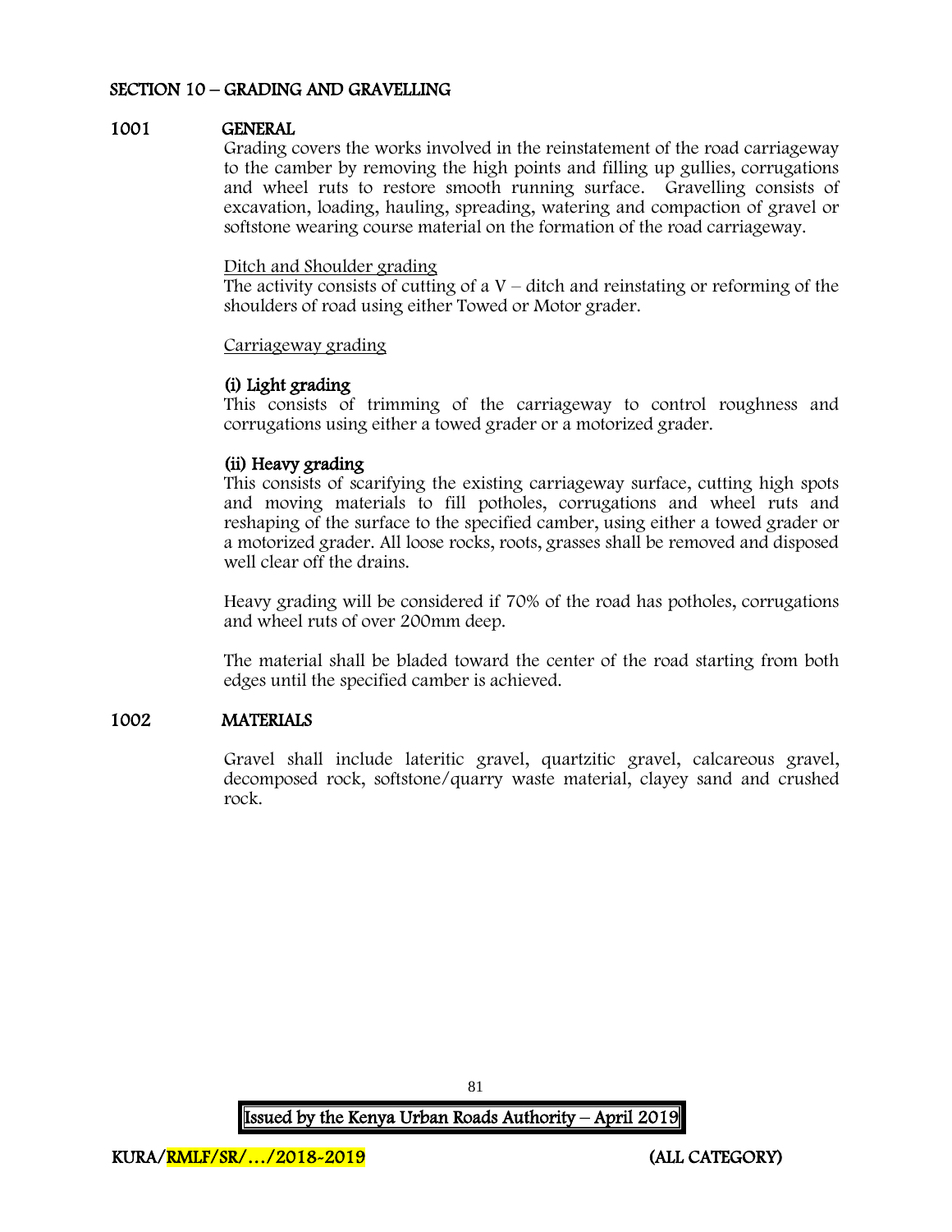## SECTION 10 – GRADING AND GRAVELLING

### 1001 GENERAL

Grading covers the works involved in the reinstatement of the road carriageway to the camber by removing the high points and filling up gullies, corrugations and wheel ruts to restore smooth running surface. Gravelling consists of excavation, loading, hauling, spreading, watering and compaction of gravel or softstone wearing course material on the formation of the road carriageway.

Ditch and Shoulder grading

The activity consists of cutting of a V – ditch and reinstating or reforming of the shoulders of road using either Towed or Motor grader.

Carriageway grading

**(i) Light grading**

This consists of trimming of the carriageway to control roughness and corrugations using either a towed grader or a motorized grader.

**(ii) Heavy grading**

This consists of scarifying the existing carriageway surface, cutting high spots and moving materials to fill potholes, corrugations and wheel ruts and reshaping of the surface to the specified camber, using either a towed grader or a motorized grader. All loose rocks, roots, grasses shall be removed and disposed well clear off the drains.

Heavy grading will be considered if 70% of the road has potholes, corrugations and wheel ruts of over 200mm deep.

The material shall be bladed toward the center of the road starting from both edges until the specified camber is achieved.

### 1002 MATERIALS

Gravel shall include lateritic gravel, quartzitic gravel, calcareous gravel, decomposed rock, softstone/quarry waste material, clayey sand and crushed rock.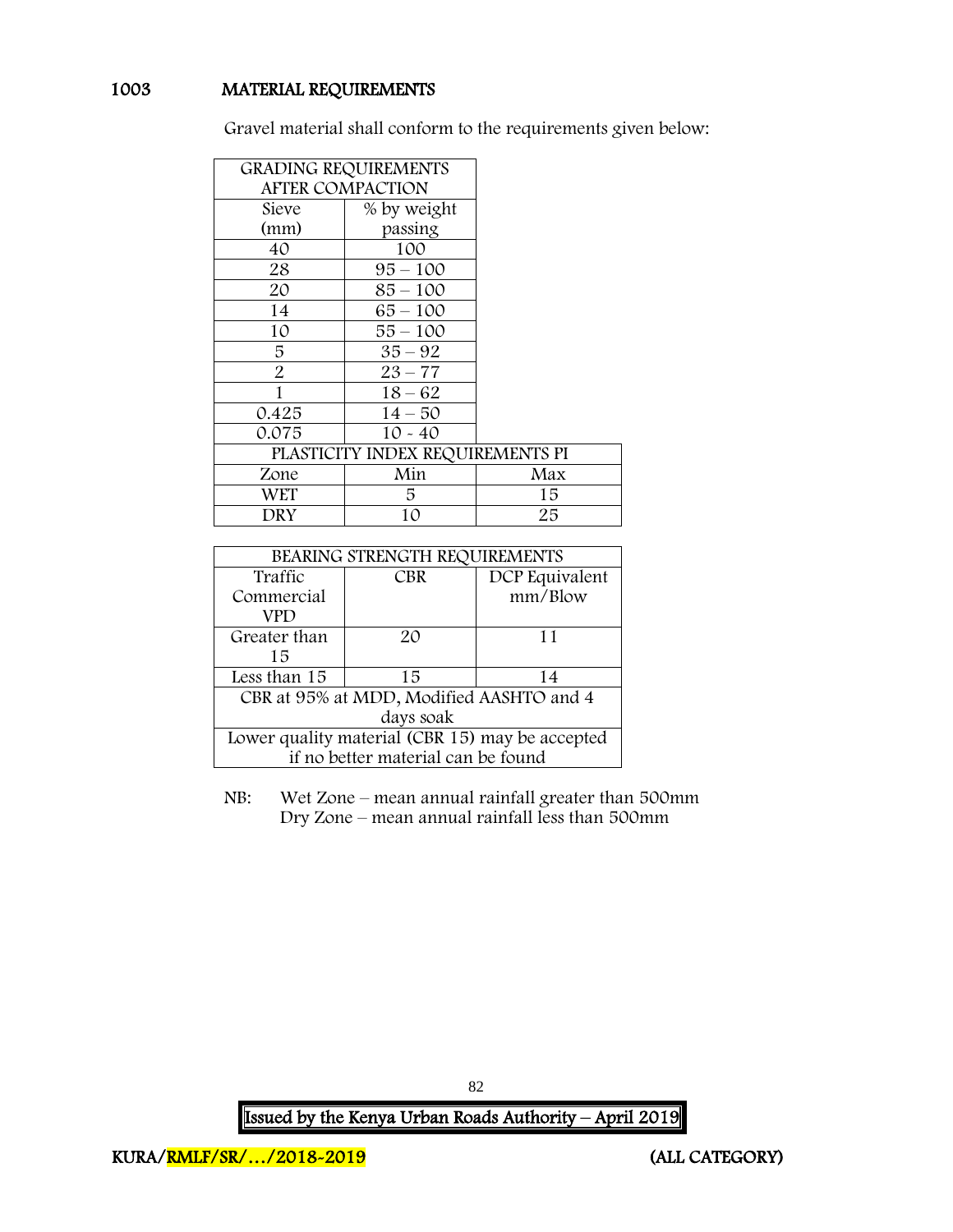## 1003 MATERIAL REQUIREMENTS

Gravel material shall conform to the requirements given below:

| GRADING REQUIREMENTS AFTER COMPACTION | | |
|---|---|---|
| Sieve (mm) | % by weight passing | |
| 40 | 100 | |
| 28 | 95 – 100 | |
| 20 | 85 – 100 | |
| 14 | 65 – 100 | |
| 10 | 55 – 100 | |
| 5 | 35 – 92 | |
| 2 | 23 – 77 | |
| 1 | 18 – 62 | |
| 0.425 | 14 – 50 | |
| 0.075 | 10 - 40 | |
| PLASTICITY INDEX REQUIREMENTS PI | | |
| Zone | Min | Max |
| WET | 5 | 15 |
| DRY | 10 | 25 |

| BEARING STRENGTH REQUIREMENTS | | |
|---|---|---|
| Traffic Commercial VPD | CBR | DCP Equivalent mm/Blow |
| Greater than 15 | 20 | 11 |
| Less than 15 | 15 | 14 |
| CBR at 95% at MDD, Modified AASHTO and 4 days soak | | |
| Lower quality material (CBR 15) may be accepted if no better material can be found | | |

NB: Wet Zone – mean annual rainfall greater than 500mm
Dry Zone – mean annual rainfall less than 500mm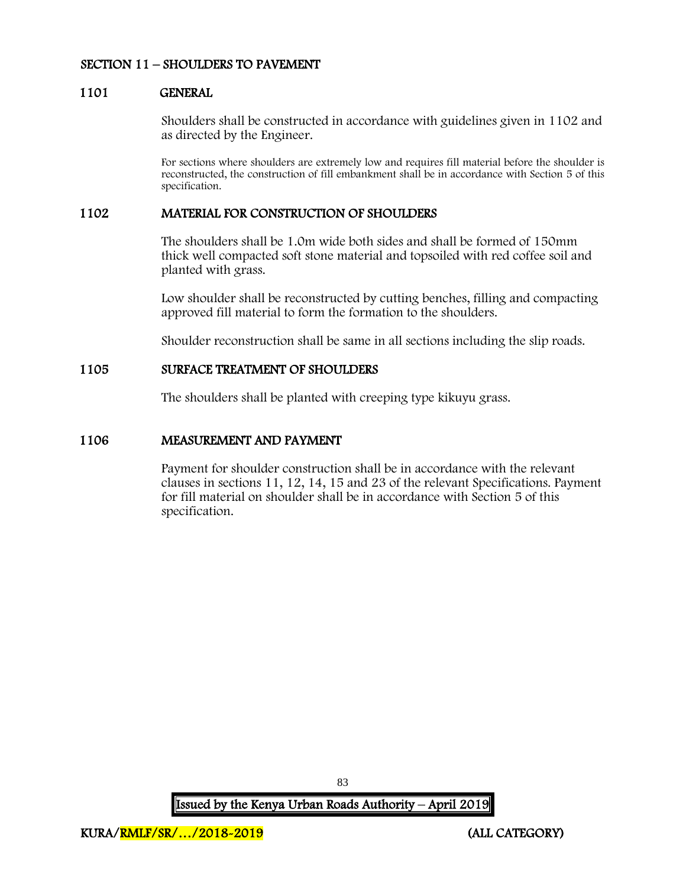## SECTION 11 – SHOULDERS TO PAVEMENT

### 1101 GENERAL

Shoulders shall be constructed in accordance with guidelines given in 1102 and as directed by the Engineer.

For sections where shoulders are extremely low and requires fill material before the shoulder is reconstructed, the construction of fill embankment shall be in accordance with Section 5 of this specification.

### 1102 MATERIAL FOR CONSTRUCTION OF SHOULDERS

The shoulders shall be 1.0m wide both sides and shall be formed of 150mm thick well compacted soft stone material and topsoiled with red coffee soil and planted with grass.

Low shoulder shall be reconstructed by cutting benches, filling and compacting approved fill material to form the formation to the shoulders.

Shoulder reconstruction shall be same in all sections including the slip roads.

### 1105 SURFACE TREATMENT OF SHOULDERS

The shoulders shall be planted with creeping type kikuyu grass.

### 1106 MEASUREMENT AND PAYMENT

Payment for shoulder construction shall be in accordance with the relevant clauses in sections 11, 12, 14, 15 and 23 of the relevant Specifications. Payment for fill material on shoulder shall be in accordance with Section 5 of this specification.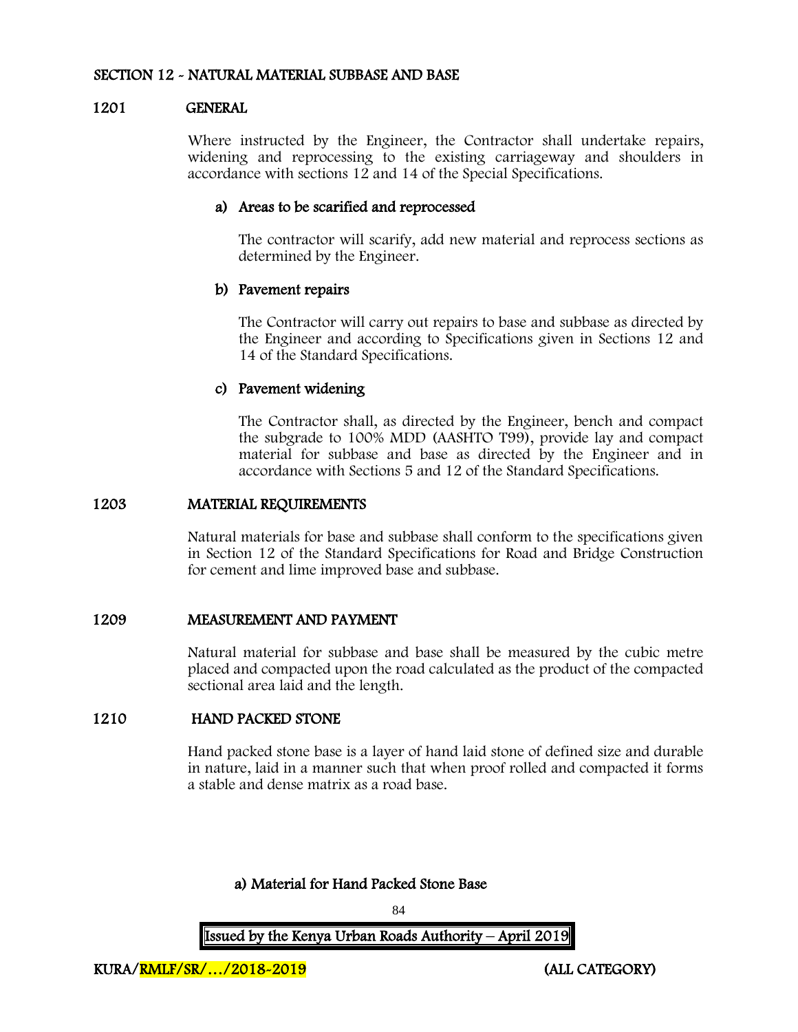## SECTION 12 - NATURAL MATERIAL SUBBASE AND BASE

### 1201 GENERAL

Where instructed by the Engineer, the Contractor shall undertake repairs, widening and reprocessing to the existing carriageway and shoulders in accordance with sections 12 and 14 of the Special Specifications.

**a) Areas to be scarified and reprocessed**

The contractor will scarify, add new material and reprocess sections as determined by the Engineer.

**b) Pavement repairs**

The Contractor will carry out repairs to base and subbase as directed by the Engineer and according to Specifications given in Sections 12 and 14 of the Standard Specifications.

**c) Pavement widening**

The Contractor shall, as directed by the Engineer, bench and compact the subgrade to 100% MDD (AASHTO T99), provide lay and compact material for subbase and base as directed by the Engineer and in accordance with Sections 5 and 12 of the Standard Specifications.

### 1203 MATERIAL REQUIREMENTS

Natural materials for base and subbase shall conform to the specifications given in Section 12 of the Standard Specifications for Road and Bridge Construction for cement and lime improved base and subbase.

### 1209 MEASUREMENT AND PAYMENT

Natural material for subbase and base shall be measured by the cubic metre placed and compacted upon the road calculated as the product of the compacted sectional area laid and the length.

### 1210 HAND PACKED STONE

Hand packed stone base is a layer of hand laid stone of defined size and durable in nature, laid in a manner such that when proof rolled and compacted it forms a stable and dense matrix as a road base.

**a) Material for Hand Packed Stone Base**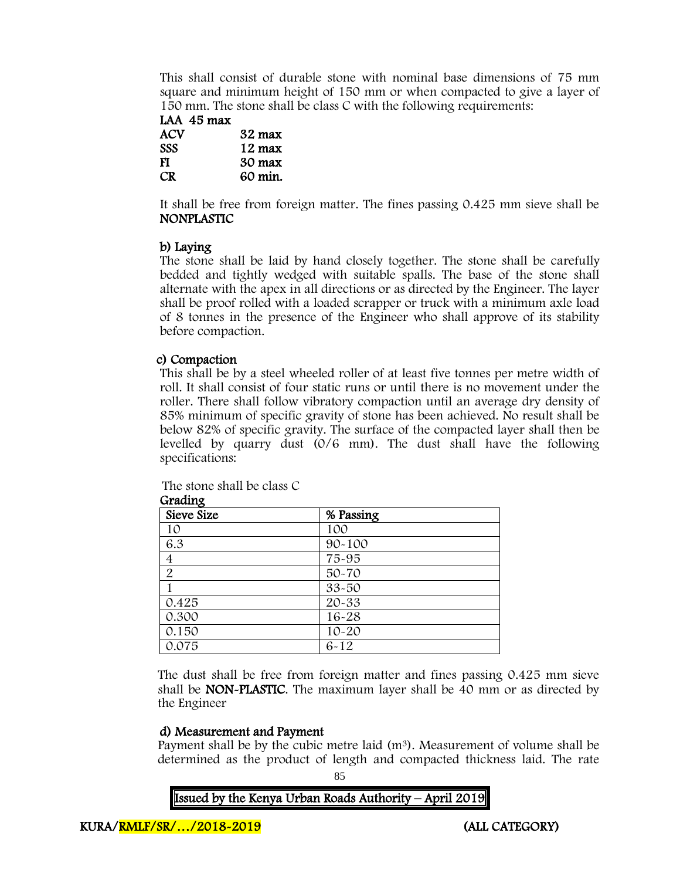This shall consist of durable stone with nominal base dimensions of 75 mm square and minimum height of 150 mm or when compacted to give a layer of 150 mm. The stone shall be class C with the following requirements:

**LAA 45 max**
**ACV 32 max**
**SSS 12 max**
**FI 30 max**
**CR 60 min.**

It shall be free from foreign matter. The fines passing 0.425 mm sieve shall be **NONPLASTIC**

**b) Laying**

The stone shall be laid by hand closely together. The stone shall be carefully bedded and tightly wedged with suitable spalls. The base of the stone shall alternate with the apex in all directions or as directed by the Engineer. The layer shall be proof rolled with a loaded scrapper or truck with a minimum axle load of 8 tonnes in the presence of the Engineer who shall approve of its stability before compaction.

**c) Compaction**

This shall be by a steel wheeled roller of at least five tonnes per metre width of roll. It shall consist of four static runs or until there is no movement under the roller. There shall follow vibratory compaction until an average dry density of 85% minimum of specific gravity of stone has been achieved. No result shall be below 82% of specific gravity. The surface of the compacted layer shall then be levelled by quarry dust (0/6 mm). The dust shall have the following specifications:

The stone shall be class C

**Grading**

| Sieve Size | % Passing |
|---|---|
| 10 | 100 |
| 6.3 | 90-100 |
| 4 | 75-95 |
| 2 | 50-70 |
| 1 | 33-50 |
| 0.425 | 20-33 |
| 0.300 | 16-28 |
| 0.150 | 10-20 |
| 0.075 | 6-12 |

The dust shall be free from foreign matter and fines passing 0.425 mm sieve shall be **NON-PLASTIC**. The maximum layer shall be 40 mm or as directed by the Engineer

**d) Measurement and Payment**

Payment shall be by the cubic metre laid (m$^3$). Measurement of volume shall be determined as the product of length and compacted thickness laid. The rate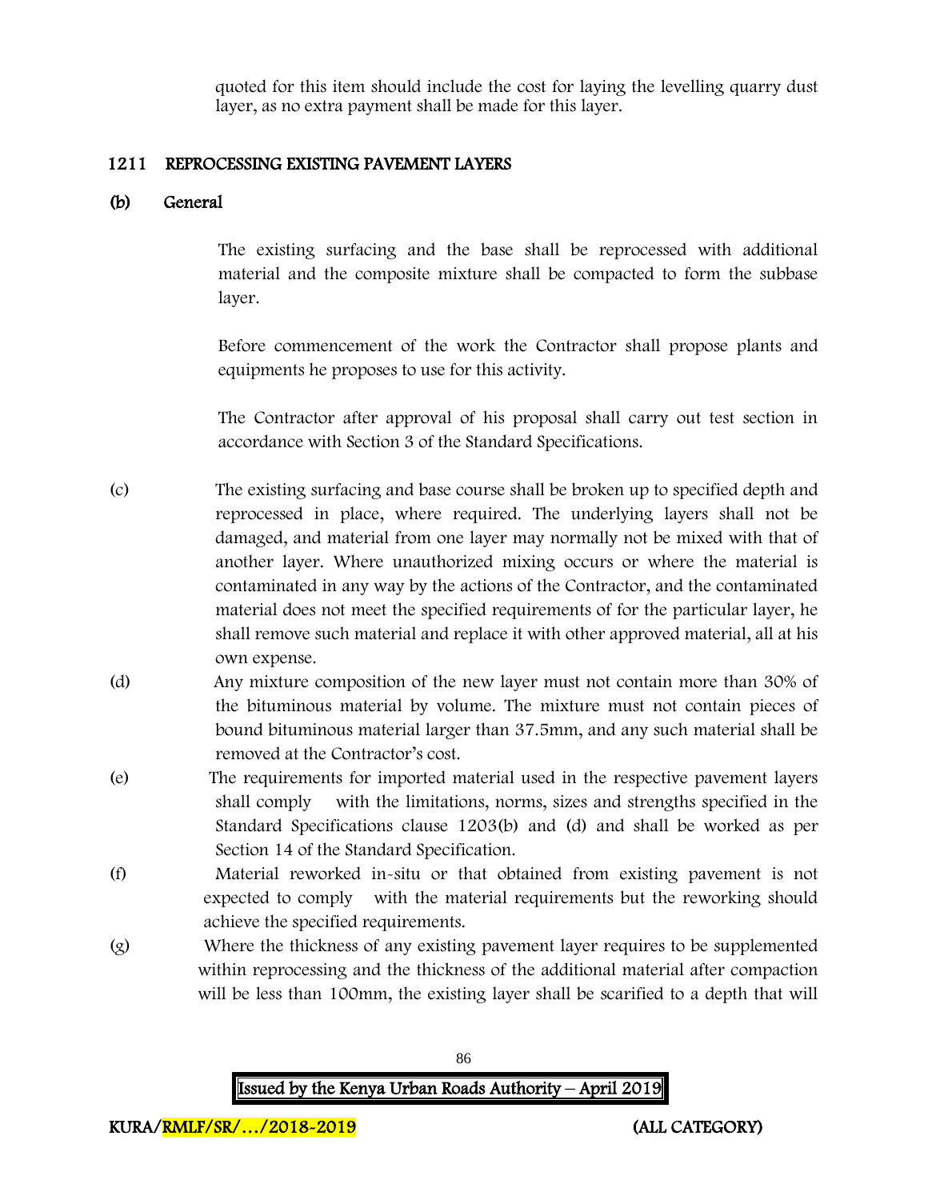quoted for this item should include the cost for laying the levelling quarry dust layer, as no extra payment shall be made for this layer.

## 1211 REPROCESSING EXISTING PAVEMENT LAYERS

### (b) General

The existing surfacing and the base shall be reprocessed with additional material and the composite mixture shall be compacted to form the subbase layer.

Before commencement of the work the Contractor shall propose plants and equipments he proposes to use for this activity.

The Contractor after approval of his proposal shall carry out test section in accordance with Section 3 of the Standard Specifications.

(c) The existing surfacing and base course shall be broken up to specified depth and reprocessed in place, where required. The underlying layers shall not be damaged, and material from one layer may normally not be mixed with that of another layer. Where unauthorized mixing occurs or where the material is contaminated in any way by the actions of the Contractor, and the contaminated material does not meet the specified requirements of for the particular layer, he shall remove such material and replace it with other approved material, all at his own expense.

(d) Any mixture composition of the new layer must not contain more than 30% of the bituminous material by volume. The mixture must not contain pieces of bound bituminous material larger than 37.5mm, and any such material shall be removed at the Contractor's cost.

(e) The requirements for imported material used in the respective pavement layers shall comply with the limitations, norms, sizes and strengths specified in the Standard Specifications clause 1203(b) and (d) and shall be worked as per Section 14 of the Standard Specification.

(f) Material reworked in-situ or that obtained from existing pavement is not expected to comply with the material requirements but the reworking should achieve the specified requirements.

(g) Where the thickness of any existing pavement layer requires to be supplemented within reprocessing and the thickness of the additional material after compaction will be less than 100mm, the existing layer shall be scarified to a depth that will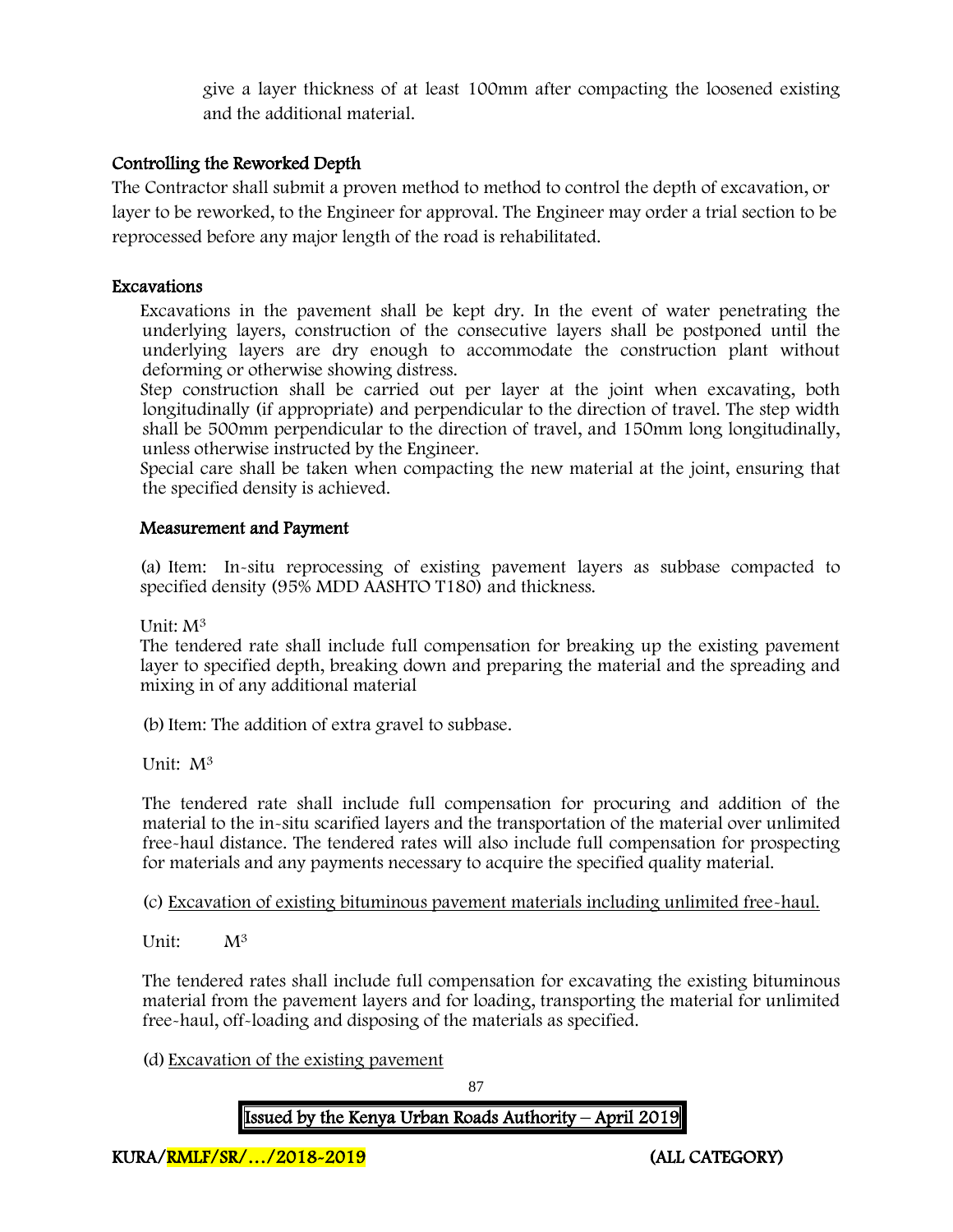give a layer thickness of at least 100mm after compacting the loosened existing and the additional material.

## Controlling the Reworked Depth

The Contractor shall submit a proven method to method to control the depth of excavation, or layer to be reworked, to the Engineer for approval. The Engineer may order a trial section to be reprocessed before any major length of the road is rehabilitated.

## Excavations

Excavations in the pavement shall be kept dry. In the event of water penetrating the underlying layers, construction of the consecutive layers shall be postponed until the underlying layers are dry enough to accommodate the construction plant without deforming or otherwise showing distress.

Step construction shall be carried out per layer at the joint when excavating, both longitudinally (if appropriate) and perpendicular to the direction of travel. The step width shall be 500mm perpendicular to the direction of travel, and 150mm long longitudinally, unless otherwise instructed by the Engineer.

Special care shall be taken when compacting the new material at the joint, ensuring that the specified density is achieved.

### Measurement and Payment

(a) Item: In-situ reprocessing of existing pavement layers as subbase compacted to specified density (95% MDD AASHTO T180) and thickness.

Unit: $M^3$

The tendered rate shall include full compensation for breaking up the existing pavement layer to specified depth, breaking down and preparing the material and the spreading and mixing in of any additional material

(b) Item: The addition of extra gravel to subbase.

Unit: $M^3$

The tendered rate shall include full compensation for procuring and addition of the material to the in-situ scarified layers and the transportation of the material over unlimited free-haul distance. The tendered rates will also include full compensation for prospecting for materials and any payments necessary to acquire the specified quality material.

(c) Excavation of existing bituminous pavement materials including unlimited free-haul.

Unit: $M^3$

The tendered rates shall include full compensation for excavating the existing bituminous material from the pavement layers and for loading, transporting the material for unlimited free-haul, off-loading and disposing of the materials as specified.

(d) Excavation of the existing pavement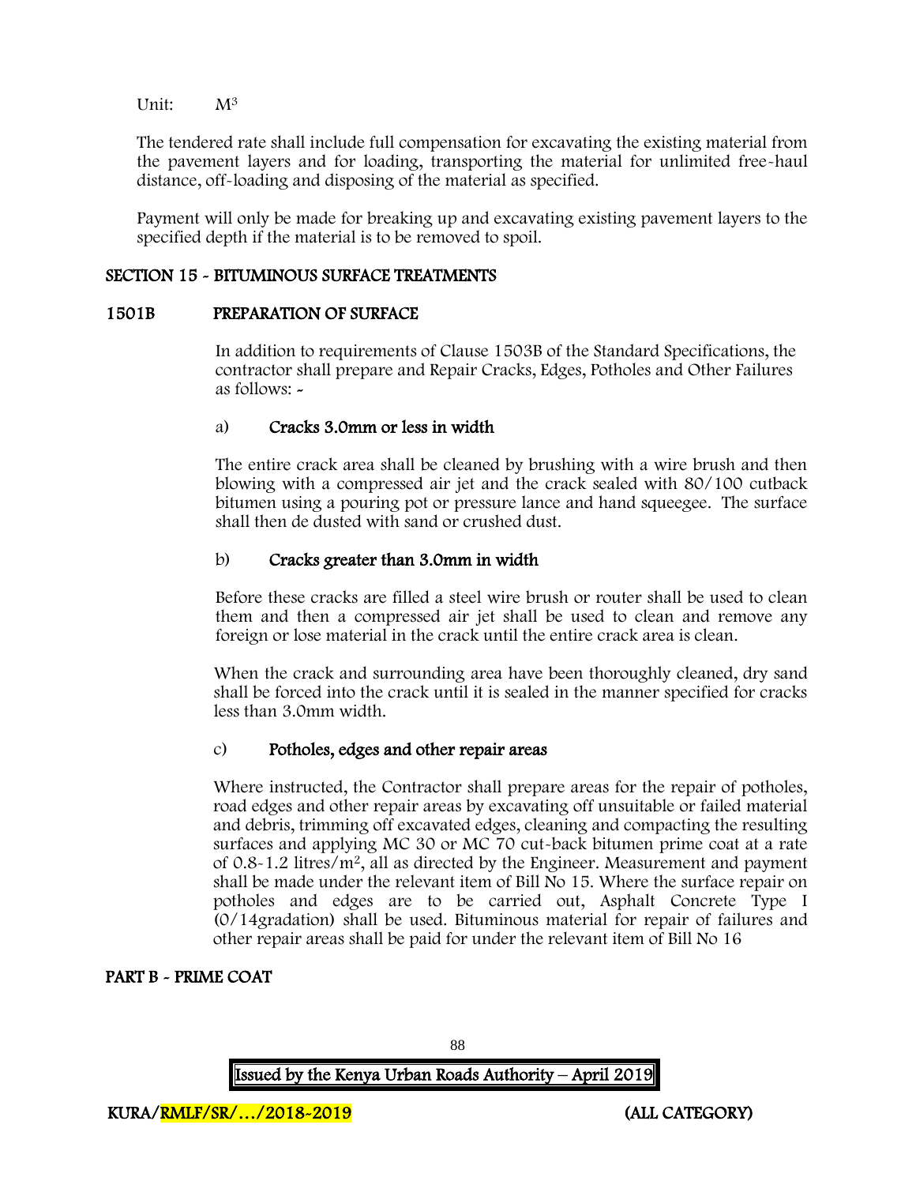Unit: $M^3$

The tendered rate shall include full compensation for excavating the existing material from the pavement layers and for loading, transporting the material for unlimited free-haul distance, off-loading and disposing of the material as specified.

Payment will only be made for breaking up and excavating existing pavement layers to the specified depth if the material is to be removed to spoil.

## SECTION 15 - BITUMINOUS SURFACE TREATMENTS

### 1501B PREPARATION OF SURFACE

In addition to requirements of Clause 1503B of the Standard Specifications, the contractor shall prepare and Repair Cracks, Edges, Potholes and Other Failures as follows: -

a) **Cracks 3.0mm or less in width**

The entire crack area shall be cleaned by brushing with a wire brush and then blowing with a compressed air jet and the crack sealed with 80/100 cutback bitumen using a pouring pot or pressure lance and hand squeegee. The surface shall then de dusted with sand or crushed dust.

b) **Cracks greater than 3.0mm in width**

Before these cracks are filled a steel wire brush or router shall be used to clean them and then a compressed air jet shall be used to clean and remove any foreign or lose material in the crack until the entire crack area is clean.

When the crack and surrounding area have been thoroughly cleaned, dry sand shall be forced into the crack until it is sealed in the manner specified for cracks less than 3.0mm width.

c) **Potholes, edges and other repair areas**

Where instructed, the Contractor shall prepare areas for the repair of potholes, road edges and other repair areas by excavating off unsuitable or failed material and debris, trimming off excavated edges, cleaning and compacting the resulting surfaces and applying MC 30 or MC 70 cut-back bitumen prime coat at a rate of 0.8-1.2 litres/$m^2$, all as directed by the Engineer. Measurement and payment shall be made under the relevant item of Bill No 15. Where the surface repair on potholes and edges are to be carried out, Asphalt Concrete Type I (0/14gradation) shall be used. Bituminous material for repair of failures and other repair areas shall be paid for under the relevant item of Bill No 16

## PART B - PRIME COAT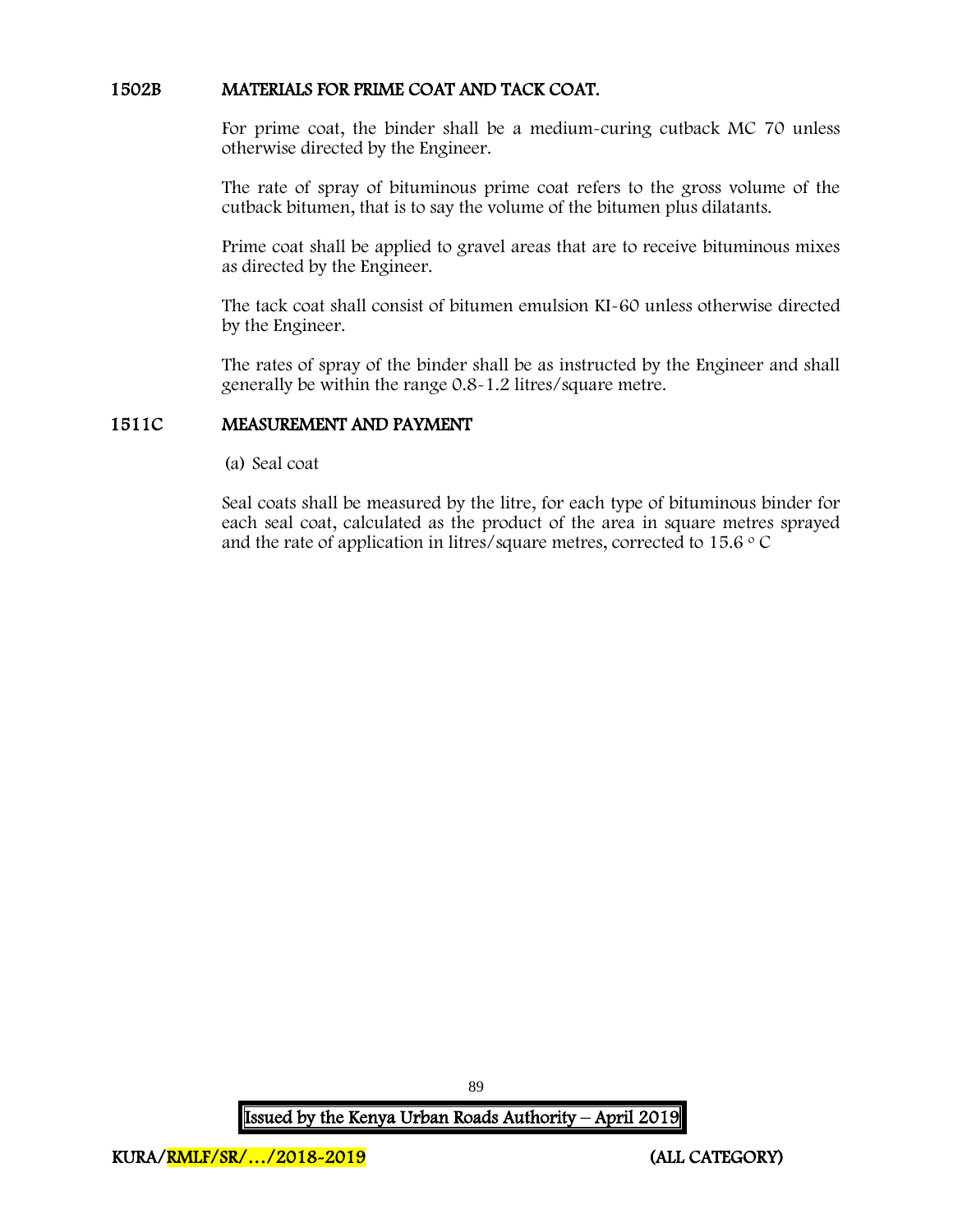## 1502B MATERIALS FOR PRIME COAT AND TACK COAT.

For prime coat, the binder shall be a medium-curing cutback MC 70 unless otherwise directed by the Engineer.

The rate of spray of bituminous prime coat refers to the gross volume of the cutback bitumen, that is to say the volume of the bitumen plus dilatants.

Prime coat shall be applied to gravel areas that are to receive bituminous mixes as directed by the Engineer.

The tack coat shall consist of bitumen emulsion KI-60 unless otherwise directed by the Engineer.

The rates of spray of the binder shall be as instructed by the Engineer and shall generally be within the range 0.8-1.2 litres/square metre.

## 1511C MEASUREMENT AND PAYMENT

(a) Seal coat

Seal coats shall be measured by the litre, for each type of bituminous binder for each seal coat, calculated as the product of the area in square metres sprayed and the rate of application in litres/square metres, corrected to 15.6 $^{\circ}$ C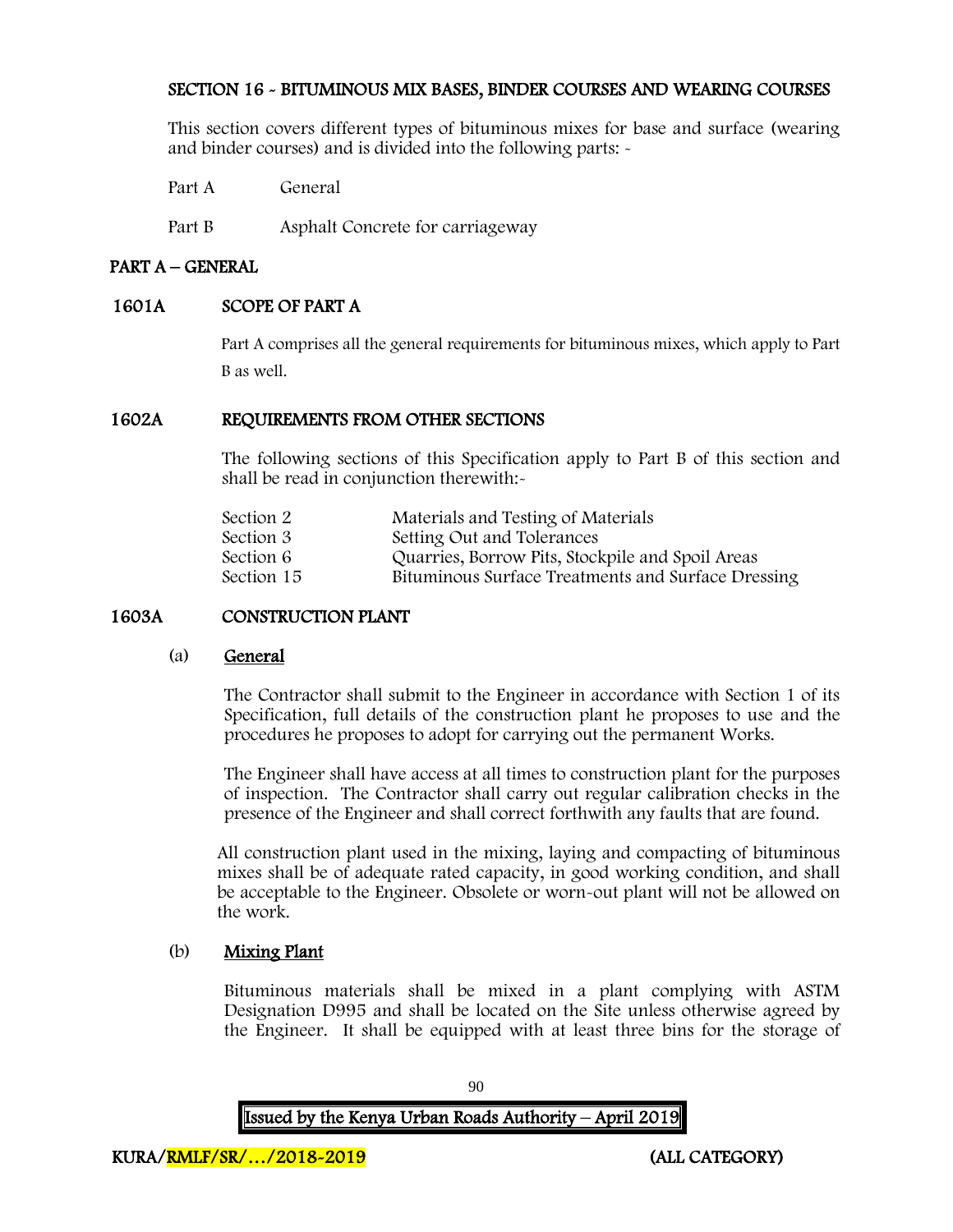## SECTION 16 - BITUMINOUS MIX BASES, BINDER COURSES AND WEARING COURSES

This section covers different types of bituminous mixes for base and surface (wearing and binder courses) and is divided into the following parts: -

Part A General

Part B Asphalt Concrete for carriageway

## PART A – GENERAL

### 1601A SCOPE OF PART A

Part A comprises all the general requirements for bituminous mixes, which apply to Part B as well.

### 1602A REQUIREMENTS FROM OTHER SECTIONS

The following sections of this Specification apply to Part B of this section and shall be read in conjunction therewith:-

| | |
|---|---|
| Section 2 | Materials and Testing of Materials |
| Section 3 | Setting Out and Tolerances |
| Section 6 | Quarries, Borrow Pits, Stockpile and Spoil Areas |
| Section 15 | Bituminous Surface Treatments and Surface Dressing |

### 1603A CONSTRUCTION PLANT

(a) <u>General</u>

The Contractor shall submit to the Engineer in accordance with Section 1 of its Specification, full details of the construction plant he proposes to use and the procedures he proposes to adopt for carrying out the permanent Works.

The Engineer shall have access at all times to construction plant for the purposes of inspection. The Contractor shall carry out regular calibration checks in the presence of the Engineer and shall correct forthwith any faults that are found.

All construction plant used in the mixing, laying and compacting of bituminous mixes shall be of adequate rated capacity, in good working condition, and shall be acceptable to the Engineer. Obsolete or worn-out plant will not be allowed on the work.

(b) <u>Mixing Plant</u>

Bituminous materials shall be mixed in a plant complying with ASTM Designation D995 and shall be located on the Site unless otherwise agreed by the Engineer. It shall be equipped with at least three bins for the storage of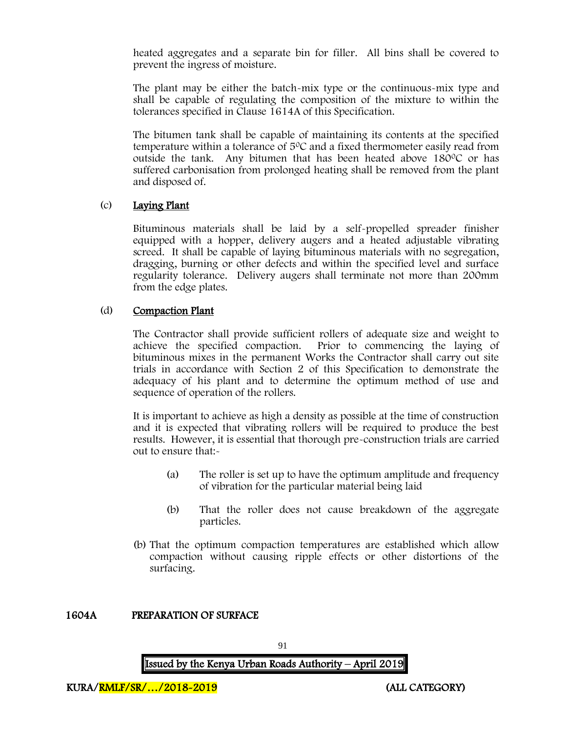heated aggregates and a separate bin for filler. All bins shall be covered to prevent the ingress of moisture.

The plant may be either the batch-mix type or the continuous-mix type and shall be capable of regulating the composition of the mixture to within the tolerances specified in Clause 1614A of this Specification.

The bitumen tank shall be capable of maintaining its contents at the specified temperature within a tolerance of 5$^0$C and a fixed thermometer easily read from outside the tank. Any bitumen that has been heated above 180$^0$C or has suffered carbonisation from prolonged heating shall be removed from the plant and disposed of.

(c) Laying Plant

Bituminous materials shall be laid by a self-propelled spreader finisher equipped with a hopper, delivery augers and a heated adjustable vibrating screed. It shall be capable of laying bituminous materials with no segregation, dragging, burning or other defects and within the specified level and surface regularity tolerance. Delivery augers shall terminate not more than 200mm from the edge plates.

(d) Compaction Plant

The Contractor shall provide sufficient rollers of adequate size and weight to achieve the specified compaction. Prior to commencing the laying of bituminous mixes in the permanent Works the Contractor shall carry out site trials in accordance with Section 2 of this Specification to demonstrate the adequacy of his plant and to determine the optimum method of use and sequence of operation of the rollers.

It is important to achieve as high a density as possible at the time of construction and it is expected that vibrating rollers will be required to produce the best results. However, it is essential that thorough pre-construction trials are carried out to ensure that:-

(a) The roller is set up to have the optimum amplitude and frequency of vibration for the particular material being laid

(b) That the roller does not cause breakdown of the aggregate particles.

(b) That the optimum compaction temperatures are established which allow compaction without causing ripple effects or other distortions of the surfacing.

## 1604A PREPARATION OF SURFACE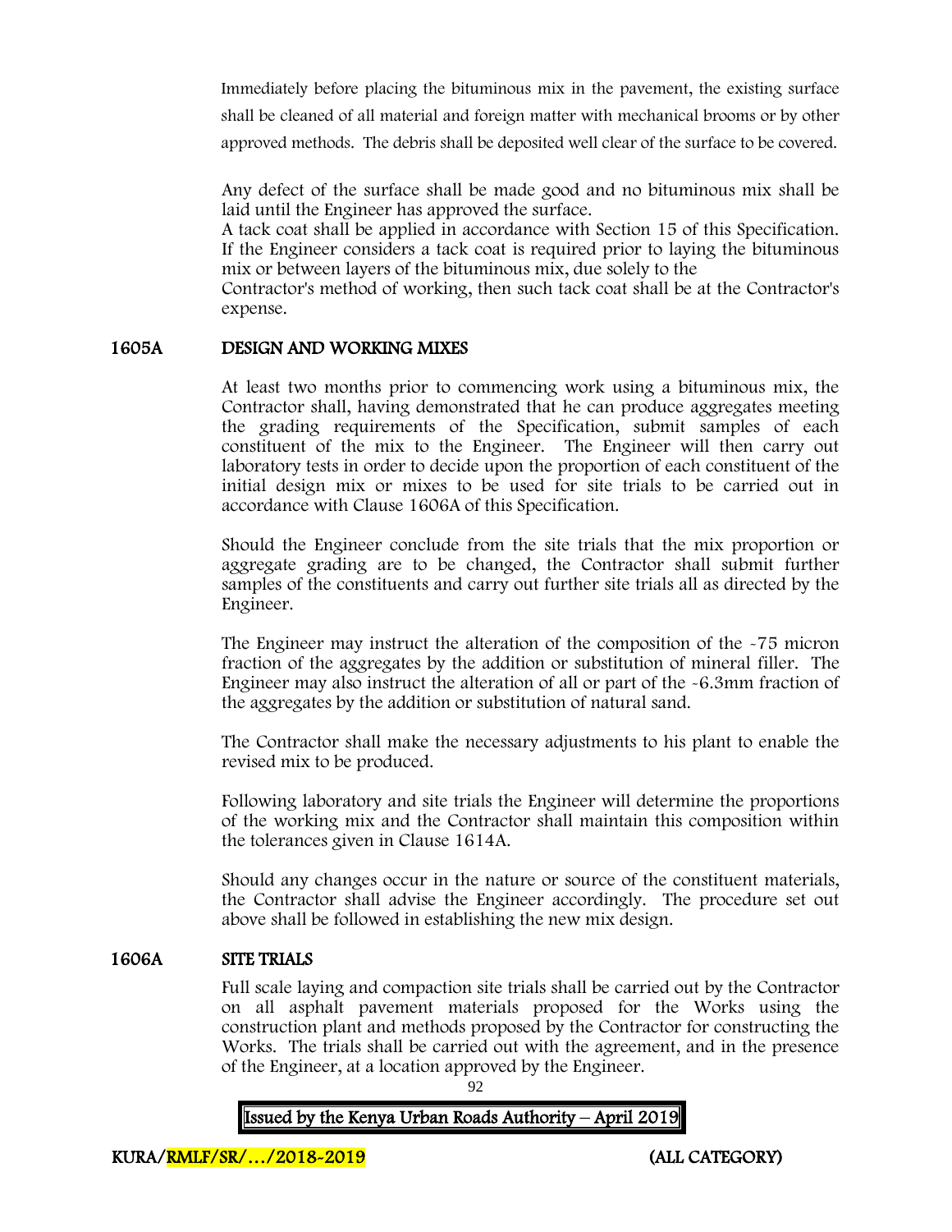Immediately before placing the bituminous mix in the pavement, the existing surface shall be cleaned of all material and foreign matter with mechanical brooms or by other approved methods. The debris shall be deposited well clear of the surface to be covered.

Any defect of the surface shall be made good and no bituminous mix shall be laid until the Engineer has approved the surface.
A tack coat shall be applied in accordance with Section 15 of this Specification. If the Engineer considers a tack coat is required prior to laying the bituminous mix or between layers of the bituminous mix, due solely to the
Contractor's method of working, then such tack coat shall be at the Contractor's expense.

## 1605A DESIGN AND WORKING MIXES

At least two months prior to commencing work using a bituminous mix, the Contractor shall, having demonstrated that he can produce aggregates meeting the grading requirements of the Specification, submit samples of each constituent of the mix to the Engineer. The Engineer will then carry out laboratory tests in order to decide upon the proportion of each constituent of the initial design mix or mixes to be used for site trials to be carried out in accordance with Clause 1606A of this Specification.

Should the Engineer conclude from the site trials that the mix proportion or aggregate grading are to be changed, the Contractor shall submit further samples of the constituents and carry out further site trials all as directed by the Engineer.

The Engineer may instruct the alteration of the composition of the -75 micron fraction of the aggregates by the addition or substitution of mineral filler. The Engineer may also instruct the alteration of all or part of the -6.3mm fraction of the aggregates by the addition or substitution of natural sand.

The Contractor shall make the necessary adjustments to his plant to enable the revised mix to be produced.

Following laboratory and site trials the Engineer will determine the proportions of the working mix and the Contractor shall maintain this composition within the tolerances given in Clause 1614A.

Should any changes occur in the nature or source of the constituent materials, the Contractor shall advise the Engineer accordingly. The procedure set out above shall be followed in establishing the new mix design.

## 1606A SITE TRIALS

Full scale laying and compaction site trials shall be carried out by the Contractor on all asphalt pavement materials proposed for the Works using the construction plant and methods proposed by the Contractor for constructing the Works. The trials shall be carried out with the agreement, and in the presence of the Engineer, at a location approved by the Engineer.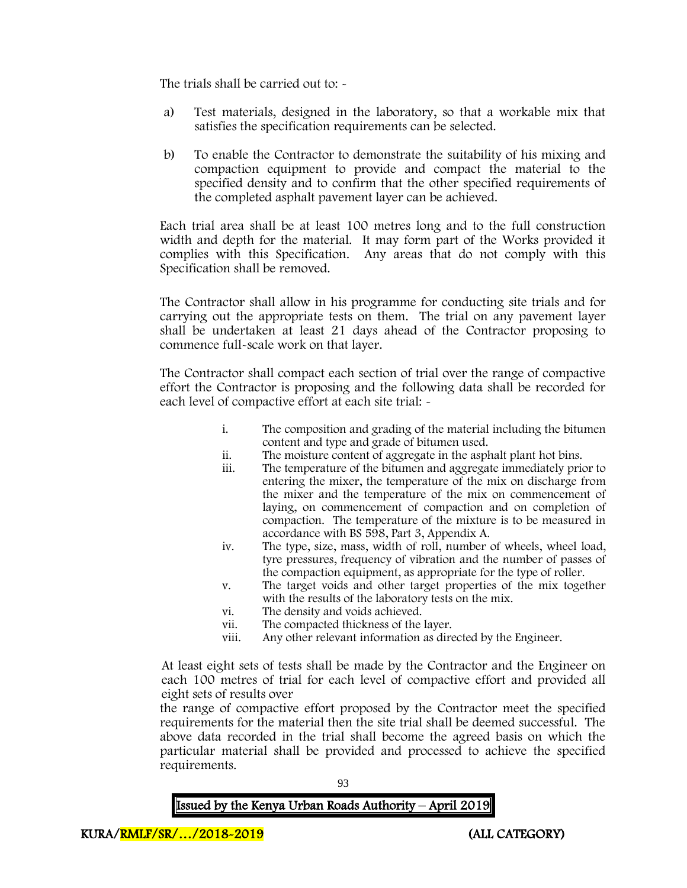The trials shall be carried out to: -

a) Test materials, designed in the laboratory, so that a workable mix that satisfies the specification requirements can be selected.

b) To enable the Contractor to demonstrate the suitability of his mixing and compaction equipment to provide and compact the material to the specified density and to confirm that the other specified requirements of the completed asphalt pavement layer can be achieved.

Each trial area shall be at least 100 metres long and to the full construction width and depth for the material. It may form part of the Works provided it complies with this Specification. Any areas that do not comply with this Specification shall be removed.

The Contractor shall allow in his programme for conducting site trials and for carrying out the appropriate tests on them. The trial on any pavement layer shall be undertaken at least 21 days ahead of the Contractor proposing to commence full-scale work on that layer.

The Contractor shall compact each section of trial over the range of compactive effort the Contractor is proposing and the following data shall be recorded for each level of compactive effort at each site trial: -

i. The composition and grading of the material including the bitumen content and type and grade of bitumen used.
ii. The moisture content of aggregate in the asphalt plant hot bins.
iii. The temperature of the bitumen and aggregate immediately prior to entering the mixer, the temperature of the mix on discharge from the mixer and the temperature of the mix on commencement of laying, on commencement of compaction and on completion of compaction. The temperature of the mixture is to be measured in accordance with BS 598, Part 3, Appendix A.
iv. The type, size, mass, width of roll, number of wheels, wheel load, tyre pressures, frequency of vibration and the number of passes of the compaction equipment, as appropriate for the type of roller.
v. The target voids and other target properties of the mix together with the results of the laboratory tests on the mix.
vi. The density and voids achieved.
vii. The compacted thickness of the layer.
viii. Any other relevant information as directed by the Engineer.

At least eight sets of tests shall be made by the Contractor and the Engineer on each 100 metres of trial for each level of compactive effort and provided all eight sets of results over the range of compactive effort proposed by the Contractor meet the specified requirements for the material then the site trial shall be deemed successful. The above data recorded in the trial shall become the agreed basis on which the particular material shall be provided and processed to achieve the specified requirements.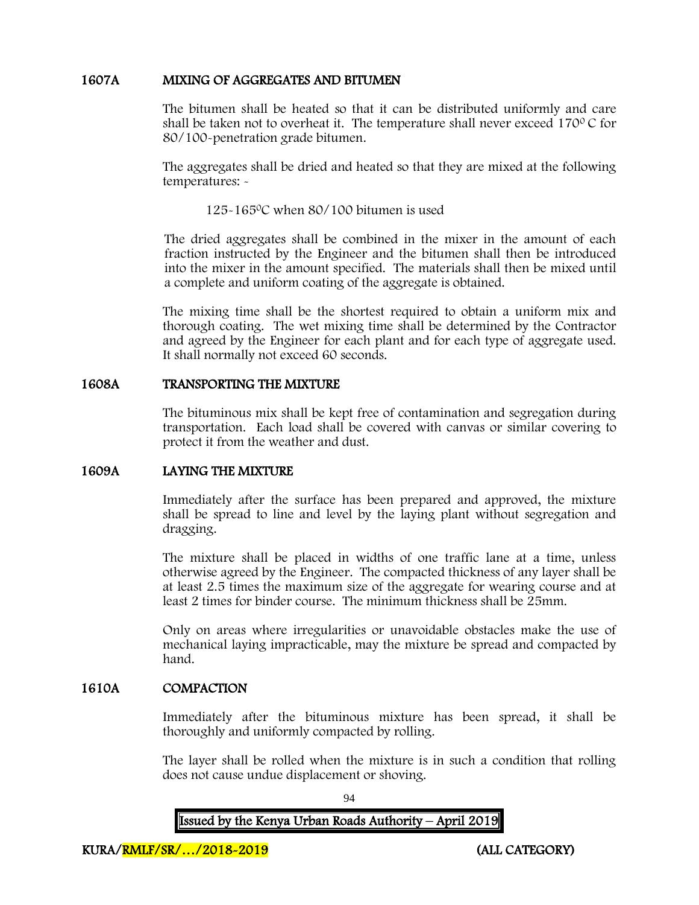## 1607A MIXING OF AGGREGATES AND BITUMEN

The bitumen shall be heated so that it can be distributed uniformly and care shall be taken not to overheat it. The temperature shall never exceed 170$^0$ C for 80/100-penetration grade bitumen.

The aggregates shall be dried and heated so that they are mixed at the following temperatures: -

125-165$^0$C when 80/100 bitumen is used

The dried aggregates shall be combined in the mixer in the amount of each fraction instructed by the Engineer and the bitumen shall then be introduced into the mixer in the amount specified. The materials shall then be mixed until a complete and uniform coating of the aggregate is obtained.

The mixing time shall be the shortest required to obtain a uniform mix and thorough coating. The wet mixing time shall be determined by the Contractor and agreed by the Engineer for each plant and for each type of aggregate used. It shall normally not exceed 60 seconds.

## 1608A TRANSPORTING THE MIXTURE

The bituminous mix shall be kept free of contamination and segregation during transportation. Each load shall be covered with canvas or similar covering to protect it from the weather and dust.

## 1609A LAYING THE MIXTURE

Immediately after the surface has been prepared and approved, the mixture shall be spread to line and level by the laying plant without segregation and dragging.

The mixture shall be placed in widths of one traffic lane at a time, unless otherwise agreed by the Engineer. The compacted thickness of any layer shall be at least 2.5 times the maximum size of the aggregate for wearing course and at least 2 times for binder course. The minimum thickness shall be 25mm.

Only on areas where irregularities or unavoidable obstacles make the use of mechanical laying impracticable, may the mixture be spread and compacted by hand.

## 1610A COMPACTION

Immediately after the bituminous mixture has been spread, it shall be thoroughly and uniformly compacted by rolling.

The layer shall be rolled when the mixture is in such a condition that rolling does not cause undue displacement or shoving.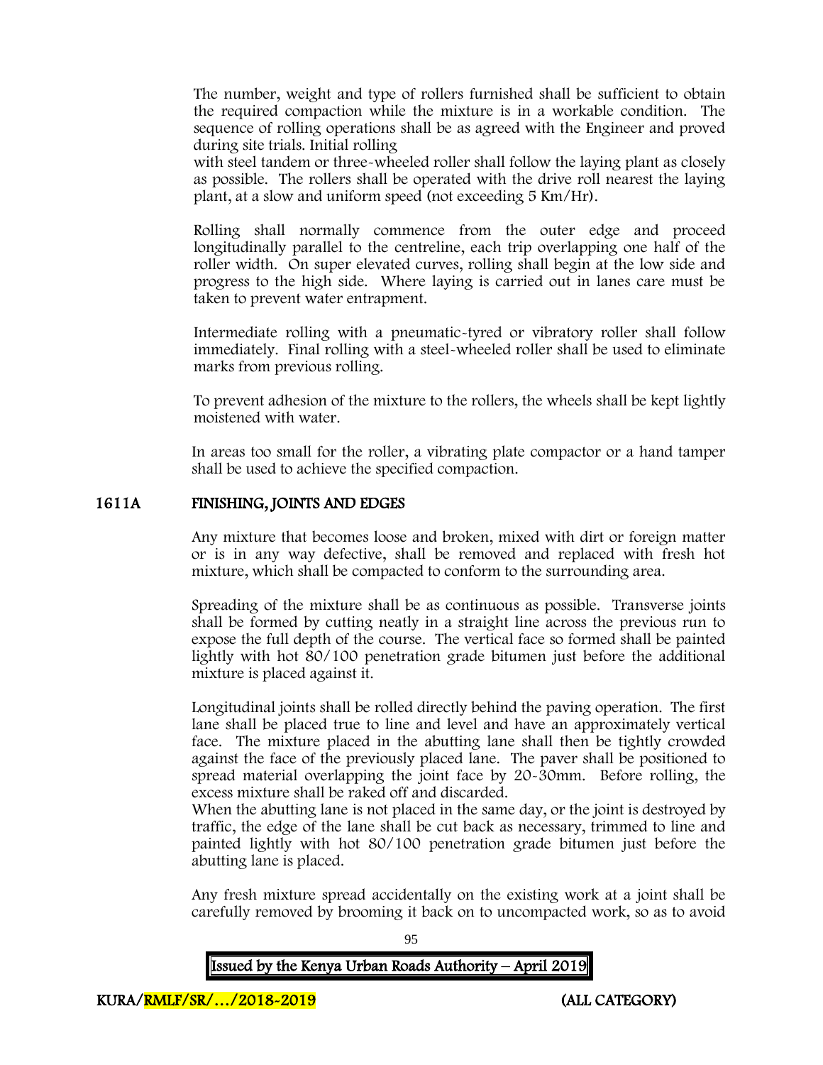The number, weight and type of rollers furnished shall be sufficient to obtain the required compaction while the mixture is in a workable condition. The sequence of rolling operations shall be as agreed with the Engineer and proved during site trials. Initial rolling
with steel tandem or three-wheeled roller shall follow the laying plant as closely as possible. The rollers shall be operated with the drive roll nearest the laying plant, at a slow and uniform speed (not exceeding 5 Km/Hr).

Rolling shall normally commence from the outer edge and proceed longitudinally parallel to the centreline, each trip overlapping one half of the roller width. On super elevated curves, rolling shall begin at the low side and progress to the high side. Where laying is carried out in lanes care must be taken to prevent water entrapment.

Intermediate rolling with a pneumatic-tyred or vibratory roller shall follow immediately. Final rolling with a steel-wheeled roller shall be used to eliminate marks from previous rolling.

To prevent adhesion of the mixture to the rollers, the wheels shall be kept lightly moistened with water.

In areas too small for the roller, a vibrating plate compactor or a hand tamper shall be used to achieve the specified compaction.

## 1611A FINISHING, JOINTS AND EDGES

Any mixture that becomes loose and broken, mixed with dirt or foreign matter or is in any way defective, shall be removed and replaced with fresh hot mixture, which shall be compacted to conform to the surrounding area.

Spreading of the mixture shall be as continuous as possible. Transverse joints shall be formed by cutting neatly in a straight line across the previous run to expose the full depth of the course. The vertical face so formed shall be painted lightly with hot 80/100 penetration grade bitumen just before the additional mixture is placed against it.

Longitudinal joints shall be rolled directly behind the paving operation. The first lane shall be placed true to line and level and have an approximately vertical face. The mixture placed in the abutting lane shall then be tightly crowded against the face of the previously placed lane. The paver shall be positioned to spread material overlapping the joint face by 20-30mm. Before rolling, the excess mixture shall be raked off and discarded.
When the abutting lane is not placed in the same day, or the joint is destroyed by traffic, the edge of the lane shall be cut back as necessary, trimmed to line and painted lightly with hot 80/100 penetration grade bitumen just before the abutting lane is placed.

Any fresh mixture spread accidentally on the existing work at a joint shall be carefully removed by brooming it back on to uncompacted work, so as to avoid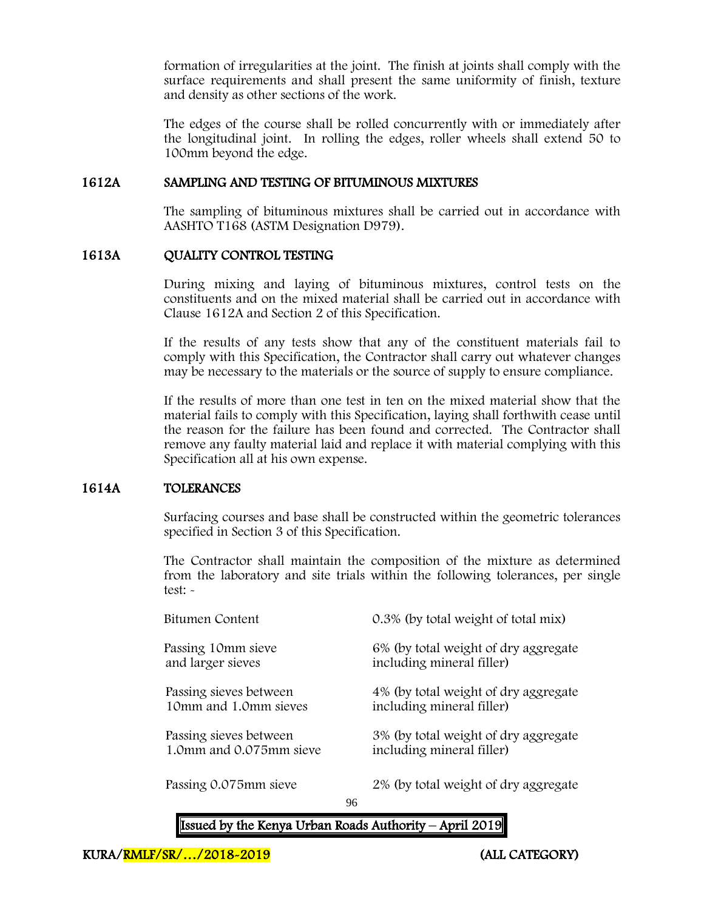formation of irregularities at the joint. The finish at joints shall comply with the surface requirements and shall present the same uniformity of finish, texture and density as other sections of the work.

The edges of the course shall be rolled concurrently with or immediately after the longitudinal joint. In rolling the edges, roller wheels shall extend 50 to 100mm beyond the edge.

## 1612A SAMPLING AND TESTING OF BITUMINOUS MIXTURES

The sampling of bituminous mixtures shall be carried out in accordance with AASHTO T168 (ASTM Designation D979).

## 1613A QUALITY CONTROL TESTING

During mixing and laying of bituminous mixtures, control tests on the constituents and on the mixed material shall be carried out in accordance with Clause 1612A and Section 2 of this Specification.

If the results of any tests show that any of the constituent materials fail to comply with this Specification, the Contractor shall carry out whatever changes may be necessary to the materials or the source of supply to ensure compliance.

If the results of more than one test in ten on the mixed material show that the material fails to comply with this Specification, laying shall forthwith cease until the reason for the failure has been found and corrected. The Contractor shall remove any faulty material laid and replace it with material complying with this Specification all at his own expense.

## 1614A TOLERANCES

Surfacing courses and base shall be constructed within the geometric tolerances specified in Section 3 of this Specification.

The Contractor shall maintain the composition of the mixture as determined from the laboratory and site trials within the following tolerances, per single test: -

| | |
|---|---|
| Bitumen Content | 0.3% (by total weight of total mix) |
| Passing 10mm sieve and larger sieves | 6% (by total weight of dry aggregate including mineral filler) |
| Passing sieves between 10mm and 1.0mm sieves | 4% (by total weight of dry aggregate including mineral filler) |
| Passing sieves between 1.0mm and 0.075mm sieve | 3% (by total weight of dry aggregate including mineral filler) |
| Passing 0.075mm sieve | 2% (by total weight of dry aggregate |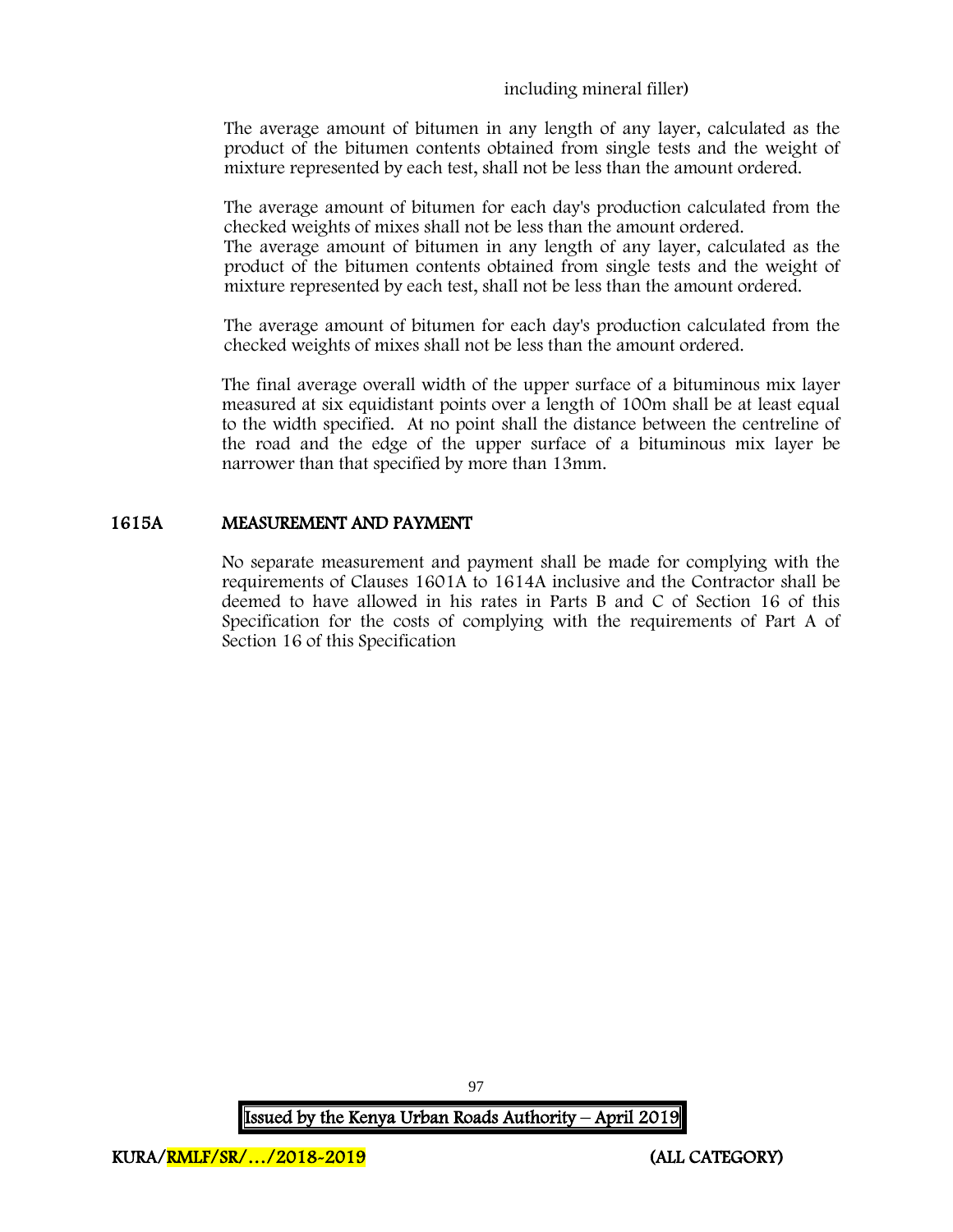including mineral filler)

The average amount of bitumen in any length of any layer, calculated as the product of the bitumen contents obtained from single tests and the weight of mixture represented by each test, shall not be less than the amount ordered.

The average amount of bitumen for each day's production calculated from the checked weights of mixes shall not be less than the amount ordered.
The average amount of bitumen in any length of any layer, calculated as the product of the bitumen contents obtained from single tests and the weight of mixture represented by each test, shall not be less than the amount ordered.

The average amount of bitumen for each day's production calculated from the checked weights of mixes shall not be less than the amount ordered.

The final average overall width of the upper surface of a bituminous mix layer measured at six equidistant points over a length of 100m shall be at least equal to the width specified. At no point shall the distance between the centreline of the road and the edge of the upper surface of a bituminous mix layer be narrower than that specified by more than 13mm.

## 1615A MEASUREMENT AND PAYMENT

No separate measurement and payment shall be made for complying with the requirements of Clauses 1601A to 1614A inclusive and the Contractor shall be deemed to have allowed in his rates in Parts B and C of Section 16 of this Specification for the costs of complying with the requirements of Part A of Section 16 of this Specification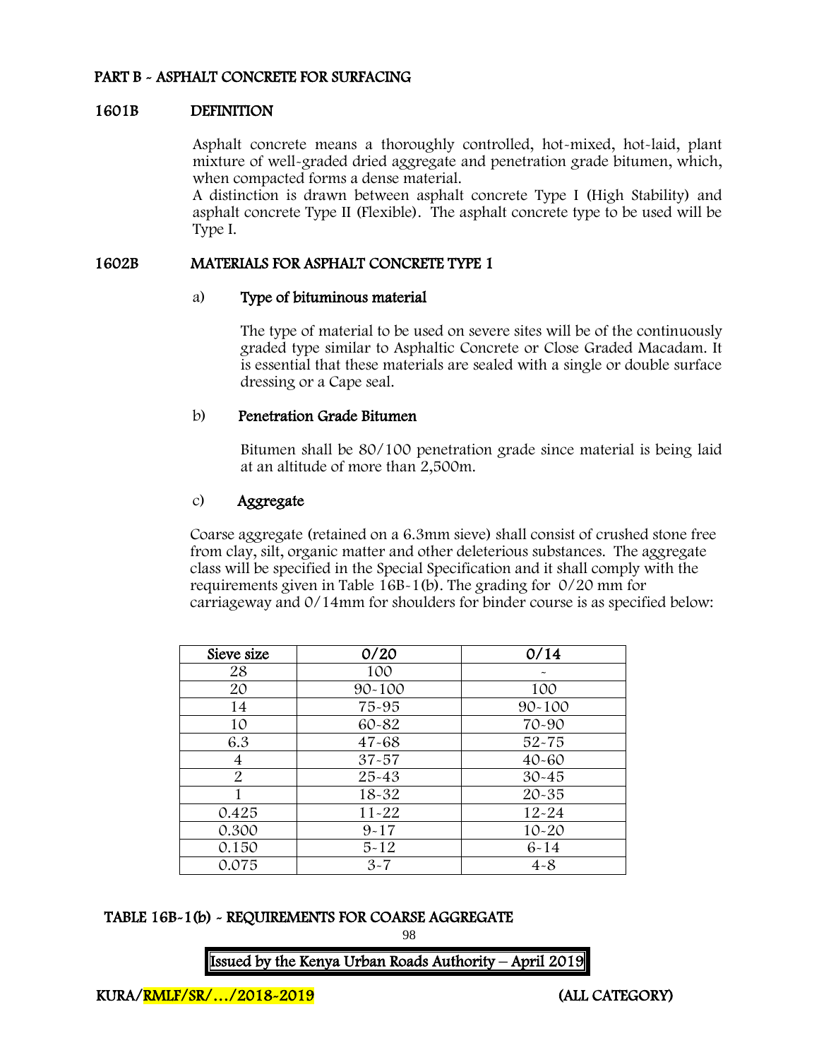## PART B - ASPHALT CONCRETE FOR SURFACING

### 1601B DEFINITION

Asphalt concrete means a thoroughly controlled, hot-mixed, hot-laid, plant mixture of well-graded dried aggregate and penetration grade bitumen, which, when compacted forms a dense material.

A distinction is drawn between asphalt concrete Type I (High Stability) and asphalt concrete Type II (Flexible). The asphalt concrete type to be used will be Type I.

### 1602B MATERIALS FOR ASPHALT CONCRETE TYPE 1

a) **Type of bituminous material**

The type of material to be used on severe sites will be of the continuously graded type similar to Asphaltic Concrete or Close Graded Macadam. It is essential that these materials are sealed with a single or double surface dressing or a Cape seal.

b) **Penetration Grade Bitumen**

Bitumen shall be 80/100 penetration grade since material is being laid at an altitude of more than 2,500m.

c) **Aggregate**

Coarse aggregate (retained on a 6.3mm sieve) shall consist of crushed stone free from clay, silt, organic matter and other deleterious substances. The aggregate class will be specified in the Special Specification and it shall comply with the requirements given in Table 16B-1(b). The grading for 0/20 mm for carriageway and 0/14mm for shoulders for binder course is as specified below:

| Sieve size | 0/20 | 0/14 |
|---|---|---|
| 28 | 100 | - |
| 20 | 90-100 | 100 |
| 14 | 75-95 | 90-100 |
| 10 | 60-82 | 70-90 |
| 6.3 | 47-68 | 52-75 |
| 4 | 37-57 | 40-60 |
| 2 | 25-43 | 30-45 |
| 1 | 18-32 | 20-35 |
| 0.425 | 11-22 | 12-24 |
| 0.300 | 9-17 | 10-20 |
| 0.150 | 5-12 | 6-14 |
| 0.075 | 3-7 | 4-8 |

**TABLE 16B-1(b) - REQUIREMENTS FOR COARSE AGGREGATE**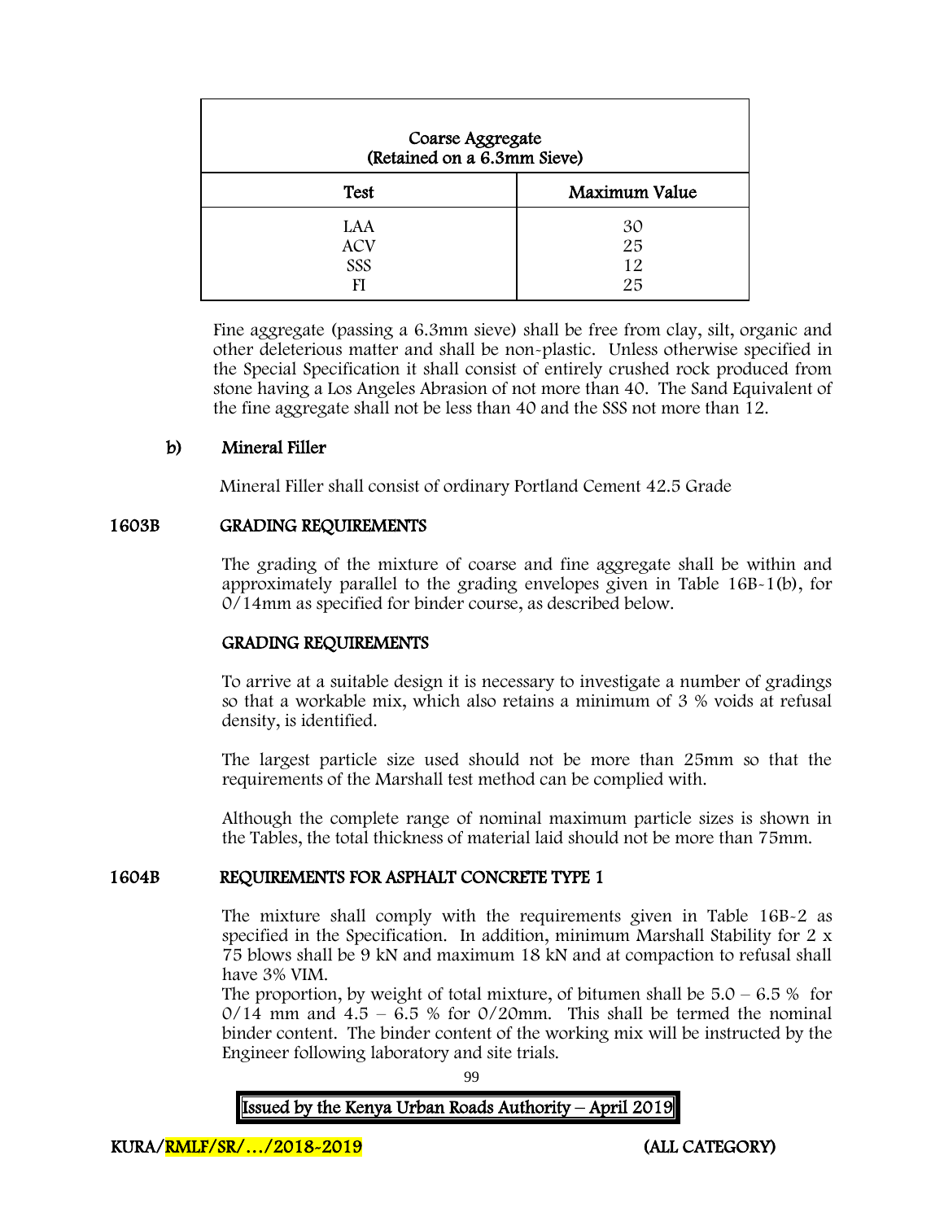| Coarse Aggregate (Retained on a 6.3mm Sieve) | |
|---|---|
| **Test** | **Maximum Value** |
| LAA | 30 |
| ACV | 25 |
| SSS | 12 |
| FI | 25 |

Fine aggregate (passing a 6.3mm sieve) shall be free from clay, silt, organic and other deleterious matter and shall be non-plastic. Unless otherwise specified in the Special Specification it shall consist of entirely crushed rock produced from stone having a Los Angeles Abrasion of not more than 40. The Sand Equivalent of the fine aggregate shall not be less than 40 and the SSS not more than 12.

**b) Mineral Filler**

Mineral Filler shall consist of ordinary Portland Cement 42.5 Grade

## 1603B GRADING REQUIREMENTS

The grading of the mixture of coarse and fine aggregate shall be within and approximately parallel to the grading envelopes given in Table 16B-1(b), for 0/14mm as specified for binder course, as described below.

**GRADING REQUIREMENTS**

To arrive at a suitable design it is necessary to investigate a number of gradings so that a workable mix, which also retains a minimum of 3 % voids at refusal density, is identified.

The largest particle size used should not be more than 25mm so that the requirements of the Marshall test method can be complied with.

Although the complete range of nominal maximum particle sizes is shown in the Tables, the total thickness of material laid should not be more than 75mm.

## 1604B REQUIREMENTS FOR ASPHALT CONCRETE TYPE 1

The mixture shall comply with the requirements given in Table 16B-2 as specified in the Specification. In addition, minimum Marshall Stability for 2 x 75 blows shall be 9 kN and maximum 18 kN and at compaction to refusal shall have 3% VIM.

The proportion, by weight of total mixture, of bitumen shall be 5.0 – 6.5 % for 0/14 mm and 4.5 – 6.5 % for 0/20mm. This shall be termed the nominal binder content. The binder content of the working mix will be instructed by the Engineer following laboratory and site trials.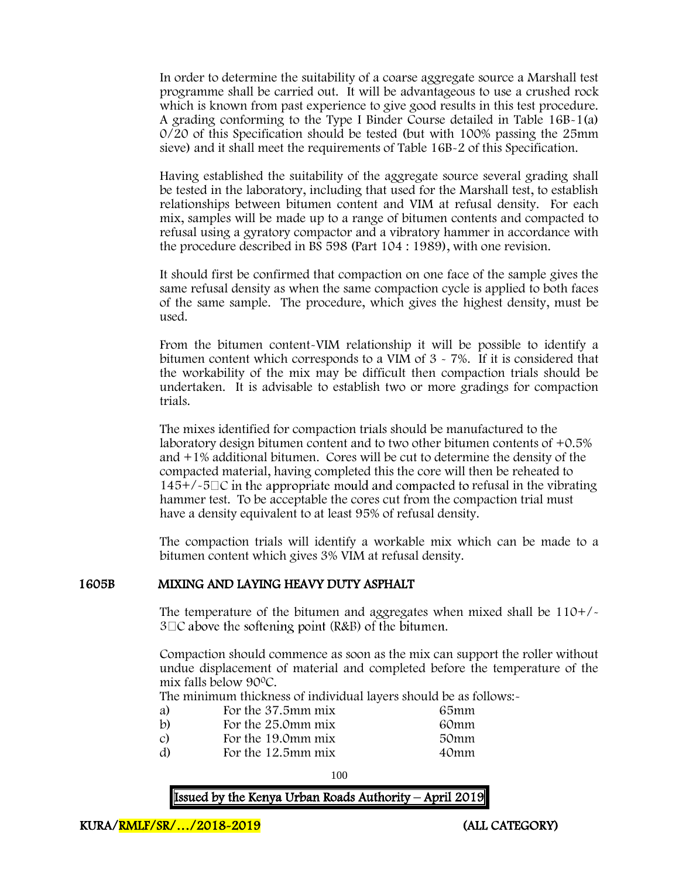In order to determine the suitability of a coarse aggregate source a Marshall test programme shall be carried out. It will be advantageous to use a crushed rock which is known from past experience to give good results in this test procedure. A grading conforming to the Type I Binder Course detailed in Table 16B-1(a) 0/20 of this Specification should be tested (but with 100% passing the 25mm sieve) and it shall meet the requirements of Table 16B-2 of this Specification.

Having established the suitability of the aggregate source several grading shall be tested in the laboratory, including that used for the Marshall test, to establish relationships between bitumen content and VIM at refusal density. For each mix, samples will be made up to a range of bitumen contents and compacted to refusal using a gyratory compactor and a vibratory hammer in accordance with the procedure described in BS 598 (Part 104 : 1989), with one revision.

It should first be confirmed that compaction on one face of the sample gives the same refusal density as when the same compaction cycle is applied to both faces of the same sample. The procedure, which gives the highest density, must be used.

From the bitumen content-VIM relationship it will be possible to identify a bitumen content which corresponds to a VIM of 3 - 7%. If it is considered that the workability of the mix may be difficult then compaction trials should be undertaken. It is advisable to establish two or more gradings for compaction trials.

The mixes identified for compaction trials should be manufactured to the laboratory design bitumen content and to two other bitumen contents of +0.5% and +1% additional bitumen. Cores will be cut to determine the density of the compacted material, having completed this the core will then be reheated to 145+/-5°C in the appropriate mould and compacted to refusal in the vibrating hammer test. To be acceptable the cores cut from the compaction trial must have a density equivalent to at least 95% of refusal density.

The compaction trials will identify a workable mix which can be made to a bitumen content which gives 3% VIM at refusal density.

## 1605B MIXING AND LAYING HEAVY DUTY ASPHALT

The temperature of the bitumen and aggregates when mixed shall be 110+/-3°C above the softening point (R&B) of the bitumen.

Compaction should commence as soon as the mix can support the roller without undue displacement of material and completed before the temperature of the mix falls below 90°C.

The minimum thickness of individual layers should be as follows:-

| | | |
|---|---|---|
| a) | For the 37.5mm mix | 65mm |
| b) | For the 25.0mm mix | 60mm |
| c) | For the 19.0mm mix | 50mm |
| d) | For the 12.5mm mix | 40mm |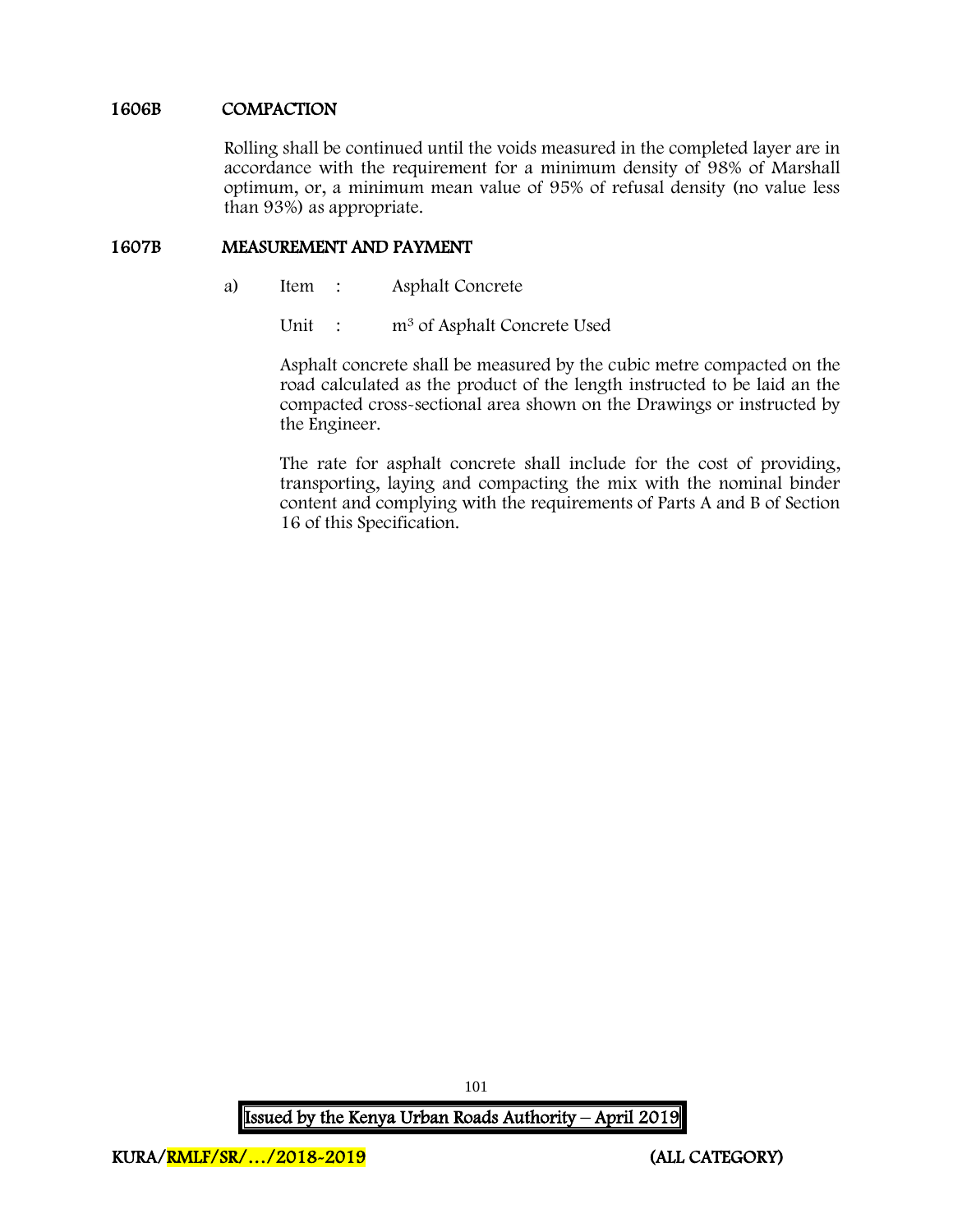## 1606B COMPACTION

Rolling shall be continued until the voids measured in the completed layer are in accordance with the requirement for a minimum density of 98% of Marshall optimum, or, a minimum mean value of 95% of refusal density (no value less than 93%) as appropriate.

## 1607B MEASUREMENT AND PAYMENT

a) Item : Asphalt Concrete

Unit : $m^3$ of Asphalt Concrete Used

Asphalt concrete shall be measured by the cubic metre compacted on the road calculated as the product of the length instructed to be laid an the compacted cross-sectional area shown on the Drawings or instructed by the Engineer.

The rate for asphalt concrete shall include for the cost of providing, transporting, laying and compacting the mix with the nominal binder content and complying with the requirements of Parts A and B of Section 16 of this Specification.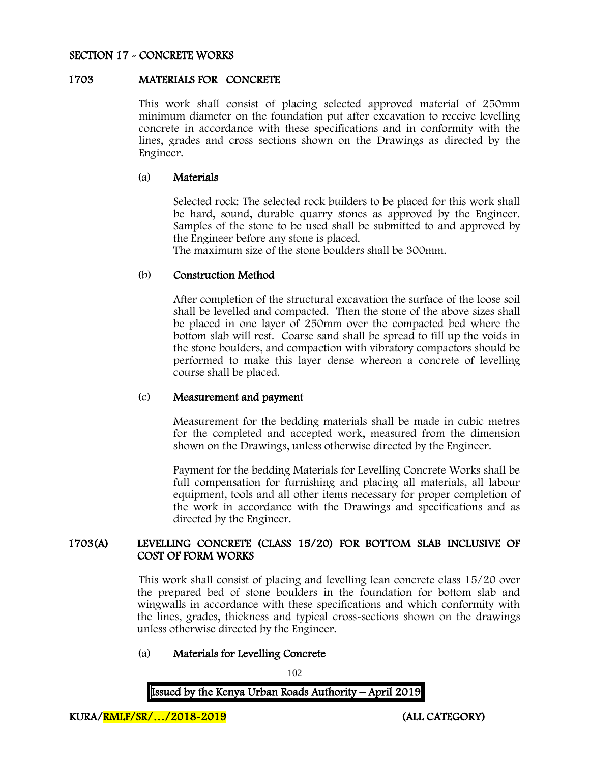## SECTION 17 - CONCRETE WORKS

### 1703 MATERIALS FOR CONCRETE

This work shall consist of placing selected approved material of 250mm minimum diameter on the foundation put after excavation to receive levelling concrete in accordance with these specifications and in conformity with the lines, grades and cross sections shown on the Drawings as directed by the Engineer.

#### (a) Materials

Selected rock: The selected rock builders to be placed for this work shall be hard, sound, durable quarry stones as approved by the Engineer. Samples of the stone to be used shall be submitted to and approved by the Engineer before any stone is placed.
The maximum size of the stone boulders shall be 300mm.

#### (b) Construction Method

After completion of the structural excavation the surface of the loose soil shall be levelled and compacted. Then the stone of the above sizes shall be placed in one layer of 250mm over the compacted bed where the bottom slab will rest. Coarse sand shall be spread to fill up the voids in the stone boulders, and compaction with vibratory compactors should be performed to make this layer dense whereon a concrete of levelling course shall be placed.

#### (c) Measurement and payment

Measurement for the bedding materials shall be made in cubic metres for the completed and accepted work, measured from the dimension shown on the Drawings, unless otherwise directed by the Engineer.

Payment for the bedding Materials for Levelling Concrete Works shall be full compensation for furnishing and placing all materials, all labour equipment, tools and all other items necessary for proper completion of the work in accordance with the Drawings and specifications and as directed by the Engineer.

### 1703(A) LEVELLING CONCRETE (CLASS 15/20) FOR BOTTOM SLAB INCLUSIVE OF COST OF FORM WORKS

This work shall consist of placing and levelling lean concrete class 15/20 over the prepared bed of stone boulders in the foundation for bottom slab and wingwalls in accordance with these specifications and which conformity with the lines, grades, thickness and typical cross-sections shown on the drawings unless otherwise directed by the Engineer.

#### (a) Materials for Levelling Concrete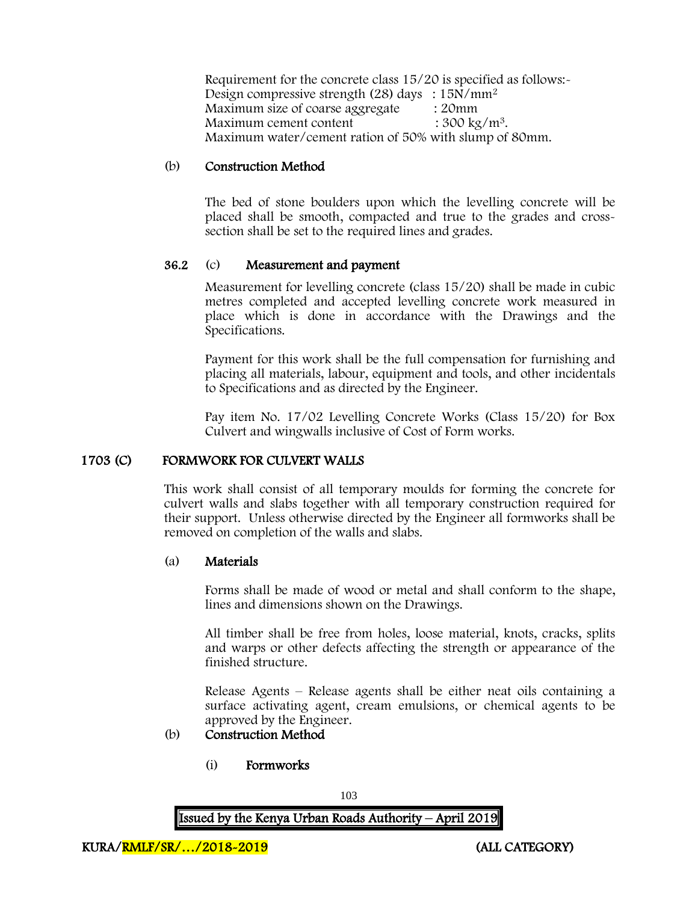Requirement for the concrete class 15/20 is specified as follows:-
Design compressive strength (28) days : $15N/mm^2$
Maximum size of coarse aggregate : 20mm
Maximum cement content : $300 \ kg/m^3$.
Maximum water/cement ration of 50% with slump of 80mm.

(b) **Construction Method**

The bed of stone boulders upon which the levelling concrete will be placed shall be smooth, compacted and true to the grades and cross-section shall be set to the required lines and grades.

**36.2** (c) **Measurement and payment**

Measurement for levelling concrete (class 15/20) shall be made in cubic metres completed and accepted levelling concrete work measured in place which is done in accordance with the Drawings and the Specifications.

Payment for this work shall be the full compensation for furnishing and placing all materials, labour, equipment and tools, and other incidentals to Specifications and as directed by the Engineer.

Pay item No. 17/02 Levelling Concrete Works (Class 15/20) for Box Culvert and wingwalls inclusive of Cost of Form works.

## 1703 (C) FORMWORK FOR CULVERT WALLS

This work shall consist of all temporary moulds for forming the concrete for culvert walls and slabs together with all temporary construction required for their support. Unless otherwise directed by the Engineer all formworks shall be removed on completion of the walls and slabs.

(a) **Materials**

Forms shall be made of wood or metal and shall conform to the shape, lines and dimensions shown on the Drawings.

All timber shall be free from holes, loose material, knots, cracks, splits and warps or other defects affecting the strength or appearance of the finished structure.

Release Agents – Release agents shall be either neat oils containing a surface activating agent, cream emulsions, or chemical agents to be approved by the Engineer.

(b) **Construction Method**

(i) **Formworks**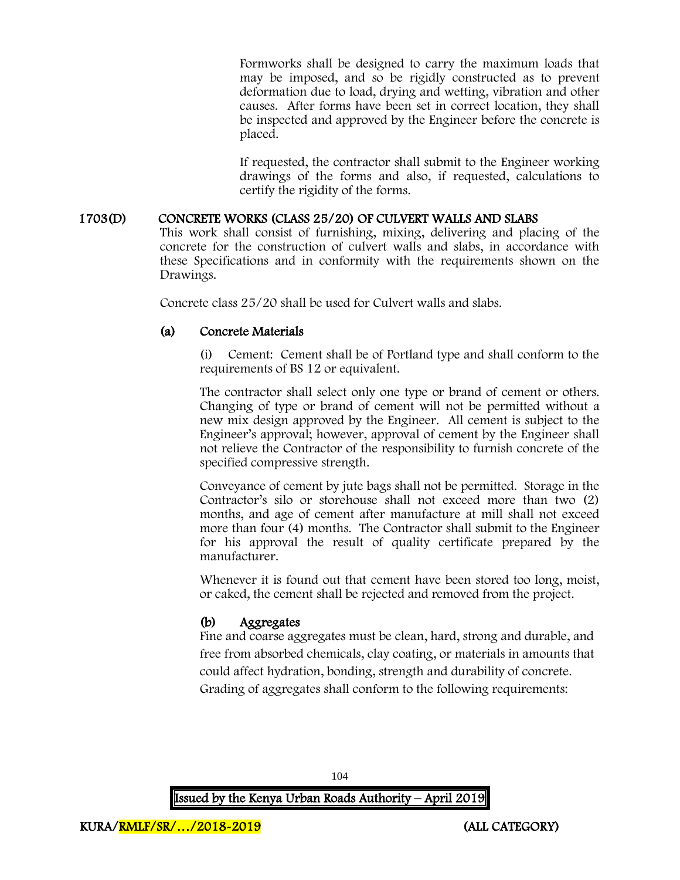Formworks shall be designed to carry the maximum loads that may be imposed, and so be rigidly constructed as to prevent deformation due to load, drying and wetting, vibration and other causes. After forms have been set in correct location, they shall be inspected and approved by the Engineer before the concrete is placed.

If requested, the contractor shall submit to the Engineer working drawings of the forms and also, if requested, calculations to certify the rigidity of the forms.

## 1703(D) CONCRETE WORKS (CLASS 25/20) OF CULVERT WALLS AND SLABS

This work shall consist of furnishing, mixing, delivering and placing of the concrete for the construction of culvert walls and slabs, in accordance with these Specifications and in conformity with the requirements shown on the Drawings.

Concrete class 25/20 shall be used for Culvert walls and slabs.

### (a) Concrete Materials

(i) Cement: Cement shall be of Portland type and shall conform to the requirements of BS 12 or equivalent.

The contractor shall select only one type or brand of cement or others. Changing of type or brand of cement will not be permitted without a new mix design approved by the Engineer. All cement is subject to the Engineer's approval; however, approval of cement by the Engineer shall not relieve the Contractor of the responsibility to furnish concrete of the specified compressive strength.

Conveyance of cement by jute bags shall not be permitted. Storage in the Contractor's silo or storehouse shall not exceed more than two (2) months, and age of cement after manufacture at mill shall not exceed more than four (4) months. The Contractor shall submit to the Engineer for his approval the result of quality certificate prepared by the manufacturer.

Whenever it is found out that cement have been stored too long, moist, or caked, the cement shall be rejected and removed from the project.

### (b) Aggregates

Fine and coarse aggregates must be clean, hard, strong and durable, and free from absorbed chemicals, clay coating, or materials in amounts that could affect hydration, bonding, strength and durability of concrete. Grading of aggregates shall conform to the following requirements: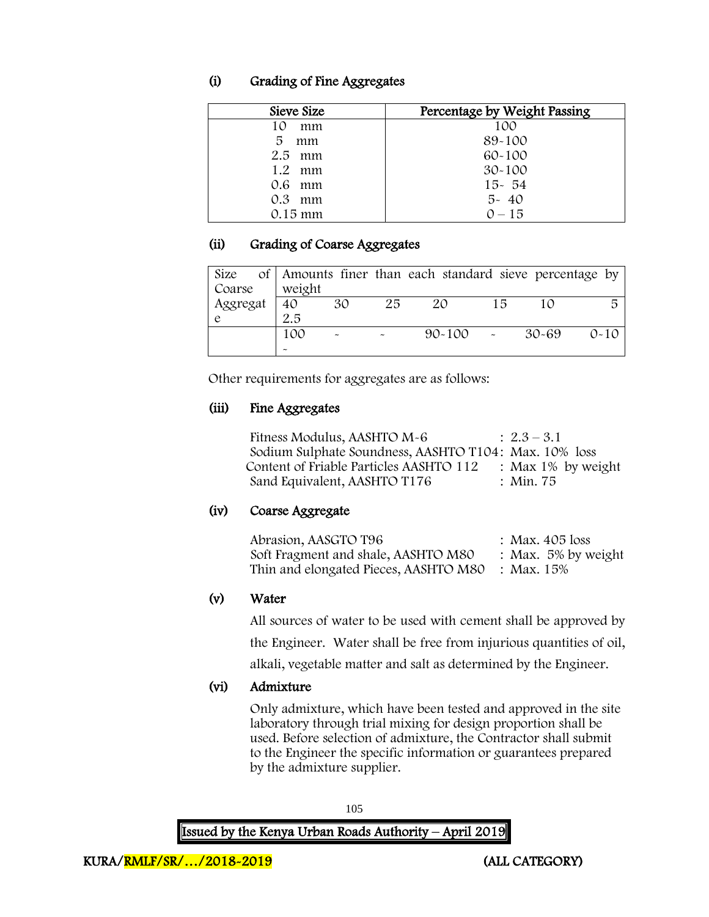### (i) Grading of Fine Aggregates

| Sieve Size | Percentage by Weight Passing |
|---|---|
| 10 mm | 100 |
| 5 mm | 89-100 |
| 2.5 mm | 60-100 |
| 1.2 mm | 30-100 |
| 0.6 mm | 15- 54 |
| 0.3 mm | 5- 40 |
| 0.15 mm | 0 – 15 |

### (ii) Grading of Coarse Aggregates

| Size of Coarse Aggregate | Amounts finer than each standard sieve percentage by weight | | | | | | |
|---|---|---|---|---|---|---|---|
| | 40 2.5 | 30 | 25 | 20 | 15 | 10 | 5 |
| | 100 - | - | - | 90-100 | - | 30-69 | 0-10 |

Other requirements for aggregates are as follows:

### (iii) Fine Aggregates

Fitness Modulus, AASHTO M-6 : 2.3 – 3.1
Sodium Sulphate Soundness, AASHTO T104: Max. 10% loss
Content of Friable Particles AASHTO 112 : Max 1% by weight
Sand Equivalent, AASHTO T176 : Min. 75

### (iv) Coarse Aggregate

Abrasion, AASGTO T96 : Max. 405 loss
Soft Fragment and shale, AASHTO M80 : Max. 5% by weight
Thin and elongated Pieces, AASHTO M80 : Max. 15%

### (v) Water

All sources of water to be used with cement shall be approved by the Engineer. Water shall be free from injurious quantities of oil, alkali, vegetable matter and salt as determined by the Engineer.

### (vi) Admixture

Only admixture, which have been tested and approved in the site laboratory through trial mixing for design proportion shall be used. Before selection of admixture, the Contractor shall submit to the Engineer the specific information or guarantees prepared by the admixture supplier.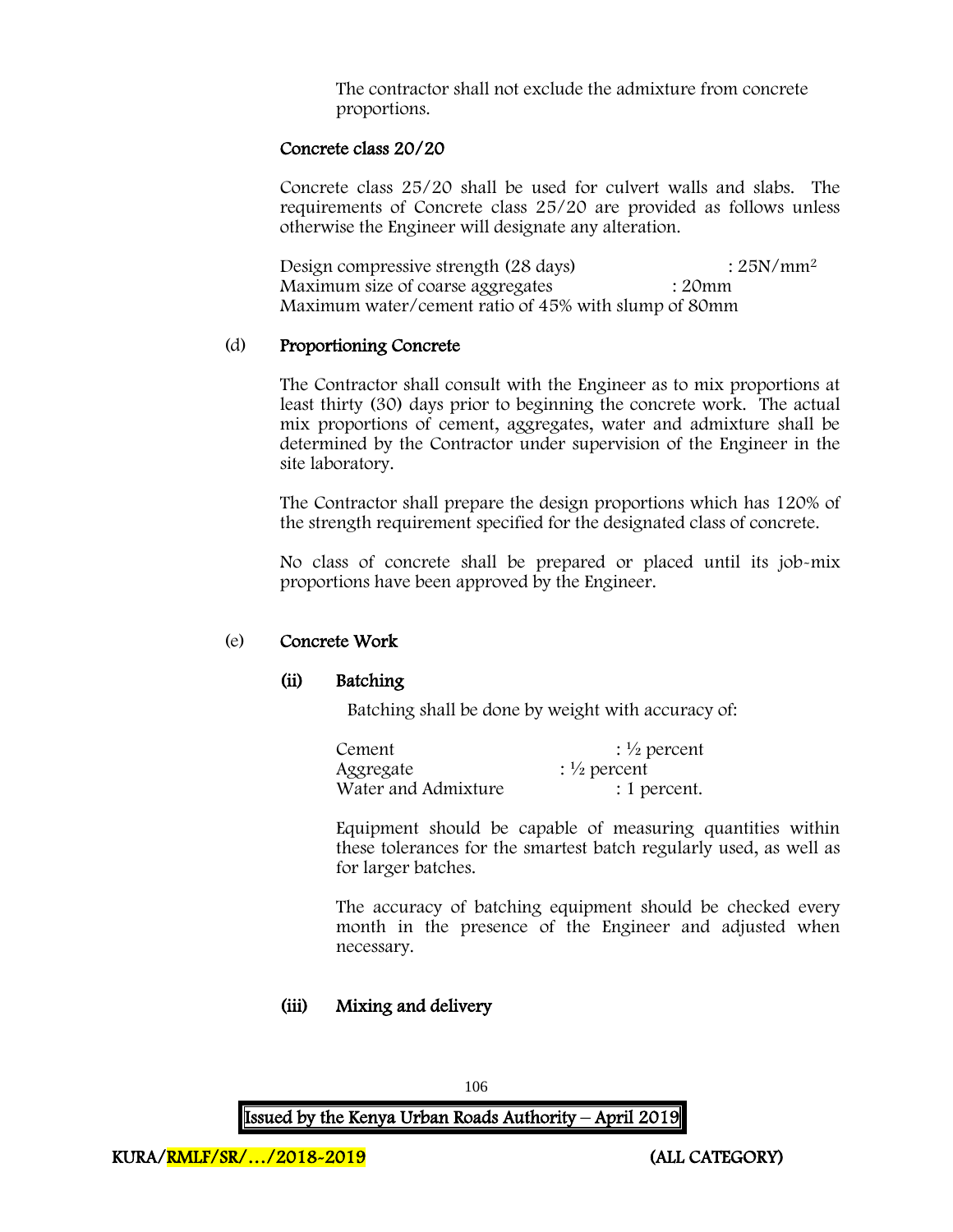The contractor shall not exclude the admixture from concrete proportions.

**Concrete class 20/20**

Concrete class 25/20 shall be used for culvert walls and slabs. The requirements of Concrete class 25/20 are provided as follows unless otherwise the Engineer will designate any alteration.

Design compressive strength (28 days) : $25N/mm^2$
Maximum size of coarse aggregates : 20mm
Maximum water/cement ratio of 45% with slump of 80mm

(d) **Proportioning Concrete**

The Contractor shall consult with the Engineer as to mix proportions at least thirty (30) days prior to beginning the concrete work. The actual mix proportions of cement, aggregates, water and admixture shall be determined by the Contractor under supervision of the Engineer in the site laboratory.

The Contractor shall prepare the design proportions which has 120% of the strength requirement specified for the designated class of concrete.

No class of concrete shall be prepared or placed until its job-mix proportions have been approved by the Engineer.

(e) **Concrete Work**

**(ii) Batching**

Batching shall be done by weight with accuracy of:

Cement : ½ percent
Aggregate : ½ percent
Water and Admixture : 1 percent.

Equipment should be capable of measuring quantities within these tolerances for the smartest batch regularly used, as well as for larger batches.

The accuracy of batching equipment should be checked every month in the presence of the Engineer and adjusted when necessary.

**(iii) Mixing and delivery**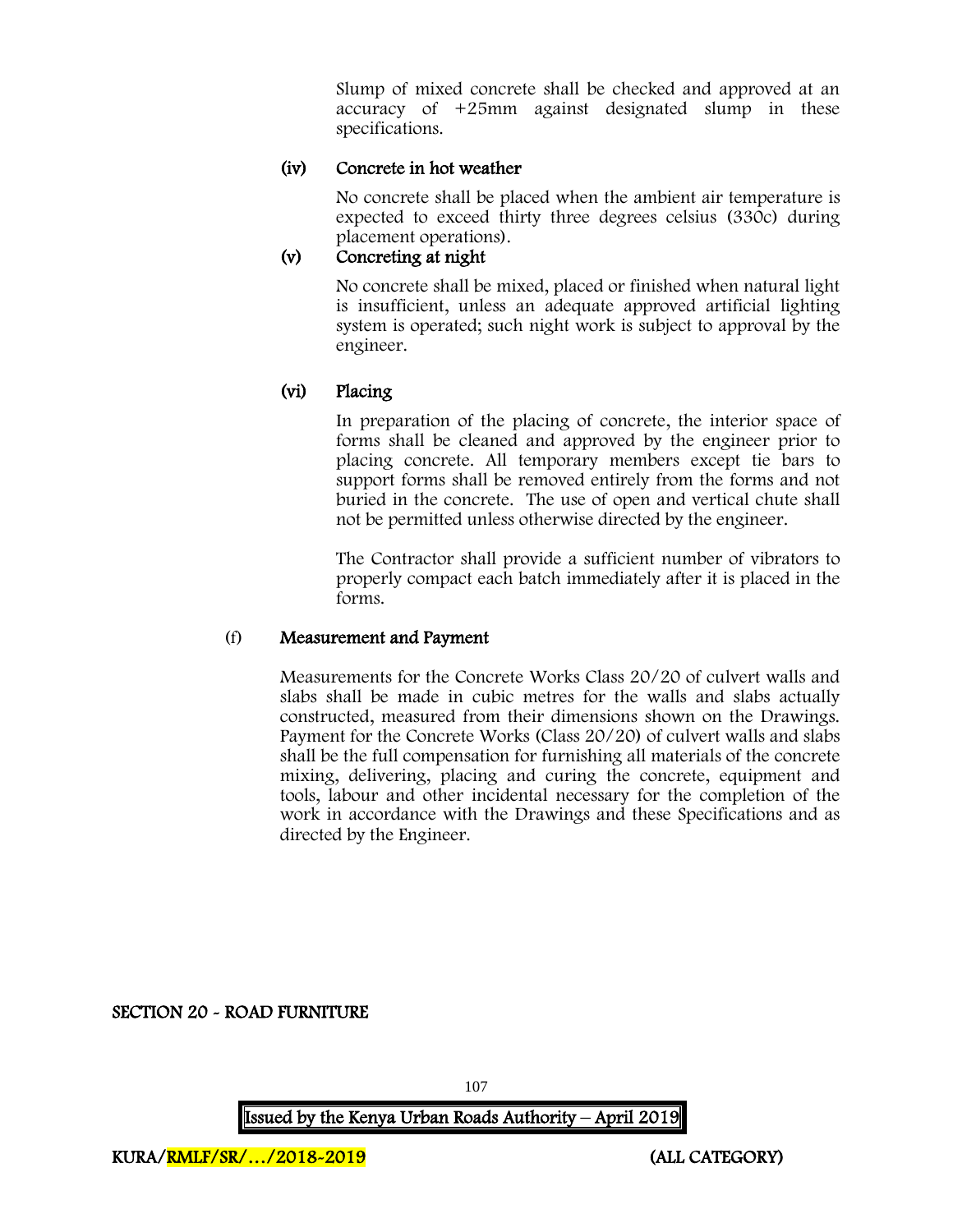Slump of mixed concrete shall be checked and approved at an accuracy of +25mm against designated slump in these specifications.

**(iv) Concrete in hot weather**

No concrete shall be placed when the ambient air temperature is expected to exceed thirty three degrees celsius (330c) during placement operations).

**(v) Concreting at night**

No concrete shall be mixed, placed or finished when natural light is insufficient, unless an adequate approved artificial lighting system is operated; such night work is subject to approval by the engineer.

**(vi) Placing**

In preparation of the placing of concrete, the interior space of forms shall be cleaned and approved by the engineer prior to placing concrete. All temporary members except tie bars to support forms shall be removed entirely from the forms and not buried in the concrete. The use of open and vertical chute shall not be permitted unless otherwise directed by the engineer.

The Contractor shall provide a sufficient number of vibrators to properly compact each batch immediately after it is placed in the forms.

(f) **Measurement and Payment**

Measurements for the Concrete Works Class 20/20 of culvert walls and slabs shall be made in cubic metres for the walls and slabs actually constructed, measured from their dimensions shown on the Drawings. Payment for the Concrete Works (Class 20/20) of culvert walls and slabs shall be the full compensation for furnishing all materials of the concrete mixing, delivering, placing and curing the concrete, equipment and tools, labour and other incidental necessary for the completion of the work in accordance with the Drawings and these Specifications and as directed by the Engineer.

## SECTION 20 - ROAD FURNITURE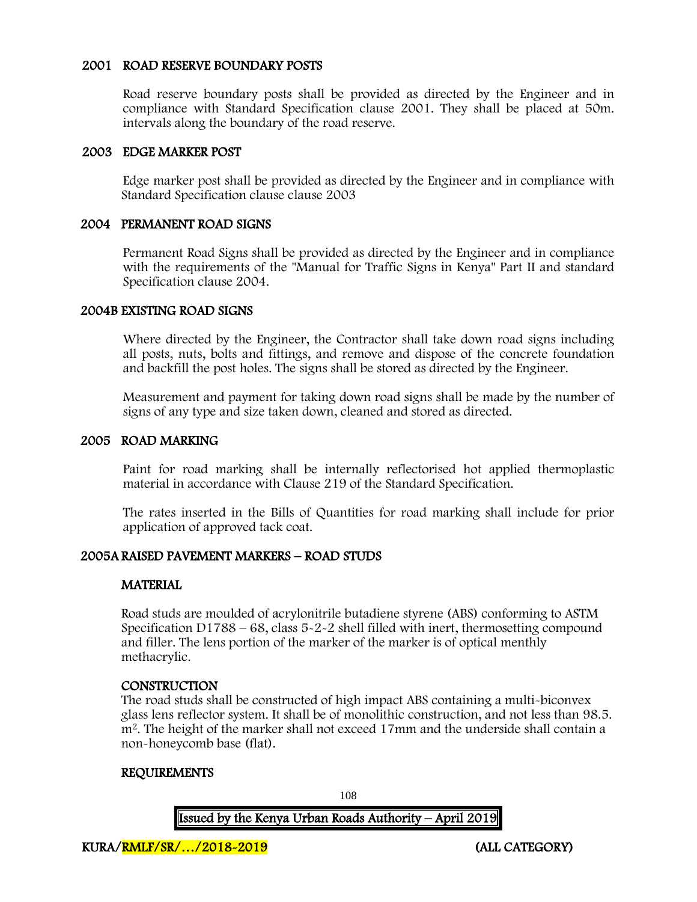## 2001 ROAD RESERVE BOUNDARY POSTS

Road reserve boundary posts shall be provided as directed by the Engineer and in compliance with Standard Specification clause 2001. They shall be placed at 50m. intervals along the boundary of the road reserve.

## 2003 EDGE MARKER POST

Edge marker post shall be provided as directed by the Engineer and in compliance with Standard Specification clause clause 2003

## 2004 PERMANENT ROAD SIGNS

Permanent Road Signs shall be provided as directed by the Engineer and in compliance with the requirements of the "Manual for Traffic Signs in Kenya" Part II and standard Specification clause 2004.

## 2004B EXISTING ROAD SIGNS

Where directed by the Engineer, the Contractor shall take down road signs including all posts, nuts, bolts and fittings, and remove and dispose of the concrete foundation and backfill the post holes. The signs shall be stored as directed by the Engineer.

Measurement and payment for taking down road signs shall be made by the number of signs of any type and size taken down, cleaned and stored as directed.

## 2005 ROAD MARKING

Paint for road marking shall be internally reflectorised hot applied thermoplastic material in accordance with Clause 219 of the Standard Specification.

The rates inserted in the Bills of Quantities for road marking shall include for prior application of approved tack coat.

## 2005A RAISED PAVEMENT MARKERS – ROAD STUDS

### MATERIAL

Road studs are moulded of acrylonitrile butadiene styrene (ABS) conforming to ASTM Specification D1788 – 68, class 5-2-2 shell filled with inert, thermosetting compound and filler. The lens portion of the marker of the marker is of optical menthly methacrylic.

### CONSTRUCTION

The road studs shall be constructed of high impact ABS containing a multi-biconvex glass lens reflector system. It shall be of monolithic construction, and not less than 98.5. $m^2$. The height of the marker shall not exceed 17mm and the underside shall contain a non-honeycomb base (flat).

### REQUIREMENTS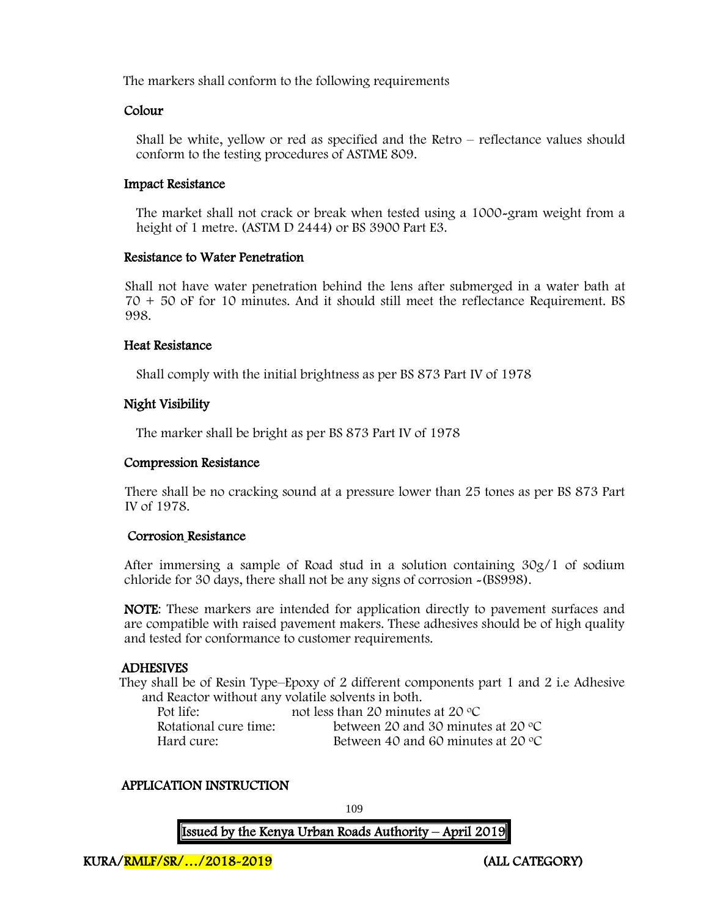The markers shall conform to the following requirements

**Colour**

Shall be white, yellow or red as specified and the Retro – reflectance values should conform to the testing procedures of ASTME 809.

**Impact Resistance**

The market shall not crack or break when tested using a 1000-gram weight from a height of 1 metre. (ASTM D 2444) or BS 3900 Part E3.

**Resistance to Water Penetration**

Shall not have water penetration behind the lens after submerged in a water bath at 70 + 50 oF for 10 minutes. And it should still meet the reflectance Requirement. BS 998.

**Heat Resistance**

Shall comply with the initial brightness as per BS 873 Part IV of 1978

**Night Visibility**

The marker shall be bright as per BS 873 Part IV of 1978

**Compression Resistance**

There shall be no cracking sound at a pressure lower than 25 tones as per BS 873 Part IV of 1978.

**Corrosion Resistance**

After immersing a sample of Road stud in a solution containing 30g/1 of sodium chloride for 30 days, there shall not be any signs of corrosion -(BS998).

**NOTE**: These markers are intended for application directly to pavement surfaces and are compatible with raised pavement makers. These adhesives should be of high quality and tested for conformance to customer requirements.

**ADHESIVES**

They shall be of Resin Type–Epoxy of 2 different components part 1 and 2 i.e Adhesive and Reactor without any volatile solvents in both.

Pot life: not less than 20 minutes at 20 °C
Rotational cure time: between 20 and 30 minutes at 20 °C
Hard cure: Between 40 and 60 minutes at 20 °C

**APPLICATION INSTRUCTION**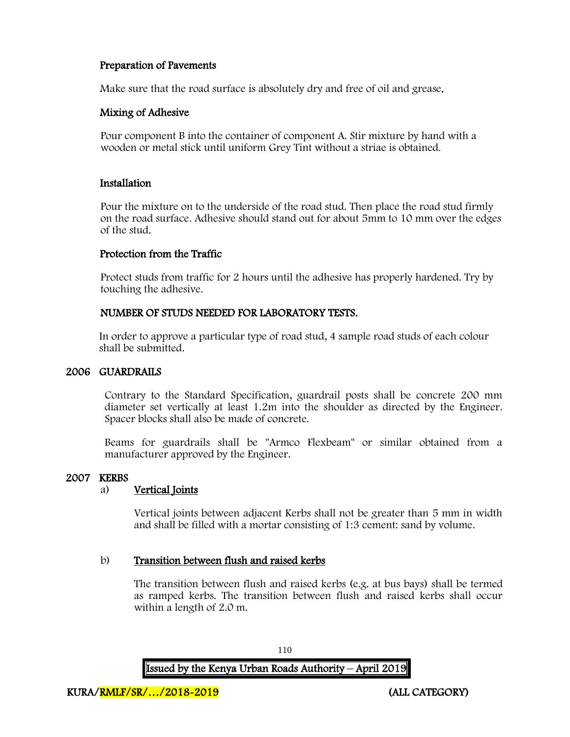**Preparation of Pavements**

Make sure that the road surface is absolutely dry and free of oil and grease.

**Mixing of Adhesive**

Pour component B into the container of component A. Stir mixture by hand with a wooden or metal stick until uniform Grey Tint without a striae is obtained.

**Installation**

Pour the mixture on to the underside of the road stud. Then place the road stud firmly on the road surface. Adhesive should stand out for about 5mm to 10 mm over the edges of the stud.

**Protection from the Traffic**

Protect studs from traffic for 2 hours until the adhesive has properly hardened. Try by touching the adhesive.

**NUMBER OF STUDS NEEDED FOR LABORATORY TESTS.**

In order to approve a particular type of road stud, 4 sample road studs of each colour shall be submitted.

## 2006 GUARDRAILS

Contrary to the Standard Specification, guardrail posts shall be concrete 200 mm diameter set vertically at least 1.2m into the shoulder as directed by the Engineer. Spacer blocks shall also be made of concrete.

Beams for guardrails shall be "Armco Flexbeam" or similar obtained from a manufacturer approved by the Engineer.

## 2007 KERBS

a) **Vertical Joints**

Vertical joints between adjacent Kerbs shall not be greater than 5 mm in width and shall be filled with a mortar consisting of 1:3 cement: sand by volume.

b) **Transition between flush and raised kerbs**

The transition between flush and raised kerbs (e.g. at bus bays) shall be termed as ramped kerbs. The transition between flush and raised kerbs shall occur within a length of 2.0 m.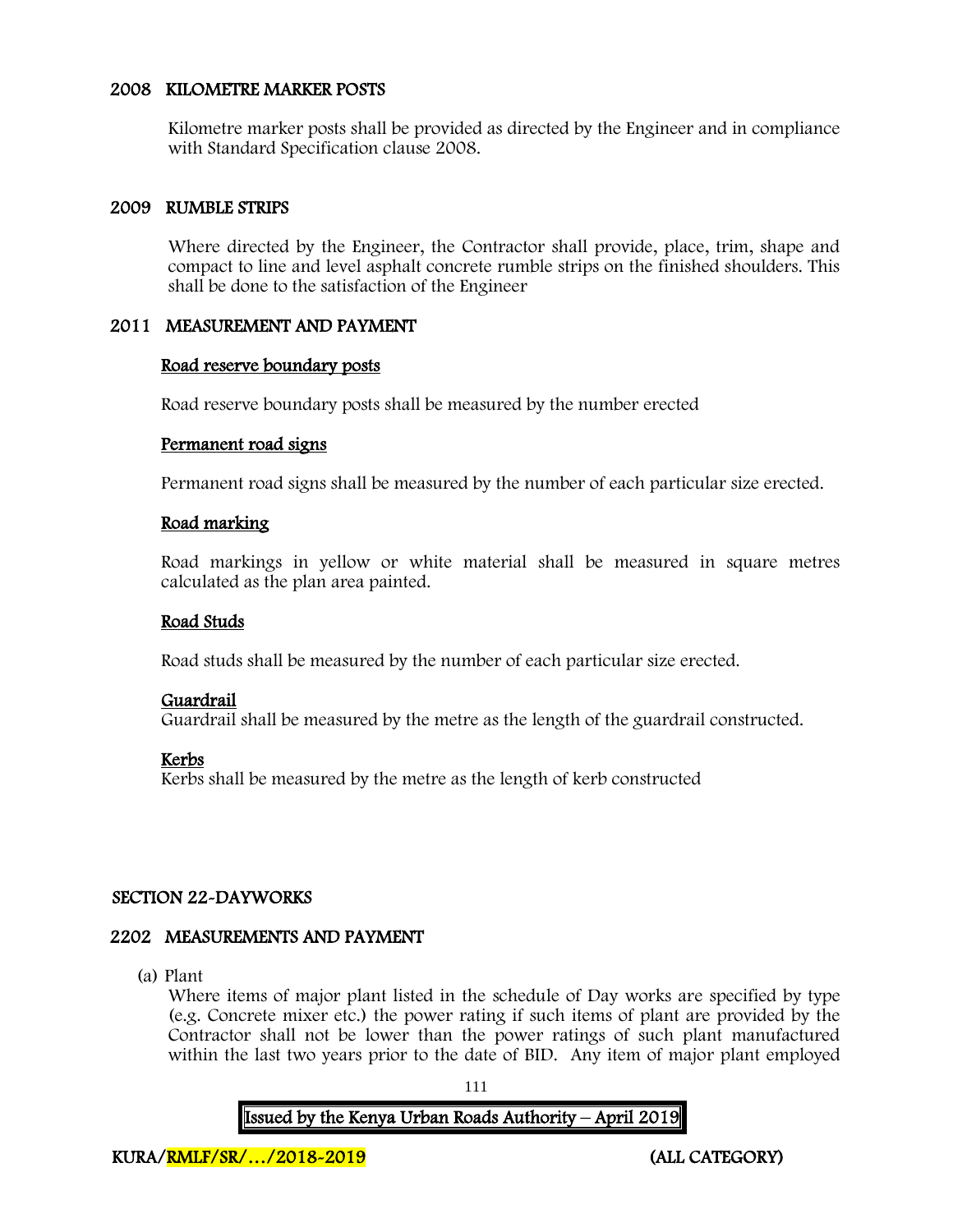## 2008 KILOMETRE MARKER POSTS

Kilometre marker posts shall be provided as directed by the Engineer and in compliance with Standard Specification clause 2008.

## 2009 RUMBLE STRIPS

Where directed by the Engineer, the Contractor shall provide, place, trim, shape and compact to line and level asphalt concrete rumble strips on the finished shoulders. This shall be done to the satisfaction of the Engineer

## 2011 MEASUREMENT AND PAYMENT

**Road reserve boundary posts**

Road reserve boundary posts shall be measured by the number erected

**Permanent road signs**

Permanent road signs shall be measured by the number of each particular size erected.

**Road marking**

Road markings in yellow or white material shall be measured in square metres calculated as the plan area painted.

**Road Studs**

Road studs shall be measured by the number of each particular size erected.

**Guardrail**

Guardrail shall be measured by the metre as the length of the guardrail constructed.

**Kerbs**

Kerbs shall be measured by the metre as the length of kerb constructed

# SECTION 22-DAYWORKS

## 2202 MEASUREMENTS AND PAYMENT

(a) Plant

Where items of major plant listed in the schedule of Day works are specified by type (e.g. Concrete mixer etc.) the power rating if such items of plant are provided by the Contractor shall not be lower than the power ratings of such plant manufactured within the last two years prior to the date of BID. Any item of major plant employed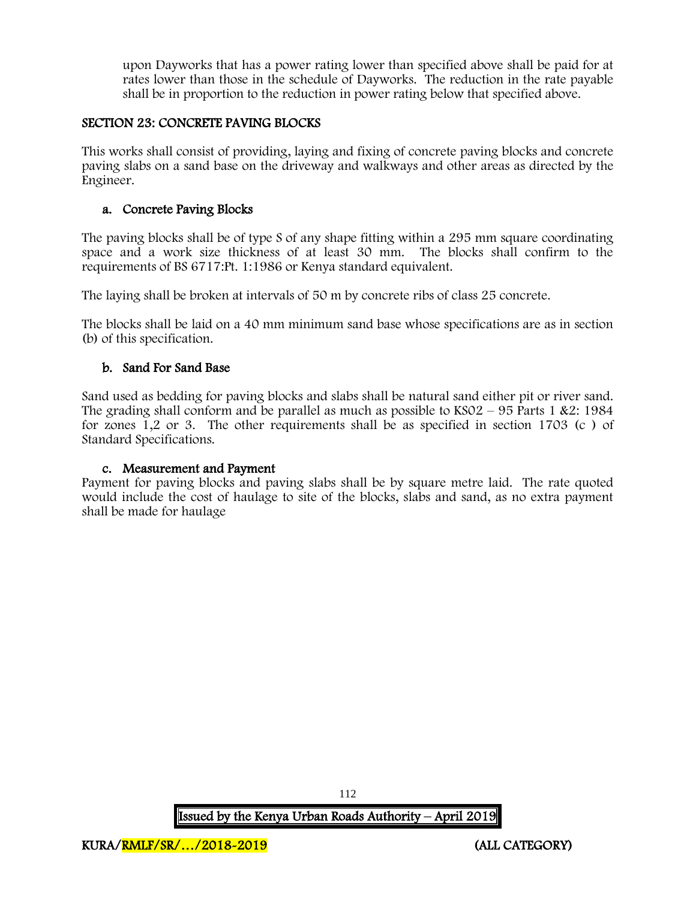upon Dayworks that has a power rating lower than specified above shall be paid for at rates lower than those in the schedule of Dayworks. The reduction in the rate payable shall be in proportion to the reduction in power rating below that specified above.

## SECTION 23: CONCRETE PAVING BLOCKS

This works shall consist of providing, laying and fixing of concrete paving blocks and concrete paving slabs on a sand base on the driveway and walkways and other areas as directed by the Engineer.

### a. Concrete Paving Blocks

The paving blocks shall be of type S of any shape fitting within a 295 mm square coordinating space and a work size thickness of at least 30 mm. The blocks shall confirm to the requirements of BS 6717:Pt. 1:1986 or Kenya standard equivalent.

The laying shall be broken at intervals of 50 m by concrete ribs of class 25 concrete.

The blocks shall be laid on a 40 mm minimum sand base whose specifications are as in section (b) of this specification.

### b. Sand For Sand Base

Sand used as bedding for paving blocks and slabs shall be natural sand either pit or river sand. The grading shall conform and be parallel as much as possible to KS02 – 95 Parts 1 &2: 1984 for zones 1,2 or 3. The other requirements shall be as specified in section 1703 (c ) of Standard Specifications.

### c. Measurement and Payment

Payment for paving blocks and paving slabs shall be by square metre laid. The rate quoted would include the cost of haulage to site of the blocks, slabs and sand, as no extra payment shall be made for haulage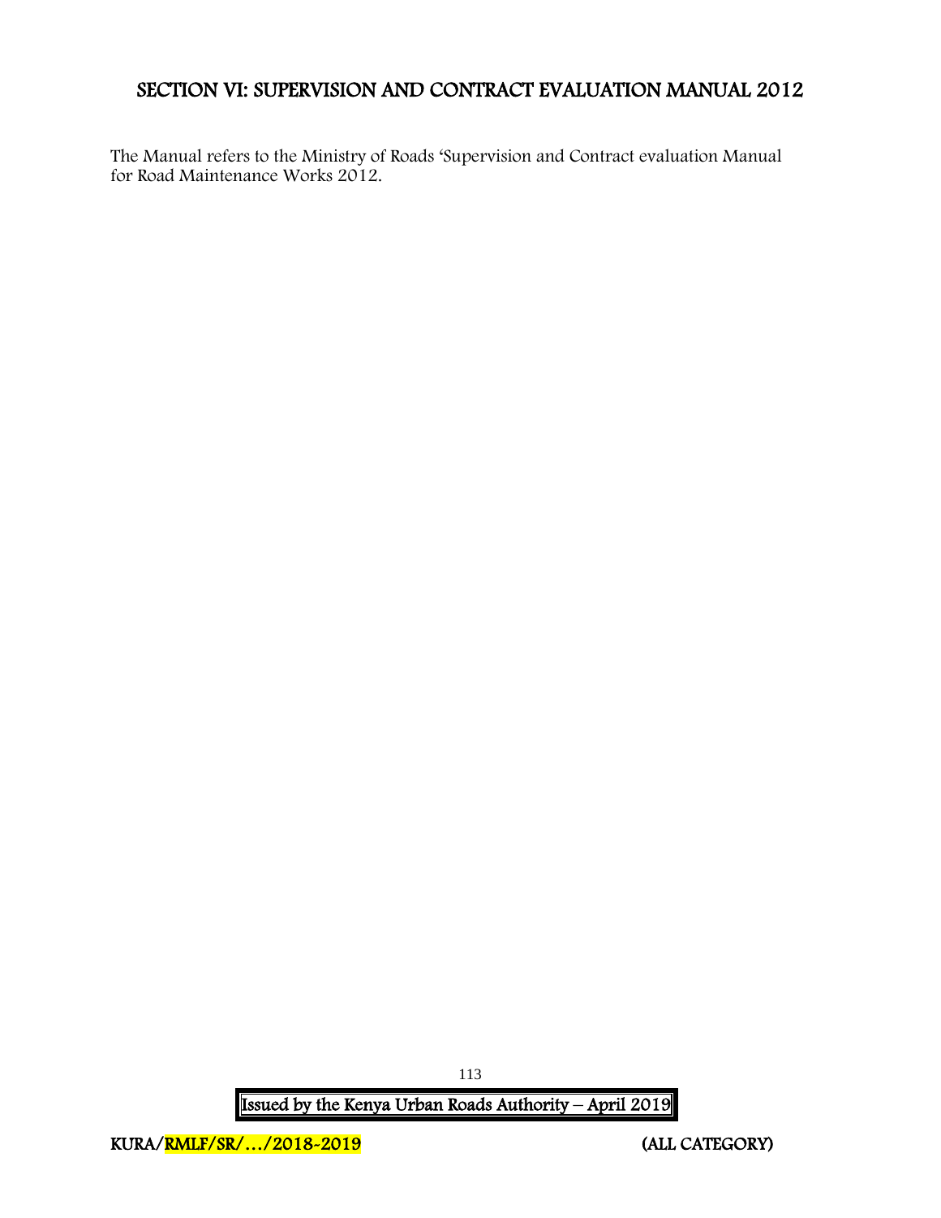## SECTION VI: SUPERVISION AND CONTRACT EVALUATION MANUAL 2012

The Manual refers to the Ministry of Roads 'Supervision and Contract evaluation Manual for Road Maintenance Works 2012.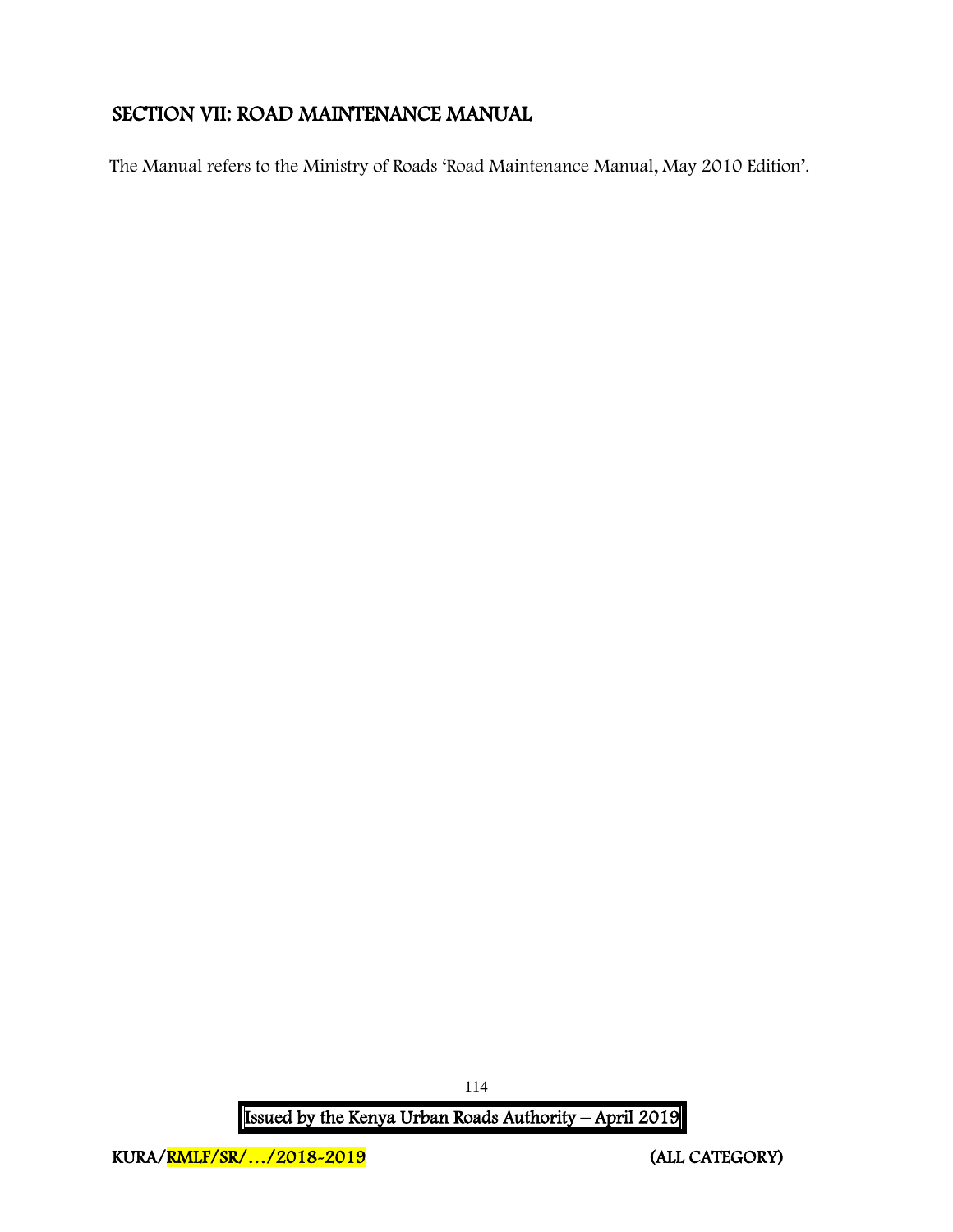## SECTION VII: ROAD MAINTENANCE MANUAL

The Manual refers to the Ministry of Roads 'Road Maintenance Manual, May 2010 Edition'.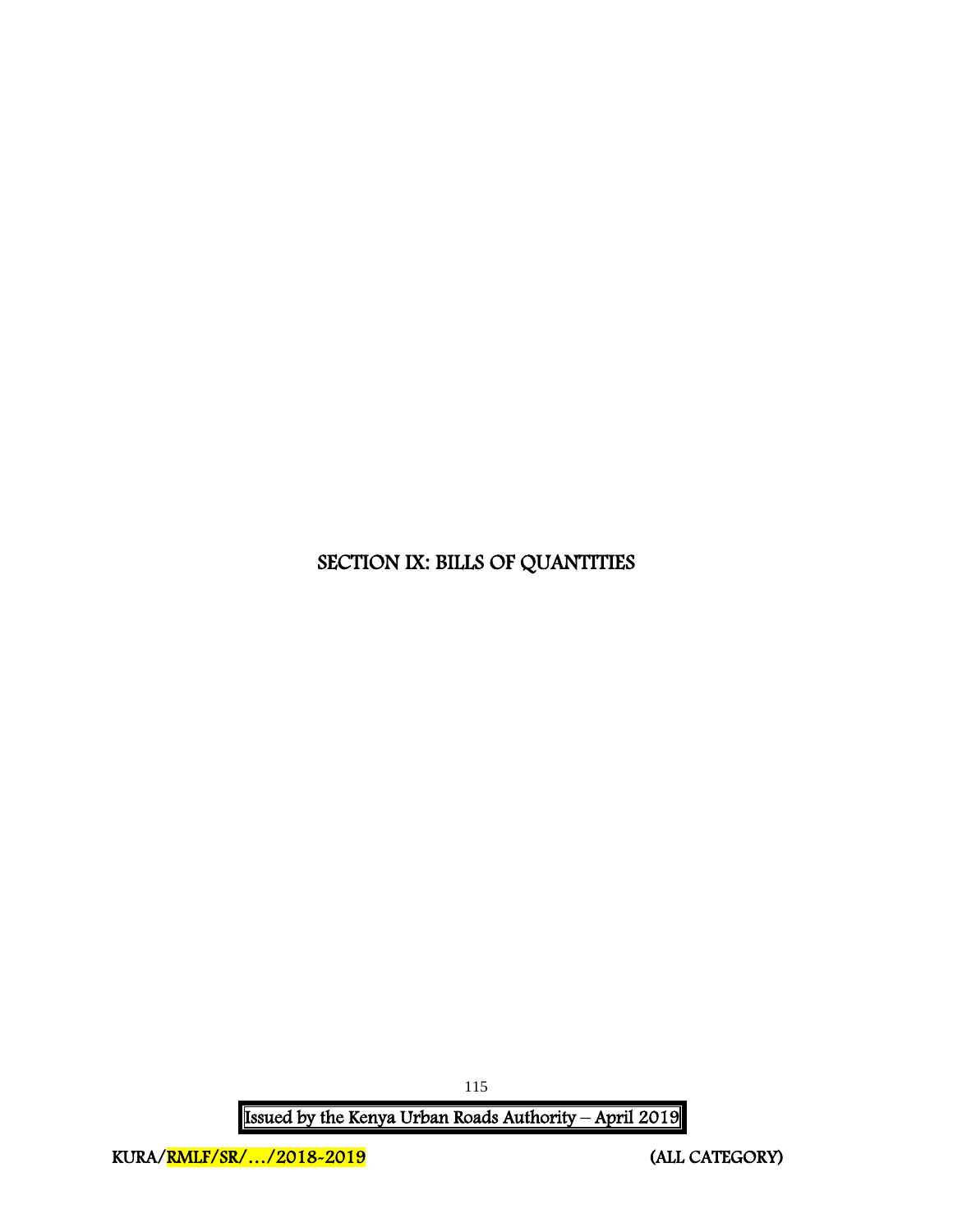# SECTION IX: BILLS OF QUANTITIES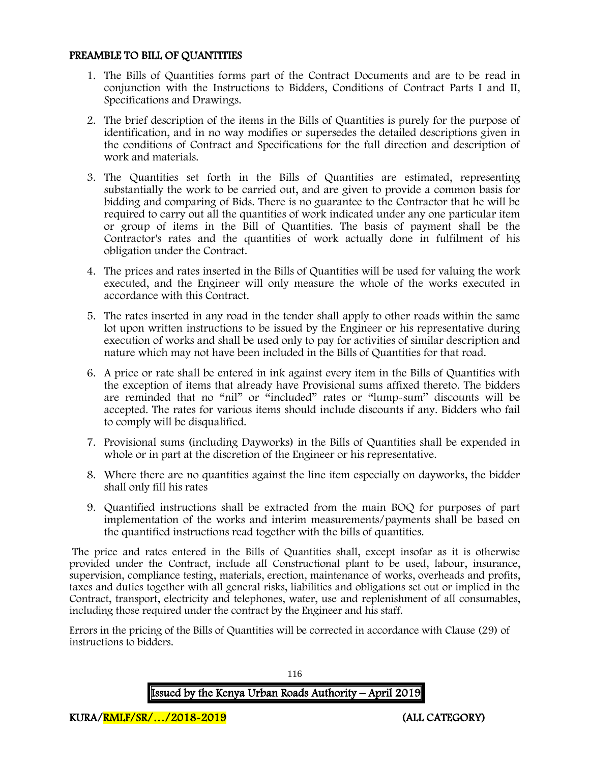## PREAMBLE TO BILL OF QUANTITIES

1. The Bills of Quantities forms part of the Contract Documents and are to be read in conjunction with the Instructions to Bidders, Conditions of Contract Parts I and II, Specifications and Drawings.
2. The brief description of the items in the Bills of Quantities is purely for the purpose of identification, and in no way modifies or supersedes the detailed descriptions given in the conditions of Contract and Specifications for the full direction and description of work and materials.
3. The Quantities set forth in the Bills of Quantities are estimated, representing substantially the work to be carried out, and are given to provide a common basis for bidding and comparing of Bids. There is no guarantee to the Contractor that he will be required to carry out all the quantities of work indicated under any one particular item or group of items in the Bill of Quantities. The basis of payment shall be the Contractor's rates and the quantities of work actually done in fulfilment of his obligation under the Contract.
4. The prices and rates inserted in the Bills of Quantities will be used for valuing the work executed, and the Engineer will only measure the whole of the works executed in accordance with this Contract.
5. The rates inserted in any road in the tender shall apply to other roads within the same lot upon written instructions to be issued by the Engineer or his representative during execution of works and shall be used only to pay for activities of similar description and nature which may not have been included in the Bills of Quantities for that road.
6. A price or rate shall be entered in ink against every item in the Bills of Quantities with the exception of items that already have Provisional sums affixed thereto. The bidders are reminded that no "nil" or "included" rates or "lump-sum" discounts will be accepted. The rates for various items should include discounts if any. Bidders who fail to comply will be disqualified.
7. Provisional sums (including Dayworks) in the Bills of Quantities shall be expended in whole or in part at the discretion of the Engineer or his representative.
8. Where there are no quantities against the line item especially on dayworks, the bidder shall only fill his rates
9. Quantified instructions shall be extracted from the main BOQ for purposes of part implementation of the works and interim measurements/payments shall be based on the quantified instructions read together with the bills of quantities.

The price and rates entered in the Bills of Quantities shall, except insofar as it is otherwise provided under the Contract, include all Constructional plant to be used, labour, insurance, supervision, compliance testing, materials, erection, maintenance of works, overheads and profits, taxes and duties together with all general risks, liabilities and obligations set out or implied in the Contract, transport, electricity and telephones, water, use and replenishment of all consumables, including those required under the contract by the Engineer and his staff.

Errors in the pricing of the Bills of Quantities will be corrected in accordance with Clause (29) of instructions to bidders.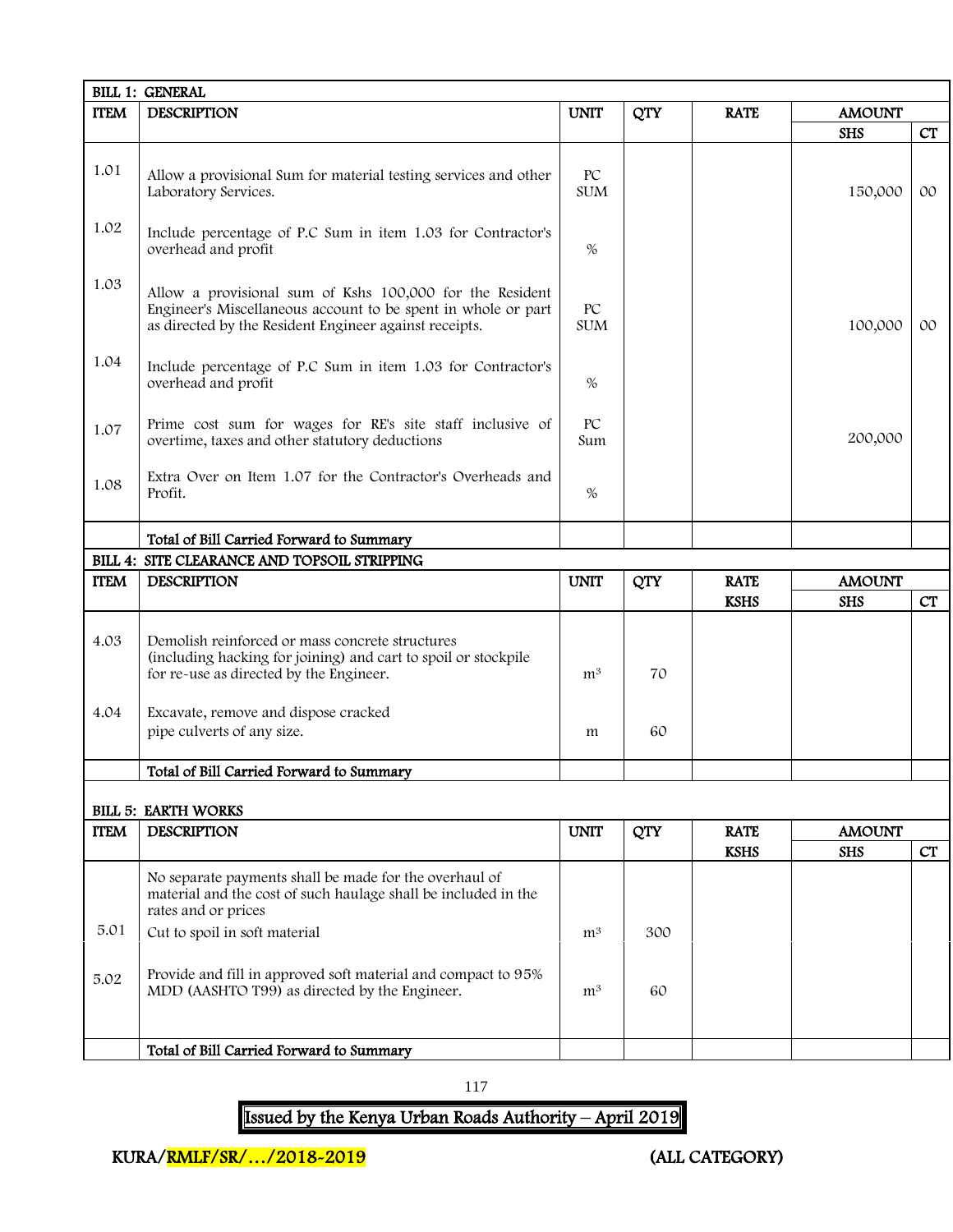**BILL 1: GENERAL**

| ITEM | DESCRIPTION | UNIT | QTY | RATE | AMOUNT SHS | CT |
|---|---|---|---|---|---|---|
| 1.01 | Allow a provisional Sum for material testing services and other Laboratory Services. | PC SUM | | | 150,000 | 00 |
| 1.02 | Include percentage of P.C Sum in item 1.03 for Contractor's overhead and profit | % | | | | |
| 1.03 | Allow a provisional sum of Kshs 100,000 for the Resident Engineer's Miscellaneous account to be spent in whole or part as directed by the Resident Engineer against receipts. | PC SUM | | | 100,000 | 00 |
| 1.04 | Include percentage of P.C Sum in item 1.03 for Contractor's overhead and profit | % | | | | |
| 1.07 | Prime cost sum for wages for RE's site staff inclusive of overtime, taxes and other statutory deductions | PC Sum | | | 200,000 | |
| 1.08 | Extra Over on Item 1.07 for the Contractor's Overheads and Profit. | % | | | | |
| | **Total of Bill Carried Forward to Summary** | | | | | |

**BILL 4: SITE CLEARANCE AND TOPSOIL STRIPPING**

| ITEM | DESCRIPTION | UNIT | QTY | RATE KSHS | AMOUNT SHS | CT |
|---|---|---|---|---|---|---|
| 4.03 | Demolish reinforced or mass concrete structures (including hacking for joining) and cart to spoil or stockpile for re-use as directed by the Engineer. | m³ | 70 | | | |
| 4.04 | Excavate, remove and dispose cracked pipe culverts of any size. | m | 60 | | | |
| | **Total of Bill Carried Forward to Summary** | | | | | |

**BILL 5: EARTH WORKS**

| ITEM | DESCRIPTION | UNIT | QTY | RATE KSHS | AMOUNT SHS | CT |
|---|---|---|---|---|---|---|
| | No separate payments shall be made for the overhaul of material and the cost of such haulage shall be included in the rates and or prices | | | | | |
| 5.01 | Cut to spoil in soft material | m³ | 300 | | | |
| 5.02 | Provide and fill in approved soft material and compact to 95% MDD (AASHTO T99) as directed by the Engineer. | m³ | 60 | | | |
| | **Total of Bill Carried Forward to Summary** | | | | | |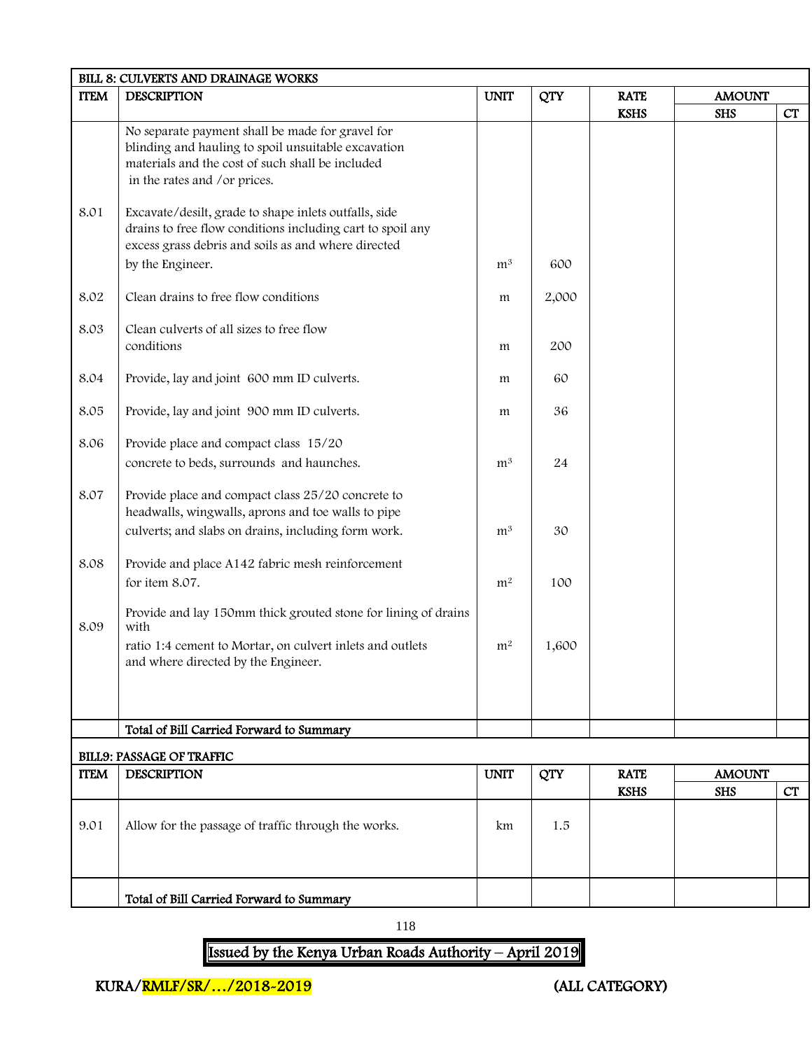| BILL 8: CULVERTS AND DRAINAGE WORKS | | | | | | |
|---|---|---|---|---|---|---|
| ITEM | DESCRIPTION | UNIT | QTY | RATE | AMOUNT | |
| | | | | KSHS | SHS | CT |
| | No separate payment shall be made for gravel for blinding and hauling to spoil unsuitable excavation materials and the cost of such shall be included in the rates and /or prices. | | | | | |
| 8.01 | Excavate/desilt, grade to shape inlets outfalls, side drains to free flow conditions including cart to spoil any excess grass debris and soils as and where directed by the Engineer. | $m^3$ | 600 | | | |
| 8.02 | Clean drains to free flow conditions | m | 2,000 | | | |
| 8.03 | Clean culverts of all sizes to free flow conditions | m | 200 | | | |
| 8.04 | Provide, lay and joint 600 mm ID culverts. | m | 60 | | | |
| 8.05 | Provide, lay and joint 900 mm ID culverts. | m | 36 | | | |
| 8.06 | Provide place and compact class 15/20 concrete to beds, surrounds and haunches. | $m^3$ | 24 | | | |
| 8.07 | Provide place and compact class 25/20 concrete to headwalls, wingwalls, aprons and toe walls to pipe culverts; and slabs on drains, including form work. | $m^3$ | 30 | | | |
| 8.08 | Provide and place A142 fabric mesh reinforcement for item 8.07. | $m^2$ | 100 | | | |
| 8.09 | Provide and lay 150mm thick grouted stone for lining of drains with ratio 1:4 cement to Mortar, on culvert inlets and outlets and where directed by the Engineer. | $m^2$ | 1,600 | | | |
| | **Total of Bill Carried Forward to Summary** | | | | | |

| BILL9: PASSAGE OF TRAFFIC | | | | | | |
|---|---|---|---|---|---|---|
| ITEM | DESCRIPTION | UNIT | QTY | RATE | AMOUNT | |
| | | | | KSHS | SHS | CT |
| 9.01 | Allow for the passage of traffic through the works. | km | 1.5 | | | |
| | **Total of Bill Carried Forward to Summary** | | | | | |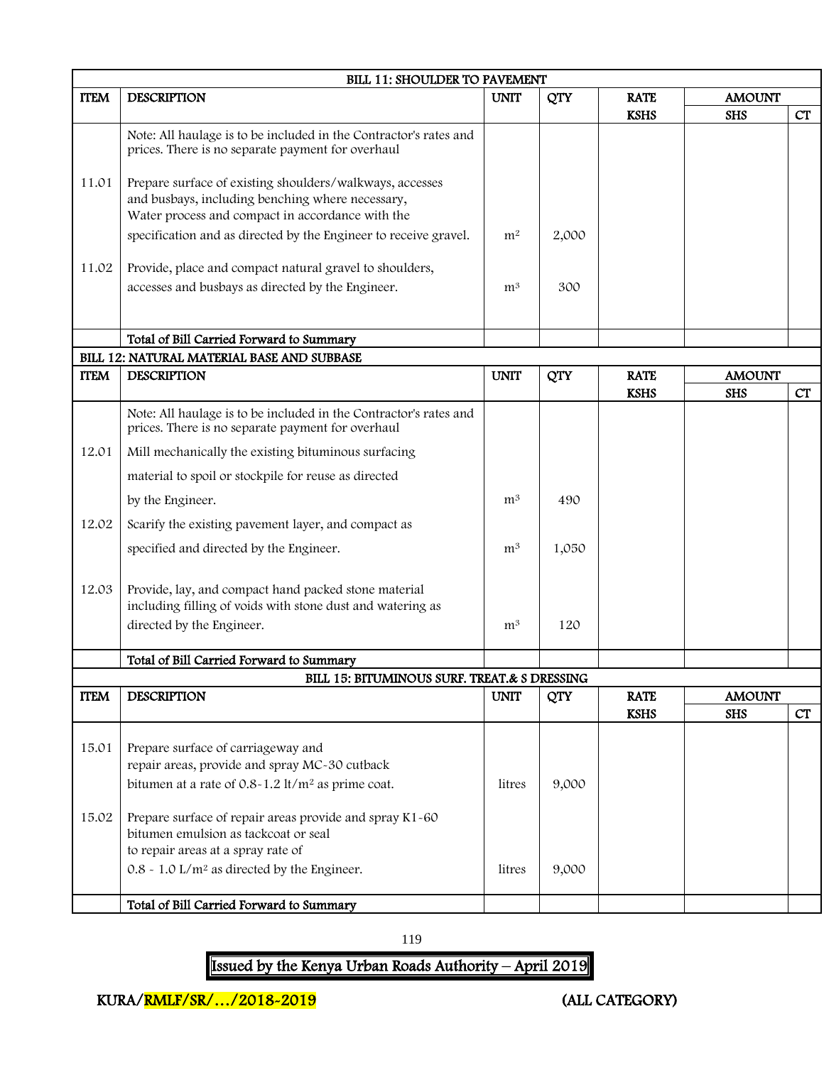| BILL 11: SHOULDER TO PAVEMENT | | | | | | |
|---|---|---|---|---|---|---|
| ITEM | DESCRIPTION | UNIT | QTY | RATE | AMOUNT | |
| | | | | KSHS | SHS | CT |
| | Note: All haulage is to be included in the Contractor's rates and prices. There is no separate payment for overhaul | | | | | |
| 11.01 | Prepare surface of existing shoulders/walkways, accesses and busbays, including benching where necessary, Water process and compact in accordance with the specification and as directed by the Engineer to receive gravel. | $m^2$ | 2,000 | | | |
| 11.02 | Provide, place and compact natural gravel to shoulders, accesses and busbays as directed by the Engineer. | $m^3$ | 300 | | | |
| | Total of Bill Carried Forward to Summary | | | | | |

| BILL 12: NATURAL MATERIAL BASE AND SUBBASE | | | | | | |
|---|---|---|---|---|---|---|
| ITEM | DESCRIPTION | UNIT | QTY | RATE | AMOUNT | |
| | | | | KSHS | SHS | CT |
| | Note: All haulage is to be included in the Contractor's rates and prices. There is no separate payment for overhaul | | | | | |
| 12.01 | Mill mechanically the existing bituminous surfacing material to spoil or stockpile for reuse as directed by the Engineer. | $m^3$ | 490 | | | |
| 12.02 | Scarify the existing pavement layer, and compact as specified and directed by the Engineer. | $m^3$ | 1,050 | | | |
| 12.03 | Provide, lay, and compact hand packed stone material including filling of voids with stone dust and watering as directed by the Engineer. | $m^3$ | 120 | | | |
| | Total of Bill Carried Forward to Summary | | | | | |

| BILL 15: BITUMINOUS SURF. TREAT.& S DRESSING | | | | | | |
|---|---|---|---|---|---|---|
| ITEM | DESCRIPTION | UNIT | QTY | RATE | AMOUNT | |
| | | | | KSHS | SHS | CT |
| 15.01 | Prepare surface of carriageway and repair areas, provide and spray MC-30 cutback bitumen at a rate of 0.8-1.2 lt/$m^2$ as prime coat. | litres | 9,000 | | | |
| 15.02 | Prepare surface of repair areas provide and spray K1-60 bitumen emulsion as tackcoat or seal to repair areas at a spray rate of 0.8 - 1.0 L/$m^2$ as directed by the Engineer. | litres | 9,000 | | | |
| | Total of Bill Carried Forward to Summary | | | | | |

Issued by the Kenya Urban Roads Authority – April 2019

KURA/RMLF/SR/…/2018-2019 (ALL CATEGORY)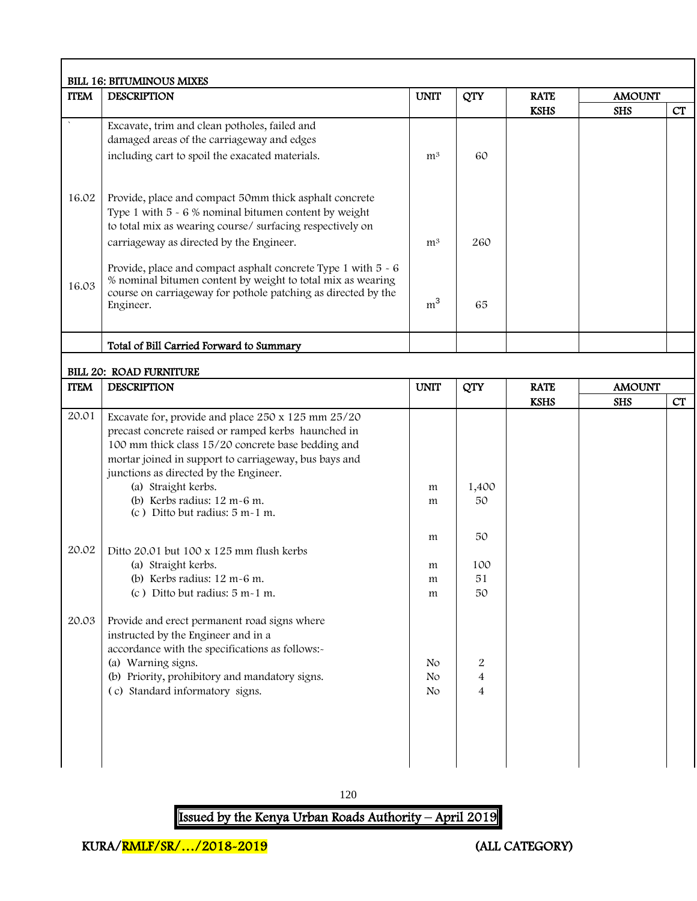**BILL 16: BITUMINOUS MIXES**

| ITEM | DESCRIPTION | UNIT | QTY | RATE | AMOUNT | |
|---|---|---|---|---|---|---|
| | | | | KSHS | SHS | CT |
| ` | Excavate, trim and clean potholes, failed and damaged areas of the carriageway and edges including cart to spoil the exacated materials. | $m^3$ | 60 | | | |
| 16.02 | Provide, place and compact 50mm thick asphalt concrete Type 1 with 5 - 6 % nominal bitumen content by weight to total mix as wearing course/ surfacing respectively on carriageway as directed by the Engineer. | $m^3$ | 260 | | | |
| 16.03 | Provide, place and compact asphalt concrete Type 1 with 5 - 6 % nominal bitumen content by weight to total mix as wearing course on carriageway for pothole patching as directed by the Engineer. | $m^3$ | 65 | | | |
| | **Total of Bill Carried Forward to Summary** | | | | | |

**BILL 20: ROAD FURNITURE**

| ITEM | DESCRIPTION | UNIT | QTY | RATE | AMOUNT | |
|---|---|---|---|---|---|---|
| | | | | KSHS | SHS | CT |
| 20.01 | Excavate for, provide and place 250 x 125 mm 25/20 precast concrete raised or ramped kerbs haunched in 100 mm thick class 15/20 concrete base bedding and mortar joined in support to carriageway, bus bays and junctions as directed by the Engineer. | | | | | |
| | (a) Straight kerbs. | m | 1,400 | | | |
| | (b) Kerbs radius: 12 m-6 m. | m | 50 | | | |
| | (c ) Ditto but radius: 5 m-1 m. | m | 50 | | | |
| 20.02 | Ditto 20.01 but 100 x 125 mm flush kerbs | | | | | |
| | (a) Straight kerbs. | m | 100 | | | |
| | (b) Kerbs radius: 12 m-6 m. | m | 51 | | | |
| | (c ) Ditto but radius: 5 m-1 m. | m | 50 | | | |
| 20.03 | Provide and erect permanent road signs where instructed by the Engineer and in a accordance with the specifications as follows:- | | | | | |
| | (a) Warning signs. | No | 2 | | | |
| | (b) Priority, prohibitory and mandatory signs. | No | 4 | | | |
| | ( c) Standard informatory signs. | No | 4 | | | |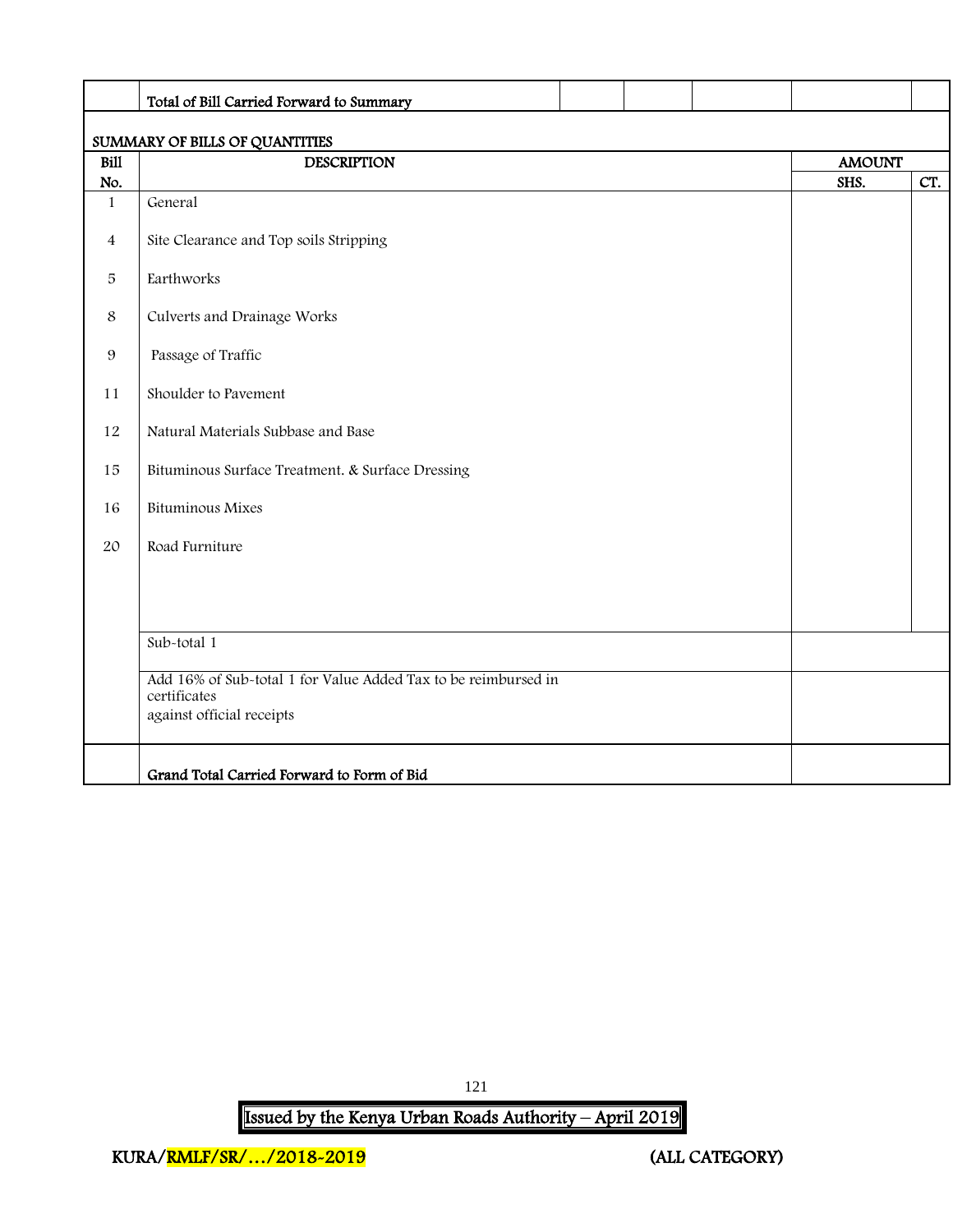| | Total of Bill Carried Forward to Summary | | | | | |
|---|---|---|---|---|---|---|

**SUMMARY OF BILLS OF QUANTITIES**

| Bill No. | DESCRIPTION | AMOUNT SHS. | CT. |
|---|---|---|---|
| 1 | General | | |
| 4 | Site Clearance and Top soils Stripping | | |
| 5 | Earthworks | | |
| 8 | Culverts and Drainage Works | | |
| 9 | Passage of Traffic | | |
| 11 | Shoulder to Pavement | | |
| 12 | Natural Materials Subbase and Base | | |
| 15 | Bituminous Surface Treatment. & Surface Dressing | | |
| 16 | Bituminous Mixes | | |
| 20 | Road Furniture | | |
| | Sub-total 1 | | |
| | Add 16% of Sub-total 1 for Value Added Tax to be reimbursed in certificates against official receipts | | |
| | **Grand Total Carried Forward to Form of Bid** | | |

**KURA/RMLF/SR/…/2018-2019** **(ALL CATEGORY)**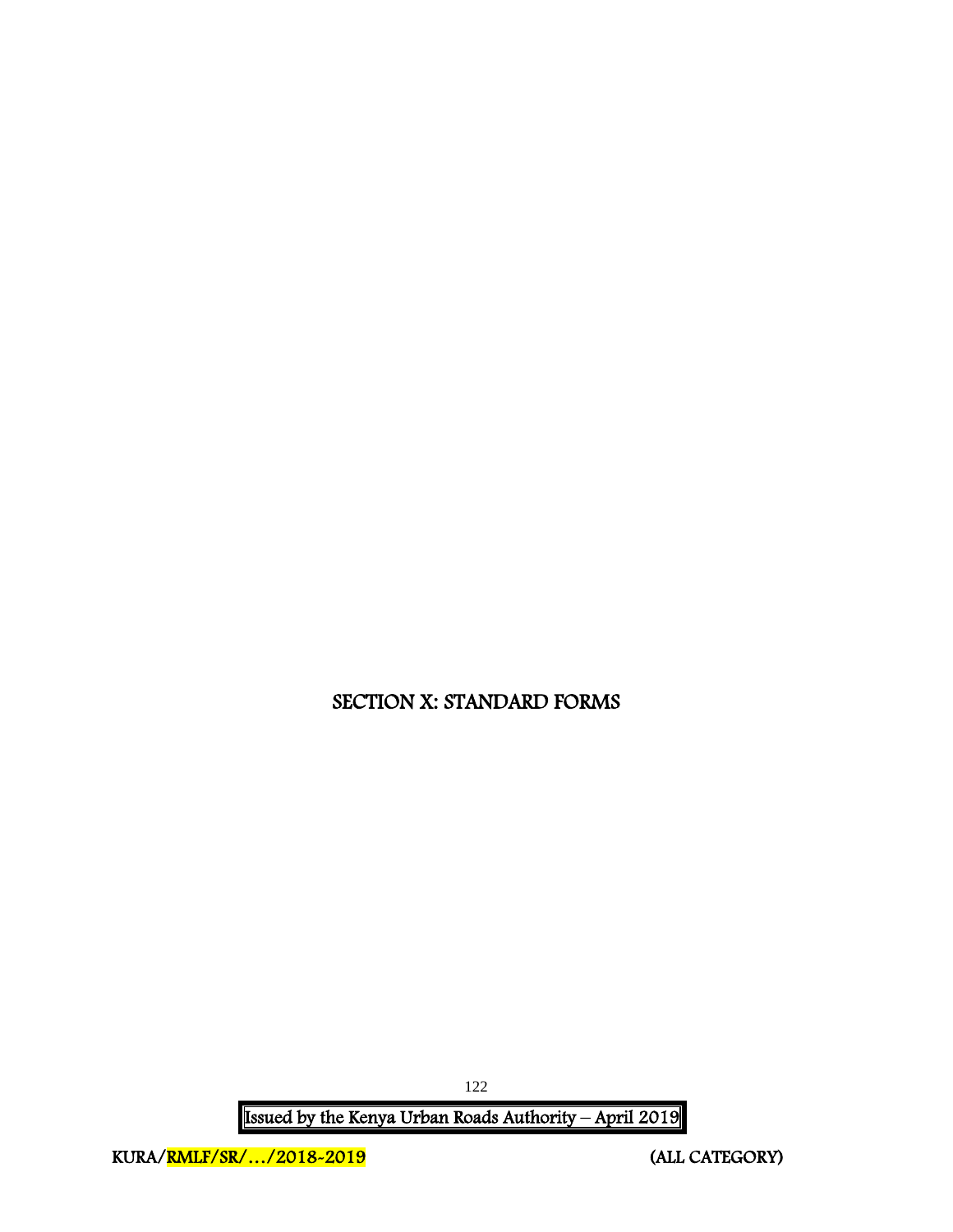# SECTION X: STANDARD FORMS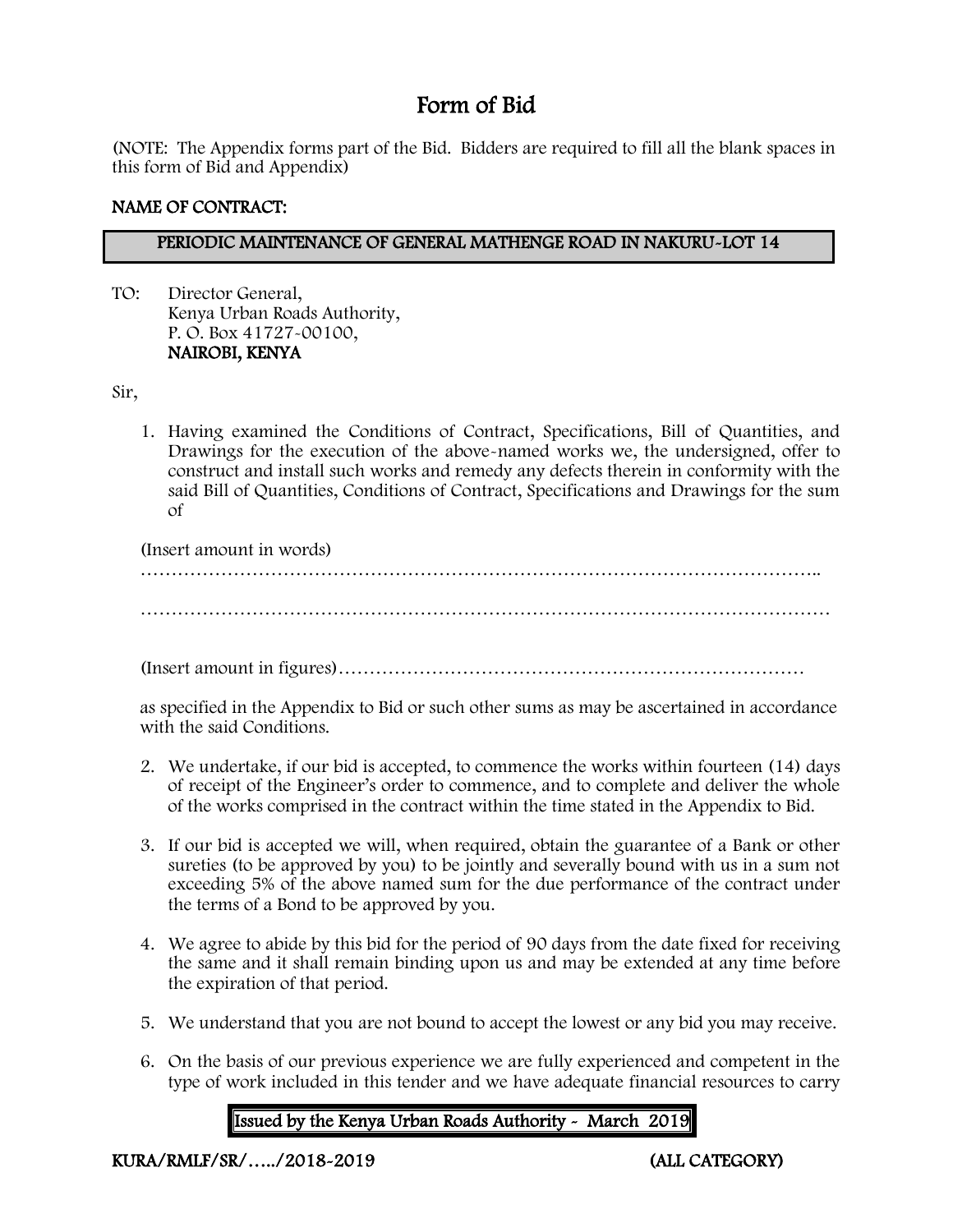# Form of Bid

(NOTE: The Appendix forms part of the Bid. Bidders are required to fill all the blank spaces in this form of Bid and Appendix)

**NAME OF CONTRACT:**

**PERIODIC MAINTENANCE OF GENERAL MATHENGE ROAD IN NAKURU-LOT 14**

TO: Director General,
Kenya Urban Roads Authority,
P. O. Box 41727-00100,
**NAIROBI, KENYA**

Sir,

1. Having examined the Conditions of Contract, Specifications, Bill of Quantities, and Drawings for the execution of the above-named works we, the undersigned, offer to construct and install such works and remedy any defects therein in conformity with the said Bill of Quantities, Conditions of Contract, Specifications and Drawings for the sum of

   (Insert amount in words)

   …………………………………………………………………………………………………..

   ……………………………………………………………………………………………………

   (Insert amount in figures)…………………………………………………………………

   as specified in the Appendix to Bid or such other sums as may be ascertained in accordance with the said Conditions.

2. We undertake, if our bid is accepted, to commence the works within fourteen (14) days of receipt of the Engineer's order to commence, and to complete and deliver the whole of the works comprised in the contract within the time stated in the Appendix to Bid.

3. If our bid is accepted we will, when required, obtain the guarantee of a Bank or other sureties (to be approved by you) to be jointly and severally bound with us in a sum not exceeding 5% of the above named sum for the due performance of the contract under the terms of a Bond to be approved by you.

4. We agree to abide by this bid for the period of 90 days from the date fixed for receiving the same and it shall remain binding upon us and may be extended at any time before the expiration of that period.

5. We understand that you are not bound to accept the lowest or any bid you may receive.

6. On the basis of our previous experience we are fully experienced and competent in the type of work included in this tender and we have adequate financial resources to carry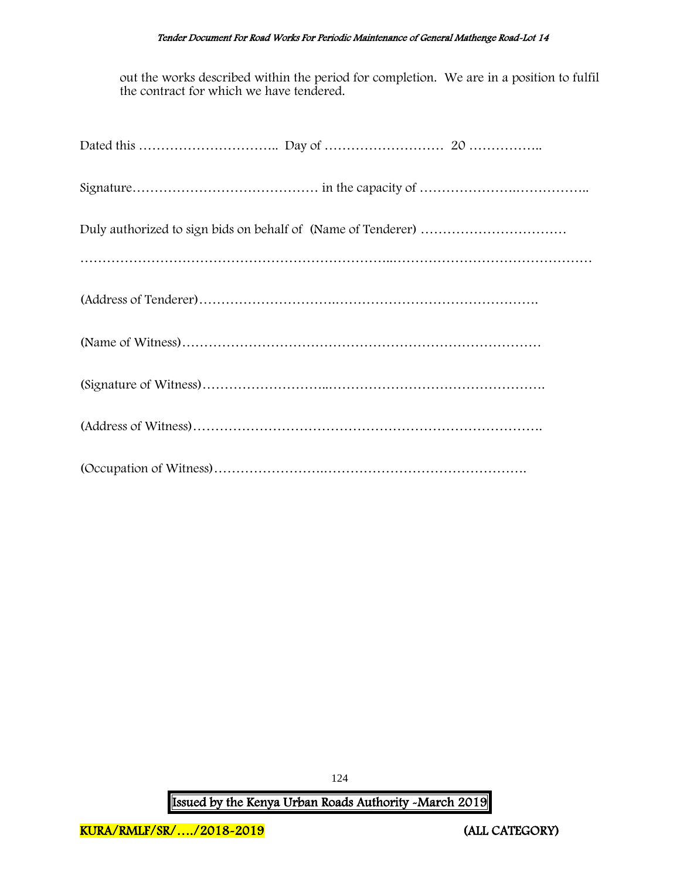out the works described within the period for completion. We are in a position to fulfil the contract for which we have tendered.

Dated this ………………………….. Day of ……………………… 20 ……………..

Signature…………………………………… in the capacity of …………………….……………..

Duly authorized to sign bids on behalf of (Name of Tenderer) ……………………………

……………………………………………………………..………………………………………

(Address of Tenderer)…………………………..……………………………………….

(Name of Witness)………………………………………………………………………

(Signature of Witness)………………………..………………………………………….

(Address of Witness)…………………………………………………………………….

(Occupation of Witness)……………………..……………………………………….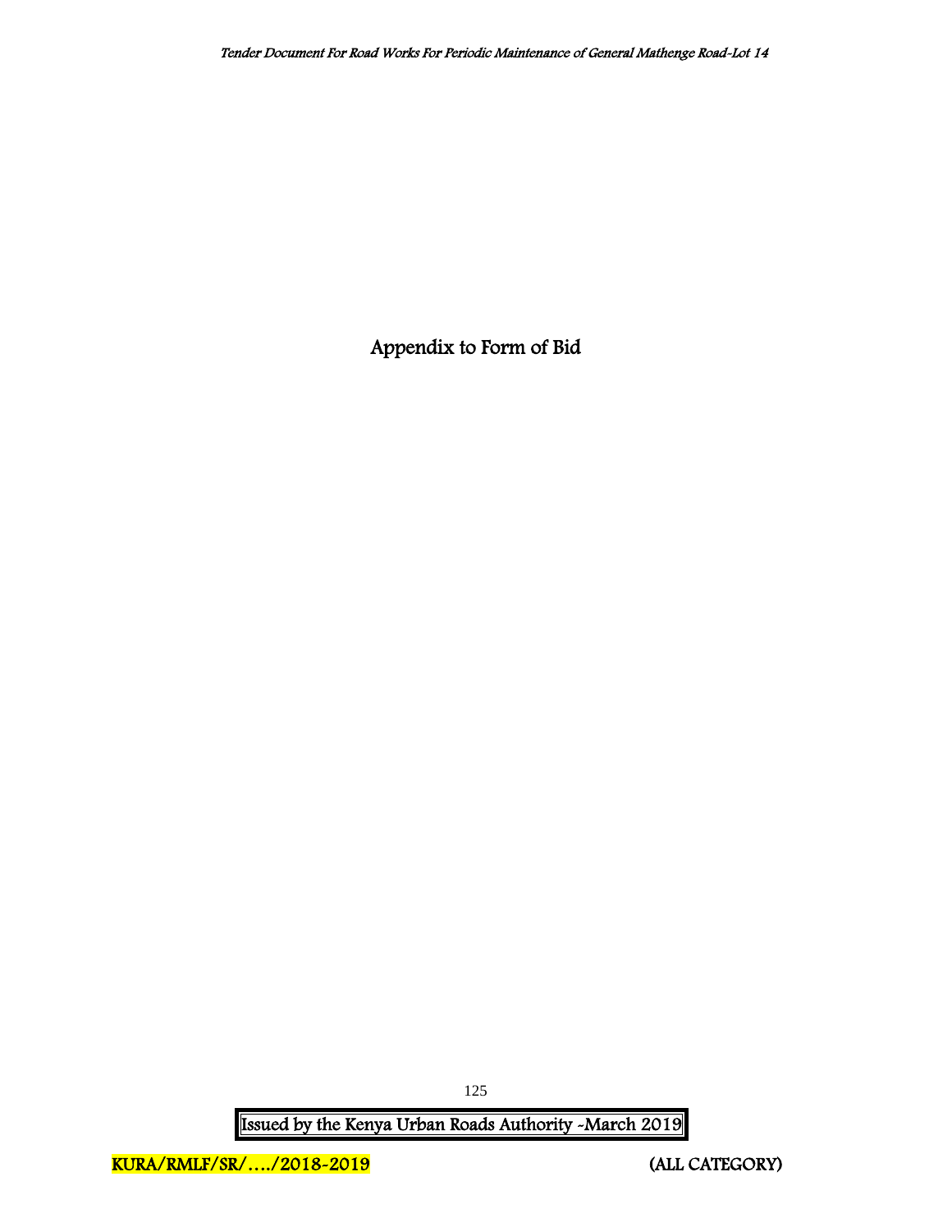# Appendix to Form of Bid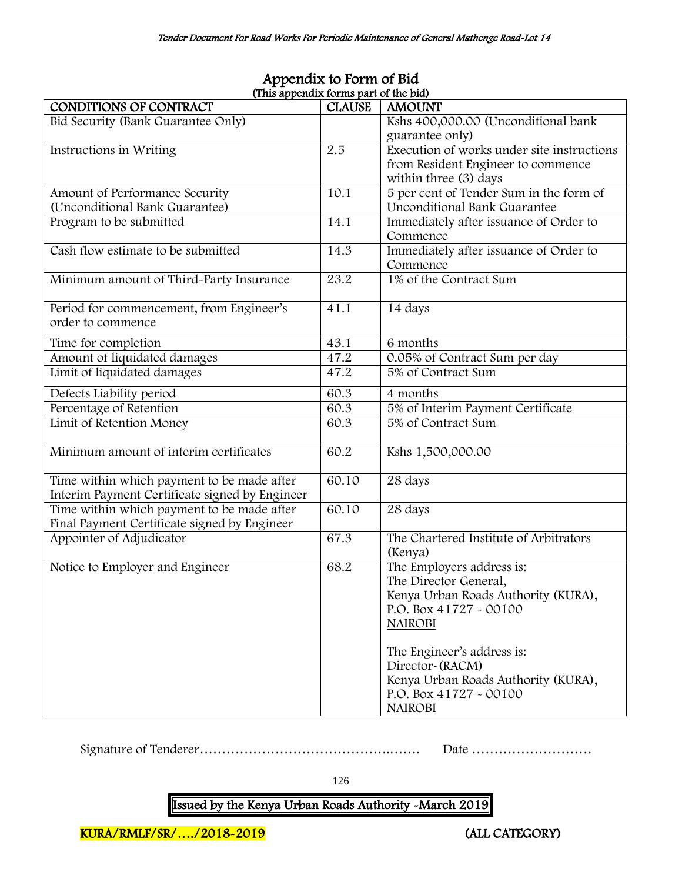# Appendix to Form of Bid

(This appendix forms part of the bid)

| CONDITIONS OF CONTRACT | CLAUSE | AMOUNT |
|---|---|---|
| Bid Security (Bank Guarantee Only) | | Kshs 400,000.00 (Unconditional bank guarantee only) |
| Instructions in Writing | 2.5 | Execution of works under site instructions from Resident Engineer to commence within three (3) days |
| Amount of Performance Security (Unconditional Bank Guarantee) | 10.1 | 5 per cent of Tender Sum in the form of Unconditional Bank Guarantee |
| Program to be submitted | 14.1 | Immediately after issuance of Order to Commence |
| Cash flow estimate to be submitted | 14.3 | Immediately after issuance of Order to Commence |
| Minimum amount of Third-Party Insurance | 23.2 | 1% of the Contract Sum |
| Period for commencement, from Engineer's order to commence | 41.1 | 14 days |
| Time for completion | 43.1 | 6 months |
| Amount of liquidated damages | 47.2 | 0.05% of Contract Sum per day |
| Limit of liquidated damages | 47.2 | 5% of Contract Sum |
| Defects Liability period | 60.3 | 4 months |
| Percentage of Retention | 60.3 | 5% of Interim Payment Certificate |
| Limit of Retention Money | 60.3 | 5% of Contract Sum |
| Minimum amount of interim certificates | 60.2 | Kshs 1,500,000.00 |
| Time within which payment to be made after Interim Payment Certificate signed by Engineer | 60.10 | 28 days |
| Time within which payment to be made after Final Payment Certificate signed by Engineer | 60.10 | 28 days |
| Appointer of Adjudicator | 67.3 | The Chartered Institute of Arbitrators (Kenya) |
| Notice to Employer and Engineer | 68.2 | The Employers address is:<br>The Director General,<br>Kenya Urban Roads Authority (KURA),<br>P.O. Box 41727 - 00100<br>NAIROBI<br><br>The Engineer's address is:<br>Director-(RACM)<br>Kenya Urban Roads Authority (KURA),<br>P.O. Box 41727 - 00100<br>NAIROBI |

Signature of Tenderer…………………………………….……. Date ………………………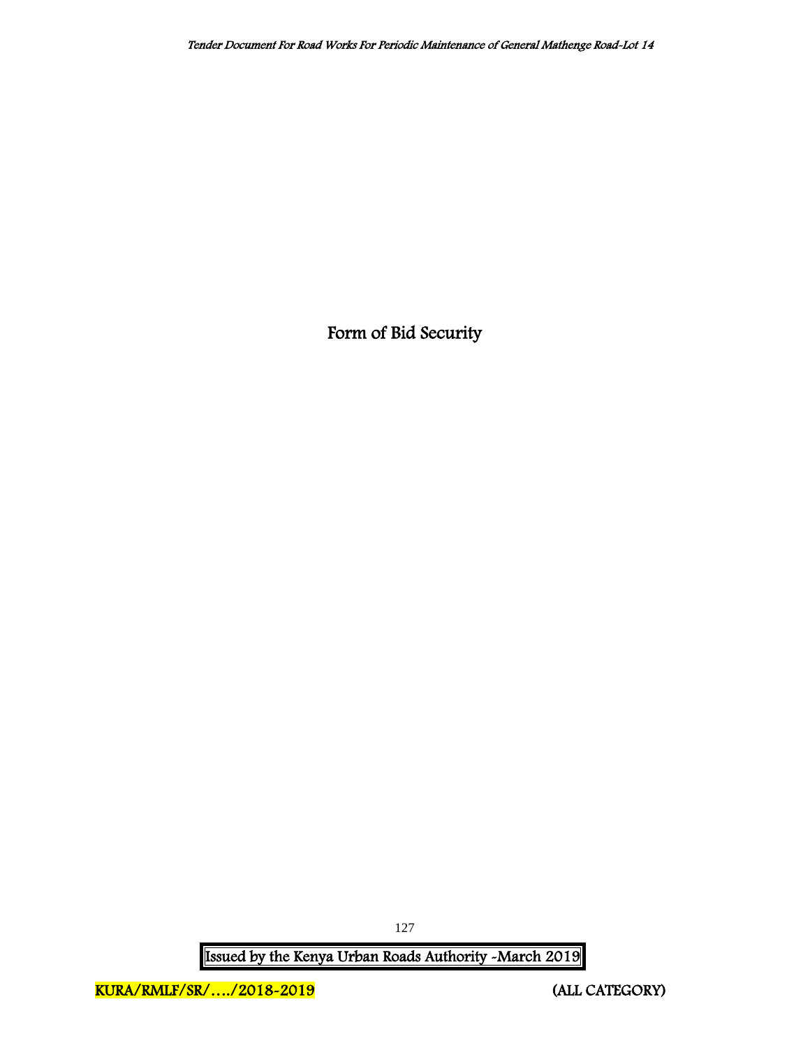# Form of Bid Security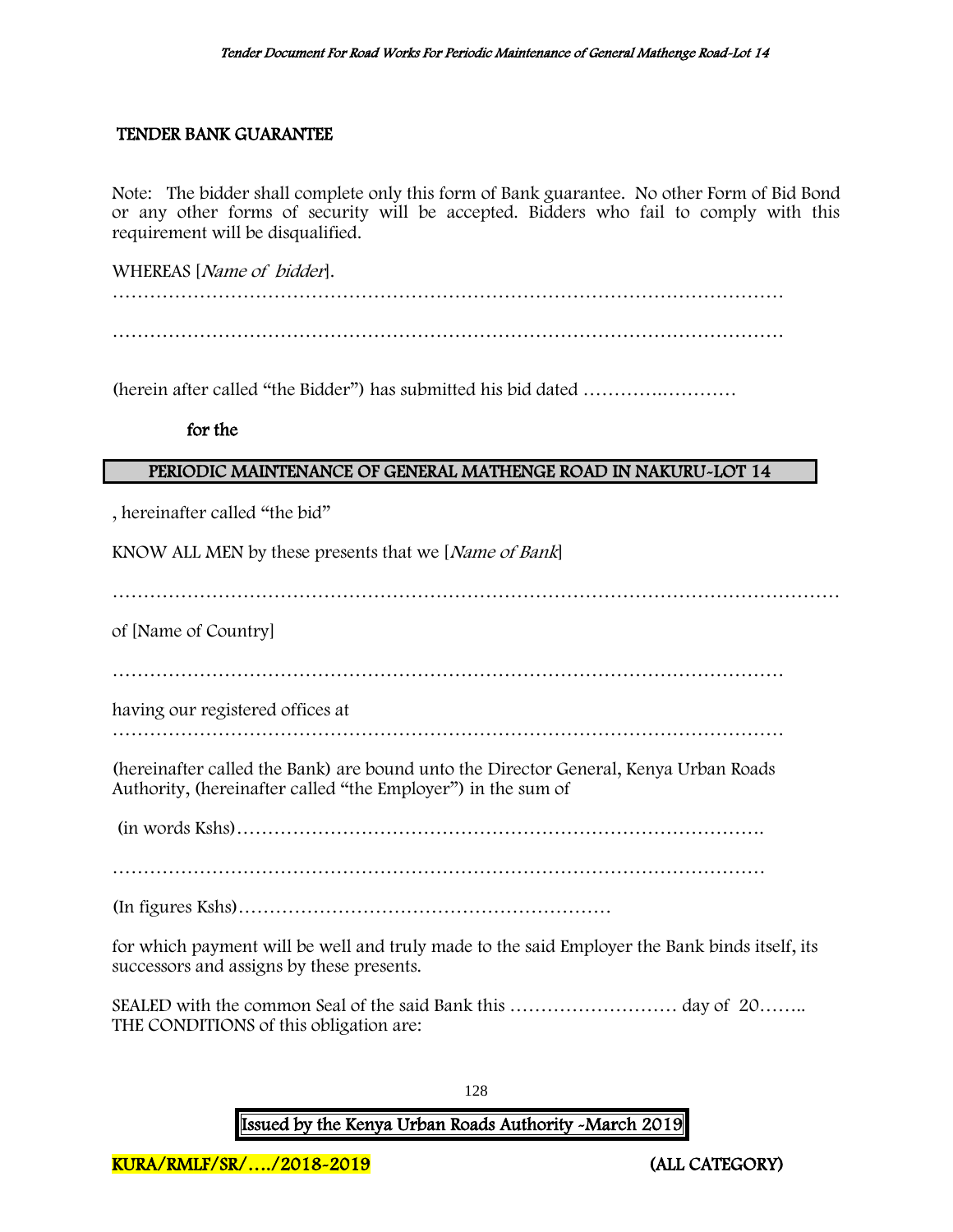## TENDER BANK GUARANTEE

Note: The bidder shall complete only this form of Bank guarantee. No other Form of Bid Bond or any other forms of security will be accepted. Bidders who fail to comply with this requirement will be disqualified.

WHEREAS [*Name of bidder*].

…………………………………………………………………………………………………

…………………………………………………………………………………………………

(herein after called "the Bidder") has submitted his bid dated ………….…………

**for the**

**PERIODIC MAINTENANCE OF GENERAL MATHENGE ROAD IN NAKURU-LOT 14**

, hereinafter called "the bid"

KNOW ALL MEN by these presents that we [*Name of Bank*]

……………………………………………………………………………………………………

of [Name of Country]

…………………………………………………………………………………………………

having our registered offices at

…………………………………………………………………………………………………

(hereinafter called the Bank) are bound unto the Director General, Kenya Urban Roads Authority, (hereinafter called "the Employer") in the sum of

(in words Kshs)……………………………………………………………………………….

………………………………………………………………………………………………

(In figures Kshs)……………………………………………………

for which payment will be well and truly made to the said Employer the Bank binds itself, its successors and assigns by these presents.

SEALED with the common Seal of the said Bank this ……………………… day of 20……..
THE CONDITIONS of this obligation are: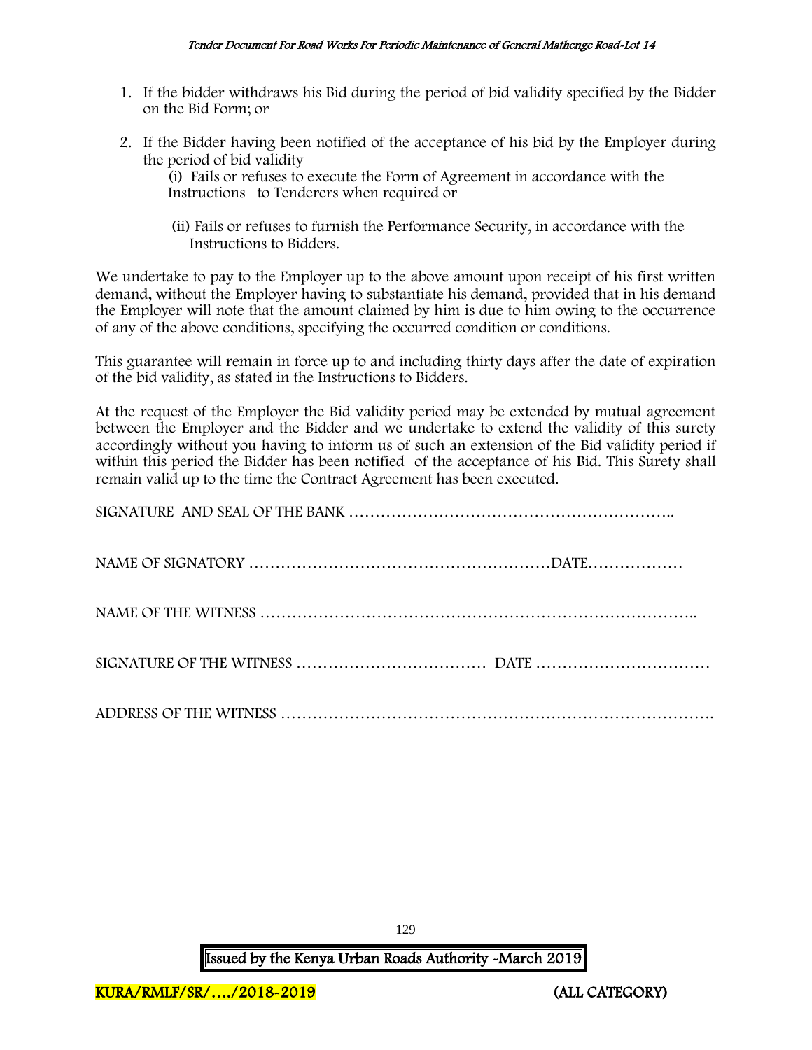1. If the bidder withdraws his Bid during the period of bid validity specified by the Bidder on the Bid Form; or

2. If the Bidder having been notified of the acceptance of his bid by the Employer during the period of bid validity

   (i) Fails or refuses to execute the Form of Agreement in accordance with the Instructions to Tenderers when required or

   (ii) Fails or refuses to furnish the Performance Security, in accordance with the Instructions to Bidders.

We undertake to pay to the Employer up to the above amount upon receipt of his first written demand, without the Employer having to substantiate his demand, provided that in his demand the Employer will note that the amount claimed by him is due to him owing to the occurrence of any of the above conditions, specifying the occurred condition or conditions.

This guarantee will remain in force up to and including thirty days after the date of expiration of the bid validity, as stated in the Instructions to Bidders.

At the request of the Employer the Bid validity period may be extended by mutual agreement between the Employer and the Bidder and we undertake to extend the validity of this surety accordingly without you having to inform us of such an extension of the Bid validity period if within this period the Bidder has been notified of the acceptance of his Bid. This Surety shall remain valid up to the time the Contract Agreement has been executed.

SIGNATURE AND SEAL OF THE BANK ……………………………………………………..

NAME OF SIGNATORY …………………………………………………DATE………………

NAME OF THE WITNESS ………………………………………………………………………..

SIGNATURE OF THE WITNESS ……………………………… DATE ……………………………

ADDRESS OF THE WITNESS ……………………………………………………………………….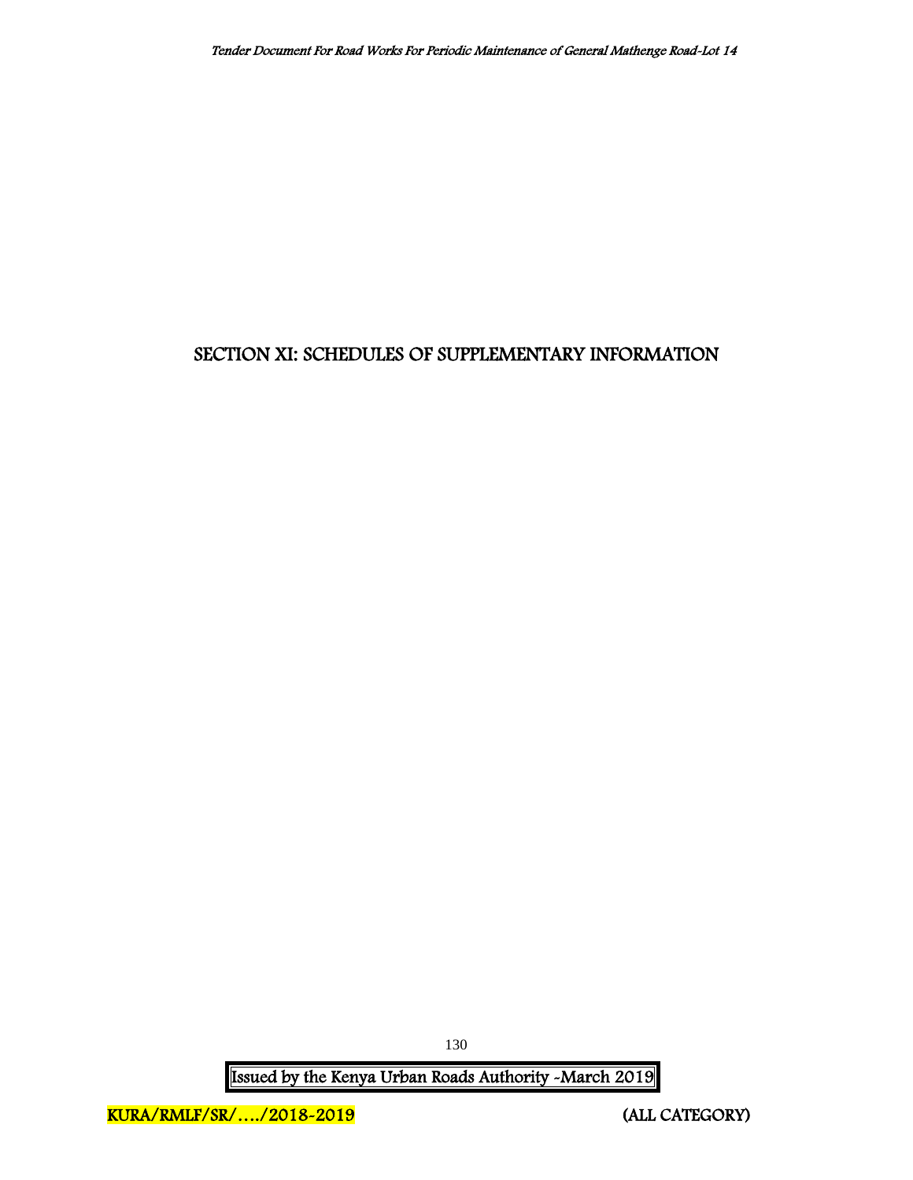# SECTION XI: SCHEDULES OF SUPPLEMENTARY INFORMATION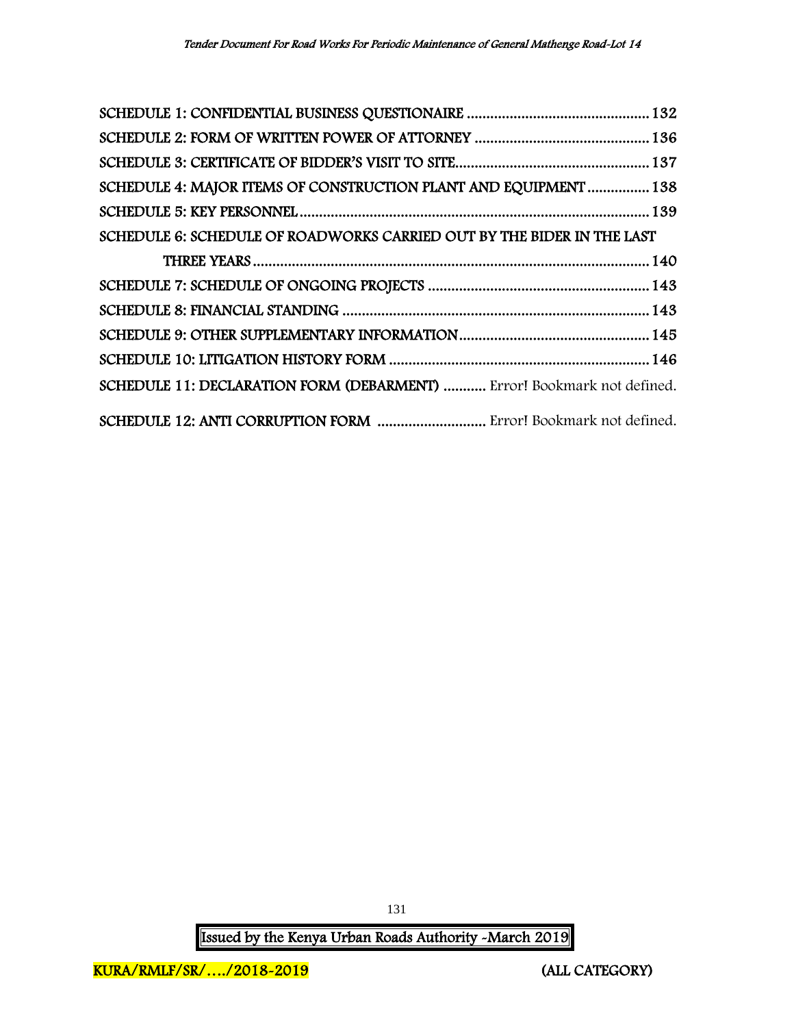SCHEDULE 1: CONFIDENTIAL BUSINESS QUESTIONAIRE ............................................... 132

SCHEDULE 2: FORM OF WRITTEN POWER OF ATTORNEY ............................................. 136

SCHEDULE 3: CERTIFICATE OF BIDDER'S VISIT TO SITE.................................................. 137

SCHEDULE 4: MAJOR ITEMS OF CONSTRUCTION PLANT AND EQUIPMENT ................ 138

SCHEDULE 5: KEY PERSONNEL......................................................................................... 139

SCHEDULE 6: SCHEDULE OF ROADWORKS CARRIED OUT BY THE BIDER IN THE LAST THREE YEARS ..................................................................................................... 140

SCHEDULE 7: SCHEDULE OF ONGOING PROJECTS ......................................................... 143

SCHEDULE 8: FINANCIAL STANDING ............................................................................... 143

SCHEDULE 9: OTHER SUPPLEMENTARY INFORMATION................................................. 145

SCHEDULE 10: LITIGATION HISTORY FORM .................................................................... 146

SCHEDULE 11: DECLARATION FORM (DEBARMENT) ........... Error! Bookmark not defined.

SCHEDULE 12: ANTI CORRUPTION FORM ............................ Error! Bookmark not defined.

Issued by the Kenya Urban Roads Authority -March 2019

KURA/RMLF/SR/…./2018-2019 (ALL CATEGORY)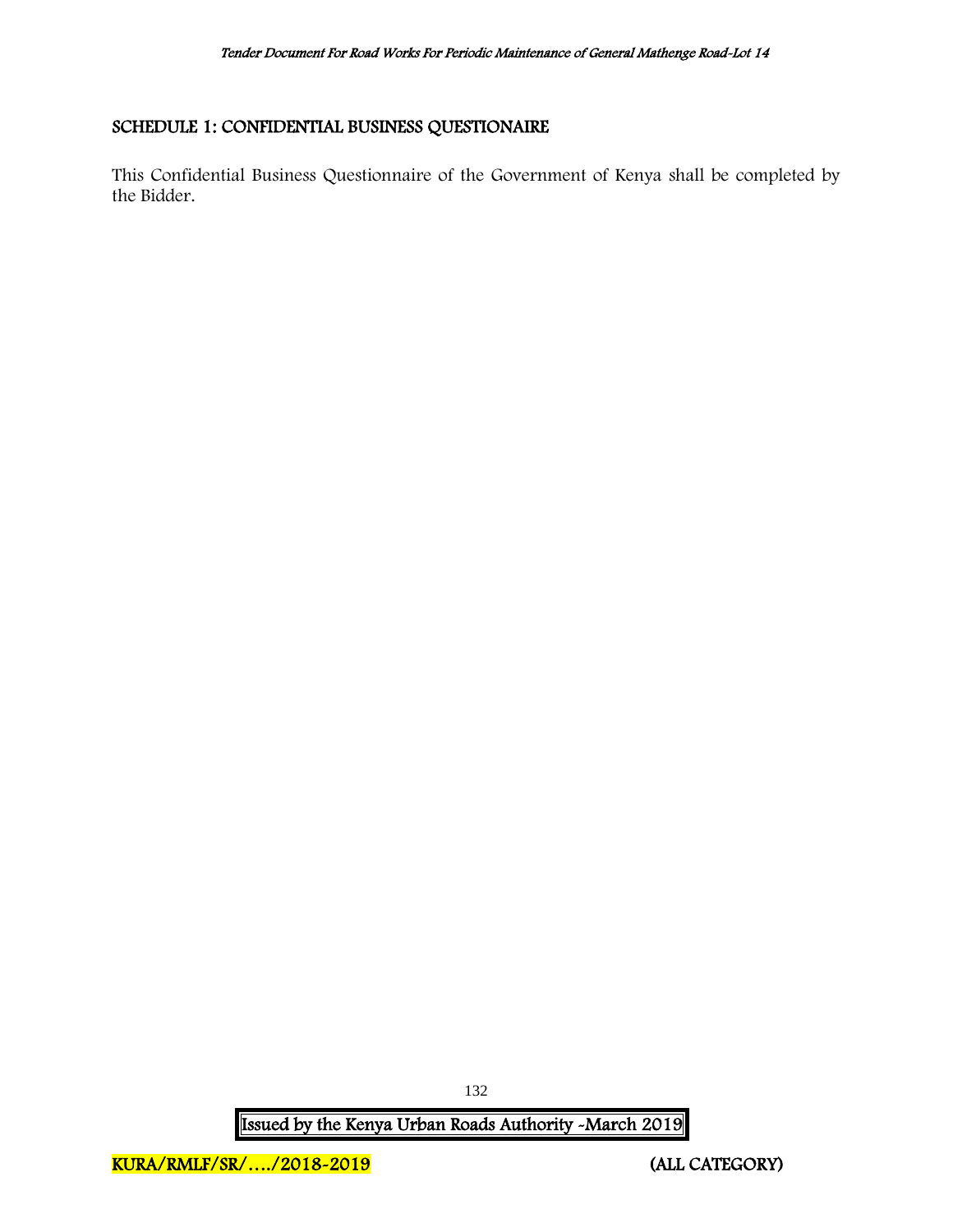## SCHEDULE 1: CONFIDENTIAL BUSINESS QUESTIONAIRE

This Confidential Business Questionnaire of the Government of Kenya shall be completed by the Bidder.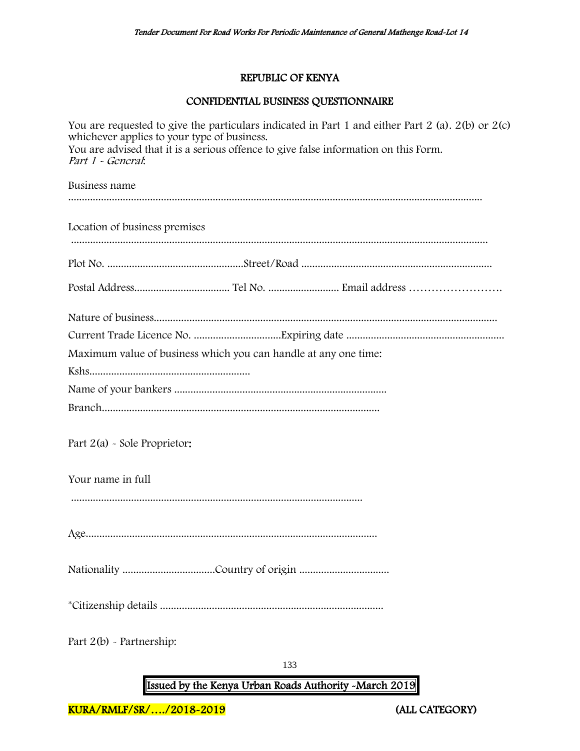**REPUBLIC OF KENYA**

**CONFIDENTIAL BUSINESS QUESTIONNAIRE**

You are requested to give the particulars indicated in Part 1 and either Part 2 (a). 2(b) or 2(c) whichever applies to your type of business.
You are advised that it is a serious offence to give false information on this Form.
*Part 1 - General*:

Business name
...........................................................................................................................................................

Location of business premises
...........................................................................................................................................................

Plot No. ..................................................Street/Road ......................................................................

Postal Address................................... Tel No. .......................... Email address …………………….

Nature of business.............................................................................................................................
Current Trade Licence No. ................................Expiring date ..........................................................
Maximum value of business which you can handle at any one time:
Kshs...........................................................
Name of your bankers ..............................................................................
Branch......................................................................................................

Part 2(a) - Sole Proprietor:

Your name in full
..........................................................................................................

Age..........................................................................................................

Nationality .................................Country of origin ................................

*Citizenship details ..................................................................................

Part 2(b) - Partnership: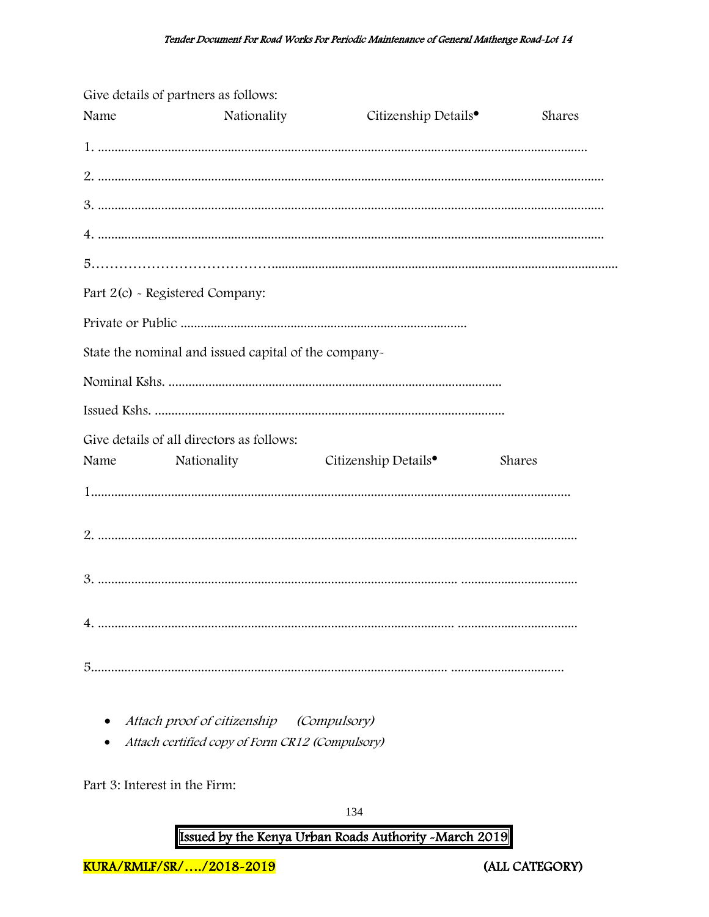Give details of partners as follows:

Name Nationality Citizenship Details• Shares

1. ………………………………………………………………………………………………………………

2. ………………………………………………………………………………………………………………

3. ………………………………………………………………………………………………………………

4. ………………………………………………………………………………………………………………

5……………………………………………………………………………………………………………………

Part 2(c) - Registered Company:

Private or Public ……………………………………………………………………

State the nominal and issued capital of the company-

Nominal Kshs. ……………………………………………………………………………

Issued Kshs. …………………………………………………………………………………

Give details of all directors as follows:

Name Nationality Citizenship Details• Shares

1………………………………………………………………………………………………………………

2. ……………………………………………………………………………………………………………

3. …………………………………………………………………………………… ……………………………

4. …………………………………………………………………………………… ……………………………

5……………………………………………………………………………………… …………………………

- *Attach proof of citizenship (Compulsory)*
- *Attach certified copy of Form CR12 (Compulsory)*

Part 3: Interest in the Firm: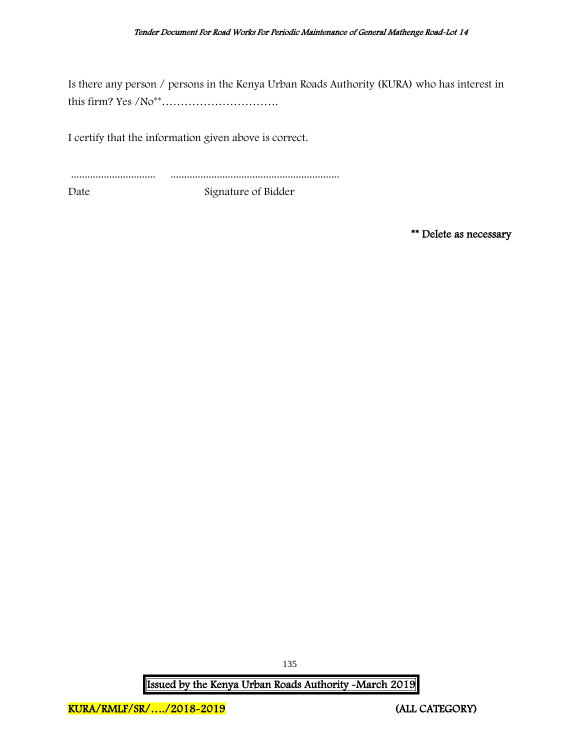Is there any person / persons in the Kenya Urban Roads Authority (KURA) who has interest in this firm? Yes /No** ………………………….

I certify that the information given above is correct.

............................... ..............................................................

Date Signature of Bidder

**\*\* Delete as necessary**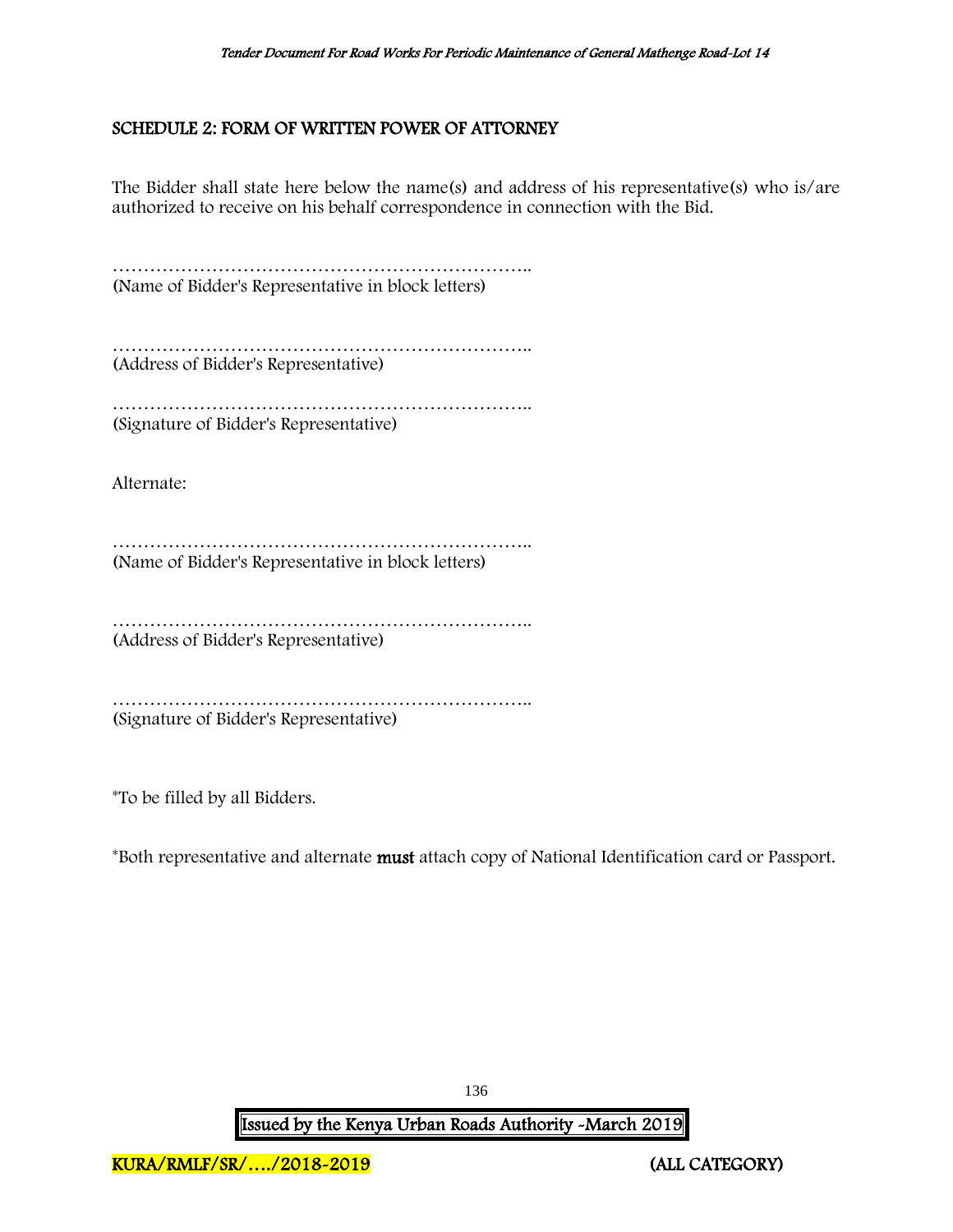## SCHEDULE 2: FORM OF WRITTEN POWER OF ATTORNEY

The Bidder shall state here below the name(s) and address of his representative(s) who is/are authorized to receive on his behalf correspondence in connection with the Bid.

…………………………………………………………..
(Name of Bidder's Representative in block letters)

…………………………………………………………..
(Address of Bidder's Representative)

…………………………………………………………..
(Signature of Bidder's Representative)

Alternate:

…………………………………………………………..
(Name of Bidder's Representative in block letters)

…………………………………………………………..
(Address of Bidder's Representative)

…………………………………………………………..
(Signature of Bidder's Representative)

*To be filled by all Bidders.

*Both representative and alternate **must** attach copy of National Identification card or Passport.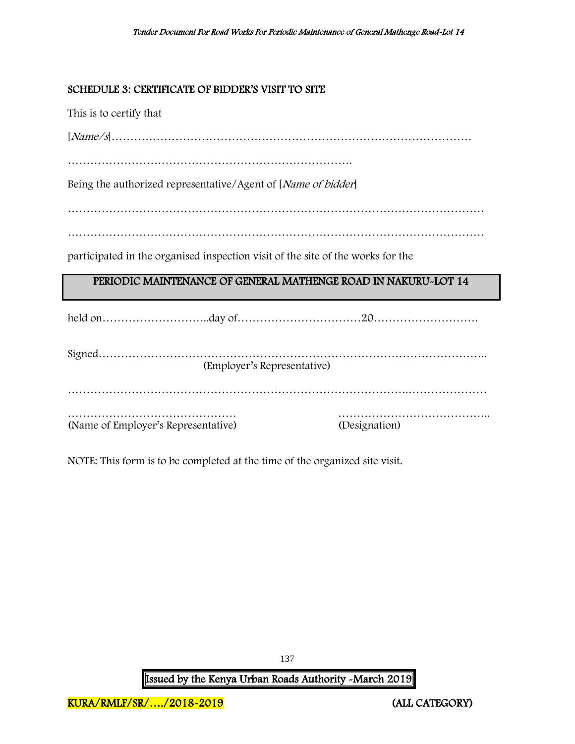## SCHEDULE 3: CERTIFICATE OF BIDDER'S VISIT TO SITE

This is to certify that

[*Name/s*]……………………………………………………………………………………

…………………………………………………………………….

Being the authorized representative/Agent of [*Name of bidder*]

…………………………………………………………………………………………………

…………………………………………………………………………………………………

participated in the organised inspection visit of the site of the works for the

**PERIODIC MAINTENANCE OF GENERAL MATHENGE ROAD IN NAKURU-LOT 14**

held on………………………..day of……………………………20……………………….

Signed………………………………………………………………………………………..
(Employer's Representative)

…………………………………………………………………………….…………………

……………………………………… ………………………………….
(Name of Employer's Representative) (Designation)

NOTE: This form is to be completed at the time of the organized site visit.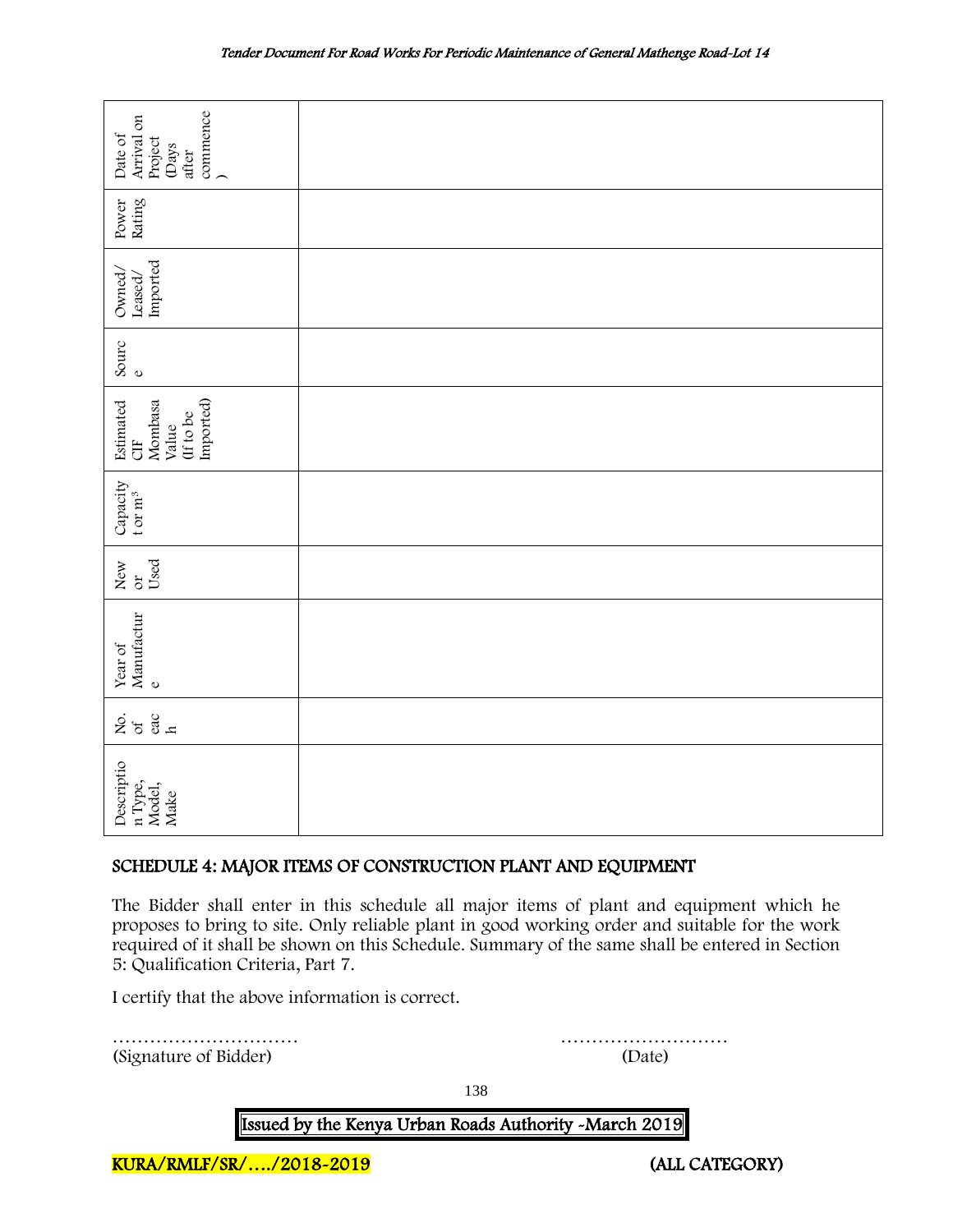| Description Type, Model, Make | No. of each | Year of Manufacture | New or Used | Capacity t or m³ | Estimated CIF Mombasa Value (If to be Imported) | Source | Owned/ Leased/ Imported | Power Rating | Date of Arrival on Project (Days after commence) |
|---|---|---|---|---|---|---|---|---|---|
| | | | | | | | | | |

## SCHEDULE 4: MAJOR ITEMS OF CONSTRUCTION PLANT AND EQUIPMENT

The Bidder shall enter in this schedule all major items of plant and equipment which he proposes to bring to site. Only reliable plant in good working order and suitable for the work required of it shall be shown on this Schedule. Summary of the same shall be entered in Section 5: Qualification Criteria, Part 7.

I certify that the above information is correct.

………………………… ………………………
(Signature of Bidder) (Date)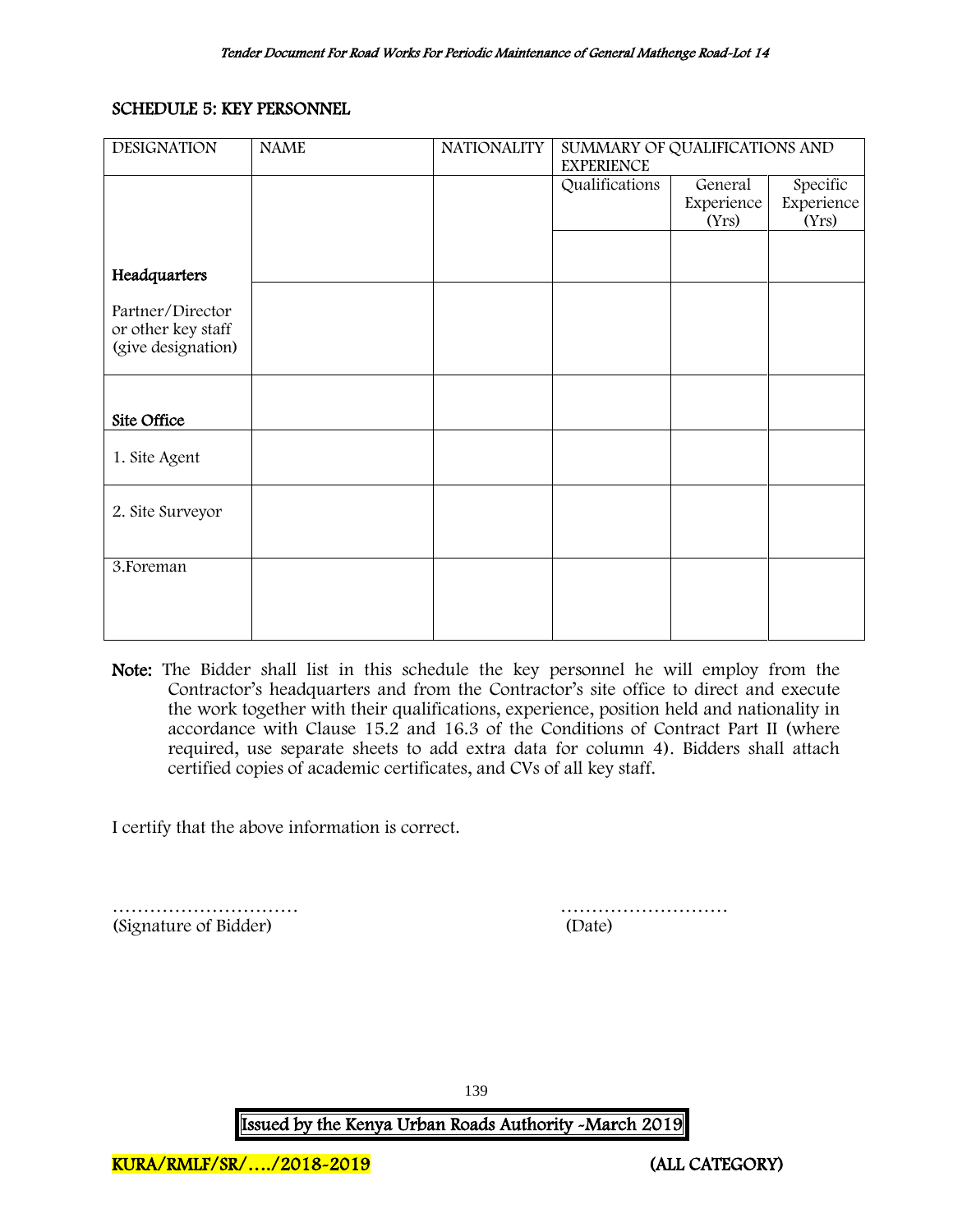## SCHEDULE 5: KEY PERSONNEL

| DESIGNATION | NAME | NATIONALITY | SUMMARY OF QUALIFICATIONS AND EXPERIENCE | | |
|---|---|---|---|---|---|
| | | | Qualifications | General Experience (Yrs) | Specific Experience (Yrs) |
| **Headquarters** | | | | | |
| Partner/Director or other key staff (give designation) | | | | | |
| **Site Office** | | | | | |
| 1. Site Agent | | | | | |
| 2. Site Surveyor | | | | | |
| 3.Foreman | | | | | |

**Note:** The Bidder shall list in this schedule the key personnel he will employ from the Contractor's headquarters and from the Contractor's site office to direct and execute the work together with their qualifications, experience, position held and nationality in accordance with Clause 15.2 and 16.3 of the Conditions of Contract Part II (where required, use separate sheets to add extra data for column 4). Bidders shall attach certified copies of academic certificates, and CVs of all key staff.

I certify that the above information is correct.

………………………… ………………………
(Signature of Bidder) (Date)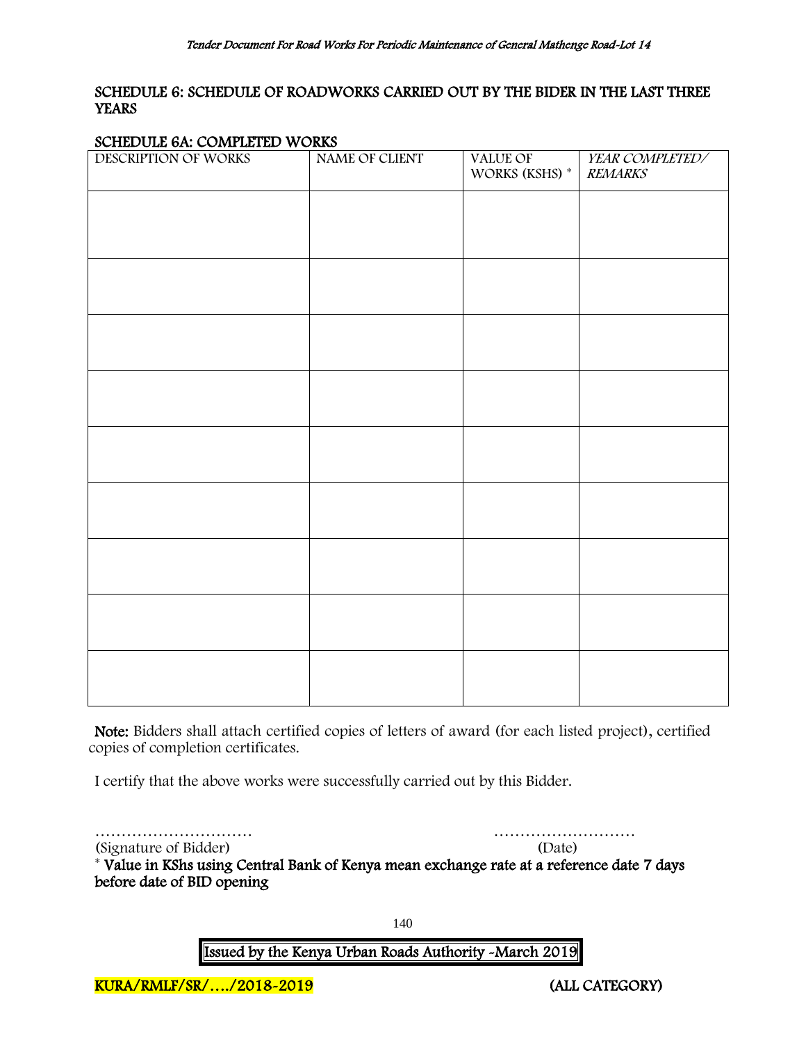## SCHEDULE 6: SCHEDULE OF ROADWORKS CARRIED OUT BY THE BIDER IN THE LAST THREE YEARS

### SCHEDULE 6A: COMPLETED WORKS

| DESCRIPTION OF WORKS | NAME OF CLIENT | VALUE OF WORKS (KSHS) * | *YEAR COMPLETED/ REMARKS* |
|---|---|---|---|
| | | | |
| | | | |
| | | | |
| | | | |
| | | | |
| | | | |
| | | | |
| | | | |
| | | | |

**Note:** Bidders shall attach certified copies of letters of award (for each listed project), certified copies of completion certificates.

I certify that the above works were successfully carried out by this Bidder.

………………………… ………………………

(Signature of Bidder) (Date)

**\* Value in KShs using Central Bank of Kenya mean exchange rate at a reference date 7 days before date of BID opening**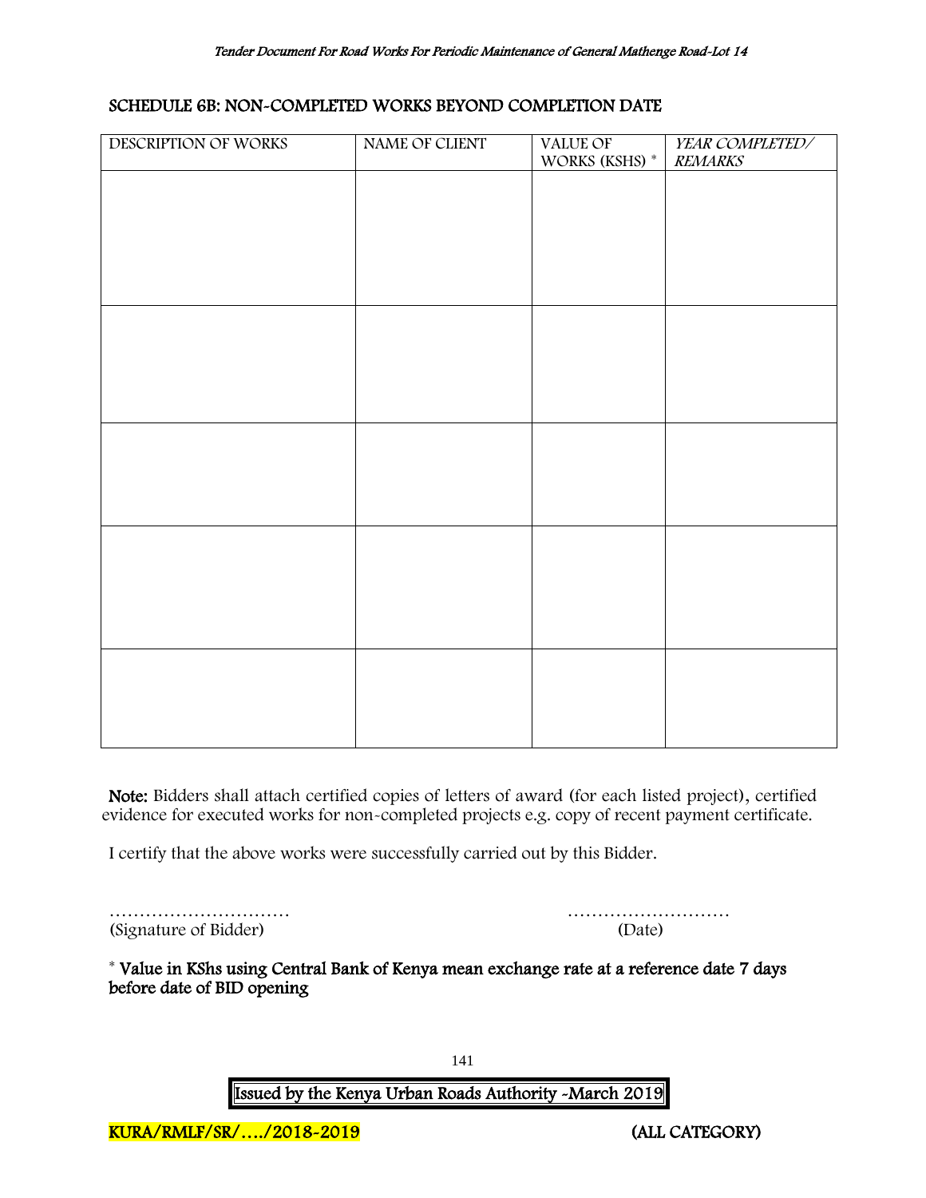## SCHEDULE 6B: NON-COMPLETED WORKS BEYOND COMPLETION DATE

| DESCRIPTION OF WORKS | NAME OF CLIENT | VALUE OF WORKS (KSHS) * | *YEAR COMPLETED/ REMARKS* |
|---|---|---|---|
| | | | |
| | | | |
| | | | |
| | | | |
| | | | |

**Note:** Bidders shall attach certified copies of letters of award (for each listed project), certified evidence for executed works for non-completed projects e.g. copy of recent payment certificate.

I certify that the above works were successfully carried out by this Bidder.

………………………… ………………………
(Signature of Bidder) (Date)

\* **Value in KShs using Central Bank of Kenya mean exchange rate at a reference date 7 days before date of BID opening**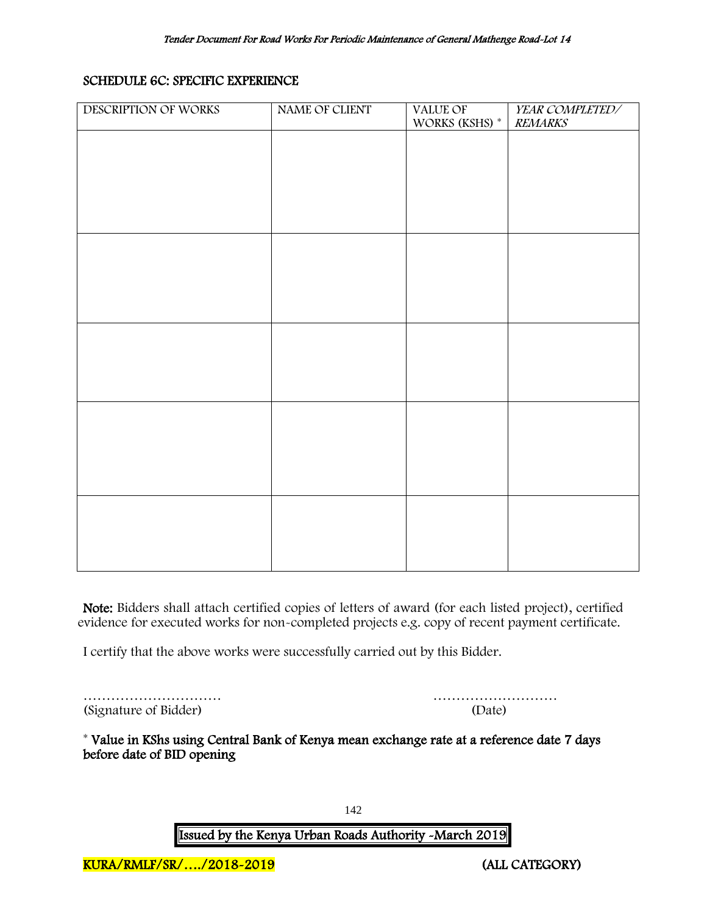## SCHEDULE 6C: SPECIFIC EXPERIENCE

| DESCRIPTION OF WORKS | NAME OF CLIENT | VALUE OF WORKS (KSHS) * | *YEAR COMPLETED/ REMARKS* |
|---|---|---|---|
| | | | |
| | | | |
| | | | |
| | | | |
| | | | |

**Note:** Bidders shall attach certified copies of letters of award (for each listed project), certified evidence for executed works for non-completed projects e.g. copy of recent payment certificate.

I certify that the above works were successfully carried out by this Bidder.

………………………… (Signature of Bidder)

……………………… (Date)

\* **Value in KShs using Central Bank of Kenya mean exchange rate at a reference date 7 days before date of BID opening**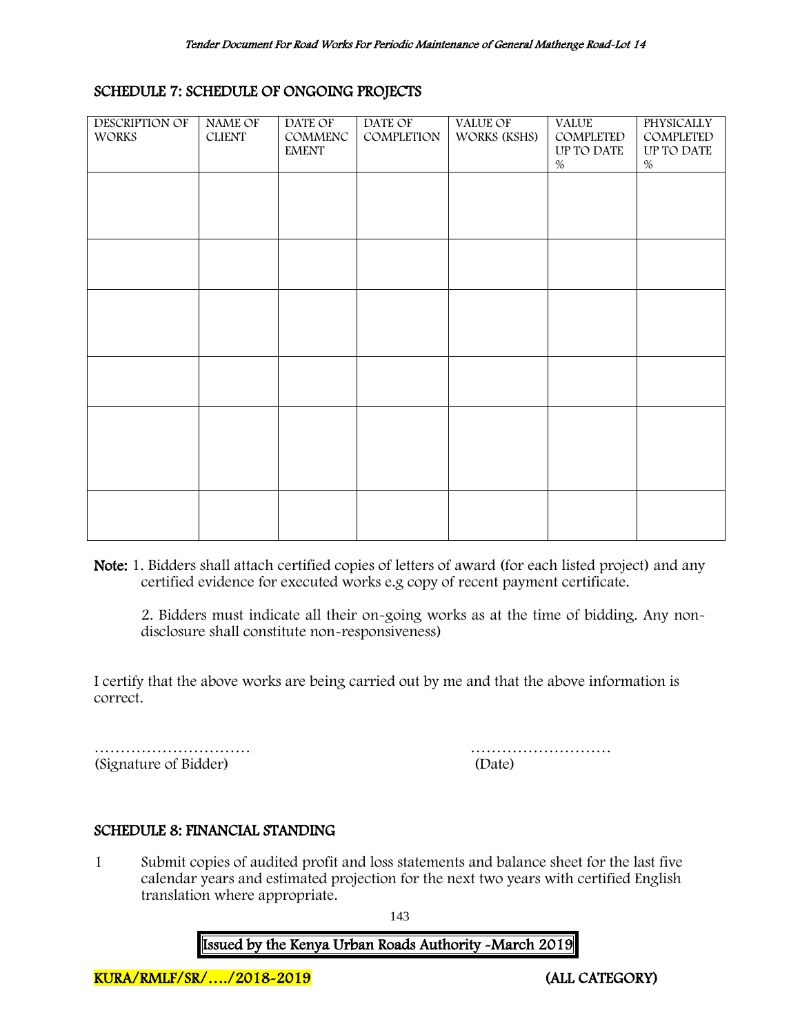## SCHEDULE 7: SCHEDULE OF ONGOING PROJECTS

| DESCRIPTION OF WORKS | NAME OF CLIENT | DATE OF COMMENCEMENT | DATE OF COMPLETION | VALUE OF WORKS (KSHS) | VALUE COMPLETED UP TO DATE % | PHYSICALLY COMPLETED UP TO DATE % |
|---|---|---|---|---|---|---|
| | | | | | | |
| | | | | | | |
| | | | | | | |
| | | | | | | |
| | | | | | | |
| | | | | | | |

**Note:** 1. Bidders shall attach certified copies of letters of award (for each listed project) and any certified evidence for executed works e.g copy of recent payment certificate.

2. Bidders must indicate all their on-going works as at the time of bidding. Any non-disclosure shall constitute non-responsiveness)

I certify that the above works are being carried out by me and that the above information is correct.

………………………… ………………………
(Signature of Bidder) (Date)

## SCHEDULE 8: FINANCIAL STANDING

1 Submit copies of audited profit and loss statements and balance sheet for the last five calendar years and estimated projection for the next two years with certified English translation where appropriate.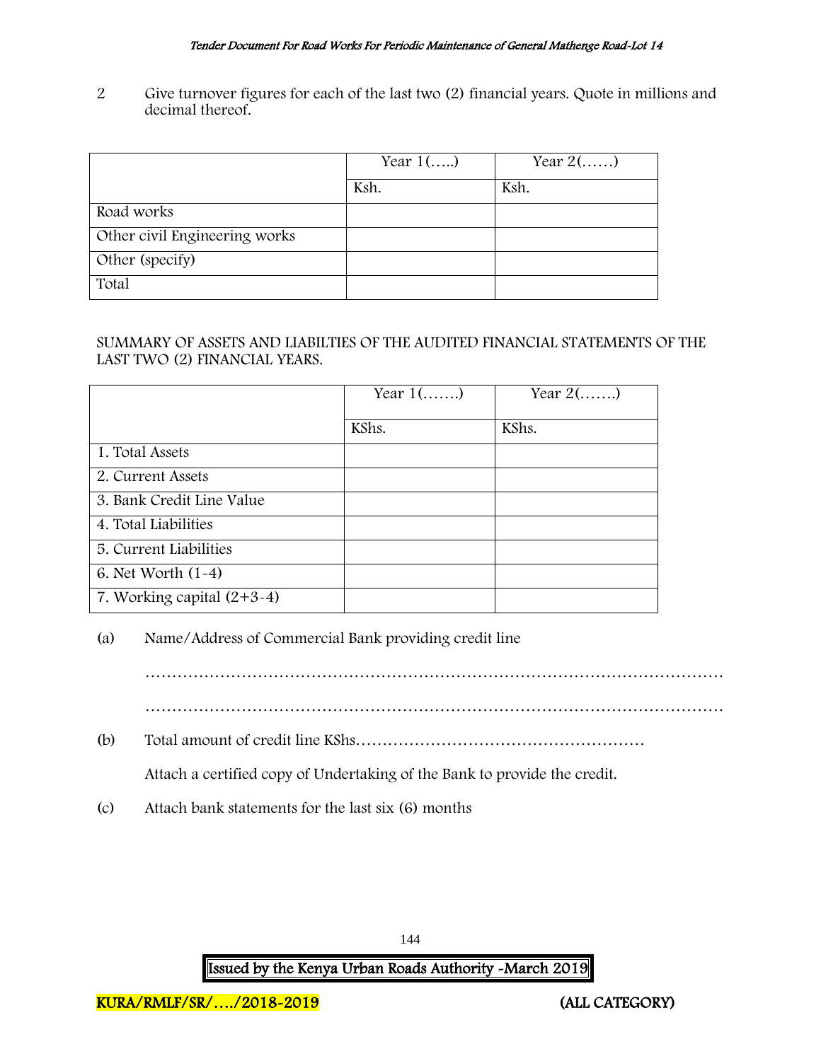2 Give turnover figures for each of the last two (2) financial years. Quote in millions and decimal thereof.

| | Year 1(…..) | Year 2(……) |
|---|---|---|
| | Ksh. | Ksh. |
| Road works | | |
| Other civil Engineering works | | |
| Other (specify) | | |
| Total | | |

SUMMARY OF ASSETS AND LIABILTIES OF THE AUDITED FINANCIAL STATEMENTS OF THE LAST TWO (2) FINANCIAL YEARS.

| | Year 1(…….) | Year 2(…….) |
|---|---|---|
| | KShs. | KShs. |
| 1. Total Assets | | |
| 2. Current Assets | | |
| 3. Bank Credit Line Value | | |
| 4. Total Liabilities | | |
| 5. Current Liabilities | | |
| 6. Net Worth (1-4) | | |
| 7. Working capital (2+3-4) | | |

(a) Name/Address of Commercial Bank providing credit line

………………………………………………………………………………………………

………………………………………………………………………………………………

(b) Total amount of credit line KShs………………………………………………

Attach a certified copy of Undertaking of the Bank to provide the credit.

(c) Attach bank statements for the last six (6) months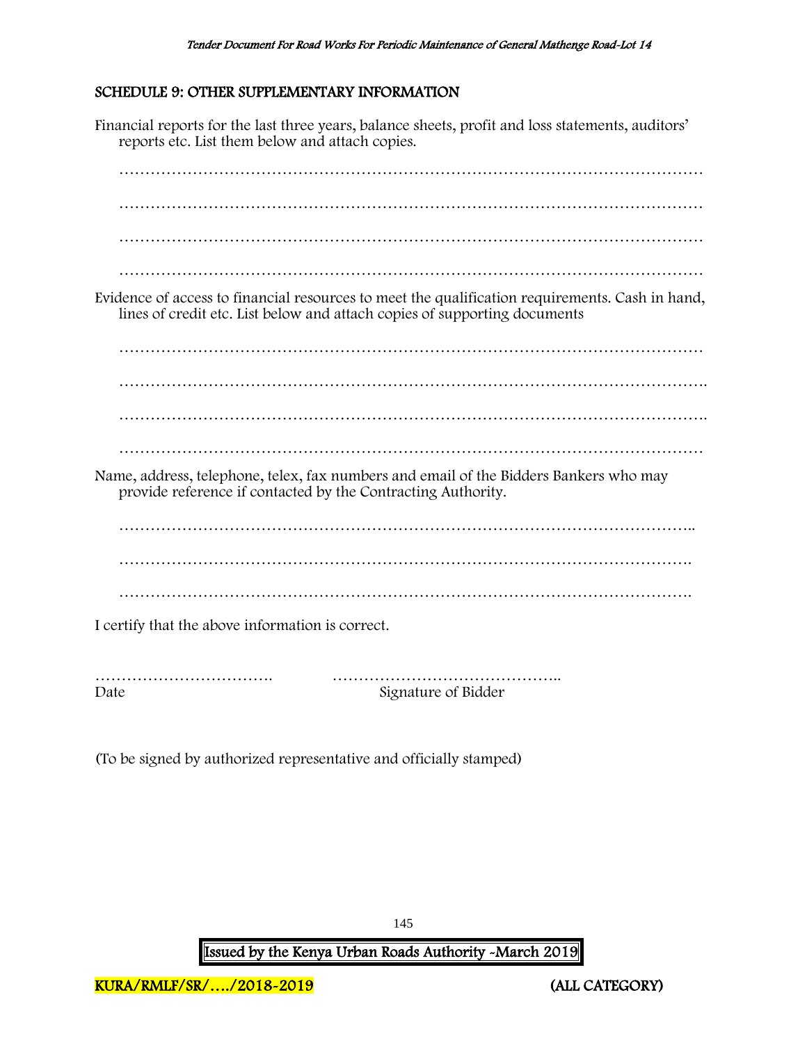## SCHEDULE 9: OTHER SUPPLEMENTARY INFORMATION

Financial reports for the last three years, balance sheets, profit and loss statements, auditors' reports etc. List them below and attach copies.

…………………………………………………………………………………………………

…………………………………………………………………………………………………

…………………………………………………………………………………………………

…………………………………………………………………………………………………

Evidence of access to financial resources to meet the qualification requirements. Cash in hand, lines of credit etc. List below and attach copies of supporting documents

…………………………………………………………………………………………………

………………………………………………………………………………………………….

………………………………………………………………………………………………….

…………………………………………………………………………………………………

Name, address, telephone, telex, fax numbers and email of the Bidders Bankers who may provide reference if contacted by the Contracting Authority.

………………………………………………………………………………………………..

……………………………………………………………………………………………….

……………………………………………………………………………………………….

I certify that the above information is correct.

……………………………. ……………………………………..

Date Signature of Bidder

(To be signed by authorized representative and officially stamped)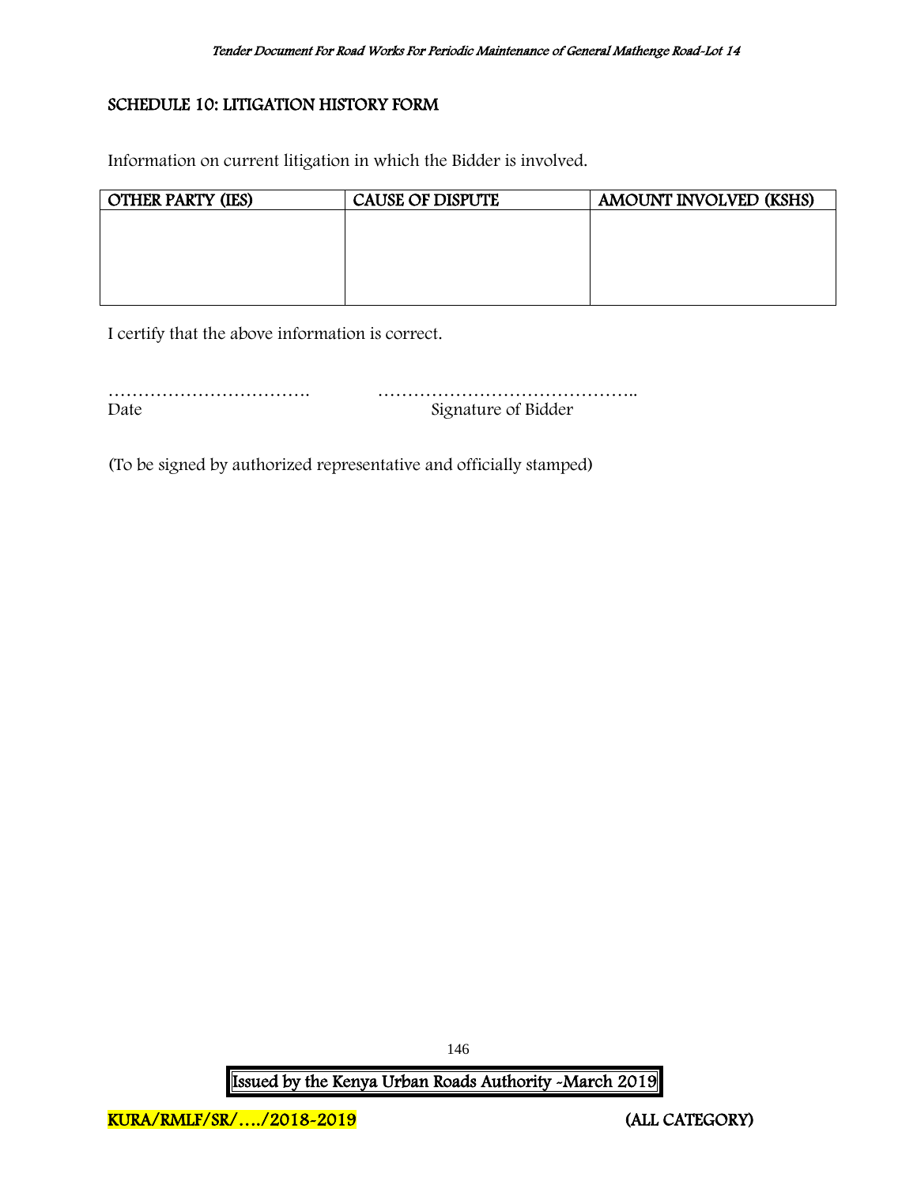## SCHEDULE 10: LITIGATION HISTORY FORM

Information on current litigation in which the Bidder is involved.

| OTHER PARTY (IES) | CAUSE OF DISPUTE | AMOUNT INVOLVED (KSHS) |
|---|---|---|
| | | |

I certify that the above information is correct.

……………………………. ……………………………………..
Date Signature of Bidder

(To be signed by authorized representative and officially stamped)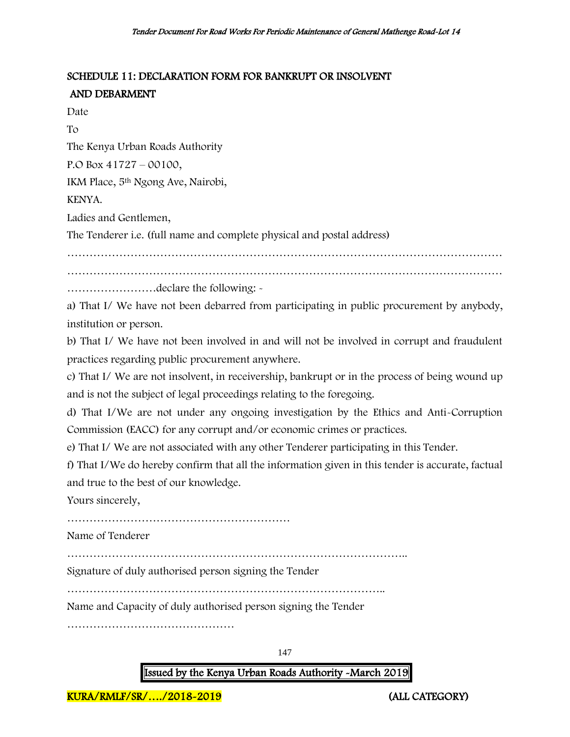## SCHEDULE 11: DECLARATION FORM FOR BANKRUPT OR INSOLVENT AND DEBARMENT

Date

To

The Kenya Urban Roads Authority

P.O Box 41727 – 00100,

IKM Place, 5th Ngong Ave, Nairobi,

KENYA.

Ladies and Gentlemen,

The Tenderer i.e. (full name and complete physical and postal address)

…………………………………………………………………………………………………………

…………………………………………………………………………………………………………

……………………declare the following: -

a) That I/ We have not been debarred from participating in public procurement by anybody, institution or person.

b) That I/ We have not been involved in and will not be involved in corrupt and fraudulent practices regarding public procurement anywhere.

c) That I/ We are not insolvent, in receivership, bankrupt or in the process of being wound up and is not the subject of legal proceedings relating to the foregoing.

d) That I/We are not under any ongoing investigation by the Ethics and Anti-Corruption Commission (EACC) for any corrupt and/or economic crimes or practices.

e) That I/ We are not associated with any other Tenderer participating in this Tender.

f) That I/We do hereby confirm that all the information given in this tender is accurate, factual and true to the best of our knowledge.

Yours sincerely,

……………………………………………………

Name of Tenderer

………………………………………………………………………………..

Signature of duly authorised person signing the Tender

…………………………………………………………………………..

Name and Capacity of duly authorised person signing the Tender

………………………………………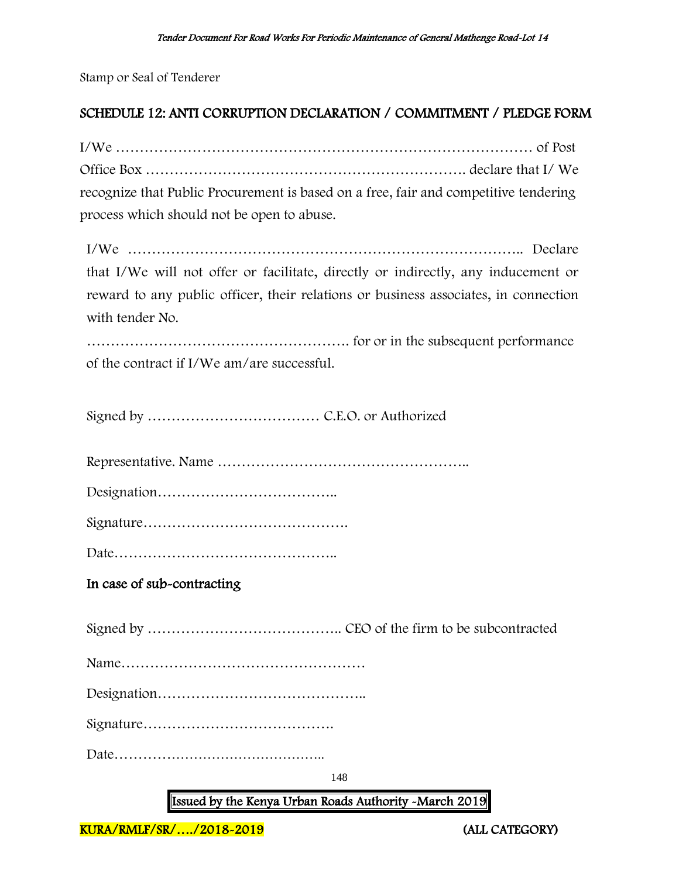Stamp or Seal of Tenderer

## SCHEDULE 12: ANTI CORRUPTION DECLARATION / COMMITMENT / PLEDGE FORM

I/We ……………………………………………………………………………… of Post Office Box ………………………………………………………… declare that I/ We recognize that Public Procurement is based on a free, fair and competitive tendering process which should not be open to abuse.

I/We ……………………………………………………………………….. Declare that I/We will not offer or facilitate, directly or indirectly, any inducement or reward to any public officer, their relations or business associates, in connection with tender No.

………………………………………………. for or in the subsequent performance of the contract if I/We am/are successful.

Signed by ……………………………… C.E.O. or Authorized

Representative. Name ……………………………………………..

Designation………………………………..

Signature…………………………………….

Date………………………………………..

**In case of sub-contracting**

Signed by ………………………………….. CEO of the firm to be subcontracted

Name……………………………………………

Designation……………………………………..

Signature………………………………….

Date………………………………………..

Issued by the Kenya Urban Roads Authority -March 2019

KURA/RMLF/SR/…./2018-2019 (ALL CATEGORY)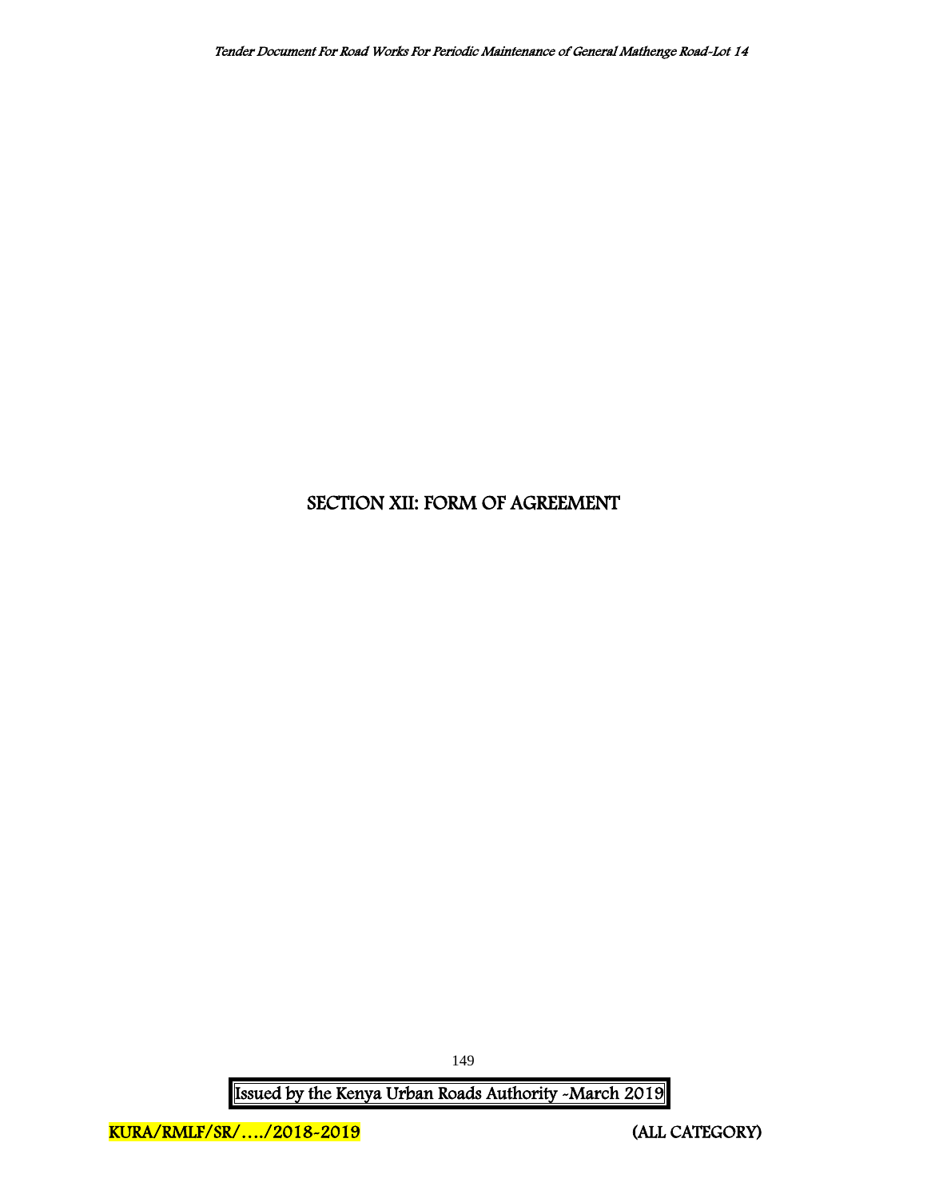# SECTION XII: FORM OF AGREEMENT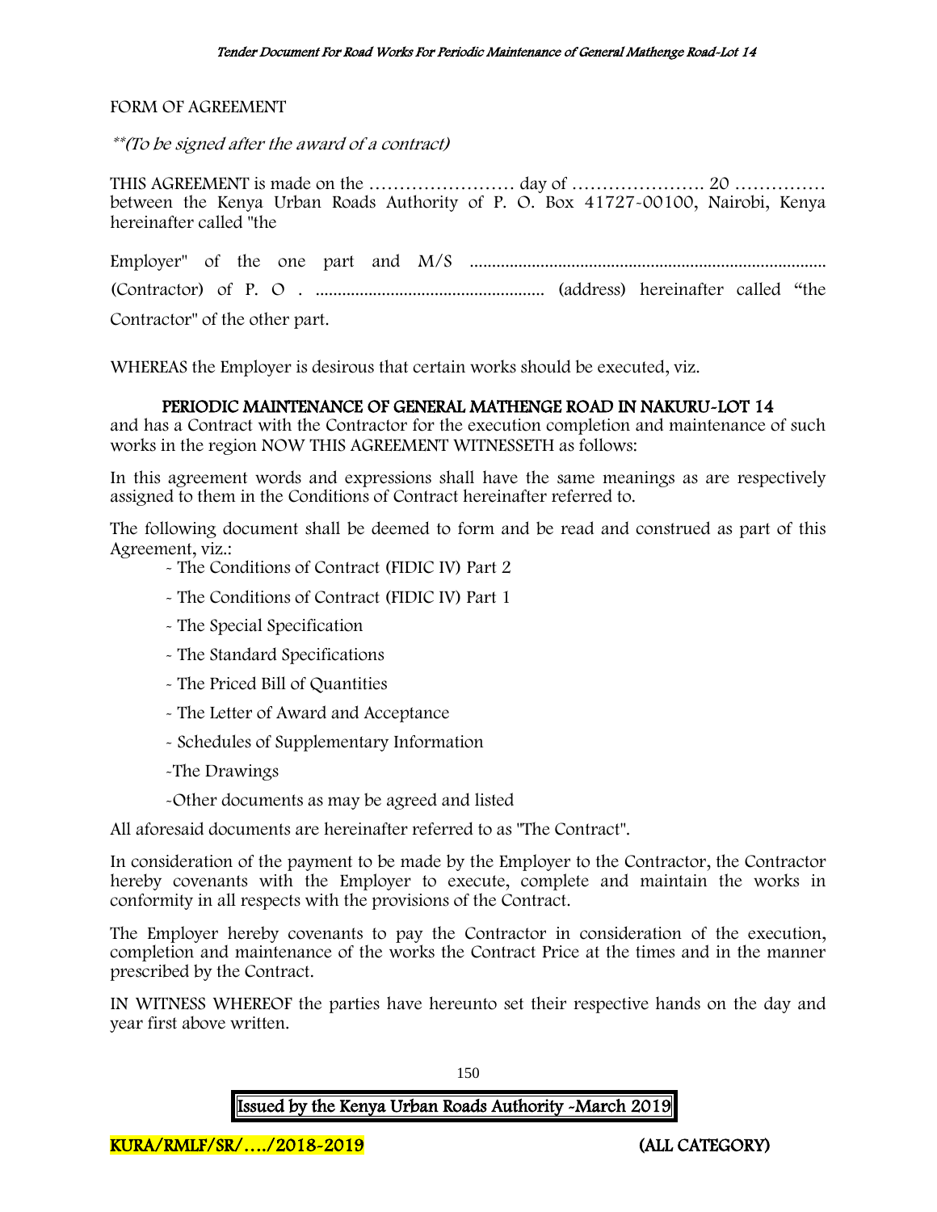FORM OF AGREEMENT

*\*\*(To be signed after the award of a contract)*

THIS AGREEMENT is made on the …………………… day of …………………. 20 …………… between the Kenya Urban Roads Authority of P. O. Box 41727-00100, Nairobi, Kenya hereinafter called "the

Employer" of the one part and M/S ................................................................................ (Contractor) of P. O . .................................................... (address) hereinafter called "the Contractor" of the other part.

WHEREAS the Employer is desirous that certain works should be executed, viz.

**PERIODIC MAINTENANCE OF GENERAL MATHENGE ROAD IN NAKURU-LOT 14**

and has a Contract with the Contractor for the execution completion and maintenance of such works in the region NOW THIS AGREEMENT WITNESSETH as follows:

In this agreement words and expressions shall have the same meanings as are respectively assigned to them in the Conditions of Contract hereinafter referred to.

The following document shall be deemed to form and be read and construed as part of this Agreement, viz.:

- The Conditions of Contract (FIDIC IV) Part 2
- The Conditions of Contract (FIDIC IV) Part 1
- The Special Specification
- The Standard Specifications
- The Priced Bill of Quantities
- The Letter of Award and Acceptance
- Schedules of Supplementary Information
- The Drawings
- Other documents as may be agreed and listed

All aforesaid documents are hereinafter referred to as "The Contract".

In consideration of the payment to be made by the Employer to the Contractor, the Contractor hereby covenants with the Employer to execute, complete and maintain the works in conformity in all respects with the provisions of the Contract.

The Employer hereby covenants to pay the Contractor in consideration of the execution, completion and maintenance of the works the Contract Price at the times and in the manner prescribed by the Contract.

IN WITNESS WHEREOF the parties have hereunto set their respective hands on the day and year first above written.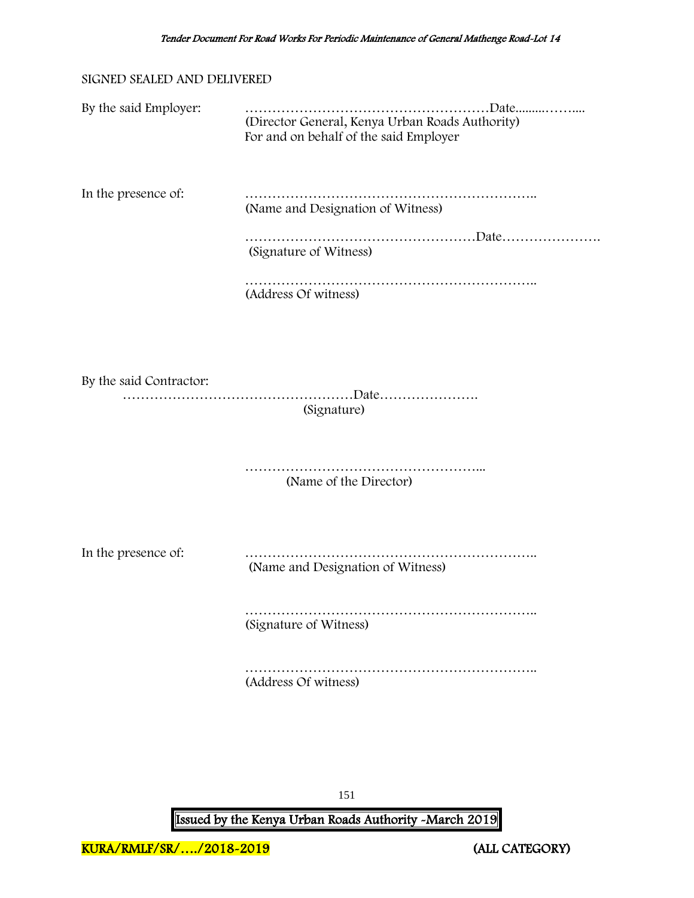SIGNED SEALED AND DELIVERED

By the said Employer: ………………………………………………Date.........……....
(Director General, Kenya Urban Roads Authority)
For and on behalf of the said Employer

In the presence of: ………………………………………………………..
(Name and Designation of Witness)

……………………………………………Date………………….
(Signature of Witness)

………………………………………………………..
(Address Of witness)

By the said Contractor:
……………………………………………Date………………….
(Signature)

……………………………………………...
(Name of the Director)

In the presence of: ………………………………………………………..
(Name and Designation of Witness)

………………………………………………………..
(Signature of Witness)

………………………………………………………..
(Address Of witness)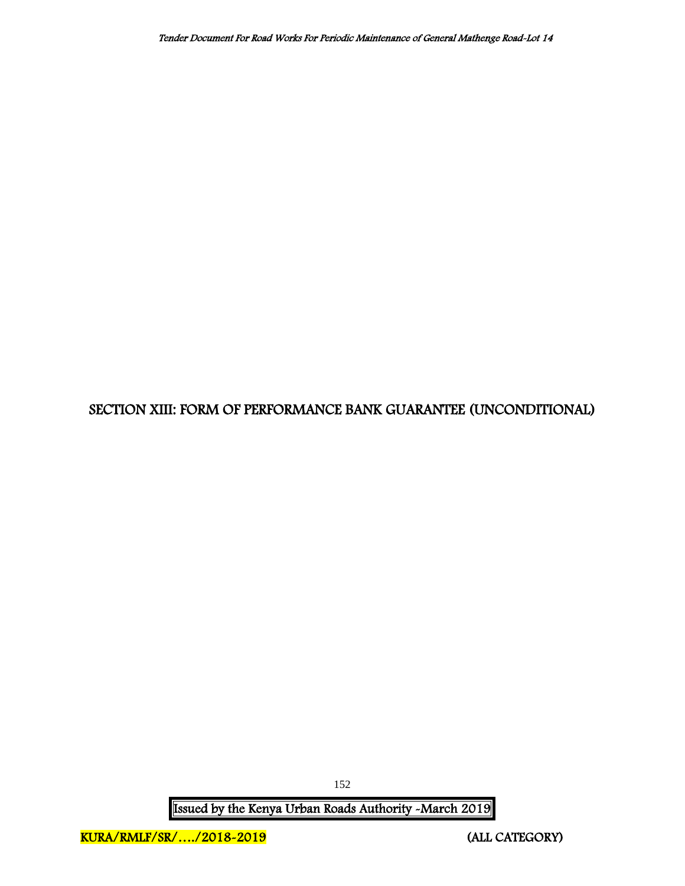# SECTION XIII: FORM OF PERFORMANCE BANK GUARANTEE (UNCONDITIONAL)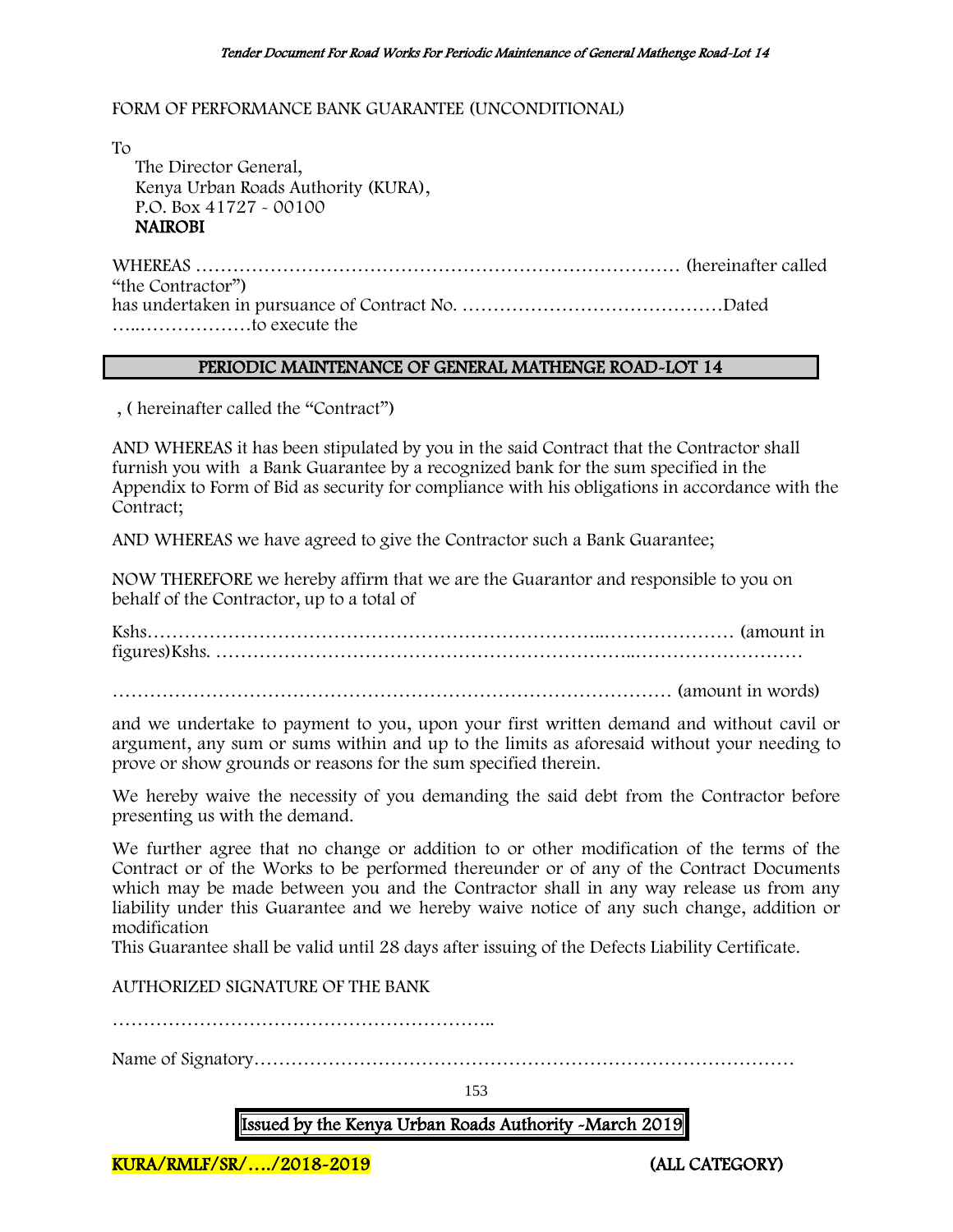FORM OF PERFORMANCE BANK GUARANTEE (UNCONDITIONAL)

To

The Director General,
Kenya Urban Roads Authority (KURA),
P.O. Box 41727 - 00100
**NAIROBI**

WHEREAS …………………………………………………………………… (hereinafter called "the Contractor")
has undertaken in pursuance of Contract No. ……………………………………Dated …..………………to execute the

**PERIODIC MAINTENANCE OF GENERAL MATHENGE ROAD-LOT 14**

, ( hereinafter called the "Contract")

AND WHEREAS it has been stipulated by you in the said Contract that the Contractor shall furnish you with a Bank Guarantee by a recognized bank for the sum specified in the Appendix to Form of Bid as security for compliance with his obligations in accordance with the Contract;

AND WHEREAS we have agreed to give the Contractor such a Bank Guarantee;

NOW THEREFORE we hereby affirm that we are the Guarantor and responsible to you on behalf of the Contractor, up to a total of

Kshs……………………………………………………………..………………… (amount in figures)Kshs. ………………………………………………………..………………………

……………………………………………………………………………… (amount in words)

and we undertake to payment to you, upon your first written demand and without cavil or argument, any sum or sums within and up to the limits as aforesaid without your needing to prove or show grounds or reasons for the sum specified therein.

We hereby waive the necessity of you demanding the said debt from the Contractor before presenting us with the demand.

We further agree that no change or addition to or other modification of the terms of the Contract or of the Works to be performed thereunder or of any of the Contract Documents which may be made between you and the Contractor shall in any way release us from any liability under this Guarantee and we hereby waive notice of any such change, addition or modification
This Guarantee shall be valid until 28 days after issuing of the Defects Liability Certificate.

AUTHORIZED SIGNATURE OF THE BANK

……………………………………………………..

Name of Signatory…………………………………………………………………………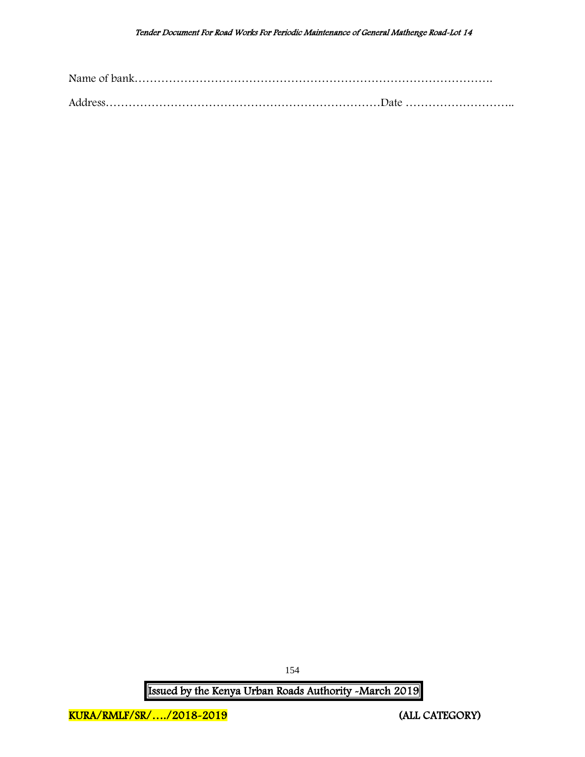Name of bank……………………………………………………………………………….

Address………………………………………………………………Date ………………………..